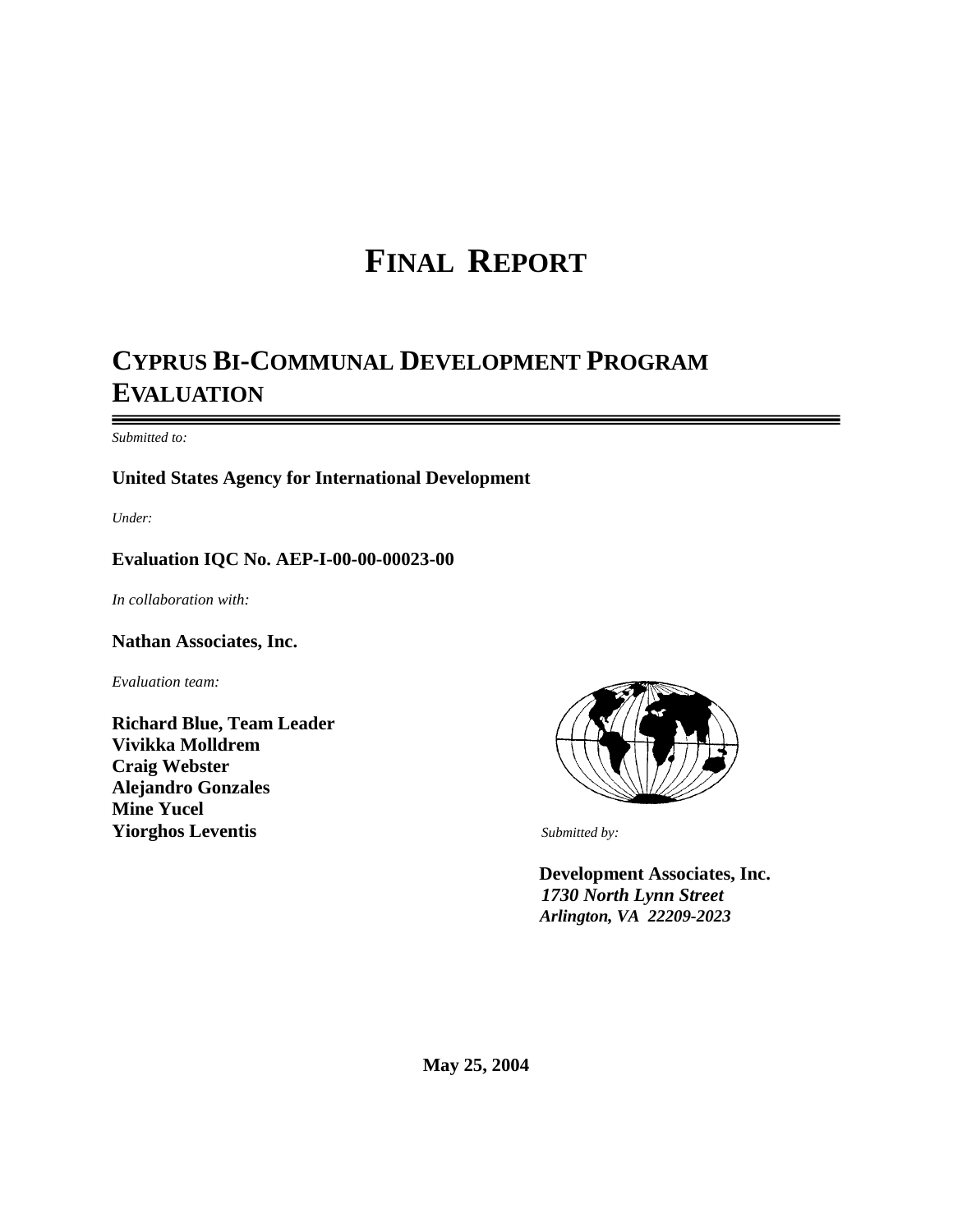# FINAL REPORT

## CYPRUS BI-COMMUNAL DEVELOPMENT PROGRAM EVALUATION

*Submitted to:*

**United States Agency for International Development**

*Under:*

**Evaluation IQC No. AEP-I-00-00-00023-00**

*In collaboration with:*

**Nathan Associates, Inc.**

*Evaluation team:*

**Richard Blue, Team Leader**
**Vivikka Molldrem**
**Craig Webster**
**Alejandro Gonzales**
**Mine Yucel**
**Yiorghos Leventis**

*Submitted by:*

**Development Associates, Inc.**
***1730 North Lynn Street***
***Arlington, VA 22209-2023***

**May 25, 2004**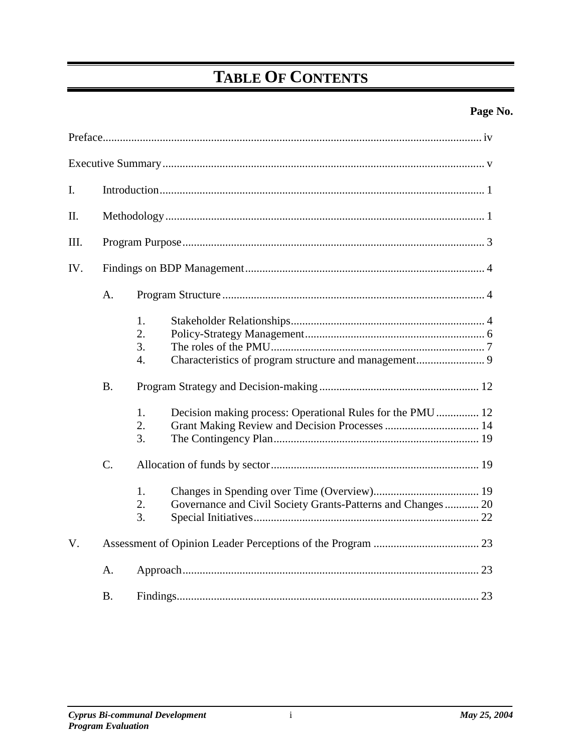# TABLE OF CONTENTS

**Page No.**

Preface .................................................................................................................... iv

Executive Summary ................................................................................................... v

I. Introduction ................................................................................................... 1

II. Methodology ................................................................................................... 1

III. Program Purpose ............................................................................................ 3

IV. Findings on BDP Management ...................................................................... 4

   A. Program Structure ............................................................................... 4

      1. Stakeholder Relationships ......................................................... 4
      2. Policy-Strategy Management ..................................................... 6
      3. The roles of the PMU ................................................................ 7
      4. Characteristics of program structure and management ............ 9

   B. Program Strategy and Decision-making .............................................. 12

      1. Decision making process: Operational Rules for the PMU ........ 12
      2. Grant Making Review and Decision Processes .......................... 14
      3. The Contingency Plan ................................................................ 19

   C. Allocation of funds by sector ............................................................... 19

      1. Changes in Spending over Time (Overview) .............................. 19
      2. Governance and Civil Society Grants-Patterns and Changes ..... 20
      3. Special Initiatives ....................................................................... 22

V. Assessment of Opinion Leader Perceptions of the Program ......................... 23

   A. Approach .............................................................................................. 23

   B. Findings ................................................................................................ 23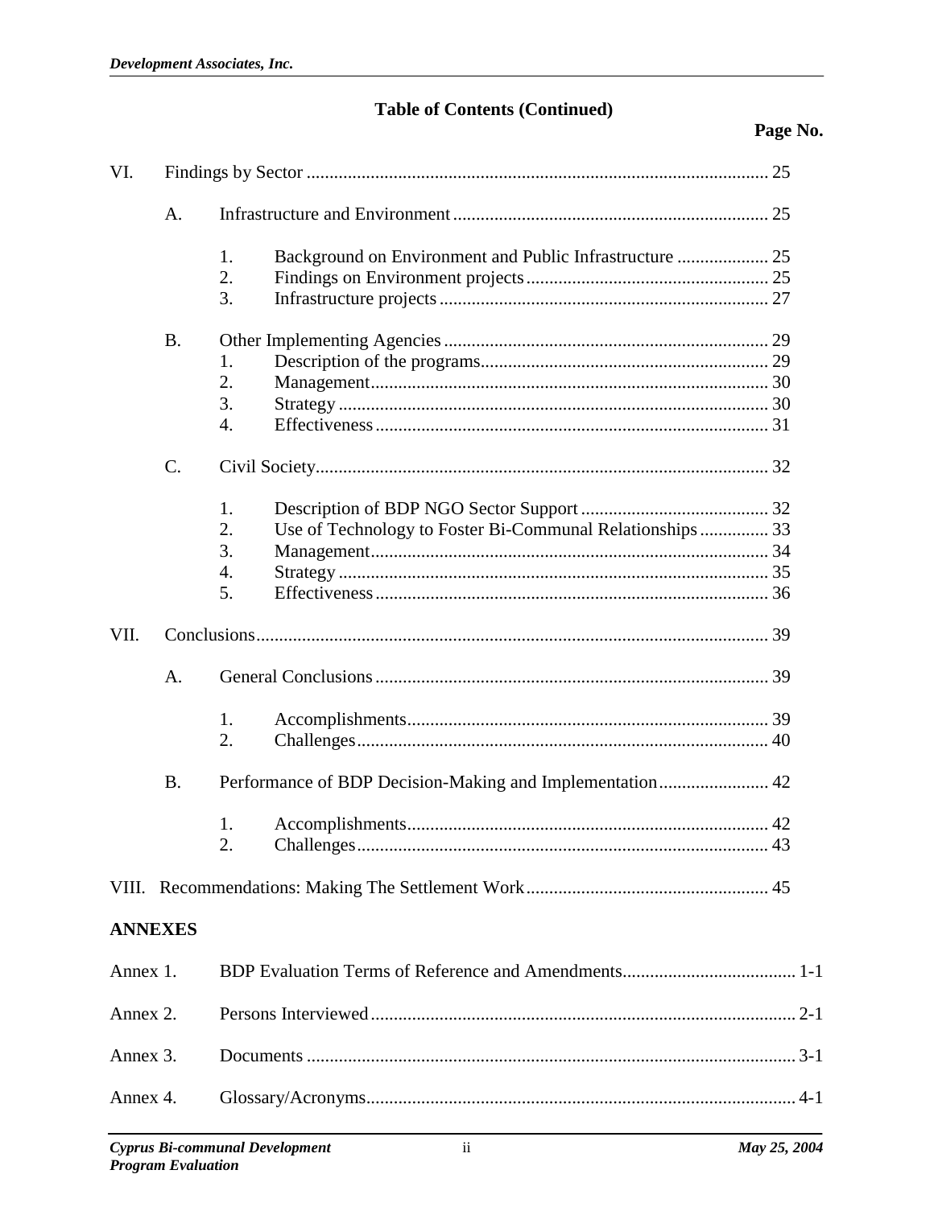**Table of Contents (Continued)**

**Page No.**

VI. Findings by Sector ..... 25

- A. Infrastructure and Environment ..... 25
  1. Background on Environment and Public Infrastructure ..... 25
  2. Findings on Environment projects ..... 25
  3. Infrastructure projects ..... 27
- B. Other Implementing Agencies ..... 29
  1. Description of the programs ..... 29
  2. Management ..... 30
  3. Strategy ..... 30
  4. Effectiveness ..... 31
- C. Civil Society ..... 32
  1. Description of BDP NGO Sector Support ..... 32
  2. Use of Technology to Foster Bi-Communal Relationships ..... 33
  3. Management ..... 34
  4. Strategy ..... 35
  5. Effectiveness ..... 36

VII. Conclusions ..... 39

- A. General Conclusions ..... 39
  1. Accomplishments ..... 39
  2. Challenges ..... 40
- B. Performance of BDP Decision-Making and Implementation ..... 42
  1. Accomplishments ..... 42
  2. Challenges ..... 43

VIII. Recommendations: Making The Settlement Work ..... 45

**ANNEXES**

Annex 1. BDP Evaluation Terms of Reference and Amendments ..... 1-1

Annex 2. Persons Interviewed ..... 2-1

Annex 3. Documents ..... 3-1

Annex 4. Glossary/Acronyms ..... 4-1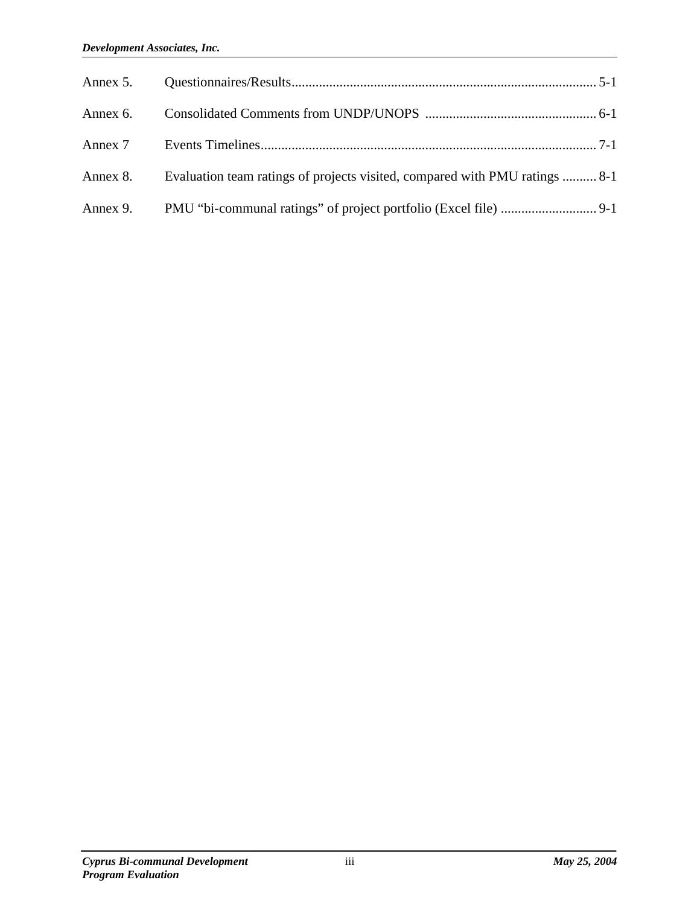Annex 5. Questionnaires/Results ........................................................................................ 5-1

Annex 6. Consolidated Comments from UNDP/UNOPS ................................................. 6-1

Annex 7 Events Timelines................................................................................................ 7-1

Annex 8. Evaluation team ratings of projects visited, compared with PMU ratings .......... 8-1

Annex 9. PMU "bi-communal ratings" of project portfolio (Excel file) ............................ 9-1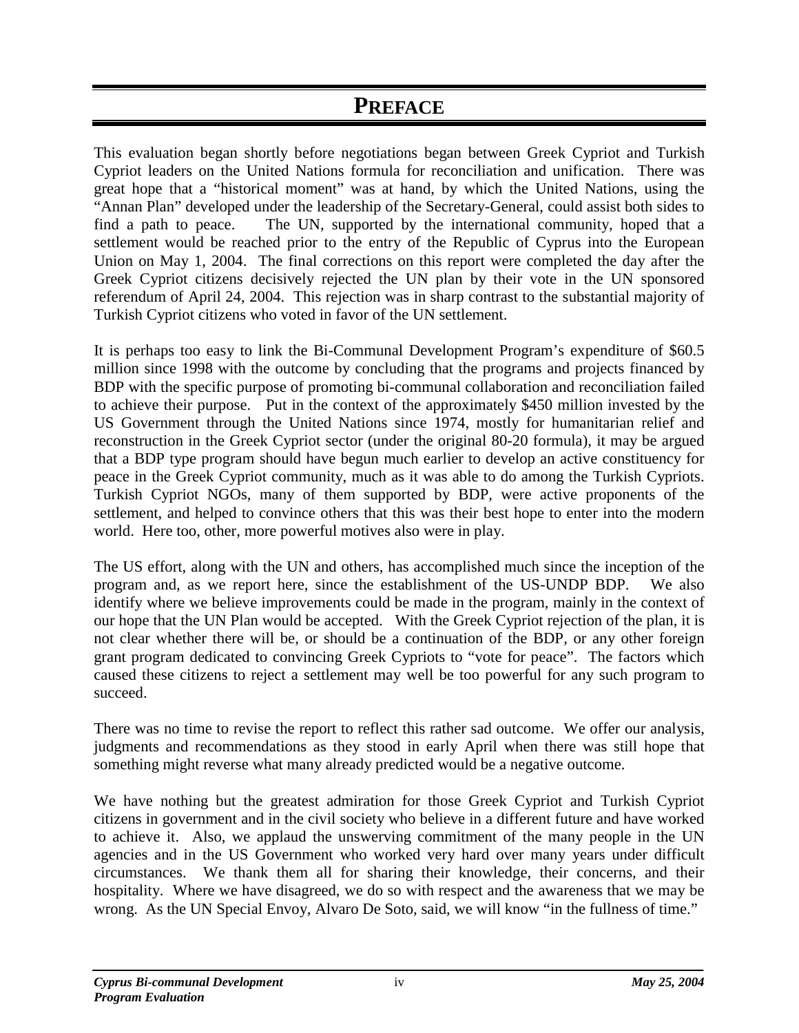# PREFACE

This evaluation began shortly before negotiations began between Greek Cypriot and Turkish Cypriot leaders on the United Nations formula for reconciliation and unification. There was great hope that a "historical moment" was at hand, by which the United Nations, using the "Annan Plan" developed under the leadership of the Secretary-General, could assist both sides to find a path to peace. The UN, supported by the international community, hoped that a settlement would be reached prior to the entry of the Republic of Cyprus into the European Union on May 1, 2004. The final corrections on this report were completed the day after the Greek Cypriot citizens decisively rejected the UN plan by their vote in the UN sponsored referendum of April 24, 2004. This rejection was in sharp contrast to the substantial majority of Turkish Cypriot citizens who voted in favor of the UN settlement.

It is perhaps too easy to link the Bi-Communal Development Program's expenditure of $60.5 million since 1998 with the outcome by concluding that the programs and projects financed by BDP with the specific purpose of promoting bi-communal collaboration and reconciliation failed to achieve their purpose. Put in the context of the approximately $450 million invested by the US Government through the United Nations since 1974, mostly for humanitarian relief and reconstruction in the Greek Cypriot sector (under the original 80-20 formula), it may be argued that a BDP type program should have begun much earlier to develop an active constituency for peace in the Greek Cypriot community, much as it was able to do among the Turkish Cypriots. Turkish Cypriot NGOs, many of them supported by BDP, were active proponents of the settlement, and helped to convince others that this was their best hope to enter into the modern world. Here too, other, more powerful motives also were in play.

The US effort, along with the UN and others, has accomplished much since the inception of the program and, as we report here, since the establishment of the US-UNDP BDP. We also identify where we believe improvements could be made in the program, mainly in the context of our hope that the UN Plan would be accepted. With the Greek Cypriot rejection of the plan, it is not clear whether there will be, or should be a continuation of the BDP, or any other foreign grant program dedicated to convincing Greek Cypriots to "vote for peace". The factors which caused these citizens to reject a settlement may well be too powerful for any such program to succeed.

There was no time to revise the report to reflect this rather sad outcome. We offer our analysis, judgments and recommendations as they stood in early April when there was still hope that something might reverse what many already predicted would be a negative outcome.

We have nothing but the greatest admiration for those Greek Cypriot and Turkish Cypriot citizens in government and in the civil society who believe in a different future and have worked to achieve it. Also, we applaud the unswerving commitment of the many people in the UN agencies and in the US Government who worked very hard over many years under difficult circumstances. We thank them all for sharing their knowledge, their concerns, and their hospitality. Where we have disagreed, we do so with respect and the awareness that we may be wrong. As the UN Special Envoy, Alvaro De Soto, said, we will know "in the fullness of time."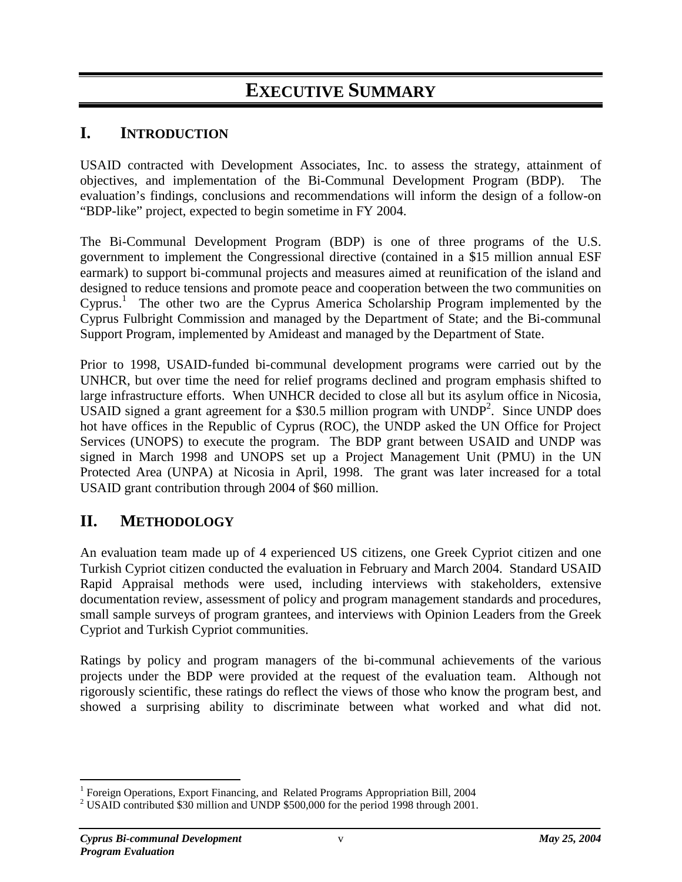# EXECUTIVE SUMMARY

## I. INTRODUCTION

USAID contracted with Development Associates, Inc. to assess the strategy, attainment of objectives, and implementation of the Bi-Communal Development Program (BDP). The evaluation's findings, conclusions and recommendations will inform the design of a follow-on "BDP-like" project, expected to begin sometime in FY 2004.

The Bi-Communal Development Program (BDP) is one of three programs of the U.S. government to implement the Congressional directive (contained in a $15 million annual ESF earmark) to support bi-communal projects and measures aimed at reunification of the island and designed to reduce tensions and promote peace and cooperation between the two communities on Cyprus.[1] The other two are the Cyprus America Scholarship Program implemented by the Cyprus Fulbright Commission and managed by the Department of State; and the Bi-communal Support Program, implemented by Amideast and managed by the Department of State.

Prior to 1998, USAID-funded bi-communal development programs were carried out by the UNHCR, but over time the need for relief programs declined and program emphasis shifted to large infrastructure efforts. When UNHCR decided to close all but its asylum office in Nicosia, USAID signed a grant agreement for a $30.5 million program with UNDP[2]. Since UNDP does hot have offices in the Republic of Cyprus (ROC), the UNDP asked the UN Office for Project Services (UNOPS) to execute the program. The BDP grant between USAID and UNDP was signed in March 1998 and UNOPS set up a Project Management Unit (PMU) in the UN Protected Area (UNPA) at Nicosia in April, 1998. The grant was later increased for a total USAID grant contribution through 2004 of $60 million.

## II. METHODOLOGY

An evaluation team made up of 4 experienced US citizens, one Greek Cypriot citizen and one Turkish Cypriot citizen conducted the evaluation in February and March 2004. Standard USAID Rapid Appraisal methods were used, including interviews with stakeholders, extensive documentation review, assessment of policy and program management standards and procedures, small sample surveys of program grantees, and interviews with Opinion Leaders from the Greek Cypriot and Turkish Cypriot communities.

Ratings by policy and program managers of the bi-communal achievements of the various projects under the BDP were provided at the request of the evaluation team. Although not rigorously scientific, these ratings do reflect the views of those who know the program best, and showed a surprising ability to discriminate between what worked and what did not.

---

[1] Foreign Operations, Export Financing, and Related Programs Appropriation Bill, 2004

[2] USAID contributed $30 million and UNDP $500,000 for the period 1998 through 2001.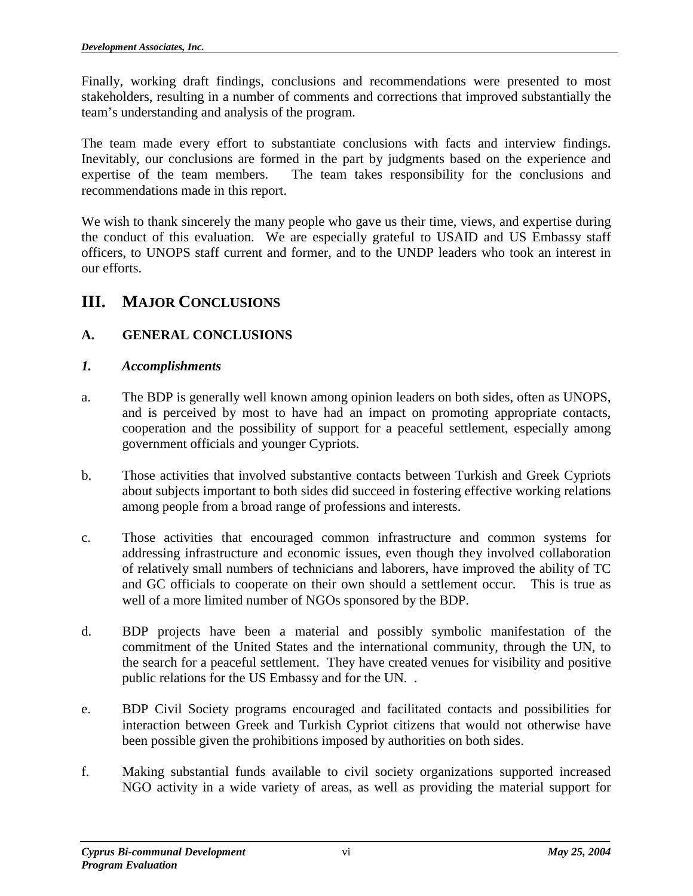Finally, working draft findings, conclusions and recommendations were presented to most stakeholders, resulting in a number of comments and corrections that improved substantially the team's understanding and analysis of the program.

The team made every effort to substantiate conclusions with facts and interview findings. Inevitably, our conclusions are formed in the part by judgments based on the experience and expertise of the team members. The team takes responsibility for the conclusions and recommendations made in this report.

We wish to thank sincerely the many people who gave us their time, views, and expertise during the conduct of this evaluation. We are especially grateful to USAID and US Embassy staff officers, to UNOPS staff current and former, and to the UNDP leaders who took an interest in our efforts.

# III. MAJOR CONCLUSIONS

## A. GENERAL CONCLUSIONS

### *1. Accomplishments*

a. The BDP is generally well known among opinion leaders on both sides, often as UNOPS, and is perceived by most to have had an impact on promoting appropriate contacts, cooperation and the possibility of support for a peaceful settlement, especially among government officials and younger Cypriots.

b. Those activities that involved substantive contacts between Turkish and Greek Cypriots about subjects important to both sides did succeed in fostering effective working relations among people from a broad range of professions and interests.

c. Those activities that encouraged common infrastructure and common systems for addressing infrastructure and economic issues, even though they involved collaboration of relatively small numbers of technicians and laborers, have improved the ability of TC and GC officials to cooperate on their own should a settlement occur. This is true as well of a more limited number of NGOs sponsored by the BDP.

d. BDP projects have been a material and possibly symbolic manifestation of the commitment of the United States and the international community, through the UN, to the search for a peaceful settlement. They have created venues for visibility and positive public relations for the US Embassy and for the UN. .

e. BDP Civil Society programs encouraged and facilitated contacts and possibilities for interaction between Greek and Turkish Cypriot citizens that would not otherwise have been possible given the prohibitions imposed by authorities on both sides.

f. Making substantial funds available to civil society organizations supported increased NGO activity in a wide variety of areas, as well as providing the material support for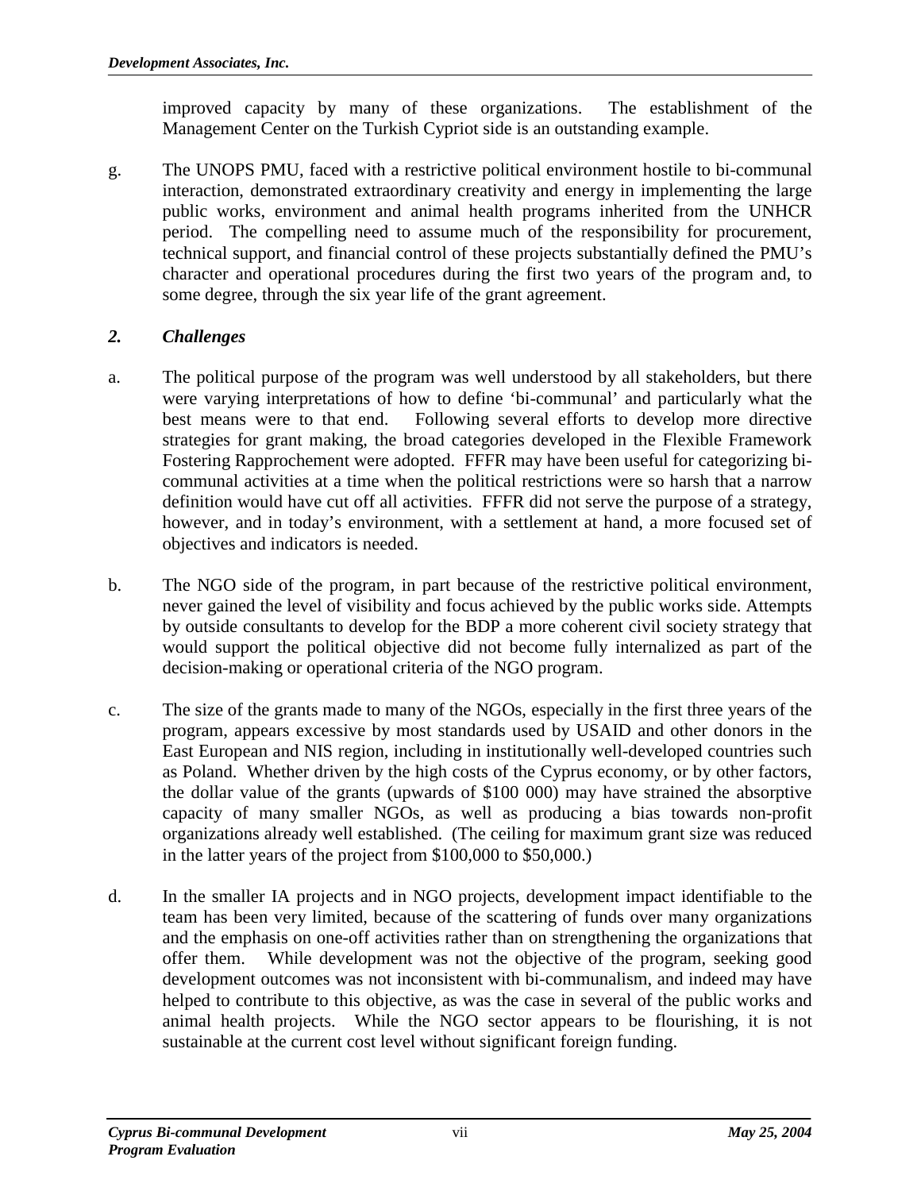improved capacity by many of these organizations. The establishment of the Management Center on the Turkish Cypriot side is an outstanding example.

g. The UNOPS PMU, faced with a restrictive political environment hostile to bi-communal interaction, demonstrated extraordinary creativity and energy in implementing the large public works, environment and animal health programs inherited from the UNHCR period. The compelling need to assume much of the responsibility for procurement, technical support, and financial control of these projects substantially defined the PMU's character and operational procedures during the first two years of the program and, to some degree, through the six year life of the grant agreement.

### *2. Challenges*

a. The political purpose of the program was well understood by all stakeholders, but there were varying interpretations of how to define 'bi-communal' and particularly what the best means were to that end. Following several efforts to develop more directive strategies for grant making, the broad categories developed in the Flexible Framework Fostering Rapprochement were adopted. FFFR may have been useful for categorizing bi-communal activities at a time when the political restrictions were so harsh that a narrow definition would have cut off all activities. FFFR did not serve the purpose of a strategy, however, and in today's environment, with a settlement at hand, a more focused set of objectives and indicators is needed.

b. The NGO side of the program, in part because of the restrictive political environment, never gained the level of visibility and focus achieved by the public works side. Attempts by outside consultants to develop for the BDP a more coherent civil society strategy that would support the political objective did not become fully internalized as part of the decision-making or operational criteria of the NGO program.

c. The size of the grants made to many of the NGOs, especially in the first three years of the program, appears excessive by most standards used by USAID and other donors in the East European and NIS region, including in institutionally well-developed countries such as Poland. Whether driven by the high costs of the Cyprus economy, or by other factors, the dollar value of the grants (upwards of $100 000) may have strained the absorptive capacity of many smaller NGOs, as well as producing a bias towards non-profit organizations already well established. (The ceiling for maximum grant size was reduced in the latter years of the project from $100,000 to $50,000.)

d. In the smaller IA projects and in NGO projects, development impact identifiable to the team has been very limited, because of the scattering of funds over many organizations and the emphasis on one-off activities rather than on strengthening the organizations that offer them. While development was not the objective of the program, seeking good development outcomes was not inconsistent with bi-communalism, and indeed may have helped to contribute to this objective, as was the case in several of the public works and animal health projects. While the NGO sector appears to be flourishing, it is not sustainable at the current cost level without significant foreign funding.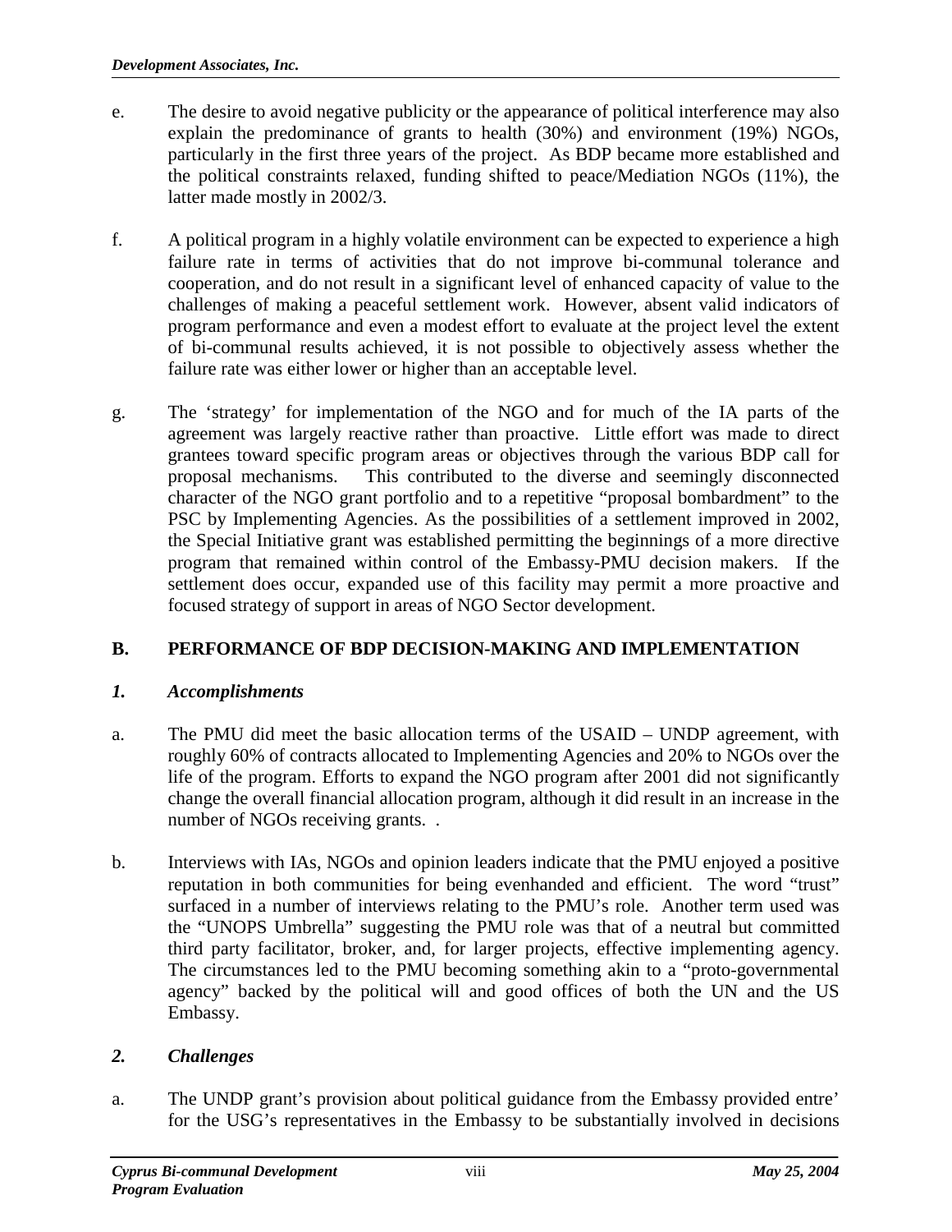e. The desire to avoid negative publicity or the appearance of political interference may also explain the predominance of grants to health (30%) and environment (19%) NGOs, particularly in the first three years of the project. As BDP became more established and the political constraints relaxed, funding shifted to peace/Mediation NGOs (11%), the latter made mostly in 2002/3.

f. A political program in a highly volatile environment can be expected to experience a high failure rate in terms of activities that do not improve bi-communal tolerance and cooperation, and do not result in a significant level of enhanced capacity of value to the challenges of making a peaceful settlement work. However, absent valid indicators of program performance and even a modest effort to evaluate at the project level the extent of bi-communal results achieved, it is not possible to objectively assess whether the failure rate was either lower or higher than an acceptable level.

g. The 'strategy' for implementation of the NGO and for much of the IA parts of the agreement was largely reactive rather than proactive. Little effort was made to direct grantees toward specific program areas or objectives through the various BDP call for proposal mechanisms. This contributed to the diverse and seemingly disconnected character of the NGO grant portfolio and to a repetitive "proposal bombardment" to the PSC by Implementing Agencies. As the possibilities of a settlement improved in 2002, the Special Initiative grant was established permitting the beginnings of a more directive program that remained within control of the Embassy-PMU decision makers. If the settlement does occur, expanded use of this facility may permit a more proactive and focused strategy of support in areas of NGO Sector development.

## B. PERFORMANCE OF BDP DECISION-MAKING AND IMPLEMENTATION

### *1. Accomplishments*

a. The PMU did meet the basic allocation terms of the USAID – UNDP agreement, with roughly 60% of contracts allocated to Implementing Agencies and 20% to NGOs over the life of the program. Efforts to expand the NGO program after 2001 did not significantly change the overall financial allocation program, although it did result in an increase in the number of NGOs receiving grants. .

b. Interviews with IAs, NGOs and opinion leaders indicate that the PMU enjoyed a positive reputation in both communities for being evenhanded and efficient. The word "trust" surfaced in a number of interviews relating to the PMU's role. Another term used was the "UNOPS Umbrella" suggesting the PMU role was that of a neutral but committed third party facilitator, broker, and, for larger projects, effective implementing agency. The circumstances led to the PMU becoming something akin to a "proto-governmental agency" backed by the political will and good offices of both the UN and the US Embassy.

### *2. Challenges*

a. The UNDP grant's provision about political guidance from the Embassy provided entre' for the USG's representatives in the Embassy to be substantially involved in decisions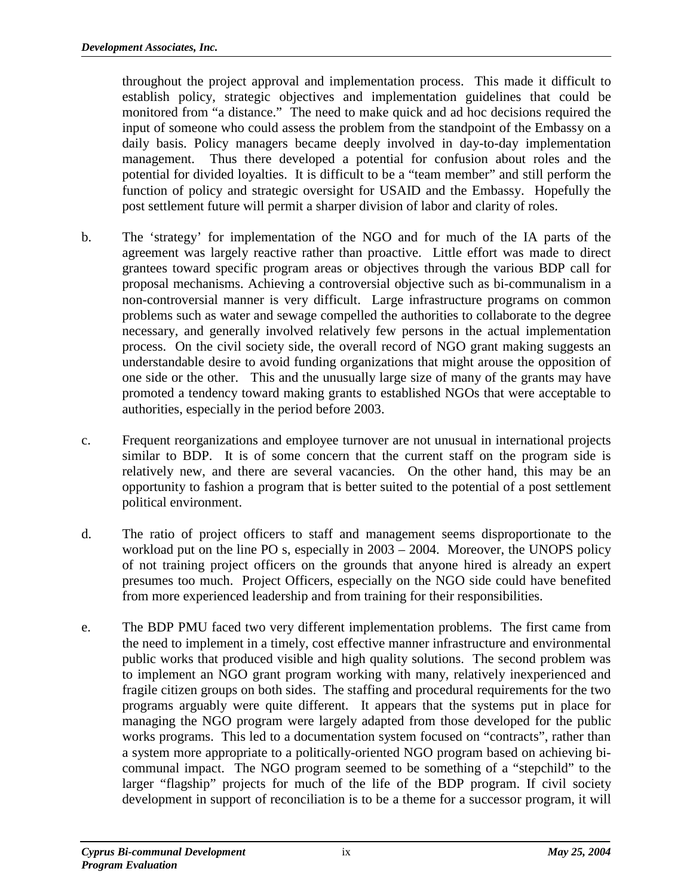throughout the project approval and implementation process. This made it difficult to establish policy, strategic objectives and implementation guidelines that could be monitored from "a distance." The need to make quick and ad hoc decisions required the input of someone who could assess the problem from the standpoint of the Embassy on a daily basis. Policy managers became deeply involved in day-to-day implementation management. Thus there developed a potential for confusion about roles and the potential for divided loyalties. It is difficult to be a "team member" and still perform the function of policy and strategic oversight for USAID and the Embassy. Hopefully the post settlement future will permit a sharper division of labor and clarity of roles.

b. The 'strategy' for implementation of the NGO and for much of the IA parts of the agreement was largely reactive rather than proactive. Little effort was made to direct grantees toward specific program areas or objectives through the various BDP call for proposal mechanisms. Achieving a controversial objective such as bi-communalism in a non-controversial manner is very difficult. Large infrastructure programs on common problems such as water and sewage compelled the authorities to collaborate to the degree necessary, and generally involved relatively few persons in the actual implementation process. On the civil society side, the overall record of NGO grant making suggests an understandable desire to avoid funding organizations that might arouse the opposition of one side or the other. This and the unusually large size of many of the grants may have promoted a tendency toward making grants to established NGOs that were acceptable to authorities, especially in the period before 2003.

c. Frequent reorganizations and employee turnover are not unusual in international projects similar to BDP. It is of some concern that the current staff on the program side is relatively new, and there are several vacancies. On the other hand, this may be an opportunity to fashion a program that is better suited to the potential of a post settlement political environment.

d. The ratio of project officers to staff and management seems disproportionate to the workload put on the line PO s, especially in 2003 – 2004. Moreover, the UNOPS policy of not training project officers on the grounds that anyone hired is already an expert presumes too much. Project Officers, especially on the NGO side could have benefited from more experienced leadership and from training for their responsibilities.

e. The BDP PMU faced two very different implementation problems. The first came from the need to implement in a timely, cost effective manner infrastructure and environmental public works that produced visible and high quality solutions. The second problem was to implement an NGO grant program working with many, relatively inexperienced and fragile citizen groups on both sides. The staffing and procedural requirements for the two programs arguably were quite different. It appears that the systems put in place for managing the NGO program were largely adapted from those developed for the public works programs. This led to a documentation system focused on "contracts", rather than a system more appropriate to a politically-oriented NGO program based on achieving bi-communal impact. The NGO program seemed to be something of a "stepchild" to the larger "flagship" projects for much of the life of the BDP program. If civil society development in support of reconciliation is to be a theme for a successor program, it will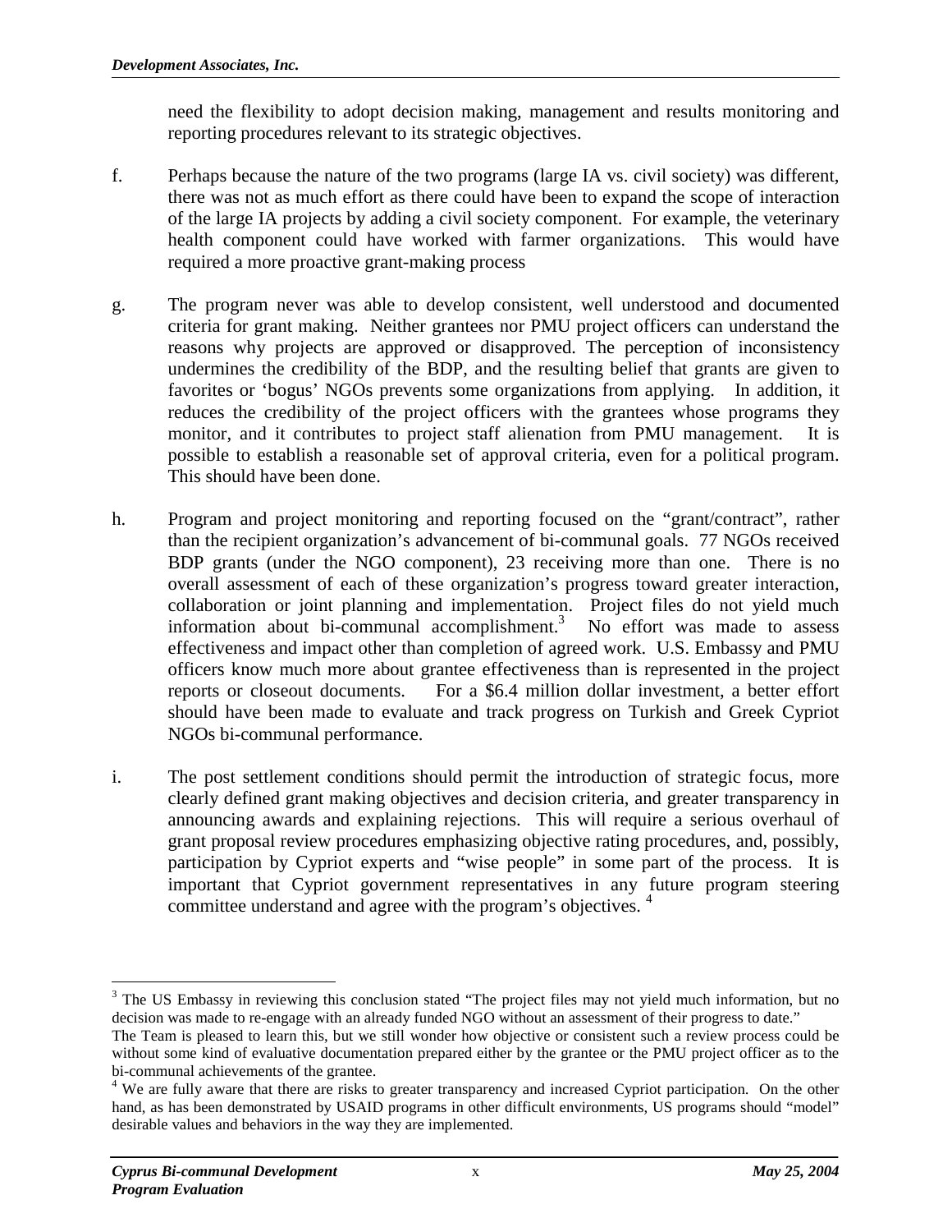need the flexibility to adopt decision making, management and results monitoring and reporting procedures relevant to its strategic objectives.

f. Perhaps because the nature of the two programs (large IA vs. civil society) was different, there was not as much effort as there could have been to expand the scope of interaction of the large IA projects by adding a civil society component. For example, the veterinary health component could have worked with farmer organizations. This would have required a more proactive grant-making process

g. The program never was able to develop consistent, well understood and documented criteria for grant making. Neither grantees nor PMU project officers can understand the reasons why projects are approved or disapproved. The perception of inconsistency undermines the credibility of the BDP, and the resulting belief that grants are given to favorites or 'bogus' NGOs prevents some organizations from applying. In addition, it reduces the credibility of the project officers with the grantees whose programs they monitor, and it contributes to project staff alienation from PMU management. It is possible to establish a reasonable set of approval criteria, even for a political program. This should have been done.

h. Program and project monitoring and reporting focused on the "grant/contract", rather than the recipient organization's advancement of bi-communal goals. 77 NGOs received BDP grants (under the NGO component), 23 receiving more than one. There is no overall assessment of each of these organization's progress toward greater interaction, collaboration or joint planning and implementation. Project files do not yield much information about bi-communal accomplishment.[3] No effort was made to assess effectiveness and impact other than completion of agreed work. U.S. Embassy and PMU officers know much more about grantee effectiveness than is represented in the project reports or closeout documents. For a $6.4 million dollar investment, a better effort should have been made to evaluate and track progress on Turkish and Greek Cypriot NGOs bi-communal performance.

i. The post settlement conditions should permit the introduction of strategic focus, more clearly defined grant making objectives and decision criteria, and greater transparency in announcing awards and explaining rejections. This will require a serious overhaul of grant proposal review procedures emphasizing objective rating procedures, and, possibly, participation by Cypriot experts and "wise people" in some part of the process. It is important that Cypriot government representatives in any future program steering committee understand and agree with the program's objectives. [4]

---

[3] The US Embassy in reviewing this conclusion stated "The project files may not yield much information, but no decision was made to re-engage with an already funded NGO without an assessment of their progress to date."
The Team is pleased to learn this, but we still wonder how objective or consistent such a review process could be without some kind of evaluative documentation prepared either by the grantee or the PMU project officer as to the bi-communal achievements of the grantee.

[4] We are fully aware that there are risks to greater transparency and increased Cypriot participation. On the other hand, as has been demonstrated by USAID programs in other difficult environments, US programs should "model" desirable values and behaviors in the way they are implemented.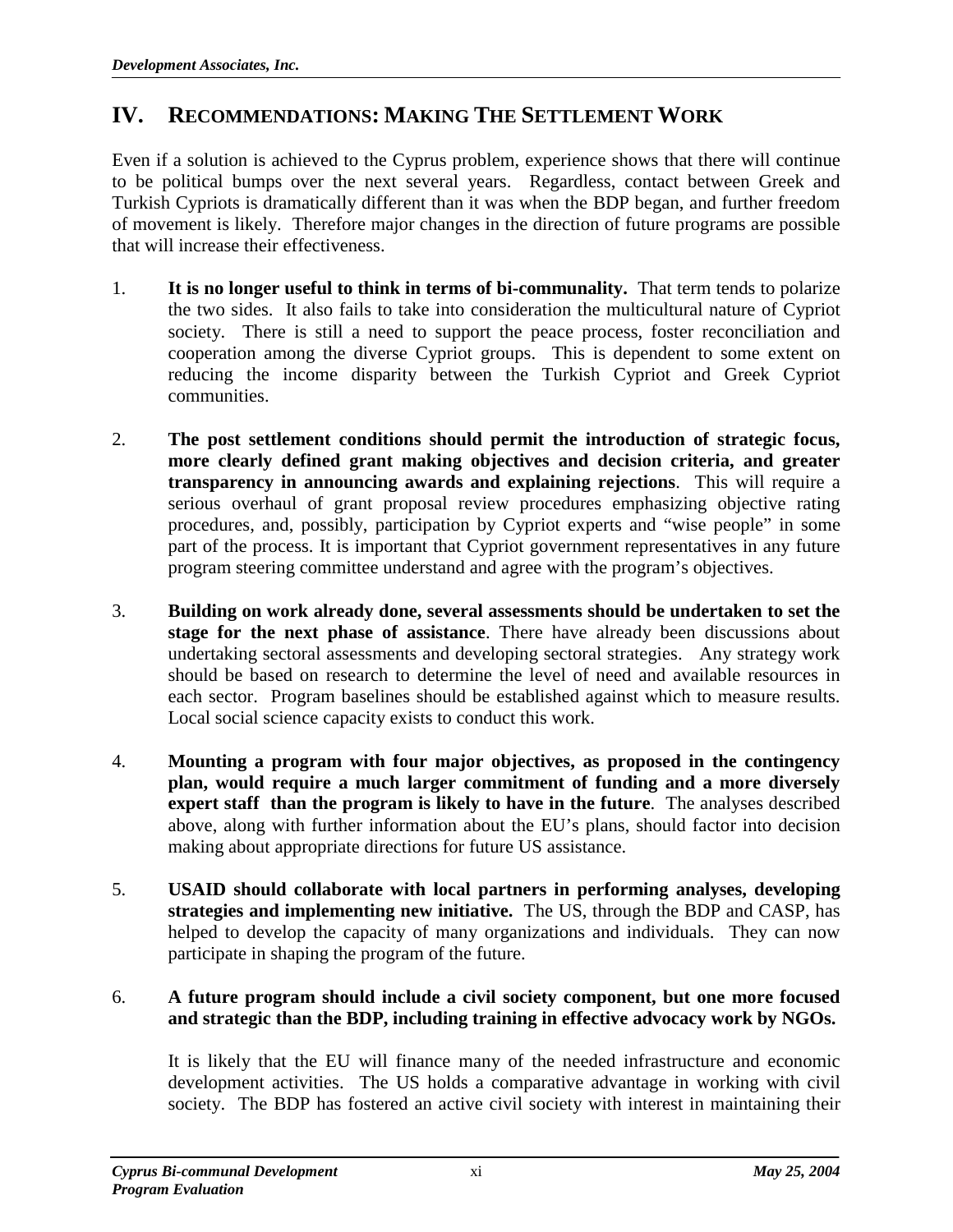# IV. RECOMMENDATIONS: MAKING THE SETTLEMENT WORK

Even if a solution is achieved to the Cyprus problem, experience shows that there will continue to be political bumps over the next several years. Regardless, contact between Greek and Turkish Cypriots is dramatically different than it was when the BDP began, and further freedom of movement is likely. Therefore major changes in the direction of future programs are possible that will increase their effectiveness.

1. **It is no longer useful to think in terms of bi-communality.** That term tends to polarize the two sides. It also fails to take into consideration the multicultural nature of Cypriot society. There is still a need to support the peace process, foster reconciliation and cooperation among the diverse Cypriot groups. This is dependent to some extent on reducing the income disparity between the Turkish Cypriot and Greek Cypriot communities.

2. **The post settlement conditions should permit the introduction of strategic focus, more clearly defined grant making objectives and decision criteria, and greater transparency in announcing awards and explaining rejections**. This will require a serious overhaul of grant proposal review procedures emphasizing objective rating procedures, and, possibly, participation by Cypriot experts and "wise people" in some part of the process. It is important that Cypriot government representatives in any future program steering committee understand and agree with the program's objectives.

3. **Building on work already done, several assessments should be undertaken to set the stage for the next phase of assistance**. There have already been discussions about undertaking sectoral assessments and developing sectoral strategies. Any strategy work should be based on research to determine the level of need and available resources in each sector. Program baselines should be established against which to measure results. Local social science capacity exists to conduct this work.

4. **Mounting a program with four major objectives, as proposed in the contingency plan, would require a much larger commitment of funding and a more diversely expert staff than the program is likely to have in the future**. The analyses described above, along with further information about the EU's plans, should factor into decision making about appropriate directions for future US assistance.

5. **USAID should collaborate with local partners in performing analyses, developing strategies and implementing new initiative.** The US, through the BDP and CASP, has helped to develop the capacity of many organizations and individuals. They can now participate in shaping the program of the future.

6. **A future program should include a civil society component, but one more focused and strategic than the BDP, including training in effective advocacy work by NGOs.**

   It is likely that the EU will finance many of the needed infrastructure and economic development activities. The US holds a comparative advantage in working with civil society. The BDP has fostered an active civil society with interest in maintaining their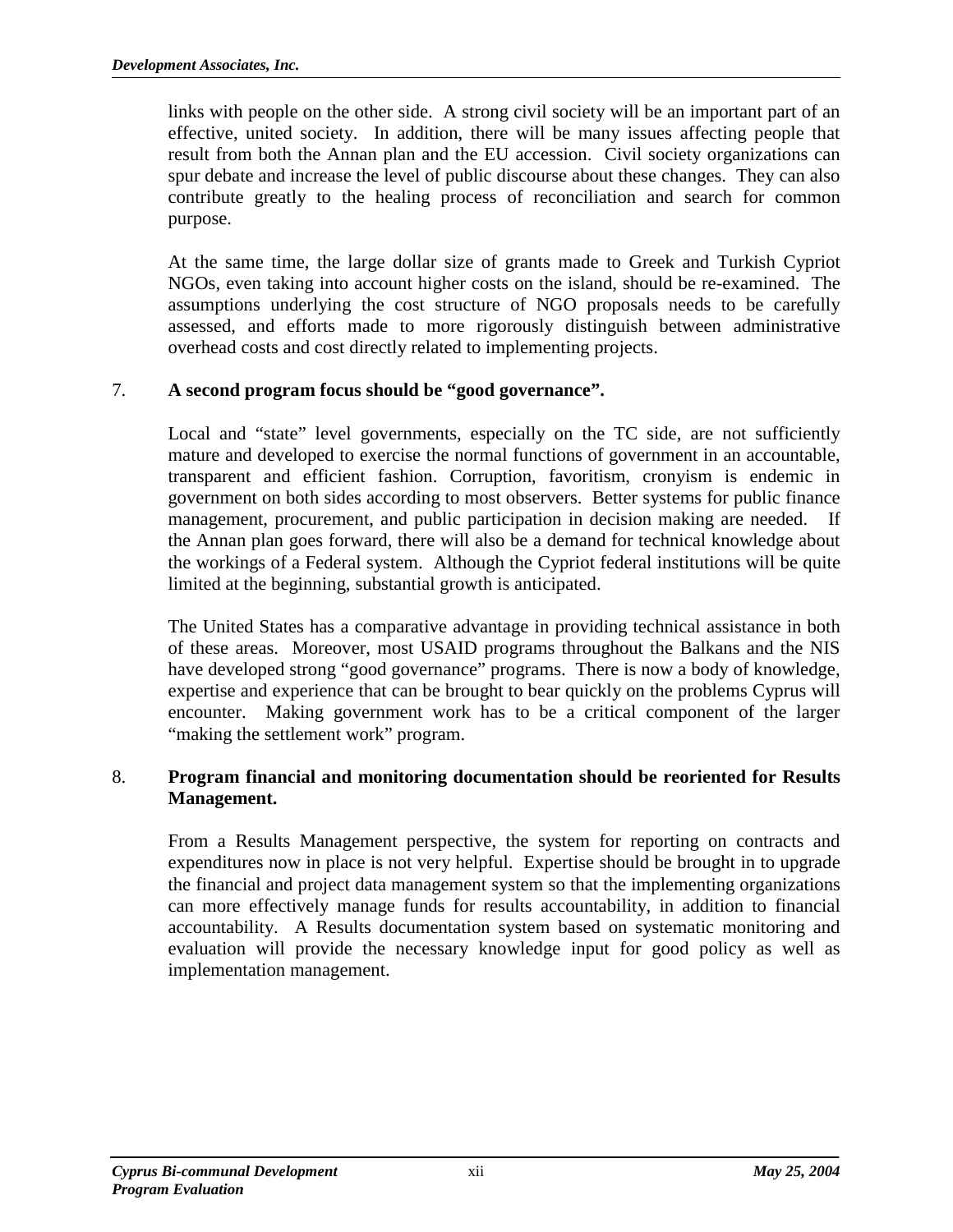links with people on the other side. A strong civil society will be an important part of an effective, united society. In addition, there will be many issues affecting people that result from both the Annan plan and the EU accession. Civil society organizations can spur debate and increase the level of public discourse about these changes. They can also contribute greatly to the healing process of reconciliation and search for common purpose.

At the same time, the large dollar size of grants made to Greek and Turkish Cypriot NGOs, even taking into account higher costs on the island, should be re-examined. The assumptions underlying the cost structure of NGO proposals needs to be carefully assessed, and efforts made to more rigorously distinguish between administrative overhead costs and cost directly related to implementing projects.

7. **A second program focus should be "good governance".**

   Local and "state" level governments, especially on the TC side, are not sufficiently mature and developed to exercise the normal functions of government in an accountable, transparent and efficient fashion. Corruption, favoritism, cronyism is endemic in government on both sides according to most observers. Better systems for public finance management, procurement, and public participation in decision making are needed. If the Annan plan goes forward, there will also be a demand for technical knowledge about the workings of a Federal system. Although the Cypriot federal institutions will be quite limited at the beginning, substantial growth is anticipated.

   The United States has a comparative advantage in providing technical assistance in both of these areas. Moreover, most USAID programs throughout the Balkans and the NIS have developed strong "good governance" programs. There is now a body of knowledge, expertise and experience that can be brought to bear quickly on the problems Cyprus will encounter. Making government work has to be a critical component of the larger "making the settlement work" program.

8. **Program financial and monitoring documentation should be reoriented for Results Management.**

   From a Results Management perspective, the system for reporting on contracts and expenditures now in place is not very helpful. Expertise should be brought in to upgrade the financial and project data management system so that the implementing organizations can more effectively manage funds for results accountability, in addition to financial accountability. A Results documentation system based on systematic monitoring and evaluation will provide the necessary knowledge input for good policy as well as implementation management.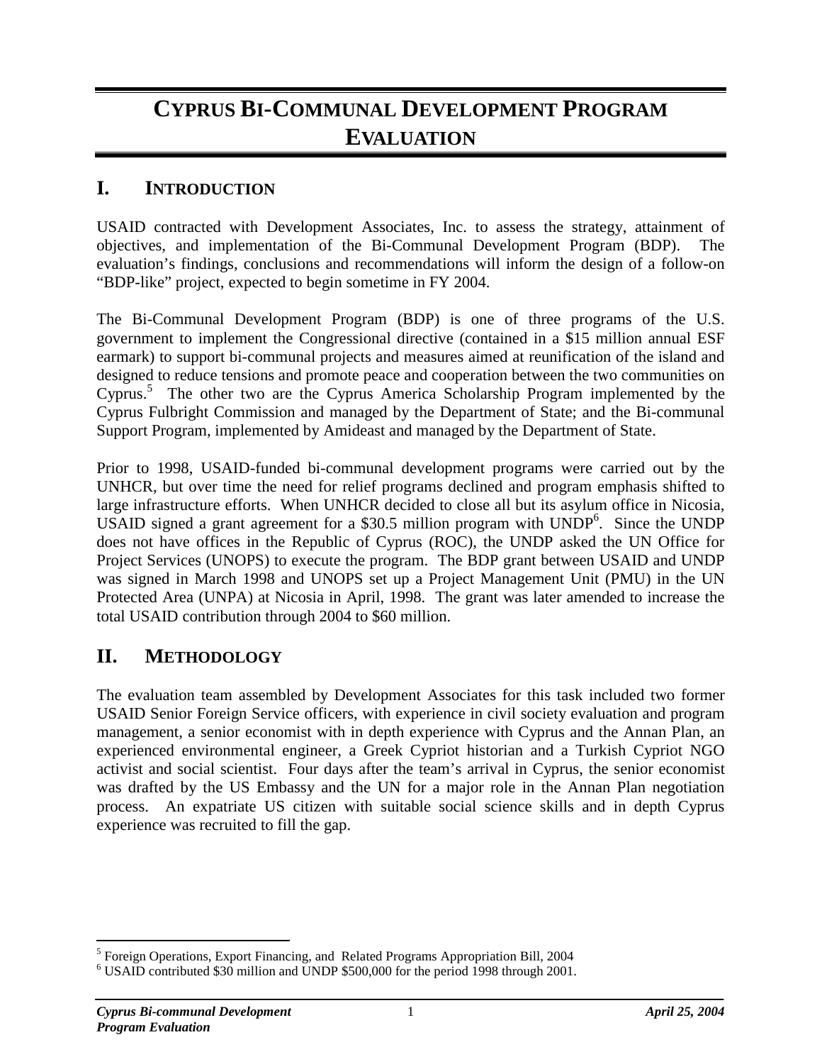# CYPRUS BI-COMMUNAL DEVELOPMENT PROGRAM EVALUATION

## I. INTRODUCTION

USAID contracted with Development Associates, Inc. to assess the strategy, attainment of objectives, and implementation of the Bi-Communal Development Program (BDP). The evaluation's findings, conclusions and recommendations will inform the design of a follow-on "BDP-like" project, expected to begin sometime in FY 2004.

The Bi-Communal Development Program (BDP) is one of three programs of the U.S. government to implement the Congressional directive (contained in a $15 million annual ESF earmark) to support bi-communal projects and measures aimed at reunification of the island and designed to reduce tensions and promote peace and cooperation between the two communities on Cyprus.[5] The other two are the Cyprus America Scholarship Program implemented by the Cyprus Fulbright Commission and managed by the Department of State; and the Bi-communal Support Program, implemented by Amideast and managed by the Department of State.

Prior to 1998, USAID-funded bi-communal development programs were carried out by the UNHCR, but over time the need for relief programs declined and program emphasis shifted to large infrastructure efforts. When UNHCR decided to close all but its asylum office in Nicosia, USAID signed a grant agreement for a $30.5 million program with UNDP[6]. Since the UNDP does not have offices in the Republic of Cyprus (ROC), the UNDP asked the UN Office for Project Services (UNOPS) to execute the program. The BDP grant between USAID and UNDP was signed in March 1998 and UNOPS set up a Project Management Unit (PMU) in the UN Protected Area (UNPA) at Nicosia in April, 1998. The grant was later amended to increase the total USAID contribution through 2004 to $60 million.

## II. METHODOLOGY

The evaluation team assembled by Development Associates for this task included two former USAID Senior Foreign Service officers, with experience in civil society evaluation and program management, a senior economist with in depth experience with Cyprus and the Annan Plan, an experienced environmental engineer, a Greek Cypriot historian and a Turkish Cypriot NGO activist and social scientist. Four days after the team's arrival in Cyprus, the senior economist was drafted by the US Embassy and the UN for a major role in the Annan Plan negotiation process. An expatriate US citizen with suitable social science skills and in depth Cyprus experience was recruited to fill the gap.

---

[5] Foreign Operations, Export Financing, and Related Programs Appropriation Bill, 2004

[6] USAID contributed $30 million and UNDP $500,000 for the period 1998 through 2001.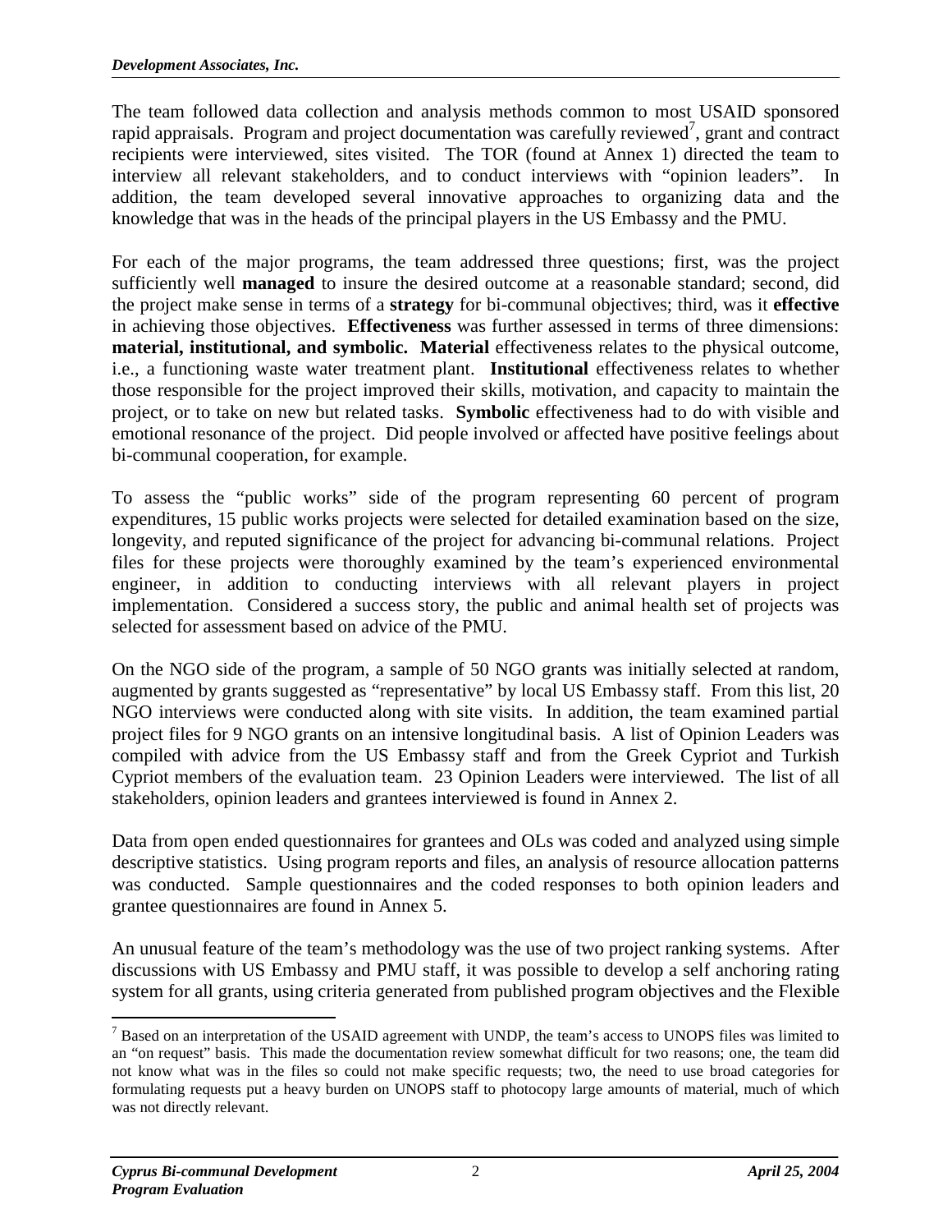The team followed data collection and analysis methods common to most USAID sponsored rapid appraisals. Program and project documentation was carefully reviewed[7], grant and contract recipients were interviewed, sites visited. The TOR (found at Annex 1) directed the team to interview all relevant stakeholders, and to conduct interviews with "opinion leaders". In addition, the team developed several innovative approaches to organizing data and the knowledge that was in the heads of the principal players in the US Embassy and the PMU.

For each of the major programs, the team addressed three questions; first, was the project sufficiently well **managed** to insure the desired outcome at a reasonable standard; second, did the project make sense in terms of a **strategy** for bi-communal objectives; third, was it **effective** in achieving those objectives. **Effectiveness** was further assessed in terms of three dimensions: **material, institutional, and symbolic. Material** effectiveness relates to the physical outcome, i.e., a functioning waste water treatment plant. **Institutional** effectiveness relates to whether those responsible for the project improved their skills, motivation, and capacity to maintain the project, or to take on new but related tasks. **Symbolic** effectiveness had to do with visible and emotional resonance of the project. Did people involved or affected have positive feelings about bi-communal cooperation, for example.

To assess the "public works" side of the program representing 60 percent of program expenditures, 15 public works projects were selected for detailed examination based on the size, longevity, and reputed significance of the project for advancing bi-communal relations. Project files for these projects were thoroughly examined by the team's experienced environmental engineer, in addition to conducting interviews with all relevant players in project implementation. Considered a success story, the public and animal health set of projects was selected for assessment based on advice of the PMU.

On the NGO side of the program, a sample of 50 NGO grants was initially selected at random, augmented by grants suggested as "representative" by local US Embassy staff. From this list, 20 NGO interviews were conducted along with site visits. In addition, the team examined partial project files for 9 NGO grants on an intensive longitudinal basis. A list of Opinion Leaders was compiled with advice from the US Embassy staff and from the Greek Cypriot and Turkish Cypriot members of the evaluation team. 23 Opinion Leaders were interviewed. The list of all stakeholders, opinion leaders and grantees interviewed is found in Annex 2.

Data from open ended questionnaires for grantees and OLs was coded and analyzed using simple descriptive statistics. Using program reports and files, an analysis of resource allocation patterns was conducted. Sample questionnaires and the coded responses to both opinion leaders and grantee questionnaires are found in Annex 5.

An unusual feature of the team's methodology was the use of two project ranking systems. After discussions with US Embassy and PMU staff, it was possible to develop a self anchoring rating system for all grants, using criteria generated from published program objectives and the Flexible

[7] Based on an interpretation of the USAID agreement with UNDP, the team's access to UNOPS files was limited to an "on request" basis. This made the documentation review somewhat difficult for two reasons; one, the team did not know what was in the files so could not make specific requests; two, the need to use broad categories for formulating requests put a heavy burden on UNOPS staff to photocopy large amounts of material, much of which was not directly relevant.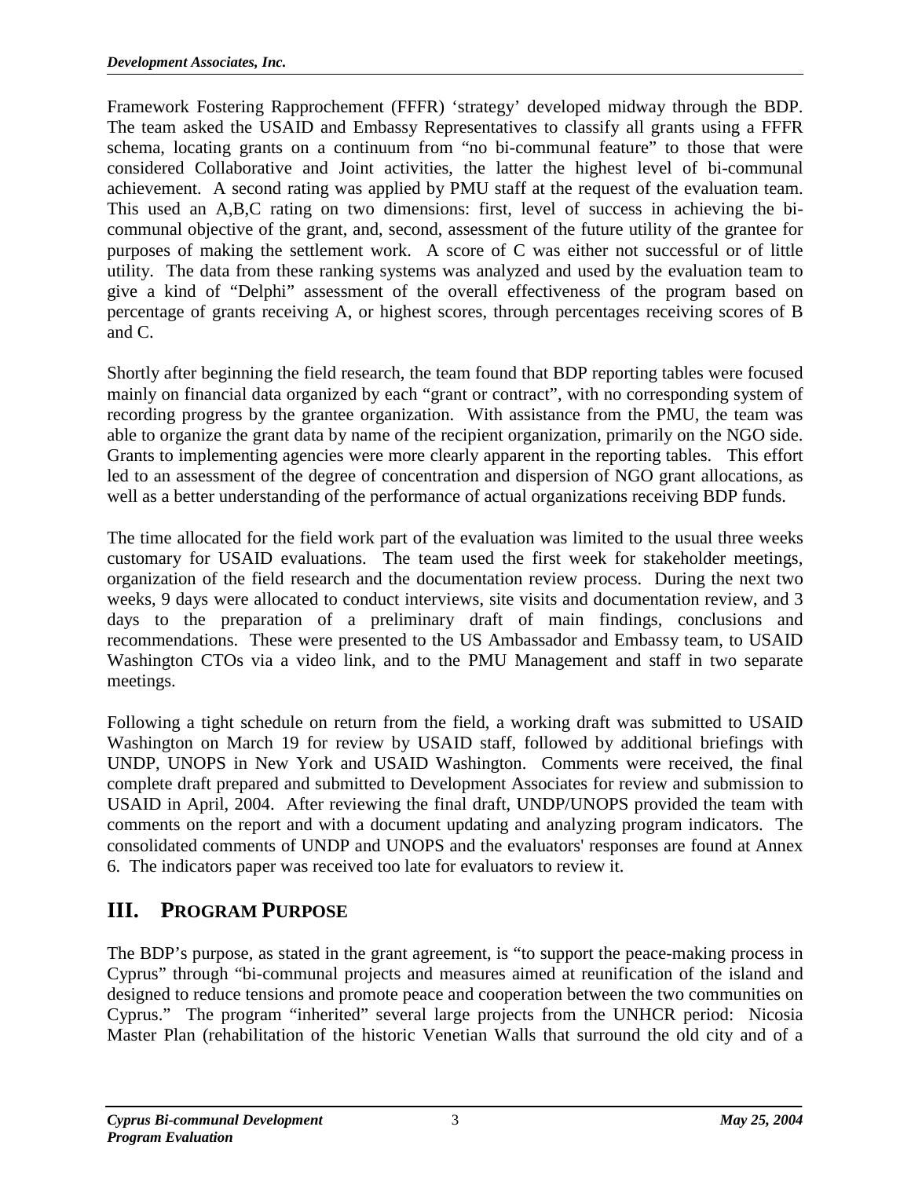Framework Fostering Rapprochement (FFFR) 'strategy' developed midway through the BDP. The team asked the USAID and Embassy Representatives to classify all grants using a FFFR schema, locating grants on a continuum from "no bi-communal feature" to those that were considered Collaborative and Joint activities, the latter the highest level of bi-communal achievement. A second rating was applied by PMU staff at the request of the evaluation team. This used an A,B,C rating on two dimensions: first, level of success in achieving the bi-communal objective of the grant, and, second, assessment of the future utility of the grantee for purposes of making the settlement work. A score of C was either not successful or of little utility. The data from these ranking systems was analyzed and used by the evaluation team to give a kind of "Delphi" assessment of the overall effectiveness of the program based on percentage of grants receiving A, or highest scores, through percentages receiving scores of B and C.

Shortly after beginning the field research, the team found that BDP reporting tables were focused mainly on financial data organized by each "grant or contract", with no corresponding system of recording progress by the grantee organization. With assistance from the PMU, the team was able to organize the grant data by name of the recipient organization, primarily on the NGO side. Grants to implementing agencies were more clearly apparent in the reporting tables. This effort led to an assessment of the degree of concentration and dispersion of NGO grant allocations, as well as a better understanding of the performance of actual organizations receiving BDP funds.

The time allocated for the field work part of the evaluation was limited to the usual three weeks customary for USAID evaluations. The team used the first week for stakeholder meetings, organization of the field research and the documentation review process. During the next two weeks, 9 days were allocated to conduct interviews, site visits and documentation review, and 3 days to the preparation of a preliminary draft of main findings, conclusions and recommendations. These were presented to the US Ambassador and Embassy team, to USAID Washington CTOs via a video link, and to the PMU Management and staff in two separate meetings.

Following a tight schedule on return from the field, a working draft was submitted to USAID Washington on March 19 for review by USAID staff, followed by additional briefings with UNDP, UNOPS in New York and USAID Washington. Comments were received, the final complete draft prepared and submitted to Development Associates for review and submission to USAID in April, 2004. After reviewing the final draft, UNDP/UNOPS provided the team with comments on the report and with a document updating and analyzing program indicators. The consolidated comments of UNDP and UNOPS and the evaluators' responses are found at Annex 6. The indicators paper was received too late for evaluators to review it.

## III. PROGRAM PURPOSE

The BDP's purpose, as stated in the grant agreement, is "to support the peace-making process in Cyprus" through "bi-communal projects and measures aimed at reunification of the island and designed to reduce tensions and promote peace and cooperation between the two communities on Cyprus." The program "inherited" several large projects from the UNHCR period: Nicosia Master Plan (rehabilitation of the historic Venetian Walls that surround the old city and of a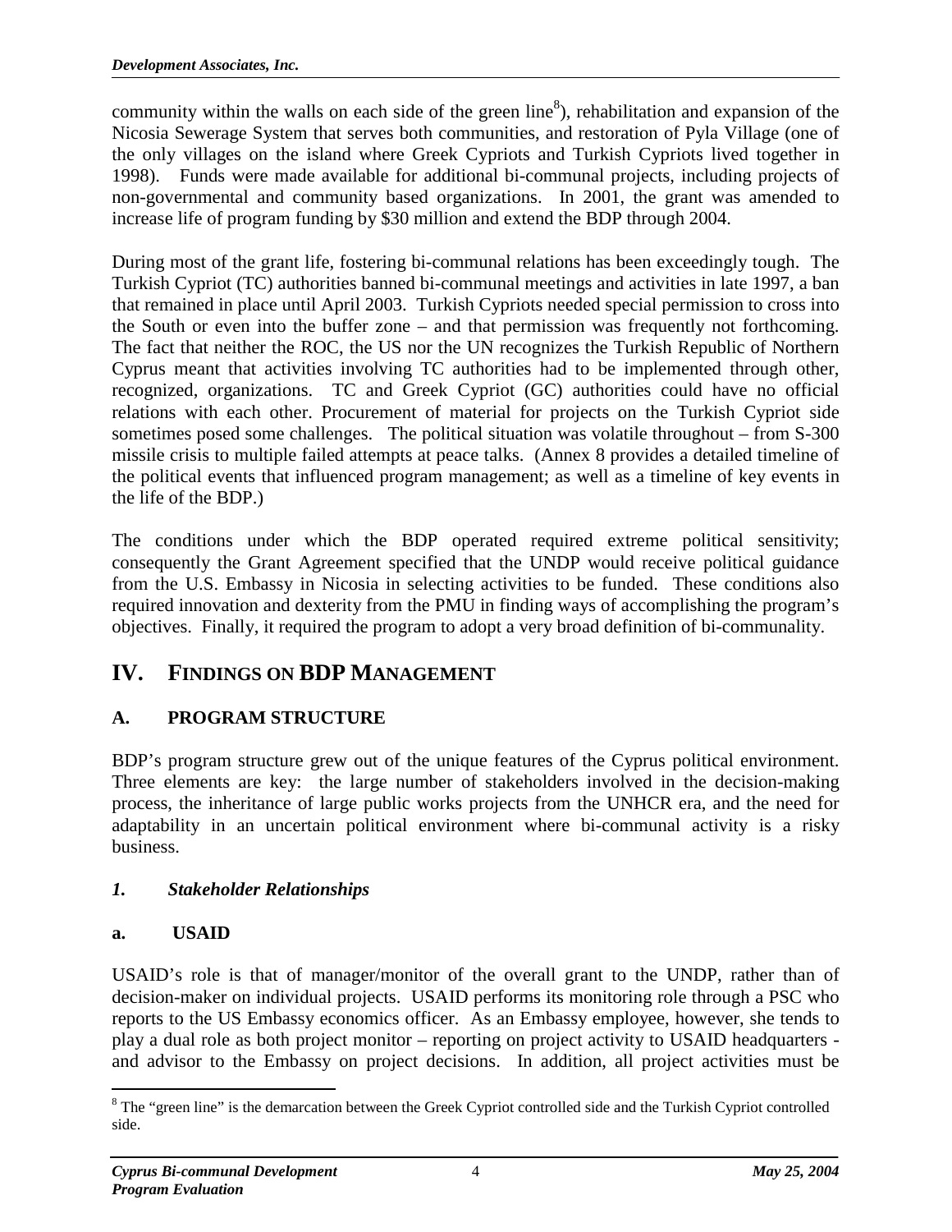community within the walls on each side of the green line[8]), rehabilitation and expansion of the Nicosia Sewerage System that serves both communities, and restoration of Pyla Village (one of the only villages on the island where Greek Cypriots and Turkish Cypriots lived together in 1998). Funds were made available for additional bi-communal projects, including projects of non-governmental and community based organizations. In 2001, the grant was amended to increase life of program funding by $30 million and extend the BDP through 2004.

During most of the grant life, fostering bi-communal relations has been exceedingly tough. The Turkish Cypriot (TC) authorities banned bi-communal meetings and activities in late 1997, a ban that remained in place until April 2003. Turkish Cypriots needed special permission to cross into the South or even into the buffer zone – and that permission was frequently not forthcoming. The fact that neither the ROC, the US nor the UN recognizes the Turkish Republic of Northern Cyprus meant that activities involving TC authorities had to be implemented through other, recognized, organizations. TC and Greek Cypriot (GC) authorities could have no official relations with each other. Procurement of material for projects on the Turkish Cypriot side sometimes posed some challenges. The political situation was volatile throughout – from S-300 missile crisis to multiple failed attempts at peace talks. (Annex 8 provides a detailed timeline of the political events that influenced program management; as well as a timeline of key events in the life of the BDP.)

The conditions under which the BDP operated required extreme political sensitivity; consequently the Grant Agreement specified that the UNDP would receive political guidance from the U.S. Embassy in Nicosia in selecting activities to be funded. These conditions also required innovation and dexterity from the PMU in finding ways of accomplishing the program's objectives. Finally, it required the program to adopt a very broad definition of bi-communality.

# IV. FINDINGS ON BDP MANAGEMENT

## A. PROGRAM STRUCTURE

BDP's program structure grew out of the unique features of the Cyprus political environment. Three elements are key: the large number of stakeholders involved in the decision-making process, the inheritance of large public works projects from the UNHCR era, and the need for adaptability in an uncertain political environment where bi-communal activity is a risky business.

### *1. Stakeholder Relationships*

#### a. USAID

USAID's role is that of manager/monitor of the overall grant to the UNDP, rather than of decision-maker on individual projects. USAID performs its monitoring role through a PSC who reports to the US Embassy economics officer. As an Embassy employee, however, she tends to play a dual role as both project monitor – reporting on project activity to USAID headquarters - and advisor to the Embassy on project decisions. In addition, all project activities must be

[8] The "green line" is the demarcation between the Greek Cypriot controlled side and the Turkish Cypriot controlled side.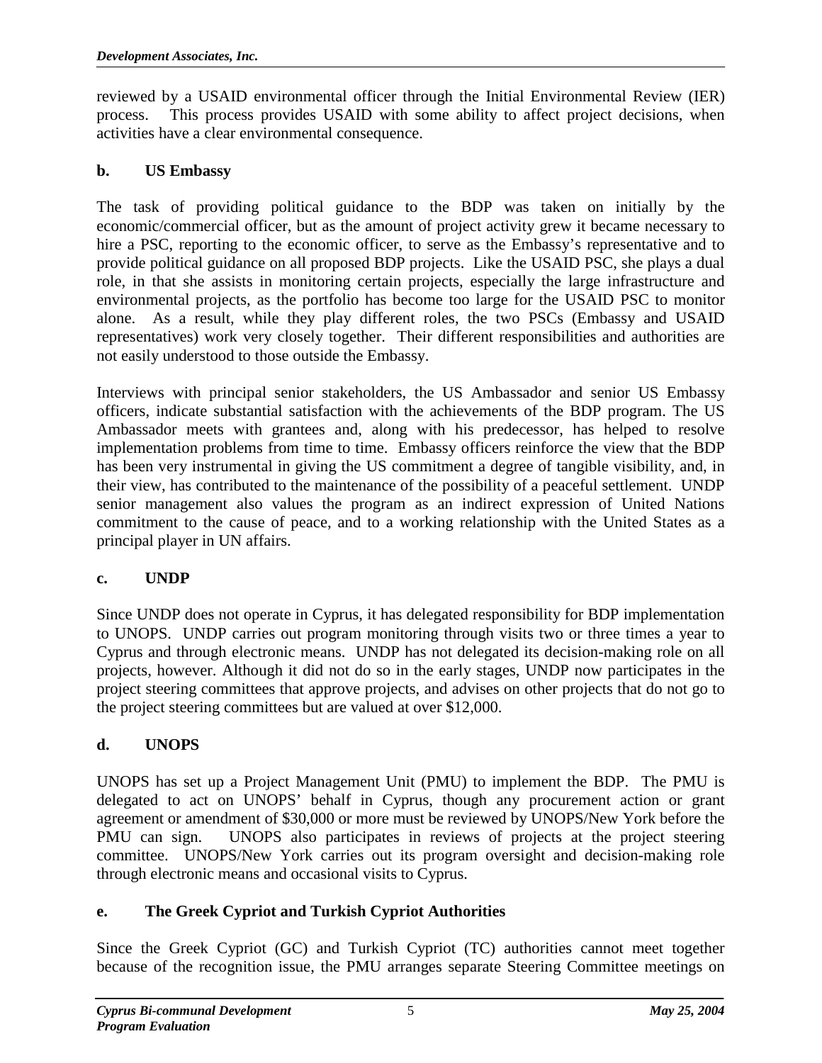reviewed by a USAID environmental officer through the Initial Environmental Review (IER) process. This process provides USAID with some ability to affect project decisions, when activities have a clear environmental consequence.

### b. US Embassy

The task of providing political guidance to the BDP was taken on initially by the economic/commercial officer, but as the amount of project activity grew it became necessary to hire a PSC, reporting to the economic officer, to serve as the Embassy's representative and to provide political guidance on all proposed BDP projects. Like the USAID PSC, she plays a dual role, in that she assists in monitoring certain projects, especially the large infrastructure and environmental projects, as the portfolio has become too large for the USAID PSC to monitor alone. As a result, while they play different roles, the two PSCs (Embassy and USAID representatives) work very closely together. Their different responsibilities and authorities are not easily understood to those outside the Embassy.

Interviews with principal senior stakeholders, the US Ambassador and senior US Embassy officers, indicate substantial satisfaction with the achievements of the BDP program. The US Ambassador meets with grantees and, along with his predecessor, has helped to resolve implementation problems from time to time. Embassy officers reinforce the view that the BDP has been very instrumental in giving the US commitment a degree of tangible visibility, and, in their view, has contributed to the maintenance of the possibility of a peaceful settlement. UNDP senior management also values the program as an indirect expression of United Nations commitment to the cause of peace, and to a working relationship with the United States as a principal player in UN affairs.

### c. UNDP

Since UNDP does not operate in Cyprus, it has delegated responsibility for BDP implementation to UNOPS. UNDP carries out program monitoring through visits two or three times a year to Cyprus and through electronic means. UNDP has not delegated its decision-making role on all projects, however. Although it did not do so in the early stages, UNDP now participates in the project steering committees that approve projects, and advises on other projects that do not go to the project steering committees but are valued at over $12,000.

### d. UNOPS

UNOPS has set up a Project Management Unit (PMU) to implement the BDP. The PMU is delegated to act on UNOPS' behalf in Cyprus, though any procurement action or grant agreement or amendment of $30,000 or more must be reviewed by UNOPS/New York before the PMU can sign. UNOPS also participates in reviews of projects at the project steering committee. UNOPS/New York carries out its program oversight and decision-making role through electronic means and occasional visits to Cyprus.

### e. The Greek Cypriot and Turkish Cypriot Authorities

Since the Greek Cypriot (GC) and Turkish Cypriot (TC) authorities cannot meet together because of the recognition issue, the PMU arranges separate Steering Committee meetings on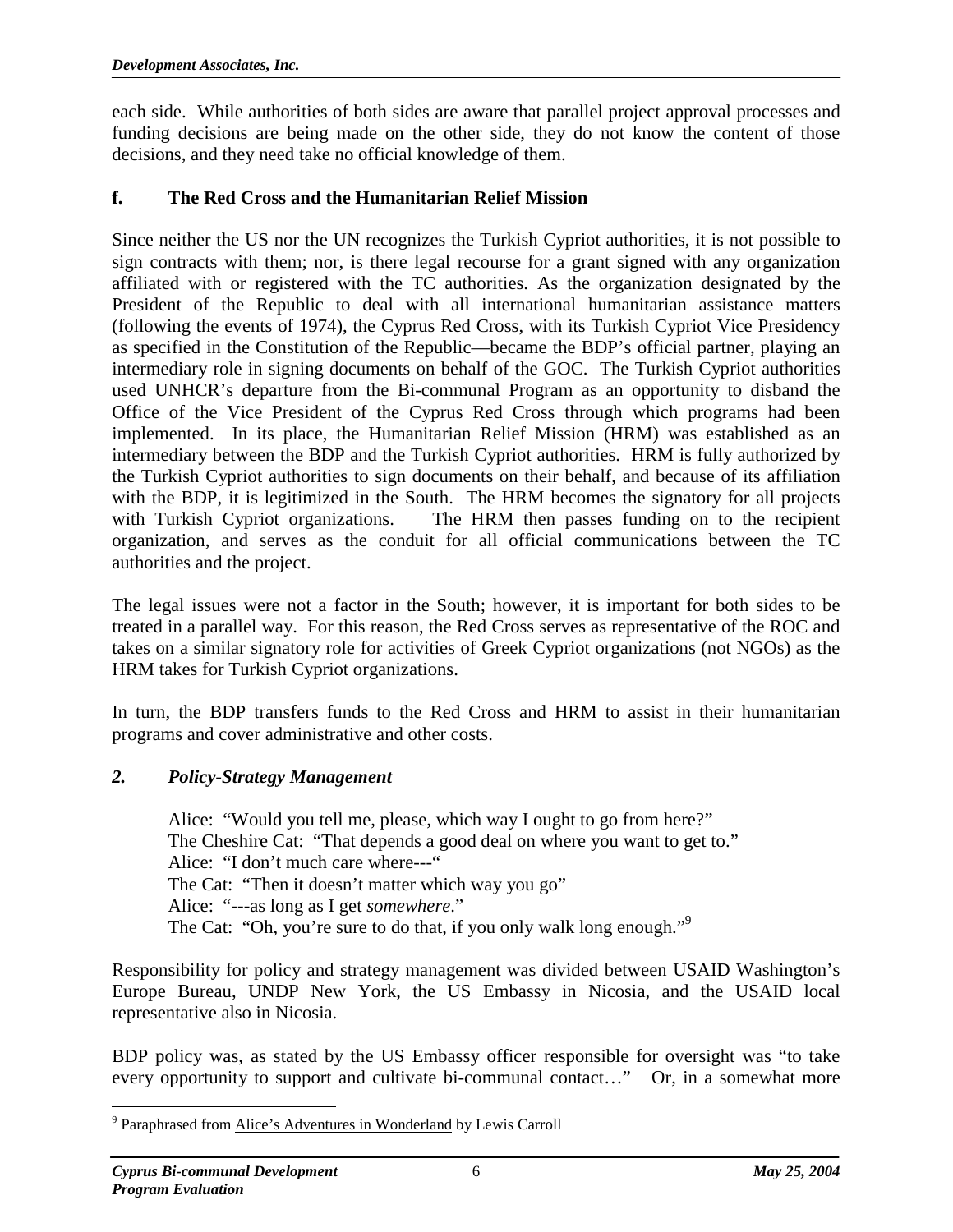each side. While authorities of both sides are aware that parallel project approval processes and funding decisions are being made on the other side, they do not know the content of those decisions, and they need take no official knowledge of them.

#### f. The Red Cross and the Humanitarian Relief Mission

Since neither the US nor the UN recognizes the Turkish Cypriot authorities, it is not possible to sign contracts with them; nor, is there legal recourse for a grant signed with any organization affiliated with or registered with the TC authorities. As the organization designated by the President of the Republic to deal with all international humanitarian assistance matters (following the events of 1974), the Cyprus Red Cross, with its Turkish Cypriot Vice Presidency as specified in the Constitution of the Republic—became the BDP's official partner, playing an intermediary role in signing documents on behalf of the GOC. The Turkish Cypriot authorities used UNHCR's departure from the Bi-communal Program as an opportunity to disband the Office of the Vice President of the Cyprus Red Cross through which programs had been implemented. In its place, the Humanitarian Relief Mission (HRM) was established as an intermediary between the BDP and the Turkish Cypriot authorities. HRM is fully authorized by the Turkish Cypriot authorities to sign documents on their behalf, and because of its affiliation with the BDP, it is legitimized in the South. The HRM becomes the signatory for all projects with Turkish Cypriot organizations. The HRM then passes funding on to the recipient organization, and serves as the conduit for all official communications between the TC authorities and the project.

The legal issues were not a factor in the South; however, it is important for both sides to be treated in a parallel way. For this reason, the Red Cross serves as representative of the ROC and takes on a similar signatory role for activities of Greek Cypriot organizations (not NGOs) as the HRM takes for Turkish Cypriot organizations.

In turn, the BDP transfers funds to the Red Cross and HRM to assist in their humanitarian programs and cover administrative and other costs.

### *2. Policy-Strategy Management*

> Alice: "Would you tell me, please, which way I ought to go from here?"
> The Cheshire Cat: "That depends a good deal on where you want to get to."
> Alice: "I don't much care where---"
> The Cat: "Then it doesn't matter which way you go"
> Alice: "---as long as I get *somewhere*."
> The Cat: "Oh, you're sure to do that, if you only walk long enough."[9]

Responsibility for policy and strategy management was divided between USAID Washington's Europe Bureau, UNDP New York, the US Embassy in Nicosia, and the USAID local representative also in Nicosia.

BDP policy was, as stated by the US Embassy officer responsible for oversight was "to take every opportunity to support and cultivate bi-communal contact…" Or, in a somewhat more

---

[9] Paraphrased from Alice's Adventures in Wonderland by Lewis Carroll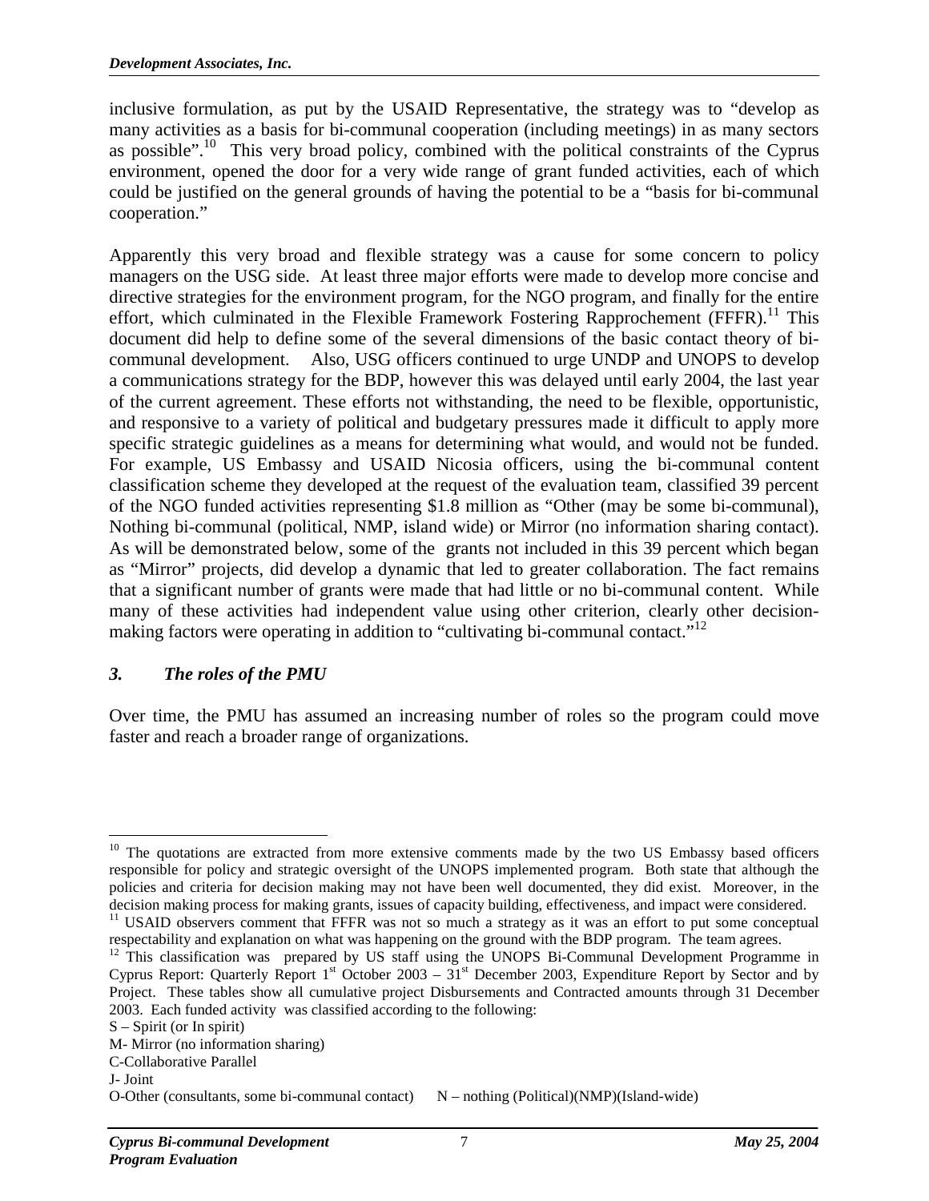inclusive formulation, as put by the USAID Representative, the strategy was to "develop as many activities as a basis for bi-communal cooperation (including meetings) in as many sectors as possible".[10] This very broad policy, combined with the political constraints of the Cyprus environment, opened the door for a very wide range of grant funded activities, each of which could be justified on the general grounds of having the potential to be a "basis for bi-communal cooperation."

Apparently this very broad and flexible strategy was a cause for some concern to policy managers on the USG side. At least three major efforts were made to develop more concise and directive strategies for the environment program, for the NGO program, and finally for the entire effort, which culminated in the Flexible Framework Fostering Rapprochement (FFFR).[11] This document did help to define some of the several dimensions of the basic contact theory of bi-communal development. Also, USG officers continued to urge UNDP and UNOPS to develop a communications strategy for the BDP, however this was delayed until early 2004, the last year of the current agreement. These efforts not withstanding, the need to be flexible, opportunistic, and responsive to a variety of political and budgetary pressures made it difficult to apply more specific strategic guidelines as a means for determining what would, and would not be funded. For example, US Embassy and USAID Nicosia officers, using the bi-communal content classification scheme they developed at the request of the evaluation team, classified 39 percent of the NGO funded activities representing $1.8 million as "Other (may be some bi-communal), Nothing bi-communal (political, NMP, island wide) or Mirror (no information sharing contact). As will be demonstrated below, some of the grants not included in this 39 percent which began as "Mirror" projects, did develop a dynamic that led to greater collaboration. The fact remains that a significant number of grants were made that had little or no bi-communal content. While many of these activities had independent value using other criterion, clearly other decision-making factors were operating in addition to "cultivating bi-communal contact."[12]

### *3. The roles of the PMU*

Over time, the PMU has assumed an increasing number of roles so the program could move faster and reach a broader range of organizations.

---

[10] The quotations are extracted from more extensive comments made by the two US Embassy based officers responsible for policy and strategic oversight of the UNOPS implemented program. Both state that although the policies and criteria for decision making may not have been well documented, they did exist. Moreover, in the decision making process for making grants, issues of capacity building, effectiveness, and impact were considered.

[11] USAID observers comment that FFFR was not so much a strategy as it was an effort to put some conceptual respectability and explanation on what was happening on the ground with the BDP program. The team agrees.

[12] This classification was prepared by US staff using the UNOPS Bi-Communal Development Programme in Cyprus Report: Quarterly Report 1st October 2003 – 31st December 2003, Expenditure Report by Sector and by Project. These tables show all cumulative project Disbursements and Contracted amounts through 31 December 2003. Each funded activity was classified according to the following:

S – Spirit (or In spirit)
M- Mirror (no information sharing)
C-Collaborative Parallel
J- Joint
O-Other (consultants, some bi-communal contact) N – nothing (Political)(NMP)(Island-wide)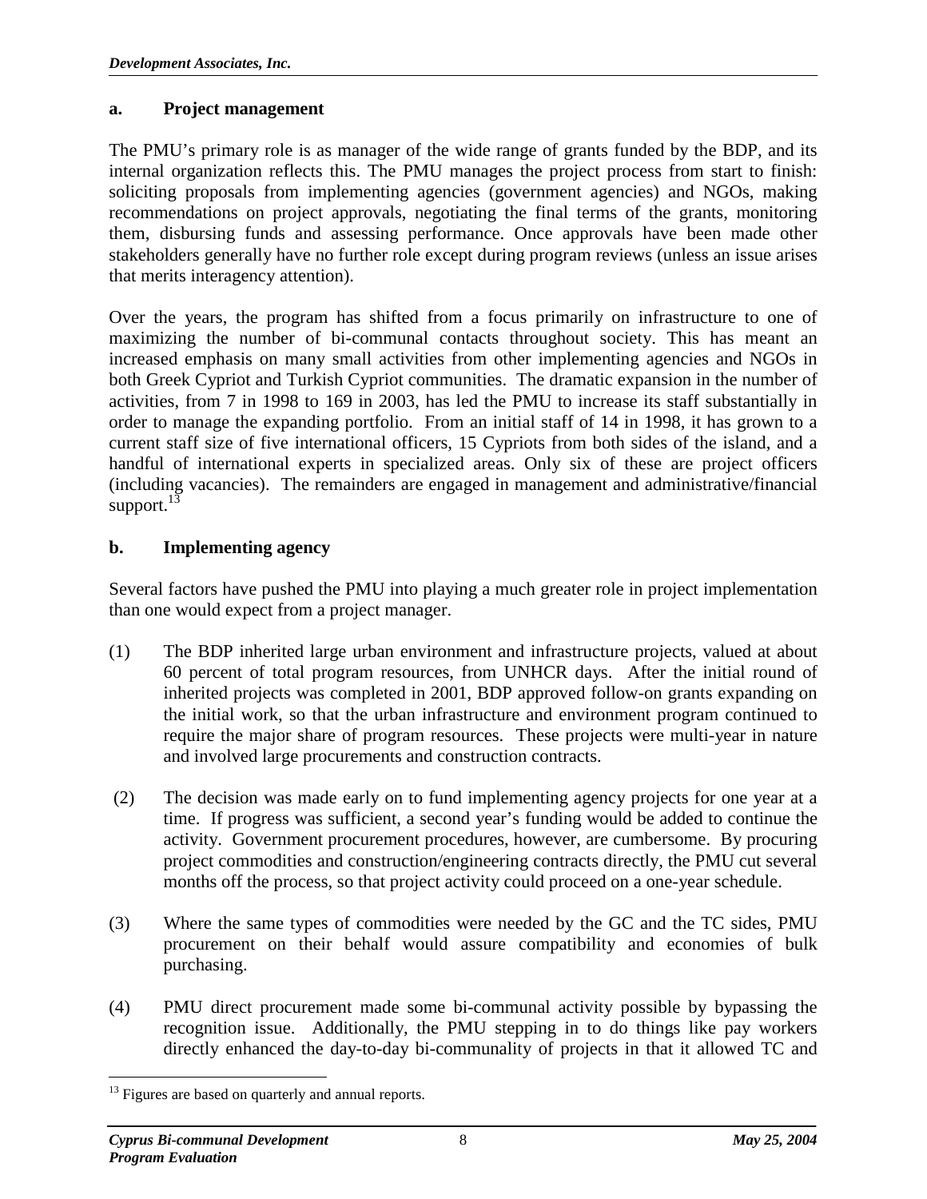### a. Project management

The PMU's primary role is as manager of the wide range of grants funded by the BDP, and its internal organization reflects this. The PMU manages the project process from start to finish: soliciting proposals from implementing agencies (government agencies) and NGOs, making recommendations on project approvals, negotiating the final terms of the grants, monitoring them, disbursing funds and assessing performance. Once approvals have been made other stakeholders generally have no further role except during program reviews (unless an issue arises that merits interagency attention).

Over the years, the program has shifted from a focus primarily on infrastructure to one of maximizing the number of bi-communal contacts throughout society. This has meant an increased emphasis on many small activities from other implementing agencies and NGOs in both Greek Cypriot and Turkish Cypriot communities. The dramatic expansion in the number of activities, from 7 in 1998 to 169 in 2003, has led the PMU to increase its staff substantially in order to manage the expanding portfolio. From an initial staff of 14 in 1998, it has grown to a current staff size of five international officers, 15 Cypriots from both sides of the island, and a handful of international experts in specialized areas. Only six of these are project officers (including vacancies). The remainders are engaged in management and administrative/financial support.[13]

### b. Implementing agency

Several factors have pushed the PMU into playing a much greater role in project implementation than one would expect from a project manager.

(1) The BDP inherited large urban environment and infrastructure projects, valued at about 60 percent of total program resources, from UNHCR days. After the initial round of inherited projects was completed in 2001, BDP approved follow-on grants expanding on the initial work, so that the urban infrastructure and environment program continued to require the major share of program resources. These projects were multi-year in nature and involved large procurements and construction contracts.

(2) The decision was made early on to fund implementing agency projects for one year at a time. If progress was sufficient, a second year's funding would be added to continue the activity. Government procurement procedures, however, are cumbersome. By procuring project commodities and construction/engineering contracts directly, the PMU cut several months off the process, so that project activity could proceed on a one-year schedule.

(3) Where the same types of commodities were needed by the GC and the TC sides, PMU procurement on their behalf would assure compatibility and economies of bulk purchasing.

(4) PMU direct procurement made some bi-communal activity possible by bypassing the recognition issue. Additionally, the PMU stepping in to do things like pay workers directly enhanced the day-to-day bi-communality of projects in that it allowed TC and

[13] Figures are based on quarterly and annual reports.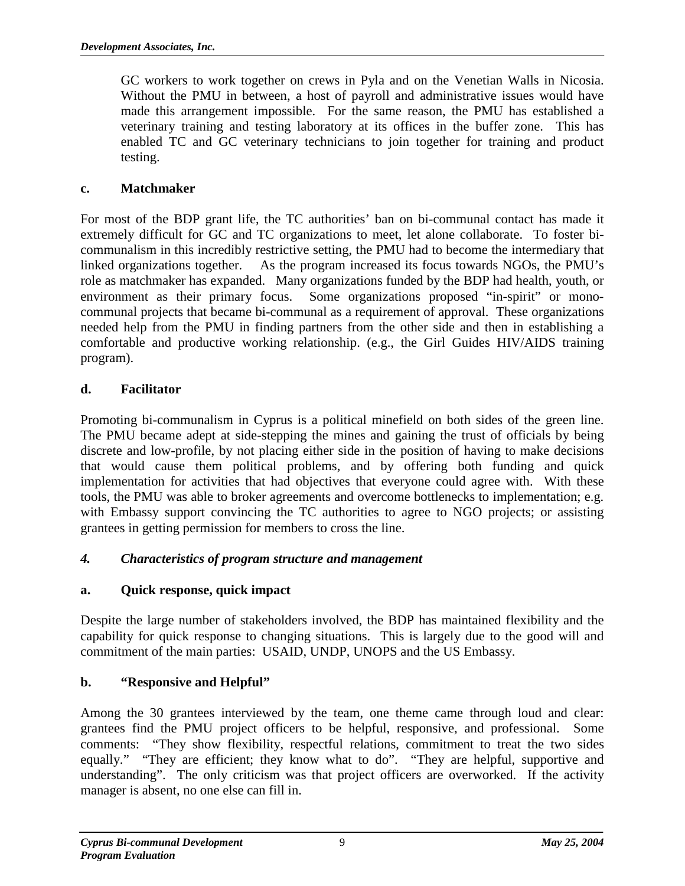GC workers to work together on crews in Pyla and on the Venetian Walls in Nicosia. Without the PMU in between, a host of payroll and administrative issues would have made this arrangement impossible. For the same reason, the PMU has established a veterinary training and testing laboratory at its offices in the buffer zone. This has enabled TC and GC veterinary technicians to join together for training and product testing.

**c. Matchmaker**

For most of the BDP grant life, the TC authorities' ban on bi-communal contact has made it extremely difficult for GC and TC organizations to meet, let alone collaborate. To foster bi-communalism in this incredibly restrictive setting, the PMU had to become the intermediary that linked organizations together. As the program increased its focus towards NGOs, the PMU's role as matchmaker has expanded. Many organizations funded by the BDP had health, youth, or environment as their primary focus. Some organizations proposed "in-spirit" or mono-communal projects that became bi-communal as a requirement of approval. These organizations needed help from the PMU in finding partners from the other side and then in establishing a comfortable and productive working relationship. (e.g., the Girl Guides HIV/AIDS training program).

**d. Facilitator**

Promoting bi-communalism in Cyprus is a political minefield on both sides of the green line. The PMU became adept at side-stepping the mines and gaining the trust of officials by being discrete and low-profile, by not placing either side in the position of having to make decisions that would cause them political problems, and by offering both funding and quick implementation for activities that had objectives that everyone could agree with. With these tools, the PMU was able to broker agreements and overcome bottlenecks to implementation; e.g. with Embassy support convincing the TC authorities to agree to NGO projects; or assisting grantees in getting permission for members to cross the line.

***4. Characteristics of program structure and management***

**a. Quick response, quick impact**

Despite the large number of stakeholders involved, the BDP has maintained flexibility and the capability for quick response to changing situations. This is largely due to the good will and commitment of the main parties: USAID, UNDP, UNOPS and the US Embassy.

**b. "Responsive and Helpful"**

Among the 30 grantees interviewed by the team, one theme came through loud and clear: grantees find the PMU project officers to be helpful, responsive, and professional. Some comments: "They show flexibility, respectful relations, commitment to treat the two sides equally." "They are efficient; they know what to do". "They are helpful, supportive and understanding". The only criticism was that project officers are overworked. If the activity manager is absent, no one else can fill in.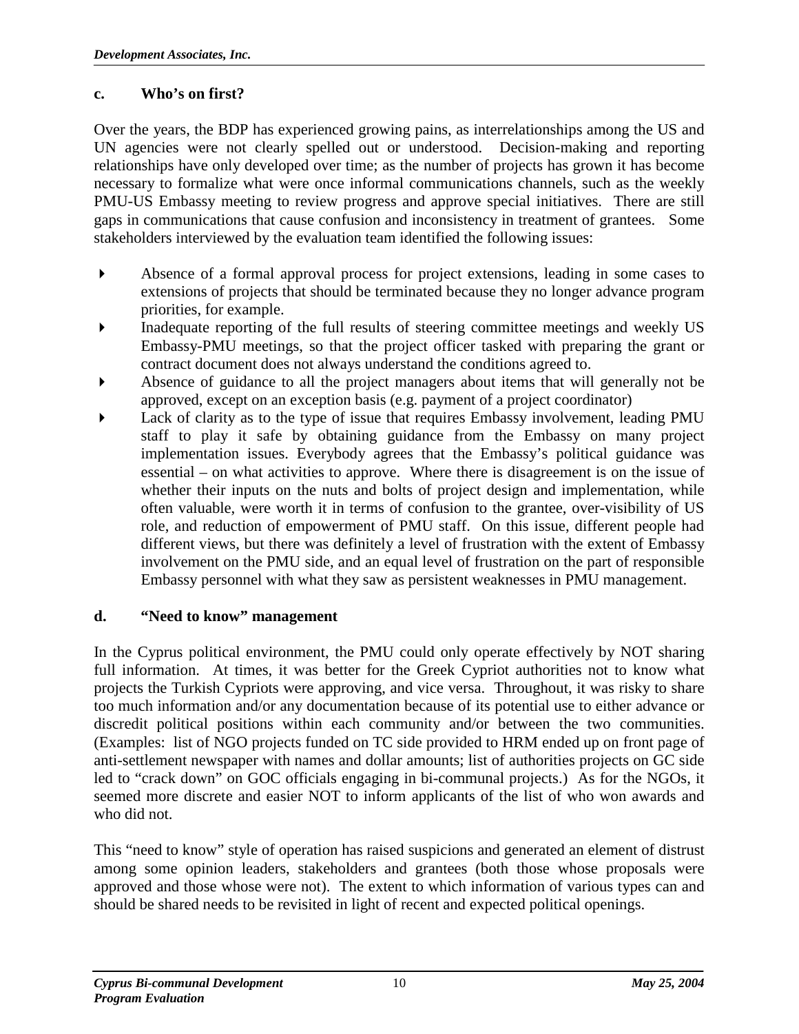### c. Who's on first?

Over the years, the BDP has experienced growing pains, as interrelationships among the US and UN agencies were not clearly spelled out or understood. Decision-making and reporting relationships have only developed over time; as the number of projects has grown it has become necessary to formalize what were once informal communications channels, such as the weekly PMU-US Embassy meeting to review progress and approve special initiatives. There are still gaps in communications that cause confusion and inconsistency in treatment of grantees. Some stakeholders interviewed by the evaluation team identified the following issues:

- Absence of a formal approval process for project extensions, leading in some cases to extensions of projects that should be terminated because they no longer advance program priorities, for example.
- Inadequate reporting of the full results of steering committee meetings and weekly US Embassy-PMU meetings, so that the project officer tasked with preparing the grant or contract document does not always understand the conditions agreed to.
- Absence of guidance to all the project managers about items that will generally not be approved, except on an exception basis (e.g. payment of a project coordinator)
- Lack of clarity as to the type of issue that requires Embassy involvement, leading PMU staff to play it safe by obtaining guidance from the Embassy on many project implementation issues. Everybody agrees that the Embassy's political guidance was essential – on what activities to approve. Where there is disagreement is on the issue of whether their inputs on the nuts and bolts of project design and implementation, while often valuable, were worth it in terms of confusion to the grantee, over-visibility of US role, and reduction of empowerment of PMU staff. On this issue, different people had different views, but there was definitely a level of frustration with the extent of Embassy involvement on the PMU side, and an equal level of frustration on the part of responsible Embassy personnel with what they saw as persistent weaknesses in PMU management.

### d. "Need to know" management

In the Cyprus political environment, the PMU could only operate effectively by NOT sharing full information. At times, it was better for the Greek Cypriot authorities not to know what projects the Turkish Cypriots were approving, and vice versa. Throughout, it was risky to share too much information and/or any documentation because of its potential use to either advance or discredit political positions within each community and/or between the two communities. (Examples: list of NGO projects funded on TC side provided to HRM ended up on front page of anti-settlement newspaper with names and dollar amounts; list of authorities projects on GC side led to "crack down" on GOC officials engaging in bi-communal projects.) As for the NGOs, it seemed more discrete and easier NOT to inform applicants of the list of who won awards and who did not.

This "need to know" style of operation has raised suspicions and generated an element of distrust among some opinion leaders, stakeholders and grantees (both those whose proposals were approved and those whose were not). The extent to which information of various types can and should be shared needs to be revisited in light of recent and expected political openings.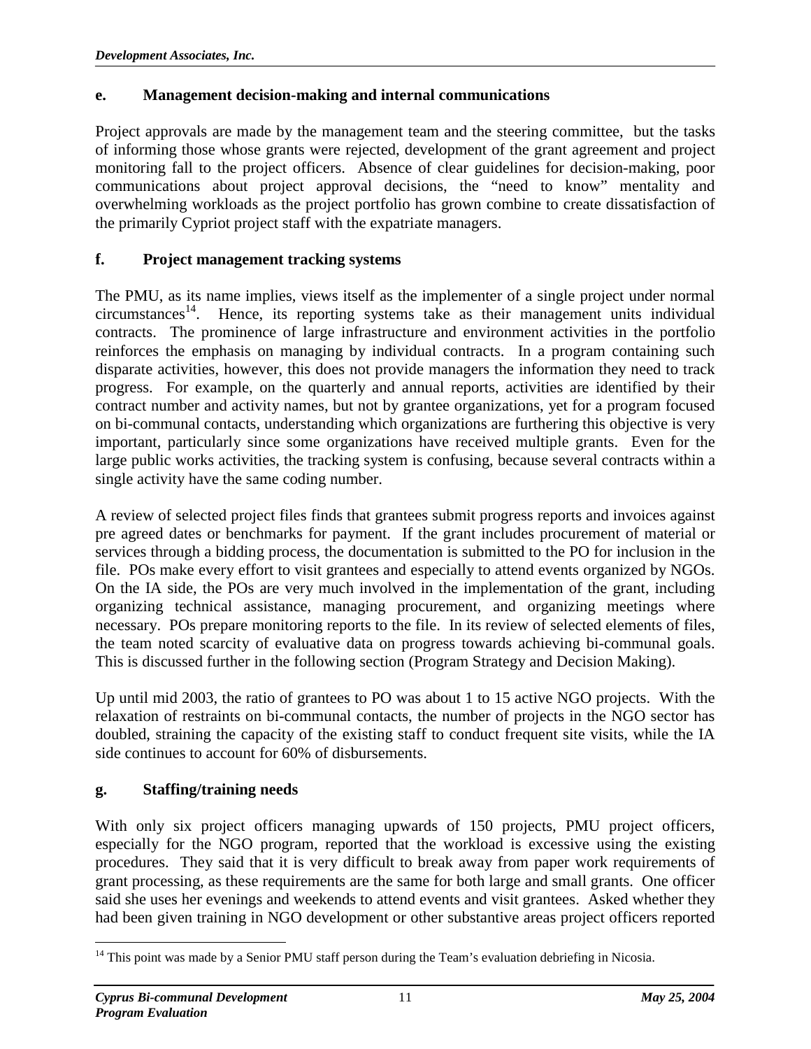### e. Management decision-making and internal communications

Project approvals are made by the management team and the steering committee, but the tasks of informing those whose grants were rejected, development of the grant agreement and project monitoring fall to the project officers. Absence of clear guidelines for decision-making, poor communications about project approval decisions, the "need to know" mentality and overwhelming workloads as the project portfolio has grown combine to create dissatisfaction of the primarily Cypriot project staff with the expatriate managers.

### f. Project management tracking systems

The PMU, as its name implies, views itself as the implementer of a single project under normal circumstances[14]. Hence, its reporting systems take as their management units individual contracts. The prominence of large infrastructure and environment activities in the portfolio reinforces the emphasis on managing by individual contracts. In a program containing such disparate activities, however, this does not provide managers the information they need to track progress. For example, on the quarterly and annual reports, activities are identified by their contract number and activity names, but not by grantee organizations, yet for a program focused on bi-communal contacts, understanding which organizations are furthering this objective is very important, particularly since some organizations have received multiple grants. Even for the large public works activities, the tracking system is confusing, because several contracts within a single activity have the same coding number.

A review of selected project files finds that grantees submit progress reports and invoices against pre agreed dates or benchmarks for payment. If the grant includes procurement of material or services through a bidding process, the documentation is submitted to the PO for inclusion in the file. POs make every effort to visit grantees and especially to attend events organized by NGOs. On the IA side, the POs are very much involved in the implementation of the grant, including organizing technical assistance, managing procurement, and organizing meetings where necessary. POs prepare monitoring reports to the file. In its review of selected elements of files, the team noted scarcity of evaluative data on progress towards achieving bi-communal goals. This is discussed further in the following section (Program Strategy and Decision Making).

Up until mid 2003, the ratio of grantees to PO was about 1 to 15 active NGO projects. With the relaxation of restraints on bi-communal contacts, the number of projects in the NGO sector has doubled, straining the capacity of the existing staff to conduct frequent site visits, while the IA side continues to account for 60% of disbursements.

### g. Staffing/training needs

With only six project officers managing upwards of 150 projects, PMU project officers, especially for the NGO program, reported that the workload is excessive using the existing procedures. They said that it is very difficult to break away from paper work requirements of grant processing, as these requirements are the same for both large and small grants. One officer said she uses her evenings and weekends to attend events and visit grantees. Asked whether they had been given training in NGO development or other substantive areas project officers reported

---

[14] This point was made by a Senior PMU staff person during the Team's evaluation debriefing in Nicosia.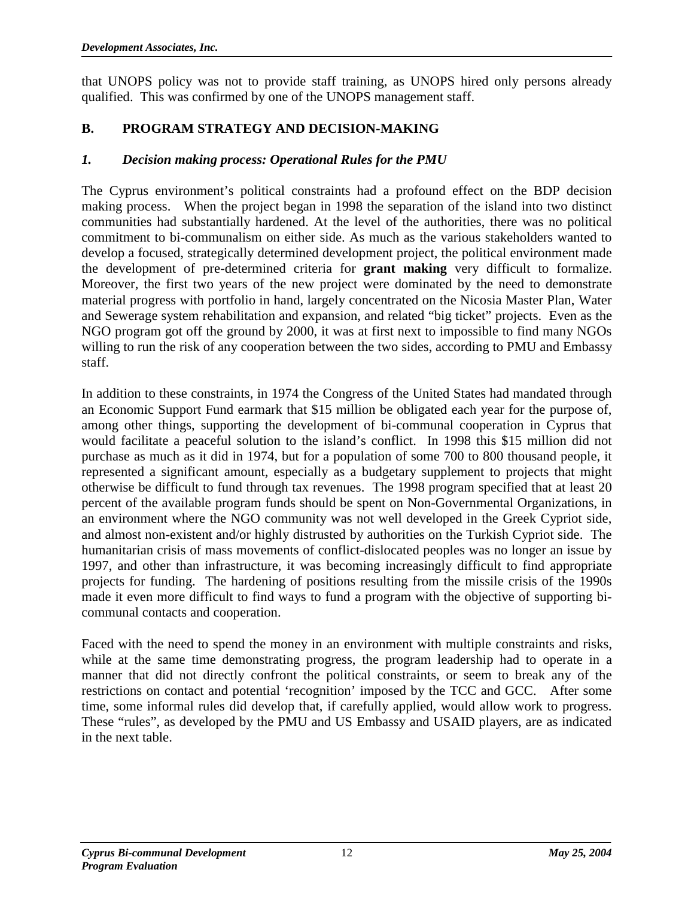that UNOPS policy was not to provide staff training, as UNOPS hired only persons already qualified. This was confirmed by one of the UNOPS management staff.

## B. PROGRAM STRATEGY AND DECISION-MAKING

### *1. Decision making process: Operational Rules for the PMU*

The Cyprus environment's political constraints had a profound effect on the BDP decision making process. When the project began in 1998 the separation of the island into two distinct communities had substantially hardened. At the level of the authorities, there was no political commitment to bi-communalism on either side. As much as the various stakeholders wanted to develop a focused, strategically determined development project, the political environment made the development of pre-determined criteria for **grant making** very difficult to formalize. Moreover, the first two years of the new project were dominated by the need to demonstrate material progress with portfolio in hand, largely concentrated on the Nicosia Master Plan, Water and Sewerage system rehabilitation and expansion, and related "big ticket" projects. Even as the NGO program got off the ground by 2000, it was at first next to impossible to find many NGOs willing to run the risk of any cooperation between the two sides, according to PMU and Embassy staff.

In addition to these constraints, in 1974 the Congress of the United States had mandated through an Economic Support Fund earmark that \$15 million be obligated each year for the purpose of, among other things, supporting the development of bi-communal cooperation in Cyprus that would facilitate a peaceful solution to the island's conflict. In 1998 this \$15 million did not purchase as much as it did in 1974, but for a population of some 700 to 800 thousand people, it represented a significant amount, especially as a budgetary supplement to projects that might otherwise be difficult to fund through tax revenues. The 1998 program specified that at least 20 percent of the available program funds should be spent on Non-Governmental Organizations, in an environment where the NGO community was not well developed in the Greek Cypriot side, and almost non-existent and/or highly distrusted by authorities on the Turkish Cypriot side. The humanitarian crisis of mass movements of conflict-dislocated peoples was no longer an issue by 1997, and other than infrastructure, it was becoming increasingly difficult to find appropriate projects for funding. The hardening of positions resulting from the missile crisis of the 1990s made it even more difficult to find ways to fund a program with the objective of supporting bi-communal contacts and cooperation.

Faced with the need to spend the money in an environment with multiple constraints and risks, while at the same time demonstrating progress, the program leadership had to operate in a manner that did not directly confront the political constraints, or seem to break any of the restrictions on contact and potential 'recognition' imposed by the TCC and GCC. After some time, some informal rules did develop that, if carefully applied, would allow work to progress. These "rules", as developed by the PMU and US Embassy and USAID players, are as indicated in the next table.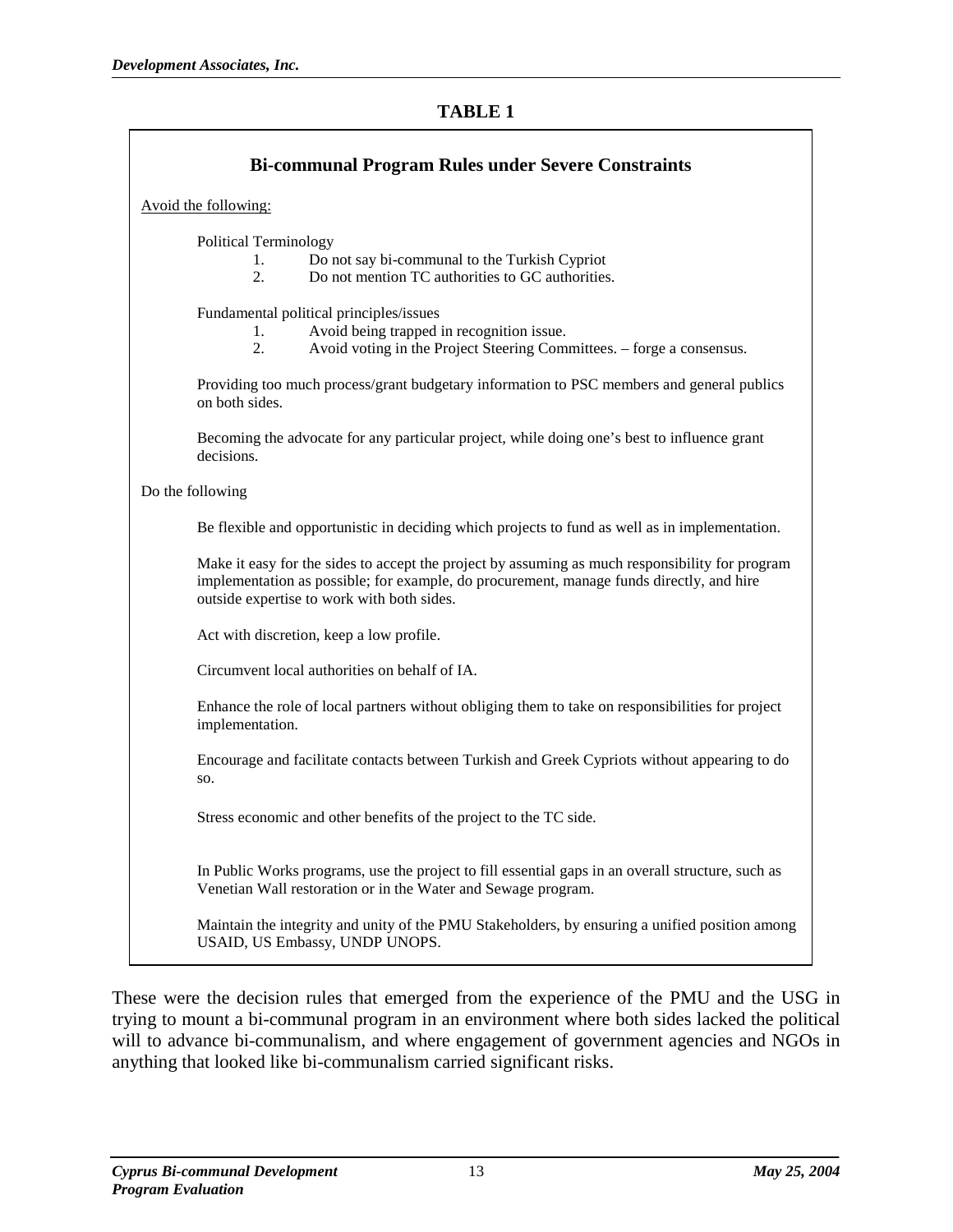**TABLE 1**

**Bi-communal Program Rules under Severe Constraints**

Avoid the following:

Political Terminology

1. Do not say bi-communal to the Turkish Cypriot
2. Do not mention TC authorities to GC authorities.

Fundamental political principles/issues

1. Avoid being trapped in recognition issue.
2. Avoid voting in the Project Steering Committees. – forge a consensus.

Providing too much process/grant budgetary information to PSC members and general publics on both sides.

Becoming the advocate for any particular project, while doing one's best to influence grant decisions.

Do the following

Be flexible and opportunistic in deciding which projects to fund as well as in implementation.

Make it easy for the sides to accept the project by assuming as much responsibility for program implementation as possible; for example, do procurement, manage funds directly, and hire outside expertise to work with both sides.

Act with discretion, keep a low profile.

Circumvent local authorities on behalf of IA.

Enhance the role of local partners without obliging them to take on responsibilities for project implementation.

Encourage and facilitate contacts between Turkish and Greek Cypriots without appearing to do so.

Stress economic and other benefits of the project to the TC side.

In Public Works programs, use the project to fill essential gaps in an overall structure, such as Venetian Wall restoration or in the Water and Sewage program.

Maintain the integrity and unity of the PMU Stakeholders, by ensuring a unified position among USAID, US Embassy, UNDP UNOPS.

These were the decision rules that emerged from the experience of the PMU and the USG in trying to mount a bi-communal program in an environment where both sides lacked the political will to advance bi-communalism, and where engagement of government agencies and NGOs in anything that looked like bi-communalism carried significant risks.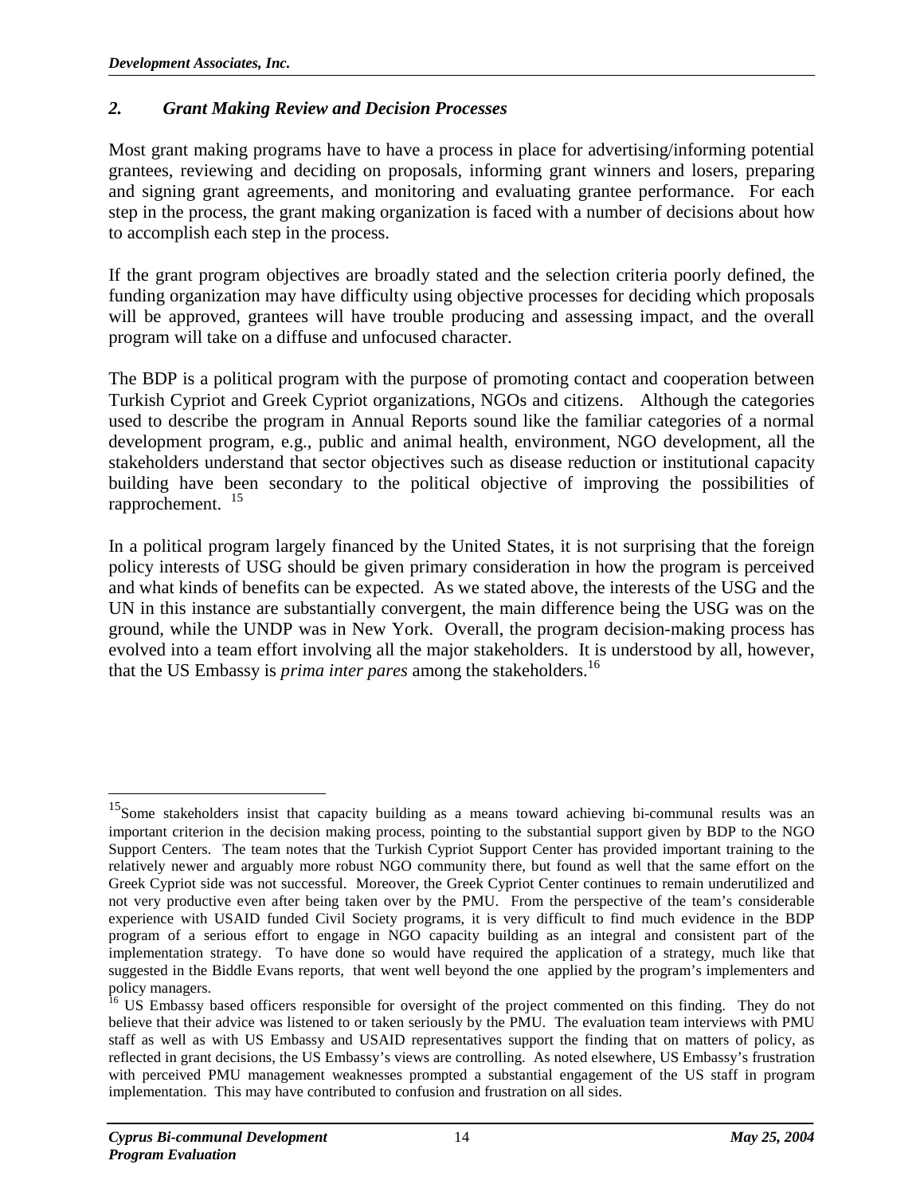### *2. Grant Making Review and Decision Processes*

Most grant making programs have to have a process in place for advertising/informing potential grantees, reviewing and deciding on proposals, informing grant winners and losers, preparing and signing grant agreements, and monitoring and evaluating grantee performance. For each step in the process, the grant making organization is faced with a number of decisions about how to accomplish each step in the process.

If the grant program objectives are broadly stated and the selection criteria poorly defined, the funding organization may have difficulty using objective processes for deciding which proposals will be approved, grantees will have trouble producing and assessing impact, and the overall program will take on a diffuse and unfocused character.

The BDP is a political program with the purpose of promoting contact and cooperation between Turkish Cypriot and Greek Cypriot organizations, NGOs and citizens. Although the categories used to describe the program in Annual Reports sound like the familiar categories of a normal development program, e.g., public and animal health, environment, NGO development, all the stakeholders understand that sector objectives such as disease reduction or institutional capacity building have been secondary to the political objective of improving the possibilities of rapprochement. [15]

In a political program largely financed by the United States, it is not surprising that the foreign policy interests of USG should be given primary consideration in how the program is perceived and what kinds of benefits can be expected. As we stated above, the interests of the USG and the UN in this instance are substantially convergent, the main difference being the USG was on the ground, while the UNDP was in New York. Overall, the program decision-making process has evolved into a team effort involving all the major stakeholders. It is understood by all, however, that the US Embassy is *prima inter pares* among the stakeholders.[16]

---

[15] Some stakeholders insist that capacity building as a means toward achieving bi-communal results was an important criterion in the decision making process, pointing to the substantial support given by BDP to the NGO Support Centers. The team notes that the Turkish Cypriot Support Center has provided important training to the relatively newer and arguably more robust NGO community there, but found as well that the same effort on the Greek Cypriot side was not successful. Moreover, the Greek Cypriot Center continues to remain underutilized and not very productive even after being taken over by the PMU. From the perspective of the team's considerable experience with USAID funded Civil Society programs, it is very difficult to find much evidence in the BDP program of a serious effort to engage in NGO capacity building as an integral and consistent part of the implementation strategy. To have done so would have required the application of a strategy, much like that suggested in the Biddle Evans reports, that went well beyond the one applied by the program's implementers and policy managers.

[16] US Embassy based officers responsible for oversight of the project commented on this finding. They do not believe that their advice was listened to or taken seriously by the PMU. The evaluation team interviews with PMU staff as well as with US Embassy and USAID representatives support the finding that on matters of policy, as reflected in grant decisions, the US Embassy's views are controlling. As noted elsewhere, US Embassy's frustration with perceived PMU management weaknesses prompted a substantial engagement of the US staff in program implementation. This may have contributed to confusion and frustration on all sides.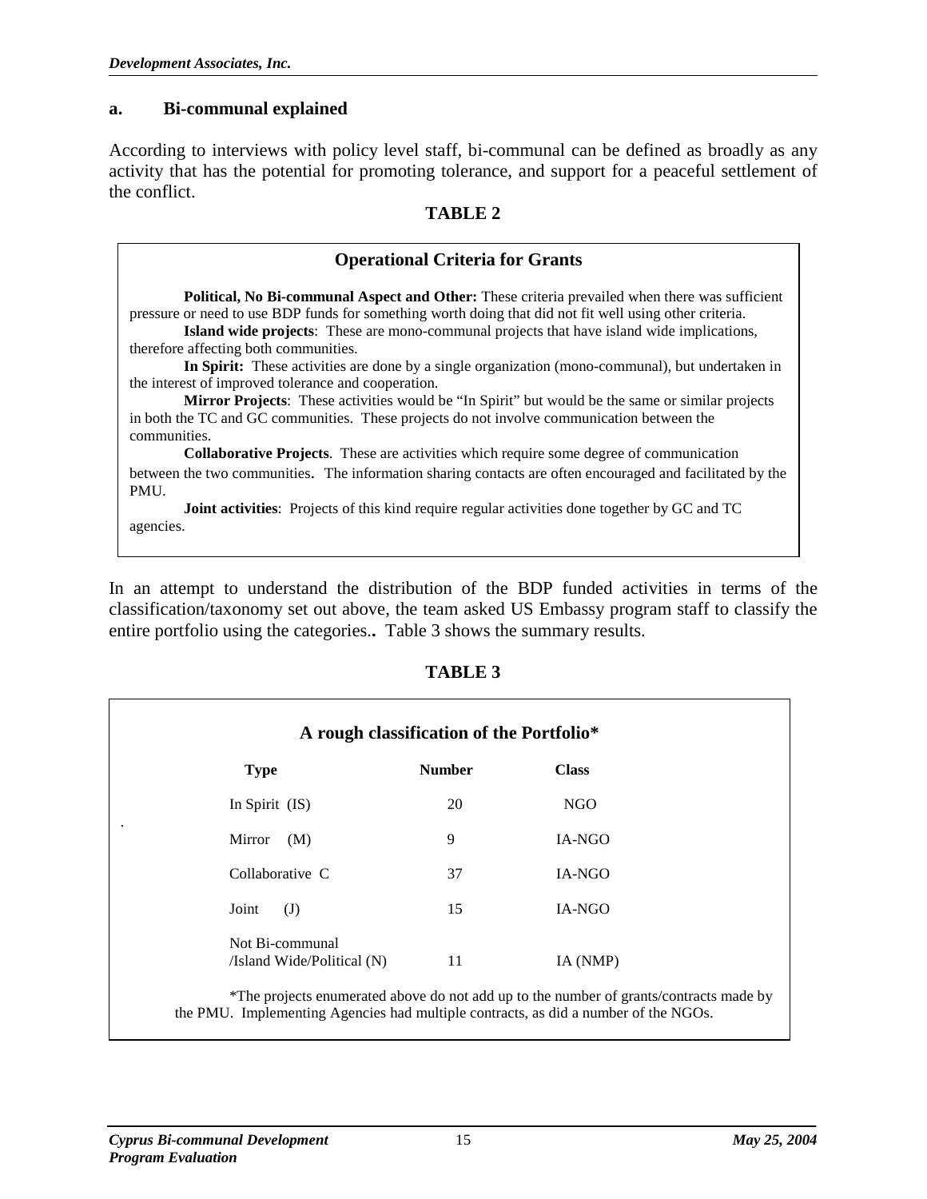### a. Bi-communal explained

According to interviews with policy level staff, bi-communal can be defined as broadly as any activity that has the potential for promoting tolerance, and support for a peaceful settlement of the conflict.

**TABLE 2**

**Operational Criteria for Grants**

**Political, No Bi-communal Aspect and Other:** These criteria prevailed when there was sufficient pressure or need to use BDP funds for something worth doing that did not fit well using other criteria.

**Island wide projects**: These are mono-communal projects that have island wide implications, therefore affecting both communities.

**In Spirit:** These activities are done by a single organization (mono-communal), but undertaken in the interest of improved tolerance and cooperation.

**Mirror Projects**: These activities would be "In Spirit" but would be the same or similar projects in both the TC and GC communities. These projects do not involve communication between the communities.

**Collaborative Projects**. These are activities which require some degree of communication between the two communities. The information sharing contacts are often encouraged and facilitated by the PMU.

**Joint activities**: Projects of this kind require regular activities done together by GC and TC agencies.

In an attempt to understand the distribution of the BDP funded activities in terms of the classification/taxonomy set out above, the team asked US Embassy program staff to classify the entire portfolio using the categories.**.** Table 3 shows the summary results.

**TABLE 3**

**A rough classification of the Portfolio***

| Type | Number | Class |
|---|---|---|
| In Spirit (IS) | 20 | NGO |
| Mirror (M) | 9 | IA-NGO |
| Collaborative C | 37 | IA-NGO |
| Joint (J) | 15 | IA-NGO |
| Not Bi-communal /Island Wide/Political (N) | 11 | IA (NMP) |

*The projects enumerated above do not add up to the number of grants/contracts made by the PMU. Implementing Agencies had multiple contracts, as did a number of the NGOs.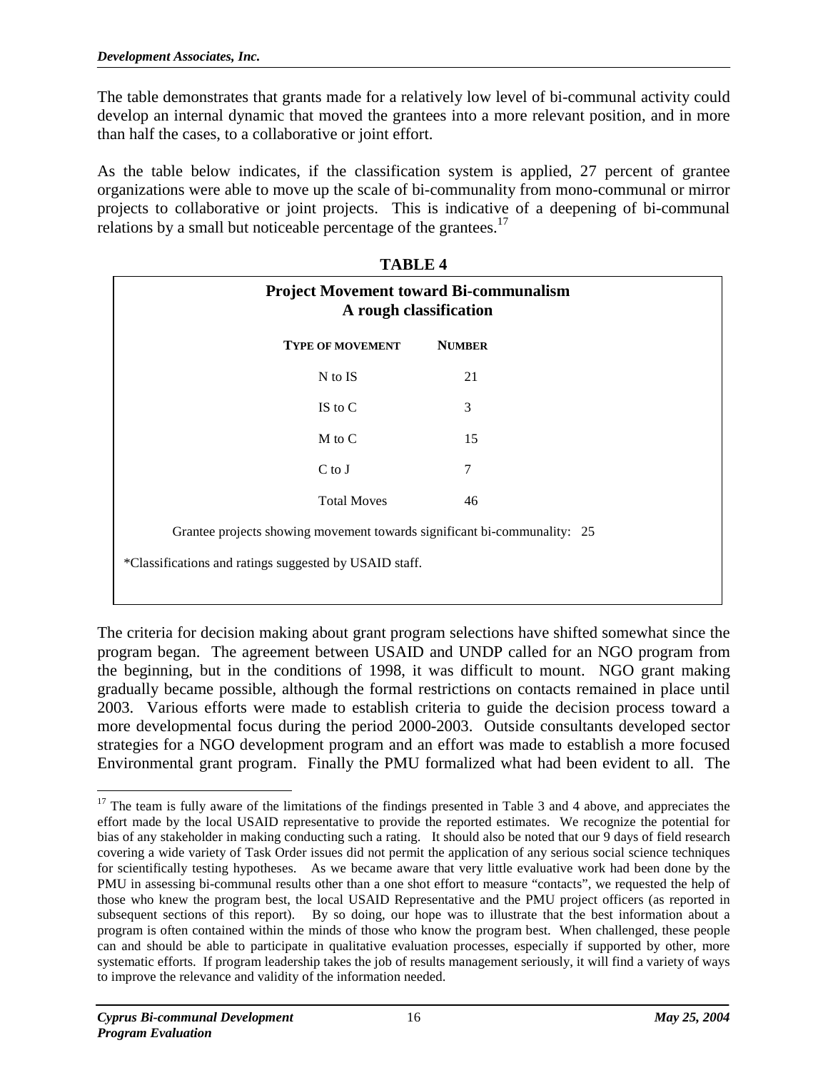The table demonstrates that grants made for a relatively low level of bi-communal activity could develop an internal dynamic that moved the grantees into a more relevant position, and in more than half the cases, to a collaborative or joint effort.

As the table below indicates, if the classification system is applied, 27 percent of grantee organizations were able to move up the scale of bi-communality from mono-communal or mirror projects to collaborative or joint projects. This is indicative of a deepening of bi-communal relations by a small but noticeable percentage of the grantees.[17]

**TABLE 4**

**Project Movement toward Bi-communalism**
**A rough classification**

| TYPE OF MOVEMENT | NUMBER |
|---|---|
| N to IS | 21 |
| IS to C | 3 |
| M to C | 15 |
| C to J | 7 |
| Total Moves | 46 |

Grantee projects showing movement towards significant bi-communality: 25

*Classifications and ratings suggested by USAID staff.

The criteria for decision making about grant program selections have shifted somewhat since the program began. The agreement between USAID and UNDP called for an NGO program from the beginning, but in the conditions of 1998, it was difficult to mount. NGO grant making gradually became possible, although the formal restrictions on contacts remained in place until 2003. Various efforts were made to establish criteria to guide the decision process toward a more developmental focus during the period 2000-2003. Outside consultants developed sector strategies for a NGO development program and an effort was made to establish a more focused Environmental grant program. Finally the PMU formalized what had been evident to all. The

[17] The team is fully aware of the limitations of the findings presented in Table 3 and 4 above, and appreciates the effort made by the local USAID representative to provide the reported estimates. We recognize the potential for bias of any stakeholder in making conducting such a rating. It should also be noted that our 9 days of field research covering a wide variety of Task Order issues did not permit the application of any serious social science techniques for scientifically testing hypotheses. As we became aware that very little evaluative work had been done by the PMU in assessing bi-communal results other than a one shot effort to measure "contacts", we requested the help of those who knew the program best, the local USAID Representative and the PMU project officers (as reported in subsequent sections of this report). By so doing, our hope was to illustrate that the best information about a program is often contained within the minds of those who know the program best. When challenged, these people can and should be able to participate in qualitative evaluation processes, especially if supported by other, more systematic efforts. If program leadership takes the job of results management seriously, it will find a variety of ways to improve the relevance and validity of the information needed.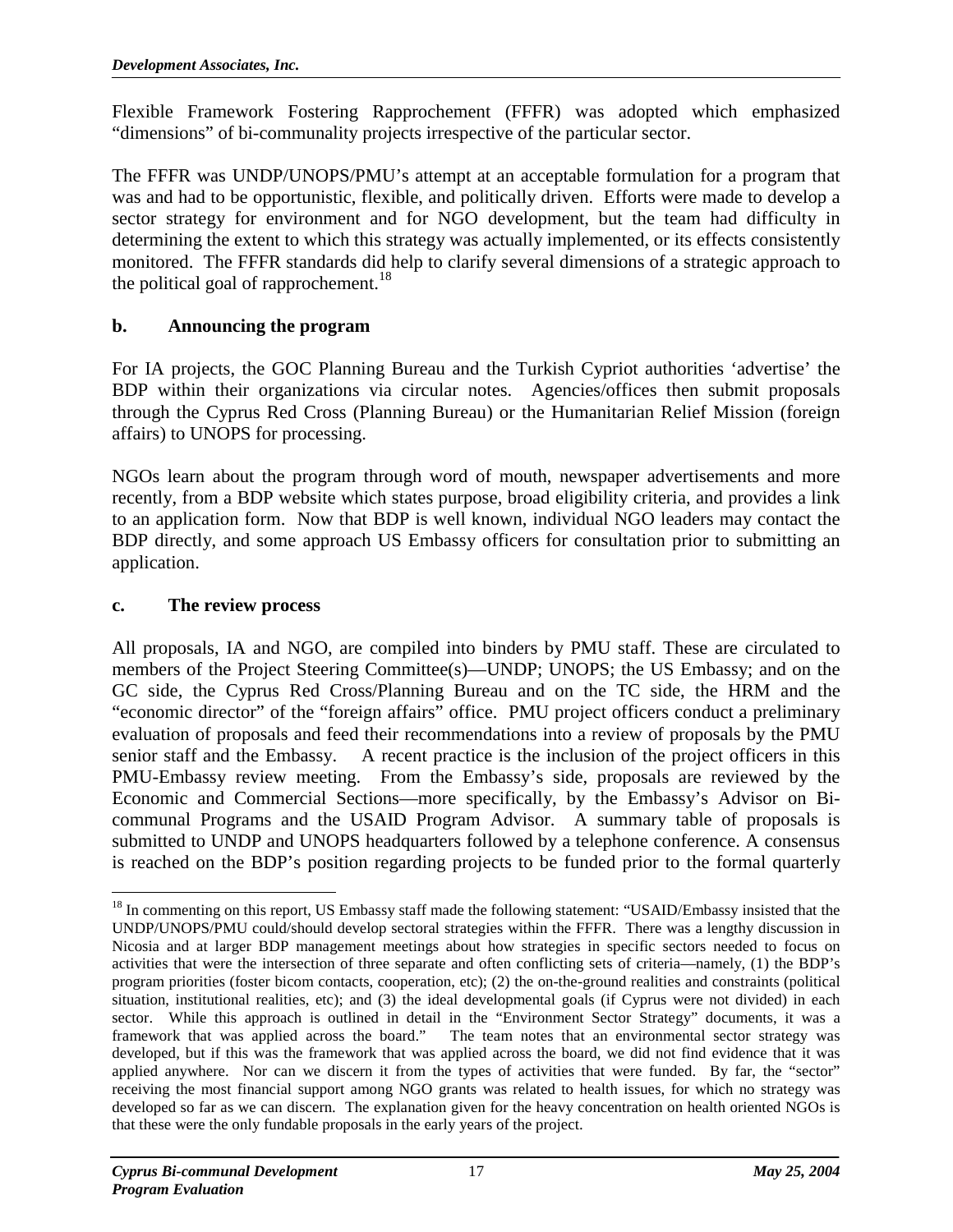Flexible Framework Fostering Rapprochement (FFFR) was adopted which emphasized "dimensions" of bi-communality projects irrespective of the particular sector.

The FFFR was UNDP/UNOPS/PMU's attempt at an acceptable formulation for a program that was and had to be opportunistic, flexible, and politically driven. Efforts were made to develop a sector strategy for environment and for NGO development, but the team had difficulty in determining the extent to which this strategy was actually implemented, or its effects consistently monitored. The FFFR standards did help to clarify several dimensions of a strategic approach to the political goal of rapprochement.[18]

#### b. Announcing the program

For IA projects, the GOC Planning Bureau and the Turkish Cypriot authorities 'advertise' the BDP within their organizations via circular notes. Agencies/offices then submit proposals through the Cyprus Red Cross (Planning Bureau) or the Humanitarian Relief Mission (foreign affairs) to UNOPS for processing.

NGOs learn about the program through word of mouth, newspaper advertisements and more recently, from a BDP website which states purpose, broad eligibility criteria, and provides a link to an application form. Now that BDP is well known, individual NGO leaders may contact the BDP directly, and some approach US Embassy officers for consultation prior to submitting an application.

#### c. The review process

All proposals, IA and NGO, are compiled into binders by PMU staff. These are circulated to members of the Project Steering Committee(s)—UNDP; UNOPS; the US Embassy; and on the GC side, the Cyprus Red Cross/Planning Bureau and on the TC side, the HRM and the "economic director" of the "foreign affairs" office. PMU project officers conduct a preliminary evaluation of proposals and feed their recommendations into a review of proposals by the PMU senior staff and the Embassy. A recent practice is the inclusion of the project officers in this PMU-Embassy review meeting. From the Embassy's side, proposals are reviewed by the Economic and Commercial Sections—more specifically, by the Embassy's Advisor on Bi-communal Programs and the USAID Program Advisor. A summary table of proposals is submitted to UNDP and UNOPS headquarters followed by a telephone conference. A consensus is reached on the BDP's position regarding projects to be funded prior to the formal quarterly

---

[18] In commenting on this report, US Embassy staff made the following statement: "USAID/Embassy insisted that the UNDP/UNOPS/PMU could/should develop sectoral strategies within the FFFR. There was a lengthy discussion in Nicosia and at larger BDP management meetings about how strategies in specific sectors needed to focus on activities that were the intersection of three separate and often conflicting sets of criteria—namely, (1) the BDP's program priorities (foster bicom contacts, cooperation, etc); (2) the on-the-ground realities and constraints (political situation, institutional realities, etc); and (3) the ideal developmental goals (if Cyprus were not divided) in each sector. While this approach is outlined in detail in the "Environment Sector Strategy" documents, it was a framework that was applied across the board." The team notes that an environmental sector strategy was developed, but if this was the framework that was applied across the board, we did not find evidence that it was applied anywhere. Nor can we discern it from the types of activities that were funded. By far, the "sector" receiving the most financial support among NGO grants was related to health issues, for which no strategy was developed so far as we can discern. The explanation given for the heavy concentration on health oriented NGOs is that these were the only fundable proposals in the early years of the project.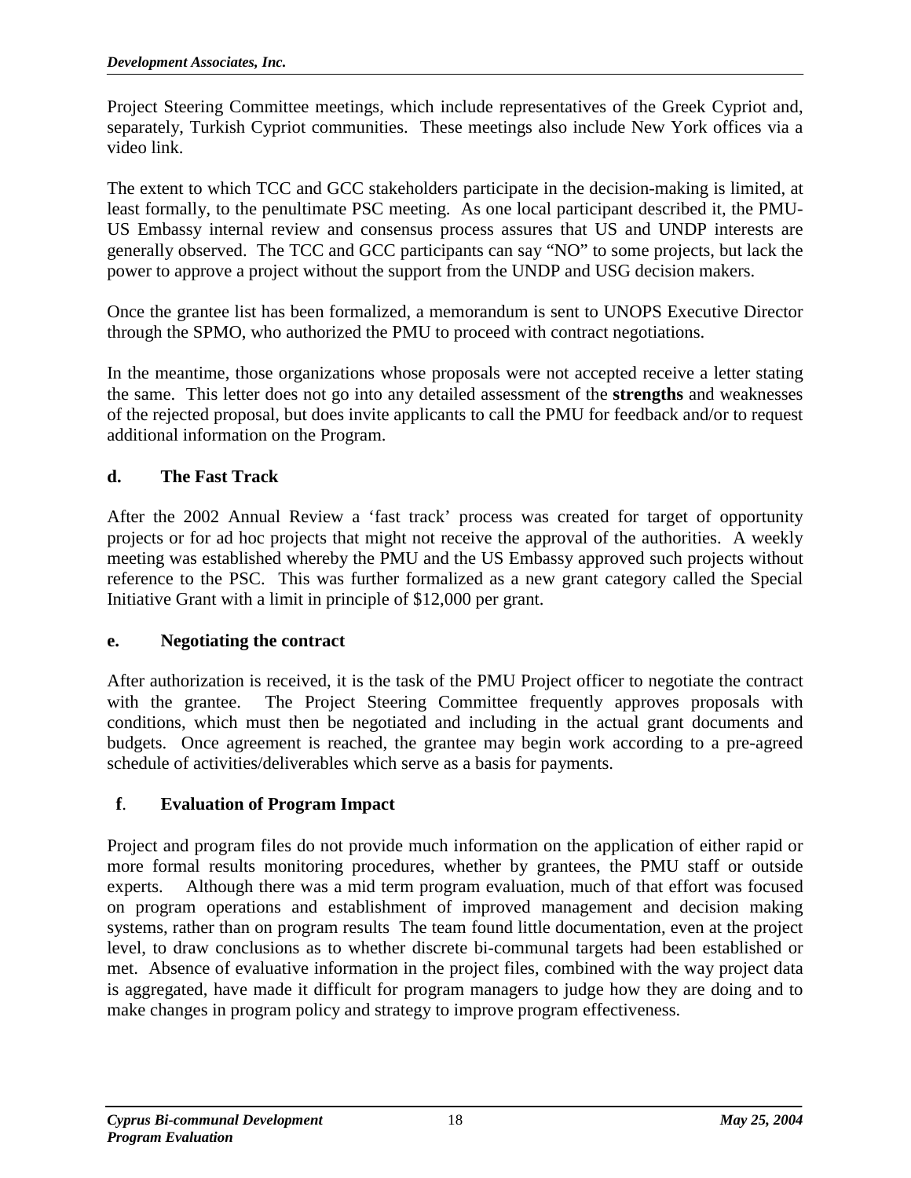Project Steering Committee meetings, which include representatives of the Greek Cypriot and, separately, Turkish Cypriot communities. These meetings also include New York offices via a video link.

The extent to which TCC and GCC stakeholders participate in the decision-making is limited, at least formally, to the penultimate PSC meeting. As one local participant described it, the PMU-US Embassy internal review and consensus process assures that US and UNDP interests are generally observed. The TCC and GCC participants can say "NO" to some projects, but lack the power to approve a project without the support from the UNDP and USG decision makers.

Once the grantee list has been formalized, a memorandum is sent to UNOPS Executive Director through the SPMO, who authorized the PMU to proceed with contract negotiations.

In the meantime, those organizations whose proposals were not accepted receive a letter stating the same. This letter does not go into any detailed assessment of the **strengths** and weaknesses of the rejected proposal, but does invite applicants to call the PMU for feedback and/or to request additional information on the Program.

### d. The Fast Track

After the 2002 Annual Review a 'fast track' process was created for target of opportunity projects or for ad hoc projects that might not receive the approval of the authorities. A weekly meeting was established whereby the PMU and the US Embassy approved such projects without reference to the PSC. This was further formalized as a new grant category called the Special Initiative Grant with a limit in principle of $12,000 per grant.

### e. Negotiating the contract

After authorization is received, it is the task of the PMU Project officer to negotiate the contract with the grantee. The Project Steering Committee frequently approves proposals with conditions, which must then be negotiated and including in the actual grant documents and budgets. Once agreement is reached, the grantee may begin work according to a pre-agreed schedule of activities/deliverables which serve as a basis for payments.

### f. Evaluation of Program Impact

Project and program files do not provide much information on the application of either rapid or more formal results monitoring procedures, whether by grantees, the PMU staff or outside experts. Although there was a mid term program evaluation, much of that effort was focused on program operations and establishment of improved management and decision making systems, rather than on program results The team found little documentation, even at the project level, to draw conclusions as to whether discrete bi-communal targets had been established or met. Absence of evaluative information in the project files, combined with the way project data is aggregated, have made it difficult for program managers to judge how they are doing and to make changes in program policy and strategy to improve program effectiveness.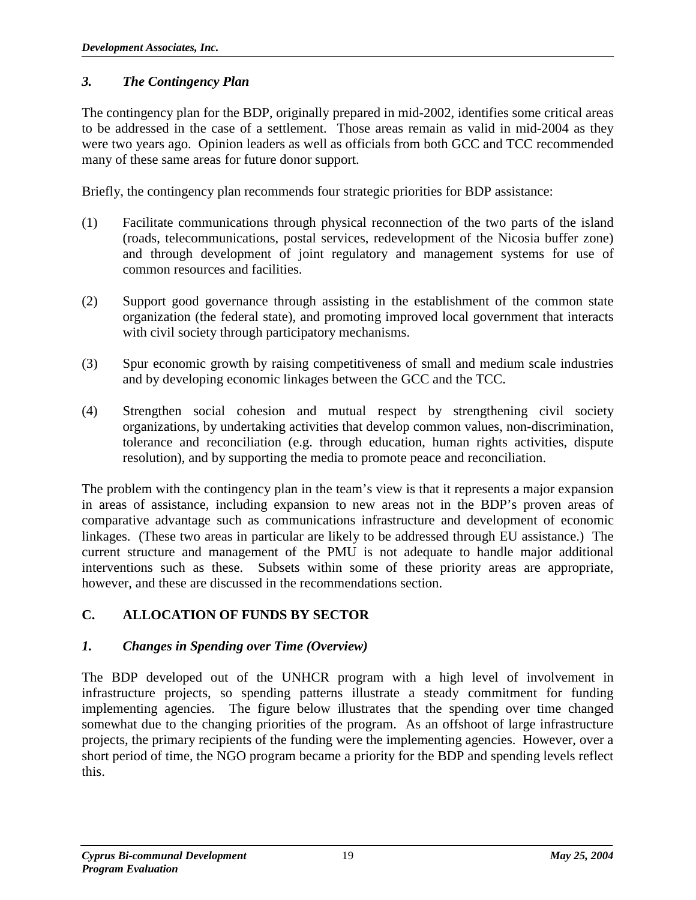### *3. The Contingency Plan*

The contingency plan for the BDP, originally prepared in mid-2002, identifies some critical areas to be addressed in the case of a settlement. Those areas remain as valid in mid-2004 as they were two years ago. Opinion leaders as well as officials from both GCC and TCC recommended many of these same areas for future donor support.

Briefly, the contingency plan recommends four strategic priorities for BDP assistance:

(1) Facilitate communications through physical reconnection of the two parts of the island (roads, telecommunications, postal services, redevelopment of the Nicosia buffer zone) and through development of joint regulatory and management systems for use of common resources and facilities.

(2) Support good governance through assisting in the establishment of the common state organization (the federal state), and promoting improved local government that interacts with civil society through participatory mechanisms.

(3) Spur economic growth by raising competitiveness of small and medium scale industries and by developing economic linkages between the GCC and the TCC.

(4) Strengthen social cohesion and mutual respect by strengthening civil society organizations, by undertaking activities that develop common values, non-discrimination, tolerance and reconciliation (e.g. through education, human rights activities, dispute resolution), and by supporting the media to promote peace and reconciliation.

The problem with the contingency plan in the team's view is that it represents a major expansion in areas of assistance, including expansion to new areas not in the BDP's proven areas of comparative advantage such as communications infrastructure and development of economic linkages. (These two areas in particular are likely to be addressed through EU assistance.) The current structure and management of the PMU is not adequate to handle major additional interventions such as these. Subsets within some of these priority areas are appropriate, however, and these are discussed in the recommendations section.

## C. ALLOCATION OF FUNDS BY SECTOR

### *1. Changes in Spending over Time (Overview)*

The BDP developed out of the UNHCR program with a high level of involvement in infrastructure projects, so spending patterns illustrate a steady commitment for funding implementing agencies. The figure below illustrates that the spending over time changed somewhat due to the changing priorities of the program. As an offshoot of large infrastructure projects, the primary recipients of the funding were the implementing agencies. However, over a short period of time, the NGO program became a priority for the BDP and spending levels reflect this.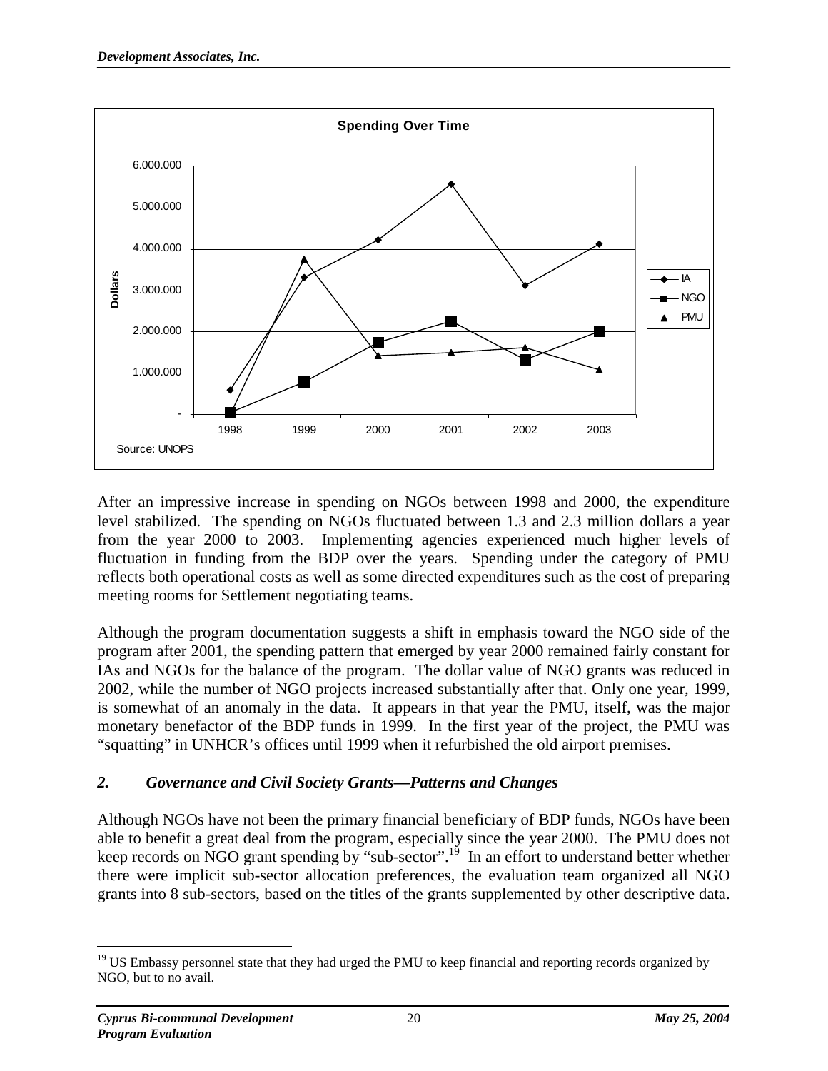Spending Over Time

6.000.000
5.000.000
4.000.000
3.000.000
2.000.000
1.000.000
-

Dollars

1998 1999 2000 2001 2002 2003

IA
NGO
PMU

Source: UNOPS

After an impressive increase in spending on NGOs between 1998 and 2000, the expenditure level stabilized. The spending on NGOs fluctuated between 1.3 and 2.3 million dollars a year from the year 2000 to 2003. Implementing agencies experienced much higher levels of fluctuation in funding from the BDP over the years. Spending under the category of PMU reflects both operational costs as well as some directed expenditures such as the cost of preparing meeting rooms for Settlement negotiating teams.

Although the program documentation suggests a shift in emphasis toward the NGO side of the program after 2001, the spending pattern that emerged by year 2000 remained fairly constant for IAs and NGOs for the balance of the program. The dollar value of NGO grants was reduced in 2002, while the number of NGO projects increased substantially after that. Only one year, 1999, is somewhat of an anomaly in the data. It appears in that year the PMU, itself, was the major monetary benefactor of the BDP funds in 1999. In the first year of the project, the PMU was "squatting" in UNHCR's offices until 1999 when it refurbished the old airport premises.

### *2. Governance and Civil Society Grants—Patterns and Changes*

Although NGOs have not been the primary financial beneficiary of BDP funds, NGOs have been able to benefit a great deal from the program, especially since the year 2000. The PMU does not keep records on NGO grant spending by "sub-sector".[19] In an effort to understand better whether there were implicit sub-sector allocation preferences, the evaluation team organized all NGO grants into 8 sub-sectors, based on the titles of the grants supplemented by other descriptive data.

[19] US Embassy personnel state that they had urged the PMU to keep financial and reporting records organized by NGO, but to no avail.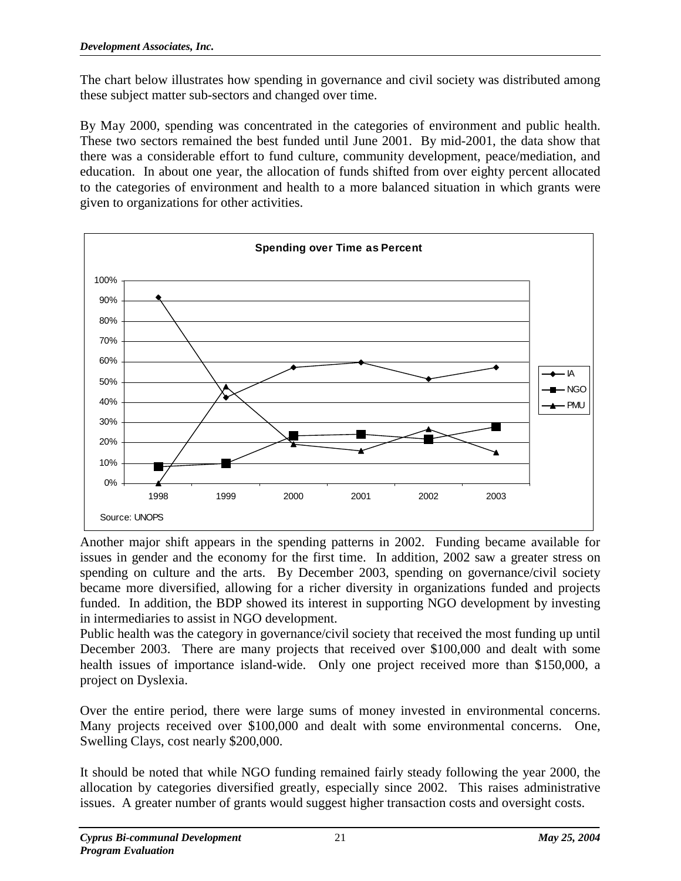The chart below illustrates how spending in governance and civil society was distributed among these subject matter sub-sectors and changed over time.

By May 2000, spending was concentrated in the categories of environment and public health. These two sectors remained the best funded until June 2001. By mid-2001, the data show that there was a considerable effort to fund culture, community development, peace/mediation, and education. In about one year, the allocation of funds shifted from over eighty percent allocated to the categories of environment and health to a more balanced situation in which grants were given to organizations for other activities.

**Spending over Time as Percent**

100%
90%
80%
70%
60%
50%
40%
30%
20%
10%
0%

1998
1999
2000
2001
2002
2003

IA
NGO
PMU

Source: UNOPS

Another major shift appears in the spending patterns in 2002. Funding became available for issues in gender and the economy for the first time. In addition, 2002 saw a greater stress on spending on culture and the arts. By December 2003, spending on governance/civil society became more diversified, allowing for a richer diversity in organizations funded and projects funded. In addition, the BDP showed its interest in supporting NGO development by investing in intermediaries to assist in NGO development.

Public health was the category in governance/civil society that received the most funding up until December 2003. There are many projects that received over \$100,000 and dealt with some health issues of importance island-wide. Only one project received more than \$150,000, a project on Dyslexia.

Over the entire period, there were large sums of money invested in environmental concerns. Many projects received over \$100,000 and dealt with some environmental concerns. One, Swelling Clays, cost nearly \$200,000.

It should be noted that while NGO funding remained fairly steady following the year 2000, the allocation by categories diversified greatly, especially since 2002. This raises administrative issues. A greater number of grants would suggest higher transaction costs and oversight costs.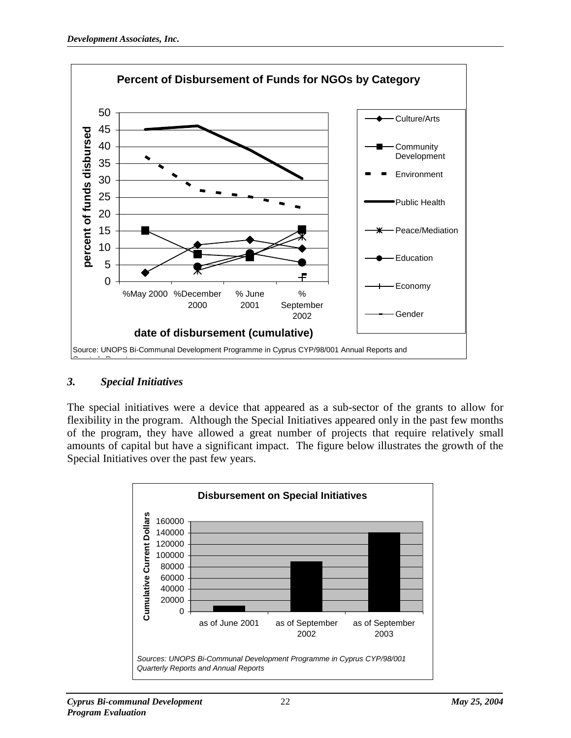**Percent of Disbursement of Funds for NGOs by Category**

percent of funds disbursed

50
45
40
35
30
25
20
15
10
5
0

%May 2000
%December 2000
% June 2001
% September 2002

date of disbursement (cumulative)

Culture/Arts
Community Development
Environment
Public Health
Peace/Mediation
Education
Economy
Gender

Source: UNOPS Bi-Communal Development Programme in Cyprus CYP/98/001 Annual Reports and Quarterly Reports

### 3. Special Initiatives

The special initiatives were a device that appeared as a sub-sector of the grants to allow for flexibility in the program. Although the Special Initiatives appeared only in the past few months of the program, they have allowed a great number of projects that require relatively small amounts of capital but have a significant impact. The figure below illustrates the growth of the Special Initiatives over the past few years.

**Disbursement on Special Initiatives**

Cumulative Current Dollars

160000
140000
120000
100000
80000
60000
40000
20000
0

as of June 2001
as of September 2002
as of September 2003

*Sources: UNOPS Bi-Communal Development Programme in Cyprus CYP/98/001 Quarterly Reports and Annual Reports*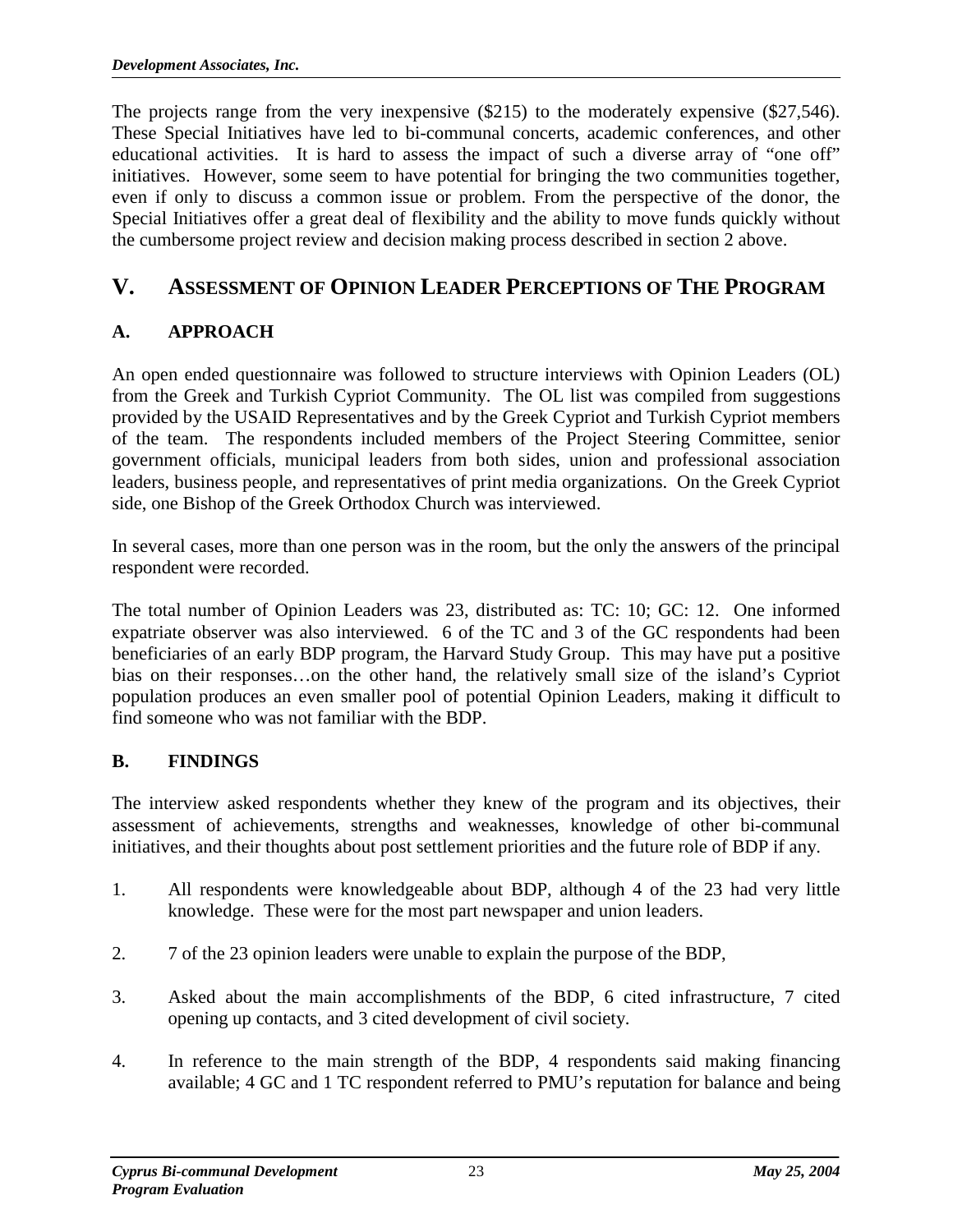The projects range from the very inexpensive ($215) to the moderately expensive ($27,546). These Special Initiatives have led to bi-communal concerts, academic conferences, and other educational activities. It is hard to assess the impact of such a diverse array of "one off" initiatives. However, some seem to have potential for bringing the two communities together, even if only to discuss a common issue or problem. From the perspective of the donor, the Special Initiatives offer a great deal of flexibility and the ability to move funds quickly without the cumbersome project review and decision making process described in section 2 above.

# V. ASSESSMENT OF OPINION LEADER PERCEPTIONS OF THE PROGRAM

## A. APPROACH

An open ended questionnaire was followed to structure interviews with Opinion Leaders (OL) from the Greek and Turkish Cypriot Community. The OL list was compiled from suggestions provided by the USAID Representatives and by the Greek Cypriot and Turkish Cypriot members of the team. The respondents included members of the Project Steering Committee, senior government officials, municipal leaders from both sides, union and professional association leaders, business people, and representatives of print media organizations. On the Greek Cypriot side, one Bishop of the Greek Orthodox Church was interviewed.

In several cases, more than one person was in the room, but the only the answers of the principal respondent were recorded.

The total number of Opinion Leaders was 23, distributed as: TC: 10; GC: 12. One informed expatriate observer was also interviewed. 6 of the TC and 3 of the GC respondents had been beneficiaries of an early BDP program, the Harvard Study Group. This may have put a positive bias on their responses…on the other hand, the relatively small size of the island's Cypriot population produces an even smaller pool of potential Opinion Leaders, making it difficult to find someone who was not familiar with the BDP.

## B. FINDINGS

The interview asked respondents whether they knew of the program and its objectives, their assessment of achievements, strengths and weaknesses, knowledge of other bi-communal initiatives, and their thoughts about post settlement priorities and the future role of BDP if any.

1. All respondents were knowledgeable about BDP, although 4 of the 23 had very little knowledge. These were for the most part newspaper and union leaders.

2. 7 of the 23 opinion leaders were unable to explain the purpose of the BDP,

3. Asked about the main accomplishments of the BDP, 6 cited infrastructure, 7 cited opening up contacts, and 3 cited development of civil society.

4. In reference to the main strength of the BDP, 4 respondents said making financing available; 4 GC and 1 TC respondent referred to PMU's reputation for balance and being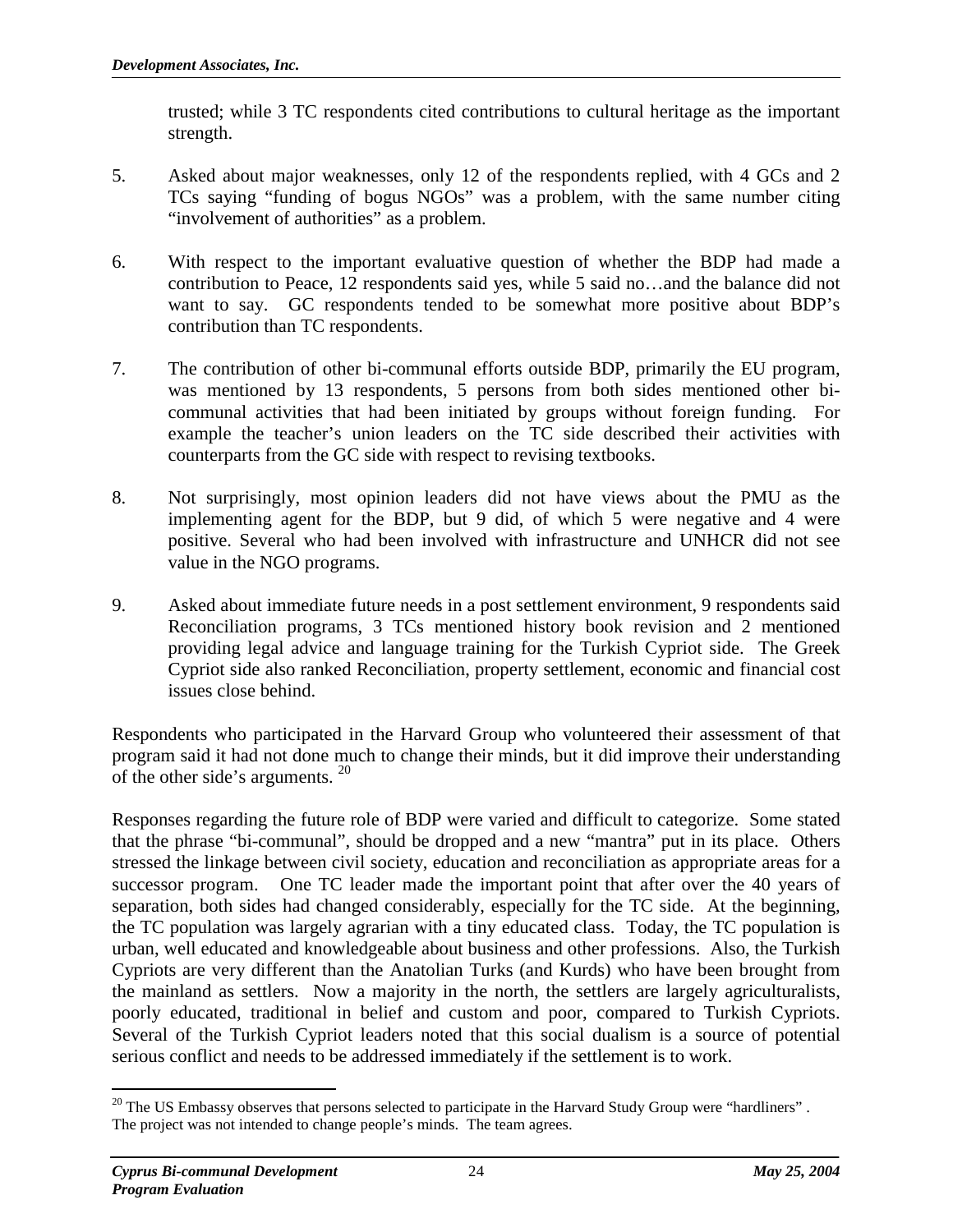trusted; while 3 TC respondents cited contributions to cultural heritage as the important strength.

5. Asked about major weaknesses, only 12 of the respondents replied, with 4 GCs and 2 TCs saying "funding of bogus NGOs" was a problem, with the same number citing "involvement of authorities" as a problem.

6. With respect to the important evaluative question of whether the BDP had made a contribution to Peace, 12 respondents said yes, while 5 said no…and the balance did not want to say. GC respondents tended to be somewhat more positive about BDP's contribution than TC respondents.

7. The contribution of other bi-communal efforts outside BDP, primarily the EU program, was mentioned by 13 respondents, 5 persons from both sides mentioned other bi-communal activities that had been initiated by groups without foreign funding. For example the teacher's union leaders on the TC side described their activities with counterparts from the GC side with respect to revising textbooks.

8. Not surprisingly, most opinion leaders did not have views about the PMU as the implementing agent for the BDP, but 9 did, of which 5 were negative and 4 were positive. Several who had been involved with infrastructure and UNHCR did not see value in the NGO programs.

9. Asked about immediate future needs in a post settlement environment, 9 respondents said Reconciliation programs, 3 TCs mentioned history book revision and 2 mentioned providing legal advice and language training for the Turkish Cypriot side. The Greek Cypriot side also ranked Reconciliation, property settlement, economic and financial cost issues close behind.

Respondents who participated in the Harvard Group who volunteered their assessment of that program said it had not done much to change their minds, but it did improve their understanding of the other side's arguments. [20]

Responses regarding the future role of BDP were varied and difficult to categorize. Some stated that the phrase "bi-communal", should be dropped and a new "mantra" put in its place. Others stressed the linkage between civil society, education and reconciliation as appropriate areas for a successor program. One TC leader made the important point that after over the 40 years of separation, both sides had changed considerably, especially for the TC side. At the beginning, the TC population was largely agrarian with a tiny educated class. Today, the TC population is urban, well educated and knowledgeable about business and other professions. Also, the Turkish Cypriots are very different than the Anatolian Turks (and Kurds) who have been brought from the mainland as settlers. Now a majority in the north, the settlers are largely agriculturalists, poorly educated, traditional in belief and custom and poor, compared to Turkish Cypriots. Several of the Turkish Cypriot leaders noted that this social dualism is a source of potential serious conflict and needs to be addressed immediately if the settlement is to work.

[20] The US Embassy observes that persons selected to participate in the Harvard Study Group were "hardliners" . The project was not intended to change people's minds. The team agrees.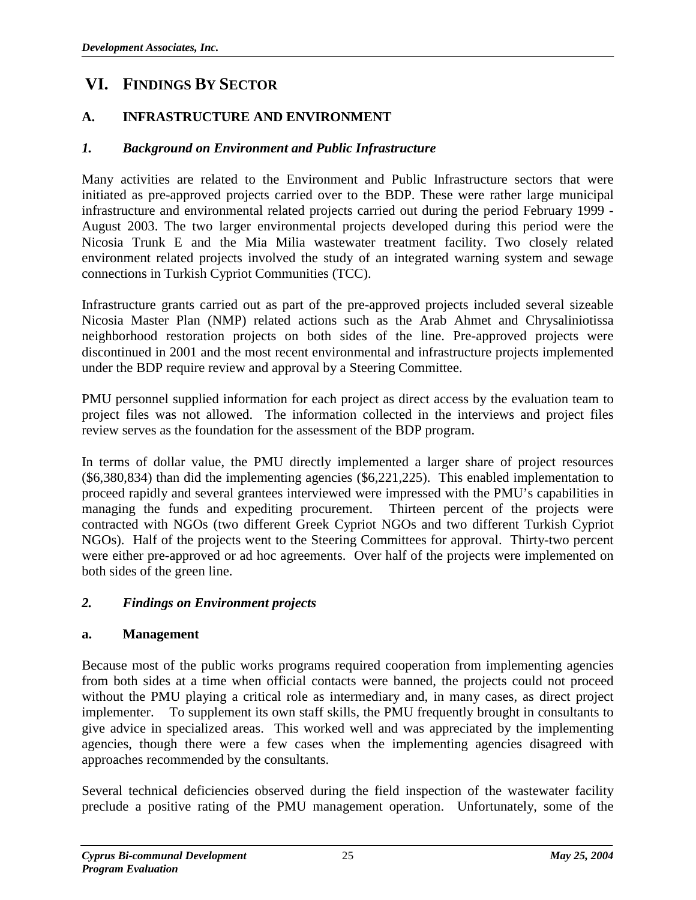# VI. FINDINGS BY SECTOR

## A. INFRASTRUCTURE AND ENVIRONMENT

### *1. Background on Environment and Public Infrastructure*

Many activities are related to the Environment and Public Infrastructure sectors that were initiated as pre-approved projects carried over to the BDP. These were rather large municipal infrastructure and environmental related projects carried out during the period February 1999 - August 2003. The two larger environmental projects developed during this period were the Nicosia Trunk E and the Mia Milia wastewater treatment facility. Two closely related environment related projects involved the study of an integrated warning system and sewage connections in Turkish Cypriot Communities (TCC).

Infrastructure grants carried out as part of the pre-approved projects included several sizeable Nicosia Master Plan (NMP) related actions such as the Arab Ahmet and Chrysaliniotissa neighborhood restoration projects on both sides of the line. Pre-approved projects were discontinued in 2001 and the most recent environmental and infrastructure projects implemented under the BDP require review and approval by a Steering Committee.

PMU personnel supplied information for each project as direct access by the evaluation team to project files was not allowed. The information collected in the interviews and project files review serves as the foundation for the assessment of the BDP program.

In terms of dollar value, the PMU directly implemented a larger share of project resources ($6,380,834) than did the implementing agencies ($6,221,225). This enabled implementation to proceed rapidly and several grantees interviewed were impressed with the PMU's capabilities in managing the funds and expediting procurement. Thirteen percent of the projects were contracted with NGOs (two different Greek Cypriot NGOs and two different Turkish Cypriot NGOs). Half of the projects went to the Steering Committees for approval. Thirty-two percent were either pre-approved or ad hoc agreements. Over half of the projects were implemented on both sides of the green line.

### *2. Findings on Environment projects*

#### a. Management

Because most of the public works programs required cooperation from implementing agencies from both sides at a time when official contacts were banned, the projects could not proceed without the PMU playing a critical role as intermediary and, in many cases, as direct project implementer. To supplement its own staff skills, the PMU frequently brought in consultants to give advice in specialized areas. This worked well and was appreciated by the implementing agencies, though there were a few cases when the implementing agencies disagreed with approaches recommended by the consultants.

Several technical deficiencies observed during the field inspection of the wastewater facility preclude a positive rating of the PMU management operation. Unfortunately, some of the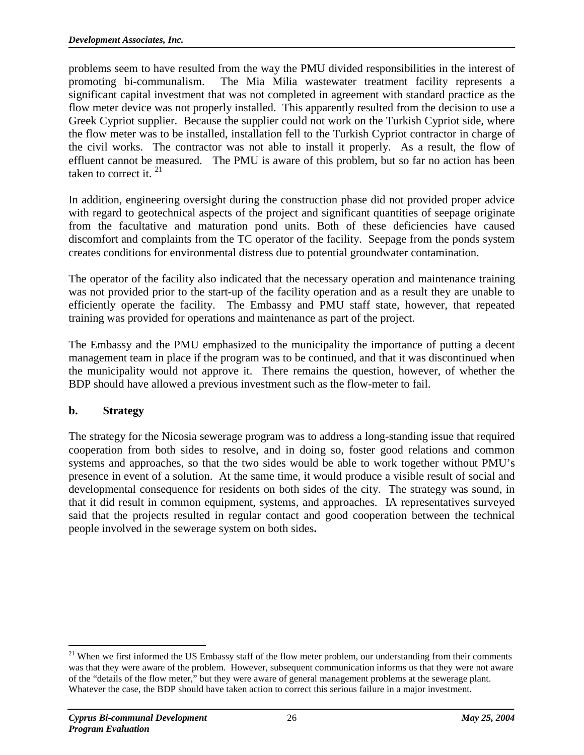problems seem to have resulted from the way the PMU divided responsibilities in the interest of promoting bi-communalism. The Mia Milia wastewater treatment facility represents a significant capital investment that was not completed in agreement with standard practice as the flow meter device was not properly installed. This apparently resulted from the decision to use a Greek Cypriot supplier. Because the supplier could not work on the Turkish Cypriot side, where the flow meter was to be installed, installation fell to the Turkish Cypriot contractor in charge of the civil works. The contractor was not able to install it properly. As a result, the flow of effluent cannot be measured. The PMU is aware of this problem, but so far no action has been taken to correct it. [21]

In addition, engineering oversight during the construction phase did not provided proper advice with regard to geotechnical aspects of the project and significant quantities of seepage originate from the facultative and maturation pond units. Both of these deficiencies have caused discomfort and complaints from the TC operator of the facility. Seepage from the ponds system creates conditions for environmental distress due to potential groundwater contamination.

The operator of the facility also indicated that the necessary operation and maintenance training was not provided prior to the start-up of the facility operation and as a result they are unable to efficiently operate the facility. The Embassy and PMU staff state, however, that repeated training was provided for operations and maintenance as part of the project.

The Embassy and the PMU emphasized to the municipality the importance of putting a decent management team in place if the program was to be continued, and that it was discontinued when the municipality would not approve it. There remains the question, however, of whether the BDP should have allowed a previous investment such as the flow-meter to fail.

### b. Strategy

The strategy for the Nicosia sewerage program was to address a long-standing issue that required cooperation from both sides to resolve, and in doing so, foster good relations and common systems and approaches, so that the two sides would be able to work together without PMU's presence in event of a solution. At the same time, it would produce a visible result of social and developmental consequence for residents on both sides of the city. The strategy was sound, in that it did result in common equipment, systems, and approaches. IA representatives surveyed said that the projects resulted in regular contact and good cooperation between the technical people involved in the sewerage system on both sides**.**

---

[21] When we first informed the US Embassy staff of the flow meter problem, our understanding from their comments was that they were aware of the problem. However, subsequent communication informs us that they were not aware of the "details of the flow meter," but they were aware of general management problems at the sewerage plant. Whatever the case, the BDP should have taken action to correct this serious failure in a major investment.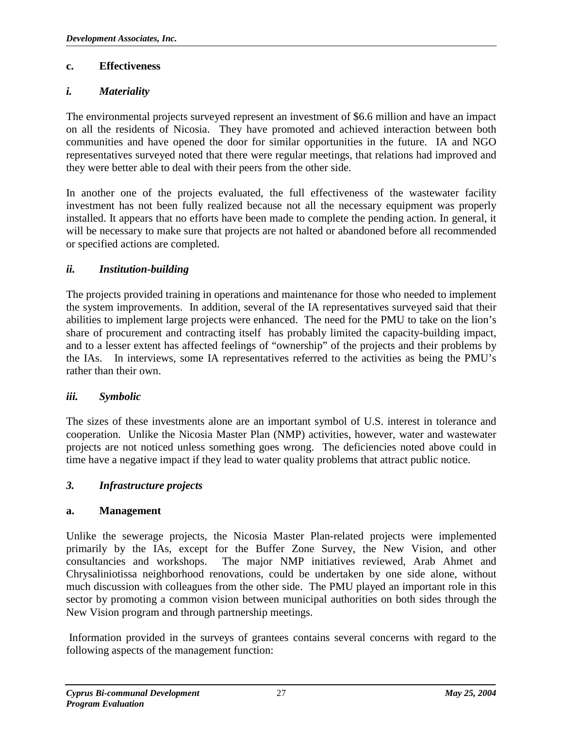### c. Effectiveness

#### *i. Materiality*

The environmental projects surveyed represent an investment of $6.6 million and have an impact on all the residents of Nicosia. They have promoted and achieved interaction between both communities and have opened the door for similar opportunities in the future. IA and NGO representatives surveyed noted that there were regular meetings, that relations had improved and they were better able to deal with their peers from the other side.

In another one of the projects evaluated, the full effectiveness of the wastewater facility investment has not been fully realized because not all the necessary equipment was properly installed. It appears that no efforts have been made to complete the pending action. In general, it will be necessary to make sure that projects are not halted or abandoned before all recommended or specified actions are completed.

#### *ii. Institution-building*

The projects provided training in operations and maintenance for those who needed to implement the system improvements. In addition, several of the IA representatives surveyed said that their abilities to implement large projects were enhanced. The need for the PMU to take on the lion's share of procurement and contracting itself has probably limited the capacity-building impact, and to a lesser extent has affected feelings of "ownership" of the projects and their problems by the IAs. In interviews, some IA representatives referred to the activities as being the PMU's rather than their own.

#### *iii. Symbolic*

The sizes of these investments alone are an important symbol of U.S. interest in tolerance and cooperation. Unlike the Nicosia Master Plan (NMP) activities, however, water and wastewater projects are not noticed unless something goes wrong. The deficiencies noted above could in time have a negative impact if they lead to water quality problems that attract public notice.

## *3. Infrastructure projects*

### a. Management

Unlike the sewerage projects, the Nicosia Master Plan-related projects were implemented primarily by the IAs, except for the Buffer Zone Survey, the New Vision, and other consultancies and workshops. The major NMP initiatives reviewed, Arab Ahmet and Chrysaliniotissa neighborhood renovations, could be undertaken by one side alone, without much discussion with colleagues from the other side. The PMU played an important role in this sector by promoting a common vision between municipal authorities on both sides through the New Vision program and through partnership meetings.

Information provided in the surveys of grantees contains several concerns with regard to the following aspects of the management function: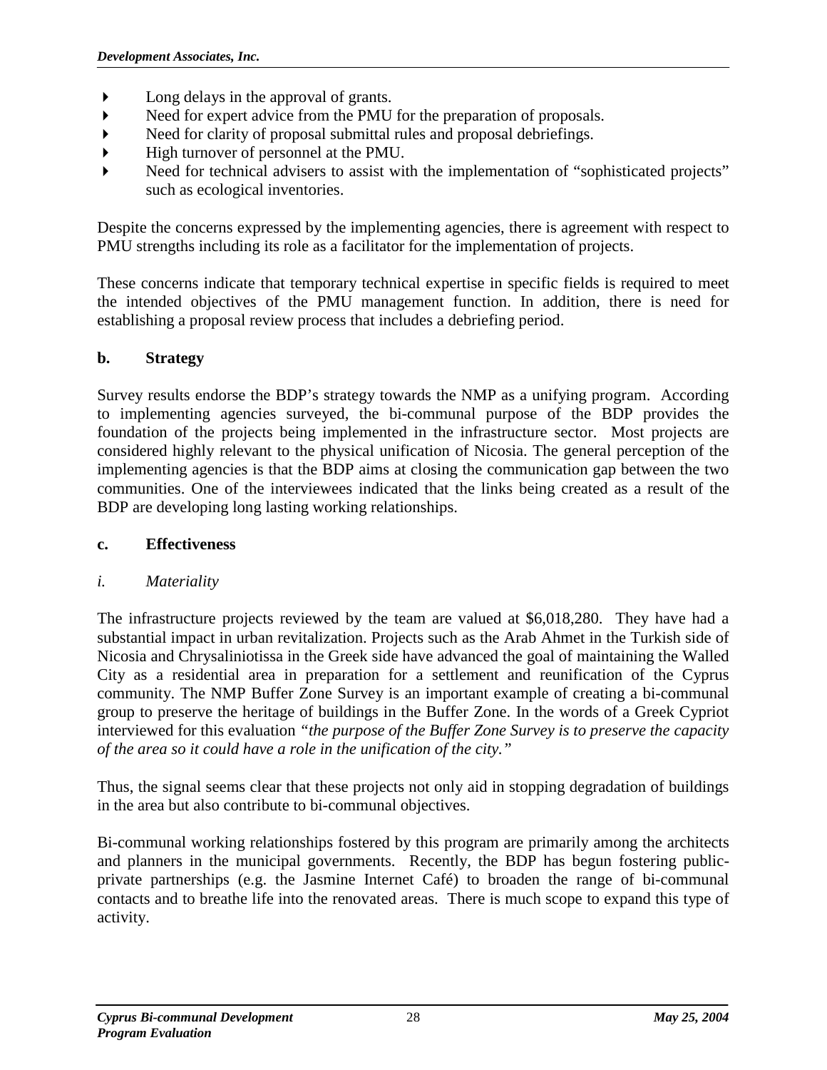- Long delays in the approval of grants.
- Need for expert advice from the PMU for the preparation of proposals.
- Need for clarity of proposal submittal rules and proposal debriefings.
- High turnover of personnel at the PMU.
- Need for technical advisers to assist with the implementation of "sophisticated projects" such as ecological inventories.

Despite the concerns expressed by the implementing agencies, there is agreement with respect to PMU strengths including its role as a facilitator for the implementation of projects.

These concerns indicate that temporary technical expertise in specific fields is required to meet the intended objectives of the PMU management function. In addition, there is need for establishing a proposal review process that includes a debriefing period.

**b. Strategy**

Survey results endorse the BDP's strategy towards the NMP as a unifying program. According to implementing agencies surveyed, the bi-communal purpose of the BDP provides the foundation of the projects being implemented in the infrastructure sector. Most projects are considered highly relevant to the physical unification of Nicosia. The general perception of the implementing agencies is that the BDP aims at closing the communication gap between the two communities. One of the interviewees indicated that the links being created as a result of the BDP are developing long lasting working relationships.

**c. Effectiveness**

*i. Materiality*

The infrastructure projects reviewed by the team are valued at $6,018,280. They have had a substantial impact in urban revitalization. Projects such as the Arab Ahmet in the Turkish side of Nicosia and Chrysaliniotissa in the Greek side have advanced the goal of maintaining the Walled City as a residential area in preparation for a settlement and reunification of the Cyprus community. The NMP Buffer Zone Survey is an important example of creating a bi-communal group to preserve the heritage of buildings in the Buffer Zone. In the words of a Greek Cypriot interviewed for this evaluation *"the purpose of the Buffer Zone Survey is to preserve the capacity of the area so it could have a role in the unification of the city."*

Thus, the signal seems clear that these projects not only aid in stopping degradation of buildings in the area but also contribute to bi-communal objectives.

Bi-communal working relationships fostered by this program are primarily among the architects and planners in the municipal governments. Recently, the BDP has begun fostering public-private partnerships (e.g. the Jasmine Internet Café) to broaden the range of bi-communal contacts and to breathe life into the renovated areas. There is much scope to expand this type of activity.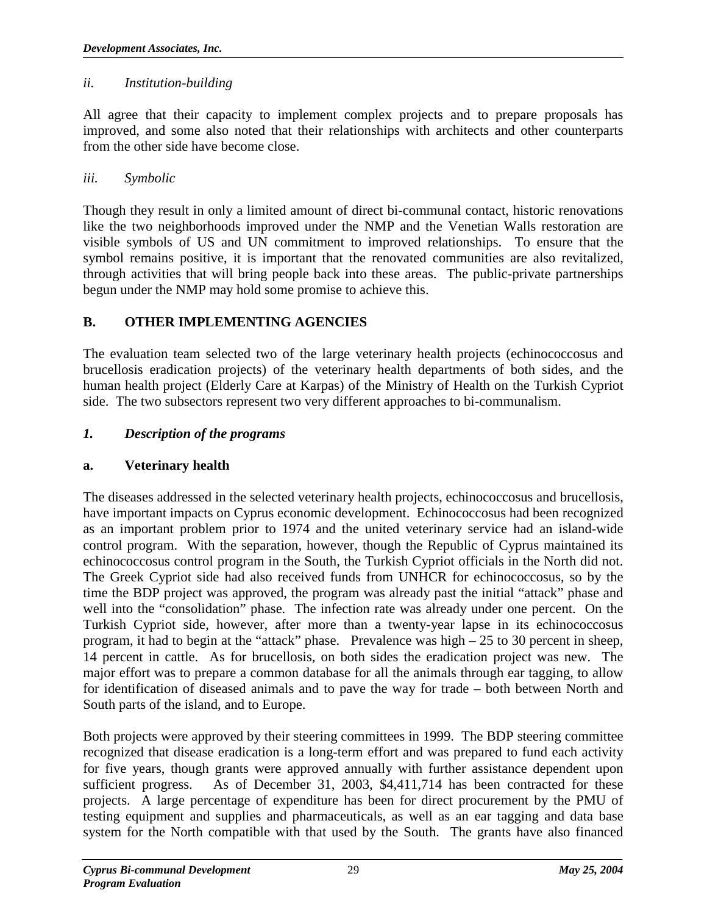*ii. Institution-building*

All agree that their capacity to implement complex projects and to prepare proposals has improved, and some also noted that their relationships with architects and other counterparts from the other side have become close.

*iii. Symbolic*

Though they result in only a limited amount of direct bi-communal contact, historic renovations like the two neighborhoods improved under the NMP and the Venetian Walls restoration are visible symbols of US and UN commitment to improved relationships. To ensure that the symbol remains positive, it is important that the renovated communities are also revitalized, through activities that will bring people back into these areas. The public-private partnerships begun under the NMP may hold some promise to achieve this.

## B. OTHER IMPLEMENTING AGENCIES

The evaluation team selected two of the large veterinary health projects (echinococcosus and brucellosis eradication projects) of the veterinary health departments of both sides, and the human health project (Elderly Care at Karpas) of the Ministry of Health on the Turkish Cypriot side. The two subsectors represent two very different approaches to bi-communalism.

### *1. Description of the programs*

#### a. Veterinary health

The diseases addressed in the selected veterinary health projects, echinococcosus and brucellosis, have important impacts on Cyprus economic development. Echinococcosus had been recognized as an important problem prior to 1974 and the united veterinary service had an island-wide control program. With the separation, however, though the Republic of Cyprus maintained its echinococcosus control program in the South, the Turkish Cypriot officials in the North did not. The Greek Cypriot side had also received funds from UNHCR for echinococcosus, so by the time the BDP project was approved, the program was already past the initial "attack" phase and well into the "consolidation" phase. The infection rate was already under one percent. On the Turkish Cypriot side, however, after more than a twenty-year lapse in its echinococcosus program, it had to begin at the "attack" phase. Prevalence was high – 25 to 30 percent in sheep, 14 percent in cattle. As for brucellosis, on both sides the eradication project was new. The major effort was to prepare a common database for all the animals through ear tagging, to allow for identification of diseased animals and to pave the way for trade – both between North and South parts of the island, and to Europe.

Both projects were approved by their steering committees in 1999. The BDP steering committee recognized that disease eradication is a long-term effort and was prepared to fund each activity for five years, though grants were approved annually with further assistance dependent upon sufficient progress. As of December 31, 2003, $4,411,714 has been contracted for these projects. A large percentage of expenditure has been for direct procurement by the PMU of testing equipment and supplies and pharmaceuticals, as well as an ear tagging and data base system for the North compatible with that used by the South. The grants have also financed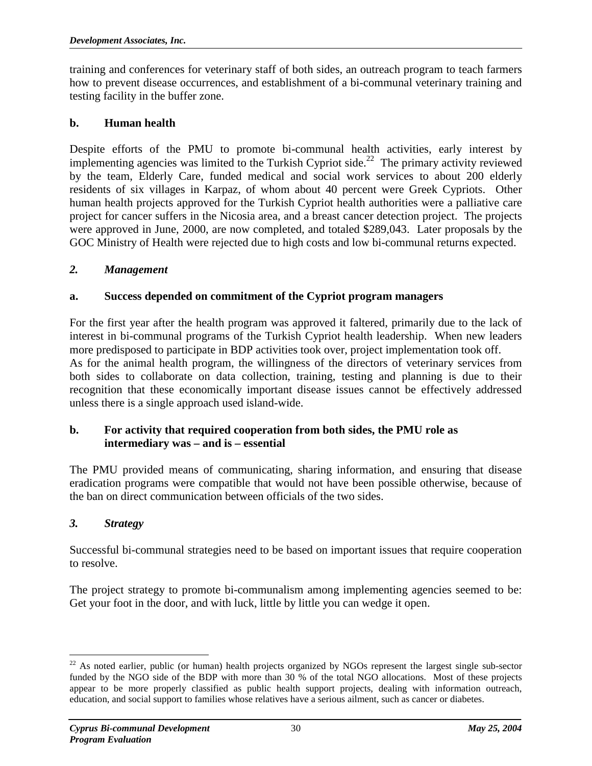training and conferences for veterinary staff of both sides, an outreach program to teach farmers how to prevent disease occurrences, and establishment of a bi-communal veterinary training and testing facility in the buffer zone.

### b. Human health

Despite efforts of the PMU to promote bi-communal health activities, early interest by implementing agencies was limited to the Turkish Cypriot side.[22] The primary activity reviewed by the team, Elderly Care, funded medical and social work services to about 200 elderly residents of six villages in Karpaz, of whom about 40 percent were Greek Cypriots. Other human health projects approved for the Turkish Cypriot health authorities were a palliative care project for cancer suffers in the Nicosia area, and a breast cancer detection project. The projects were approved in June, 2000, are now completed, and totaled $289,043. Later proposals by the GOC Ministry of Health were rejected due to high costs and low bi-communal returns expected.

## *2. Management*

### a. Success depended on commitment of the Cypriot program managers

For the first year after the health program was approved it faltered, primarily due to the lack of interest in bi-communal programs of the Turkish Cypriot health leadership. When new leaders more predisposed to participate in BDP activities took over, project implementation took off.
As for the animal health program, the willingness of the directors of veterinary services from both sides to collaborate on data collection, training, testing and planning is due to their recognition that these economically important disease issues cannot be effectively addressed unless there is a single approach used island-wide.

### b. For activity that required cooperation from both sides, the PMU role as intermediary was – and is – essential

The PMU provided means of communicating, sharing information, and ensuring that disease eradication programs were compatible that would not have been possible otherwise, because of the ban on direct communication between officials of the two sides.

## *3. Strategy*

Successful bi-communal strategies need to be based on important issues that require cooperation to resolve.

The project strategy to promote bi-communalism among implementing agencies seemed to be: Get your foot in the door, and with luck, little by little you can wedge it open.

---

[22] As noted earlier, public (or human) health projects organized by NGOs represent the largest single sub-sector funded by the NGO side of the BDP with more than 30 % of the total NGO allocations. Most of these projects appear to be more properly classified as public health support projects, dealing with information outreach, education, and social support to families whose relatives have a serious ailment, such as cancer or diabetes.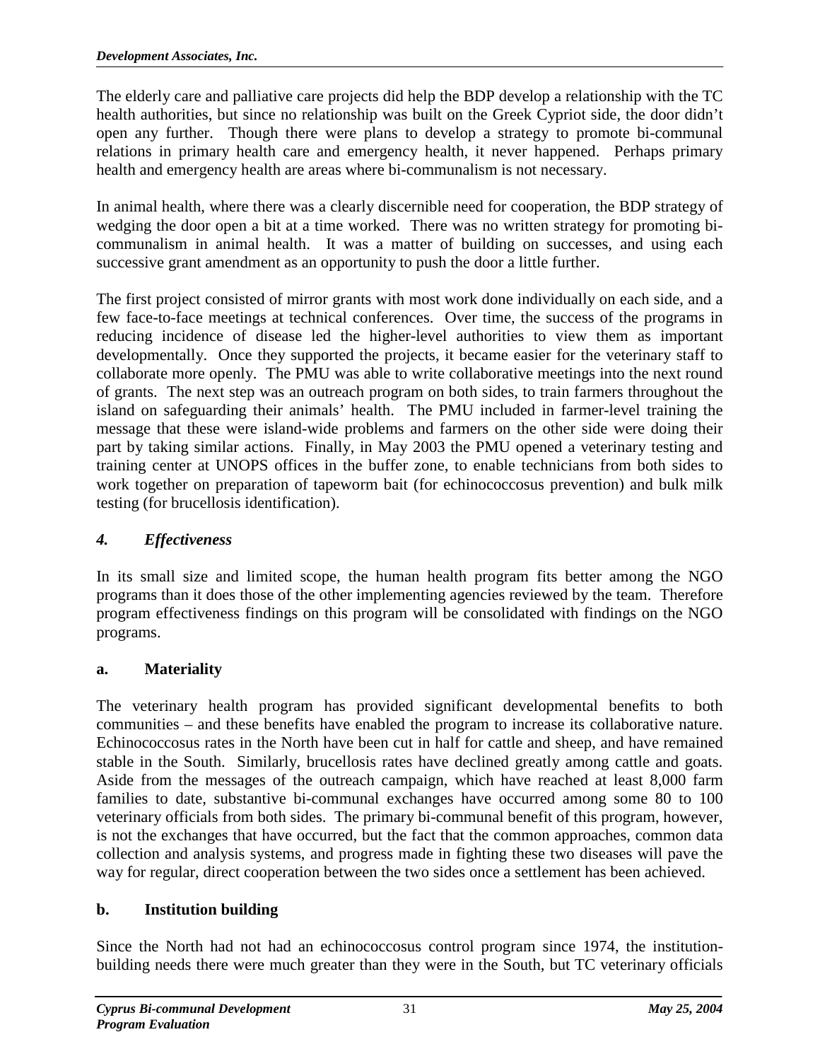The elderly care and palliative care projects did help the BDP develop a relationship with the TC health authorities, but since no relationship was built on the Greek Cypriot side, the door didn't open any further. Though there were plans to develop a strategy to promote bi-communal relations in primary health care and emergency health, it never happened. Perhaps primary health and emergency health are areas where bi-communalism is not necessary.

In animal health, where there was a clearly discernible need for cooperation, the BDP strategy of wedging the door open a bit at a time worked. There was no written strategy for promoting bi-communalism in animal health. It was a matter of building on successes, and using each successive grant amendment as an opportunity to push the door a little further.

The first project consisted of mirror grants with most work done individually on each side, and a few face-to-face meetings at technical conferences. Over time, the success of the programs in reducing incidence of disease led the higher-level authorities to view them as important developmentally. Once they supported the projects, it became easier for the veterinary staff to collaborate more openly. The PMU was able to write collaborative meetings into the next round of grants. The next step was an outreach program on both sides, to train farmers throughout the island on safeguarding their animals' health. The PMU included in farmer-level training the message that these were island-wide problems and farmers on the other side were doing their part by taking similar actions. Finally, in May 2003 the PMU opened a veterinary testing and training center at UNOPS offices in the buffer zone, to enable technicians from both sides to work together on preparation of tapeworm bait (for echinococcosus prevention) and bulk milk testing (for brucellosis identification).

### *4. Effectiveness*

In its small size and limited scope, the human health program fits better among the NGO programs than it does those of the other implementing agencies reviewed by the team. Therefore program effectiveness findings on this program will be consolidated with findings on the NGO programs.

#### a. Materiality

The veterinary health program has provided significant developmental benefits to both communities – and these benefits have enabled the program to increase its collaborative nature. Echinococcosus rates in the North have been cut in half for cattle and sheep, and have remained stable in the South. Similarly, brucellosis rates have declined greatly among cattle and goats. Aside from the messages of the outreach campaign, which have reached at least 8,000 farm families to date, substantive bi-communal exchanges have occurred among some 80 to 100 veterinary officials from both sides. The primary bi-communal benefit of this program, however, is not the exchanges that have occurred, but the fact that the common approaches, common data collection and analysis systems, and progress made in fighting these two diseases will pave the way for regular, direct cooperation between the two sides once a settlement has been achieved.

#### b. Institution building

Since the North had not had an echinococcosus control program since 1974, the institution-building needs there were much greater than they were in the South, but TC veterinary officials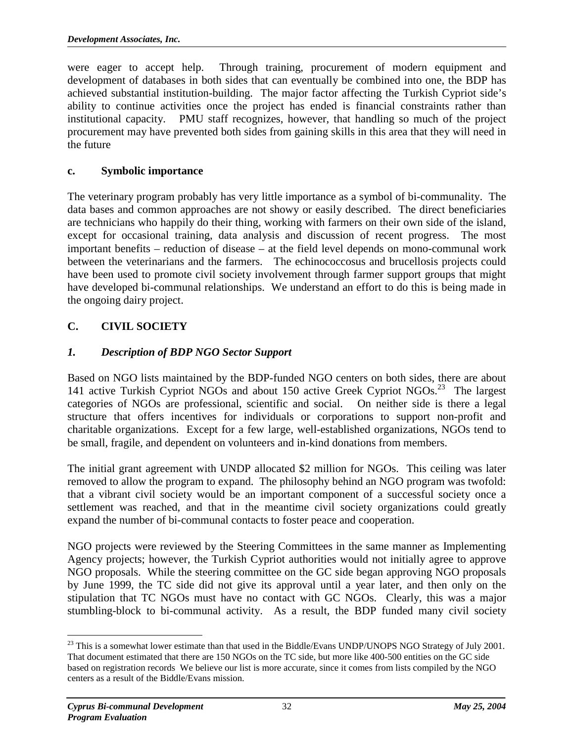were eager to accept help. Through training, procurement of modern equipment and development of databases in both sides that can eventually be combined into one, the BDP has achieved substantial institution-building. The major factor affecting the Turkish Cypriot side's ability to continue activities once the project has ended is financial constraints rather than institutional capacity. PMU staff recognizes, however, that handling so much of the project procurement may have prevented both sides from gaining skills in this area that they will need in the future

#### c. Symbolic importance

The veterinary program probably has very little importance as a symbol of bi-communality. The data bases and common approaches are not showy or easily described. The direct beneficiaries are technicians who happily do their thing, working with farmers on their own side of the island, except for occasional training, data analysis and discussion of recent progress. The most important benefits – reduction of disease – at the field level depends on mono-communal work between the veterinarians and the farmers. The echinococcosus and brucellosis projects could have been used to promote civil society involvement through farmer support groups that might have developed bi-communal relationships. We understand an effort to do this is being made in the ongoing dairy project.

## C. CIVIL SOCIETY

### *1. Description of BDP NGO Sector Support*

Based on NGO lists maintained by the BDP-funded NGO centers on both sides, there are about 141 active Turkish Cypriot NGOs and about 150 active Greek Cypriot NGOs.[23] The largest categories of NGOs are professional, scientific and social. On neither side is there a legal structure that offers incentives for individuals or corporations to support non-profit and charitable organizations. Except for a few large, well-established organizations, NGOs tend to be small, fragile, and dependent on volunteers and in-kind donations from members.

The initial grant agreement with UNDP allocated $2 million for NGOs. This ceiling was later removed to allow the program to expand. The philosophy behind an NGO program was twofold: that a vibrant civil society would be an important component of a successful society once a settlement was reached, and that in the meantime civil society organizations could greatly expand the number of bi-communal contacts to foster peace and cooperation.

NGO projects were reviewed by the Steering Committees in the same manner as Implementing Agency projects; however, the Turkish Cypriot authorities would not initially agree to approve NGO proposals. While the steering committee on the GC side began approving NGO proposals by June 1999, the TC side did not give its approval until a year later, and then only on the stipulation that TC NGOs must have no contact with GC NGOs. Clearly, this was a major stumbling-block to bi-communal activity. As a result, the BDP funded many civil society

---

[23] This is a somewhat lower estimate than that used in the Biddle/Evans UNDP/UNOPS NGO Strategy of July 2001. That document estimated that there are 150 NGOs on the TC side, but more like 400-500 entities on the GC side based on registration records We believe our list is more accurate, since it comes from lists compiled by the NGO centers as a result of the Biddle/Evans mission.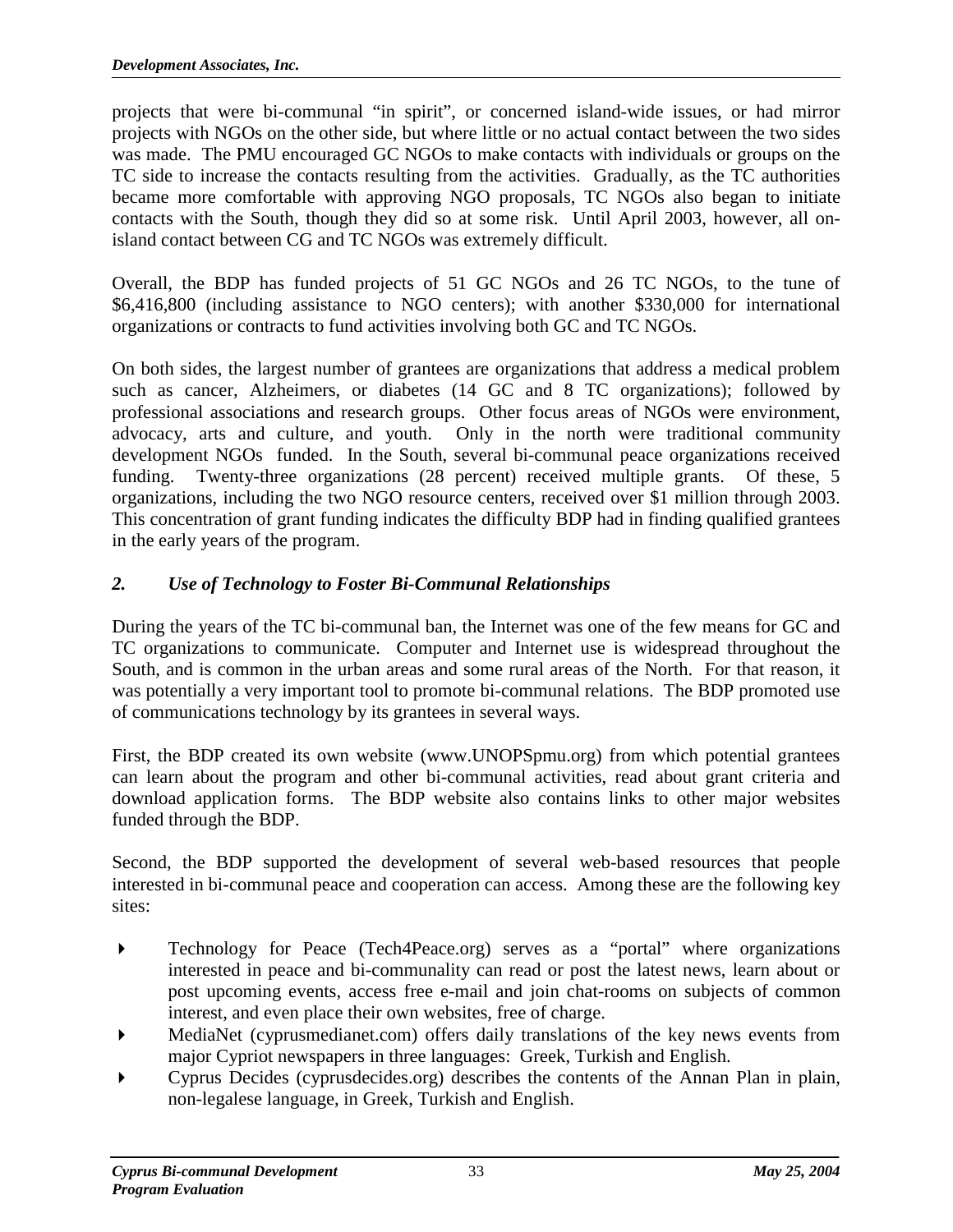projects that were bi-communal "in spirit", or concerned island-wide issues, or had mirror projects with NGOs on the other side, but where little or no actual contact between the two sides was made. The PMU encouraged GC NGOs to make contacts with individuals or groups on the TC side to increase the contacts resulting from the activities. Gradually, as the TC authorities became more comfortable with approving NGO proposals, TC NGOs also began to initiate contacts with the South, though they did so at some risk. Until April 2003, however, all on-island contact between CG and TC NGOs was extremely difficult.

Overall, the BDP has funded projects of 51 GC NGOs and 26 TC NGOs, to the tune of $6,416,800 (including assistance to NGO centers); with another $330,000 for international organizations or contracts to fund activities involving both GC and TC NGOs.

On both sides, the largest number of grantees are organizations that address a medical problem such as cancer, Alzheimers, or diabetes (14 GC and 8 TC organizations); followed by professional associations and research groups. Other focus areas of NGOs were environment, advocacy, arts and culture, and youth. Only in the north were traditional community development NGOs funded. In the South, several bi-communal peace organizations received funding. Twenty-three organizations (28 percent) received multiple grants. Of these, 5 organizations, including the two NGO resource centers, received over $1 million through 2003. This concentration of grant funding indicates the difficulty BDP had in finding qualified grantees in the early years of the program.

### *2. Use of Technology to Foster Bi-Communal Relationships*

During the years of the TC bi-communal ban, the Internet was one of the few means for GC and TC organizations to communicate. Computer and Internet use is widespread throughout the South, and is common in the urban areas and some rural areas of the North. For that reason, it was potentially a very important tool to promote bi-communal relations. The BDP promoted use of communications technology by its grantees in several ways.

First, the BDP created its own website (www.UNOPSpmu.org) from which potential grantees can learn about the program and other bi-communal activities, read about grant criteria and download application forms. The BDP website also contains links to other major websites funded through the BDP.

Second, the BDP supported the development of several web-based resources that people interested in bi-communal peace and cooperation can access. Among these are the following key sites:

- Technology for Peace (Tech4Peace.org) serves as a "portal" where organizations interested in peace and bi-communality can read or post the latest news, learn about or post upcoming events, access free e-mail and join chat-rooms on subjects of common interest, and even place their own websites, free of charge.
- MediaNet (cyprusmedianet.com) offers daily translations of the key news events from major Cypriot newspapers in three languages: Greek, Turkish and English.
- Cyprus Decides (cyprusdecides.org) describes the contents of the Annan Plan in plain, non-legalese language, in Greek, Turkish and English.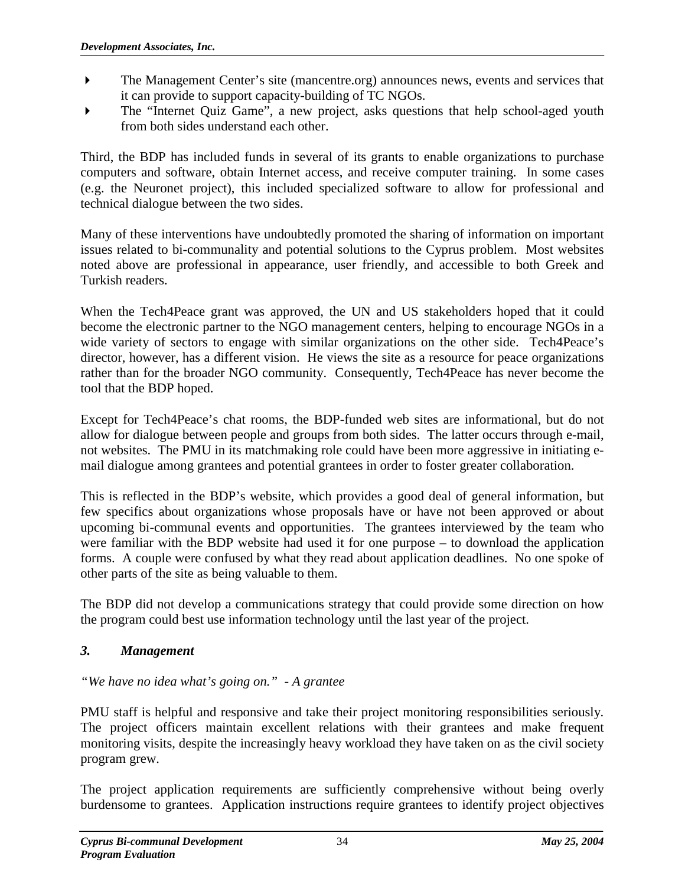- The Management Center's site (mancentre.org) announces news, events and services that it can provide to support capacity-building of TC NGOs.
- The "Internet Quiz Game", a new project, asks questions that help school-aged youth from both sides understand each other.

Third, the BDP has included funds in several of its grants to enable organizations to purchase computers and software, obtain Internet access, and receive computer training. In some cases (e.g. the Neuronet project), this included specialized software to allow for professional and technical dialogue between the two sides.

Many of these interventions have undoubtedly promoted the sharing of information on important issues related to bi-communality and potential solutions to the Cyprus problem. Most websites noted above are professional in appearance, user friendly, and accessible to both Greek and Turkish readers.

When the Tech4Peace grant was approved, the UN and US stakeholders hoped that it could become the electronic partner to the NGO management centers, helping to encourage NGOs in a wide variety of sectors to engage with similar organizations on the other side. Tech4Peace's director, however, has a different vision. He views the site as a resource for peace organizations rather than for the broader NGO community. Consequently, Tech4Peace has never become the tool that the BDP hoped.

Except for Tech4Peace's chat rooms, the BDP-funded web sites are informational, but do not allow for dialogue between people and groups from both sides. The latter occurs through e-mail, not websites. The PMU in its matchmaking role could have been more aggressive in initiating e-mail dialogue among grantees and potential grantees in order to foster greater collaboration.

This is reflected in the BDP's website, which provides a good deal of general information, but few specifics about organizations whose proposals have or have not been approved or about upcoming bi-communal events and opportunities. The grantees interviewed by the team who were familiar with the BDP website had used it for one purpose – to download the application forms. A couple were confused by what they read about application deadlines. No one spoke of other parts of the site as being valuable to them.

The BDP did not develop a communications strategy that could provide some direction on how the program could best use information technology until the last year of the project.

### *3. Management*

*"We have no idea what's going on." - A grantee*

PMU staff is helpful and responsive and take their project monitoring responsibilities seriously. The project officers maintain excellent relations with their grantees and make frequent monitoring visits, despite the increasingly heavy workload they have taken on as the civil society program grew.

The project application requirements are sufficiently comprehensive without being overly burdensome to grantees. Application instructions require grantees to identify project objectives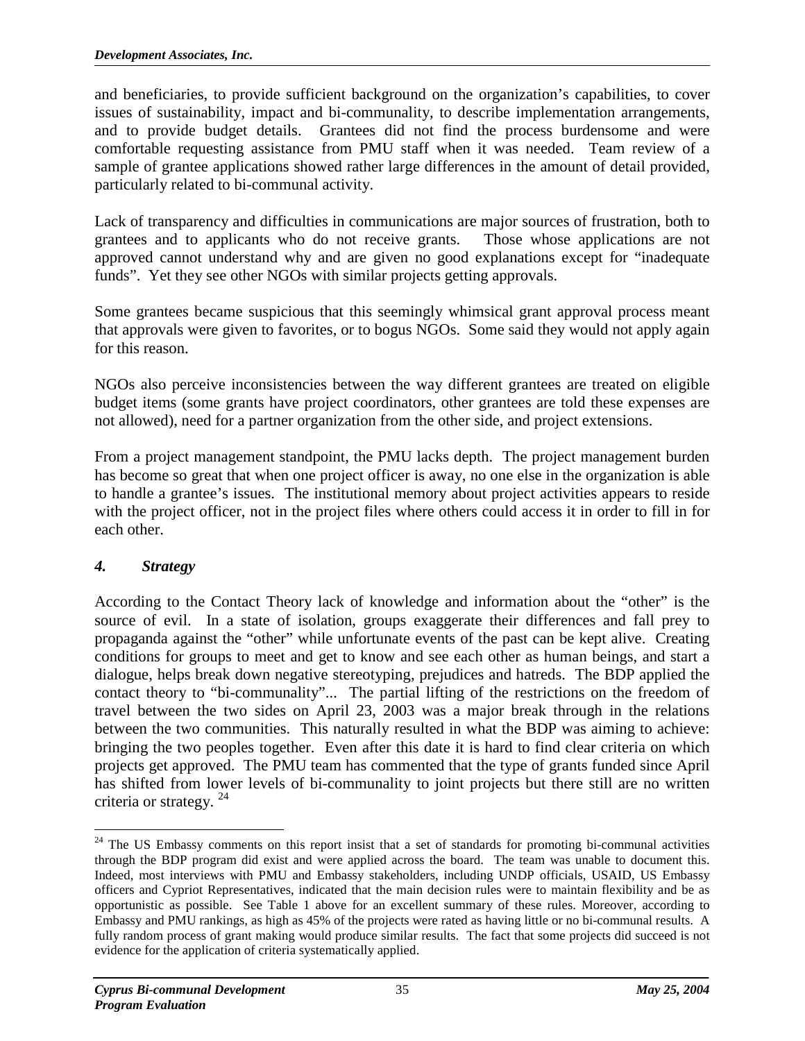and beneficiaries, to provide sufficient background on the organization's capabilities, to cover issues of sustainability, impact and bi-communality, to describe implementation arrangements, and to provide budget details. Grantees did not find the process burdensome and were comfortable requesting assistance from PMU staff when it was needed. Team review of a sample of grantee applications showed rather large differences in the amount of detail provided, particularly related to bi-communal activity.

Lack of transparency and difficulties in communications are major sources of frustration, both to grantees and to applicants who do not receive grants. Those whose applications are not approved cannot understand why and are given no good explanations except for "inadequate funds". Yet they see other NGOs with similar projects getting approvals.

Some grantees became suspicious that this seemingly whimsical grant approval process meant that approvals were given to favorites, or to bogus NGOs. Some said they would not apply again for this reason.

NGOs also perceive inconsistencies between the way different grantees are treated on eligible budget items (some grants have project coordinators, other grantees are told these expenses are not allowed), need for a partner organization from the other side, and project extensions.

From a project management standpoint, the PMU lacks depth. The project management burden has become so great that when one project officer is away, no one else in the organization is able to handle a grantee's issues. The institutional memory about project activities appears to reside with the project officer, not in the project files where others could access it in order to fill in for each other.

### *4. Strategy*

According to the Contact Theory lack of knowledge and information about the "other" is the source of evil. In a state of isolation, groups exaggerate their differences and fall prey to propaganda against the "other" while unfortunate events of the past can be kept alive. Creating conditions for groups to meet and get to know and see each other as human beings, and start a dialogue, helps break down negative stereotyping, prejudices and hatreds. The BDP applied the contact theory to "bi-communality"... The partial lifting of the restrictions on the freedom of travel between the two sides on April 23, 2003 was a major break through in the relations between the two communities. This naturally resulted in what the BDP was aiming to achieve: bringing the two peoples together. Even after this date it is hard to find clear criteria on which projects get approved. The PMU team has commented that the type of grants funded since April has shifted from lower levels of bi-communality to joint projects but there still are no written criteria or strategy. [24]

[24] The US Embassy comments on this report insist that a set of standards for promoting bi-communal activities through the BDP program did exist and were applied across the board. The team was unable to document this. Indeed, most interviews with PMU and Embassy stakeholders, including UNDP officials, USAID, US Embassy officers and Cypriot Representatives, indicated that the main decision rules were to maintain flexibility and be as opportunistic as possible. See Table 1 above for an excellent summary of these rules. Moreover, according to Embassy and PMU rankings, as high as 45% of the projects were rated as having little or no bi-communal results. A fully random process of grant making would produce similar results. The fact that some projects did succeed is not evidence for the application of criteria systematically applied.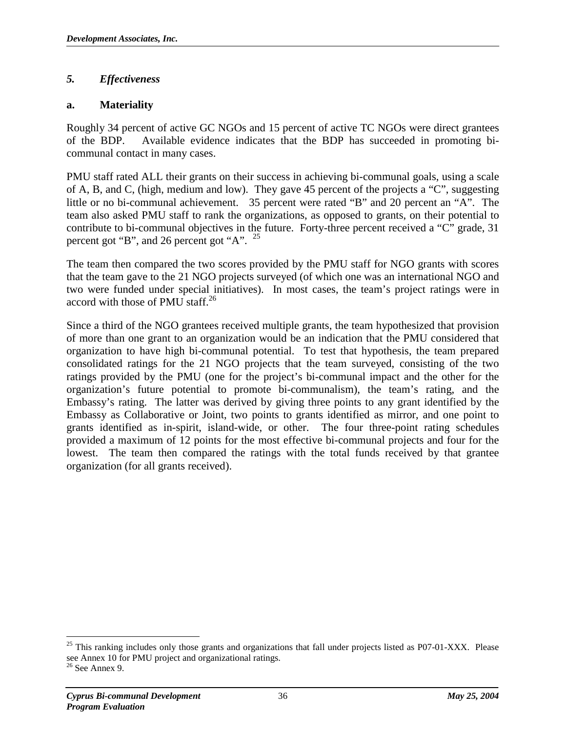### *5. Effectiveness*

#### a. Materiality

Roughly 34 percent of active GC NGOs and 15 percent of active TC NGOs were direct grantees of the BDP. Available evidence indicates that the BDP has succeeded in promoting bi-communal contact in many cases.

PMU staff rated ALL their grants on their success in achieving bi-communal goals, using a scale of A, B, and C, (high, medium and low). They gave 45 percent of the projects a "C", suggesting little or no bi-communal achievement. 35 percent were rated "B" and 20 percent an "A". The team also asked PMU staff to rank the organizations, as opposed to grants, on their potential to contribute to bi-communal objectives in the future. Forty-three percent received a "C" grade, 31 percent got "B", and 26 percent got "A". [25]

The team then compared the two scores provided by the PMU staff for NGO grants with scores that the team gave to the 21 NGO projects surveyed (of which one was an international NGO and two were funded under special initiatives). In most cases, the team's project ratings were in accord with those of PMU staff.[26]

Since a third of the NGO grantees received multiple grants, the team hypothesized that provision of more than one grant to an organization would be an indication that the PMU considered that organization to have high bi-communal potential. To test that hypothesis, the team prepared consolidated ratings for the 21 NGO projects that the team surveyed, consisting of the two ratings provided by the PMU (one for the project's bi-communal impact and the other for the organization's future potential to promote bi-communalism), the team's rating, and the Embassy's rating. The latter was derived by giving three points to any grant identified by the Embassy as Collaborative or Joint, two points to grants identified as mirror, and one point to grants identified as in-spirit, island-wide, or other. The four three-point rating schedules provided a maximum of 12 points for the most effective bi-communal projects and four for the lowest. The team then compared the ratings with the total funds received by that grantee organization (for all grants received).

---

[25] This ranking includes only those grants and organizations that fall under projects listed as P07-01-XXX. Please see Annex 10 for PMU project and organizational ratings.

[26] See Annex 9.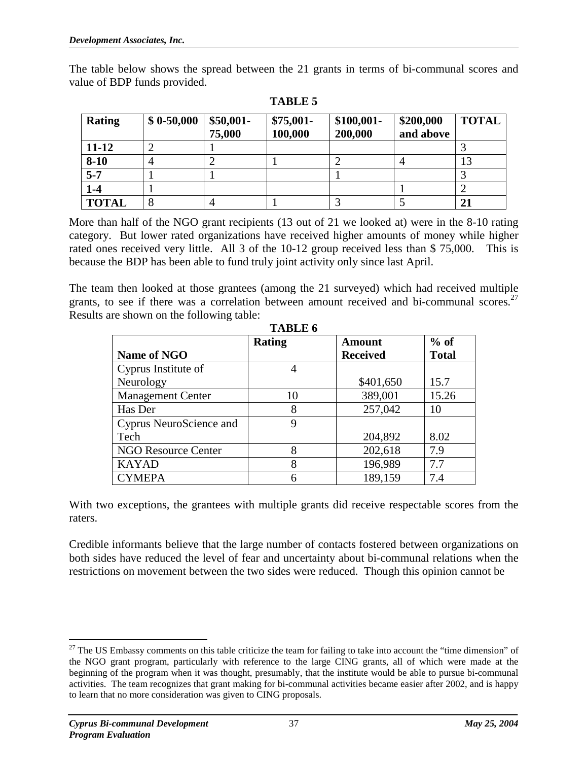The table below shows the spread between the 21 grants in terms of bi-communal scores and value of BDP funds provided.

**TABLE 5**

| Rating | $ 0-50,000 | $50,001-75,000 | $75,001-100,000 | $100,001-200,000 | $200,000 and above | TOTAL |
|---|---|---|---|---|---|---|
| 11-12 | 2 | 1 | | | | 3 |
| 8-10 | 4 | 2 | 1 | 2 | 4 | 13 |
| 5-7 | 1 | 1 | | 1 | | 3 |
| 1-4 | 1 | | | | 1 | 2 |
| TOTAL | 8 | 4 | 1 | 3 | 5 | 21 |

More than half of the NGO grant recipients (13 out of 21 we looked at) were in the 8-10 rating category. But lower rated organizations have received higher amounts of money while higher rated ones received very little. All 3 of the 10-12 group received less than $ 75,000. This is because the BDP has been able to fund truly joint activity only since last April.

The team then looked at those grantees (among the 21 surveyed) which had received multiple grants, to see if there was a correlation between amount received and bi-communal scores.[27] Results are shown on the following table:

**TABLE 6**

| Name of NGO | Rating | Amount Received | % of Total |
|---|---|---|---|
| Cyprus Institute of Neurology | 4 | $401,650 | 15.7 |
| Management Center | 10 | 389,001 | 15.26 |
| Has Der | 8 | 257,042 | 10 |
| Cyprus NeuroScience and Tech | 9 | 204,892 | 8.02 |
| NGO Resource Center | 8 | 202,618 | 7.9 |
| KAYAD | 8 | 196,989 | 7.7 |
| CYMEPA | 6 | 189,159 | 7.4 |

With two exceptions, the grantees with multiple grants did receive respectable scores from the raters.

Credible informants believe that the large number of contacts fostered between organizations on both sides have reduced the level of fear and uncertainty about bi-communal relations when the restrictions on movement between the two sides were reduced. Though this opinion cannot be

[27] The US Embassy comments on this table criticize the team for failing to take into account the "time dimension" of the NGO grant program, particularly with reference to the large CING grants, all of which were made at the beginning of the program when it was thought, presumably, that the institute would be able to pursue bi-communal activities. The team recognizes that grant making for bi-communal activities became easier after 2002, and is happy to learn that no more consideration was given to CING proposals.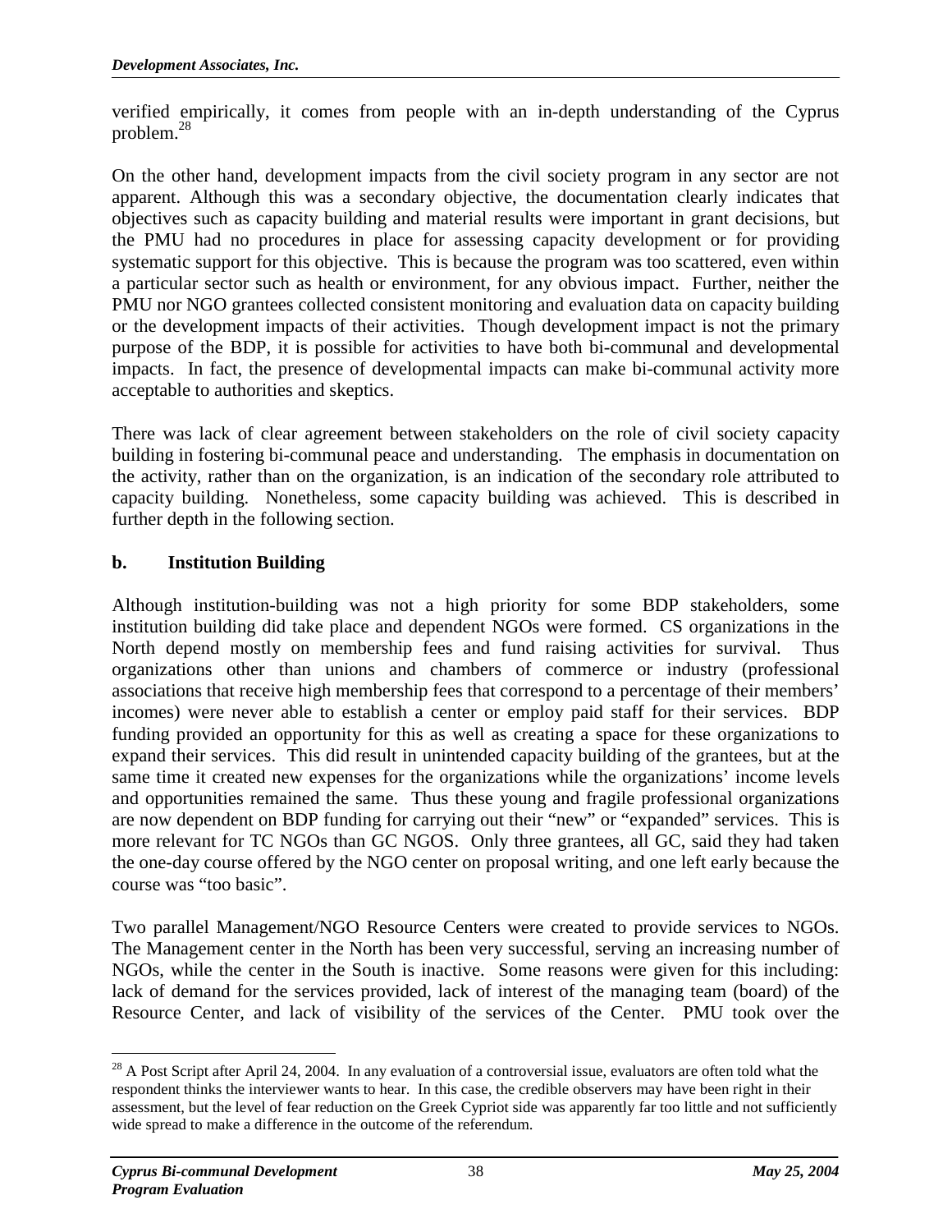verified empirically, it comes from people with an in-depth understanding of the Cyprus problem.[28]

On the other hand, development impacts from the civil society program in any sector are not apparent. Although this was a secondary objective, the documentation clearly indicates that objectives such as capacity building and material results were important in grant decisions, but the PMU had no procedures in place for assessing capacity development or for providing systematic support for this objective. This is because the program was too scattered, even within a particular sector such as health or environment, for any obvious impact. Further, neither the PMU nor NGO grantees collected consistent monitoring and evaluation data on capacity building or the development impacts of their activities. Though development impact is not the primary purpose of the BDP, it is possible for activities to have both bi-communal and developmental impacts. In fact, the presence of developmental impacts can make bi-communal activity more acceptable to authorities and skeptics.

There was lack of clear agreement between stakeholders on the role of civil society capacity building in fostering bi-communal peace and understanding. The emphasis in documentation on the activity, rather than on the organization, is an indication of the secondary role attributed to capacity building. Nonetheless, some capacity building was achieved. This is described in further depth in the following section.

### b. Institution Building

Although institution-building was not a high priority for some BDP stakeholders, some institution building did take place and dependent NGOs were formed. CS organizations in the North depend mostly on membership fees and fund raising activities for survival. Thus organizations other than unions and chambers of commerce or industry (professional associations that receive high membership fees that correspond to a percentage of their members' incomes) were never able to establish a center or employ paid staff for their services. BDP funding provided an opportunity for this as well as creating a space for these organizations to expand their services. This did result in unintended capacity building of the grantees, but at the same time it created new expenses for the organizations while the organizations' income levels and opportunities remained the same. Thus these young and fragile professional organizations are now dependent on BDP funding for carrying out their "new" or "expanded" services. This is more relevant for TC NGOs than GC NGOS. Only three grantees, all GC, said they had taken the one-day course offered by the NGO center on proposal writing, and one left early because the course was "too basic".

Two parallel Management/NGO Resource Centers were created to provide services to NGOs. The Management center in the North has been very successful, serving an increasing number of NGOs, while the center in the South is inactive. Some reasons were given for this including: lack of demand for the services provided, lack of interest of the managing team (board) of the Resource Center, and lack of visibility of the services of the Center. PMU took over the

---

[28] A Post Script after April 24, 2004. In any evaluation of a controversial issue, evaluators are often told what the respondent thinks the interviewer wants to hear. In this case, the credible observers may have been right in their assessment, but the level of fear reduction on the Greek Cypriot side was apparently far too little and not sufficiently wide spread to make a difference in the outcome of the referendum.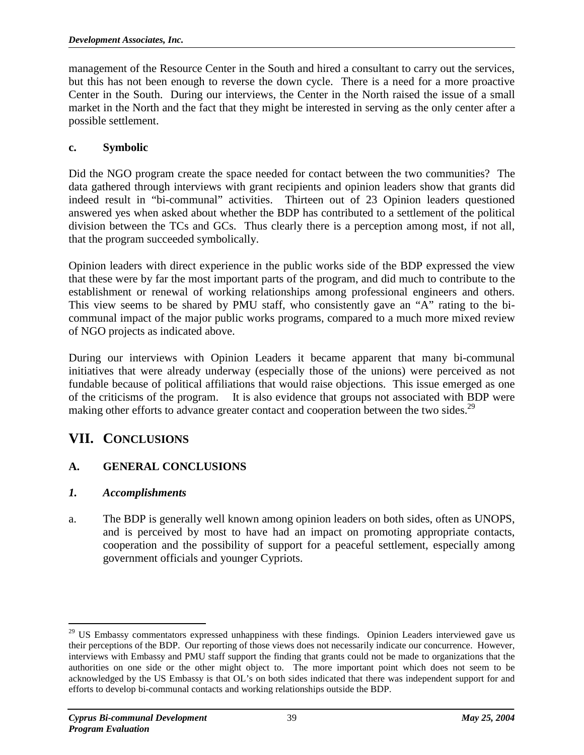management of the Resource Center in the South and hired a consultant to carry out the services, but this has not been enough to reverse the down cycle. There is a need for a more proactive Center in the South. During our interviews, the Center in the North raised the issue of a small market in the North and the fact that they might be interested in serving as the only center after a possible settlement.

#### c. Symbolic

Did the NGO program create the space needed for contact between the two communities? The data gathered through interviews with grant recipients and opinion leaders show that grants did indeed result in "bi-communal" activities. Thirteen out of 23 Opinion leaders questioned answered yes when asked about whether the BDP has contributed to a settlement of the political division between the TCs and GCs. Thus clearly there is a perception among most, if not all, that the program succeeded symbolically.

Opinion leaders with direct experience in the public works side of the BDP expressed the view that these were by far the most important parts of the program, and did much to contribute to the establishment or renewal of working relationships among professional engineers and others. This view seems to be shared by PMU staff, who consistently gave an "A" rating to the bi-communal impact of the major public works programs, compared to a much more mixed review of NGO projects as indicated above.

During our interviews with Opinion Leaders it became apparent that many bi-communal initiatives that were already underway (especially those of the unions) were perceived as not fundable because of political affiliations that would raise objections. This issue emerged as one of the criticisms of the program. It is also evidence that groups not associated with BDP were making other efforts to advance greater contact and cooperation between the two sides.[29]

# VII. CONCLUSIONS

## A. GENERAL CONCLUSIONS

### *1. Accomplishments*

a. The BDP is generally well known among opinion leaders on both sides, often as UNOPS, and is perceived by most to have had an impact on promoting appropriate contacts, cooperation and the possibility of support for a peaceful settlement, especially among government officials and younger Cypriots.

---

[29] US Embassy commentators expressed unhappiness with these findings. Opinion Leaders interviewed gave us their perceptions of the BDP. Our reporting of those views does not necessarily indicate our concurrence. However, interviews with Embassy and PMU staff support the finding that grants could not be made to organizations that the authorities on one side or the other might object to. The more important point which does not seem to be acknowledged by the US Embassy is that OL's on both sides indicated that there was independent support for and efforts to develop bi-communal contacts and working relationships outside the BDP.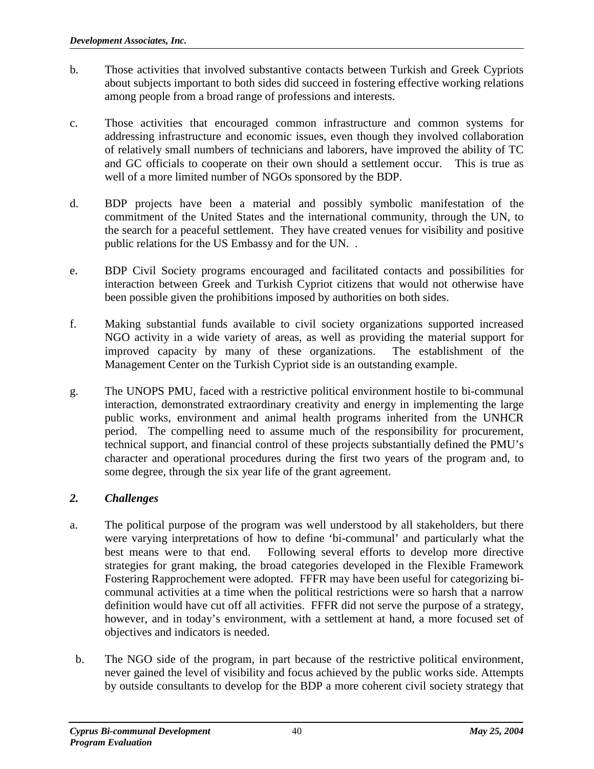b. Those activities that involved substantive contacts between Turkish and Greek Cypriots about subjects important to both sides did succeed in fostering effective working relations among people from a broad range of professions and interests.

c. Those activities that encouraged common infrastructure and common systems for addressing infrastructure and economic issues, even though they involved collaboration of relatively small numbers of technicians and laborers, have improved the ability of TC and GC officials to cooperate on their own should a settlement occur. This is true as well of a more limited number of NGOs sponsored by the BDP.

d. BDP projects have been a material and possibly symbolic manifestation of the commitment of the United States and the international community, through the UN, to the search for a peaceful settlement. They have created venues for visibility and positive public relations for the US Embassy and for the UN. .

e. BDP Civil Society programs encouraged and facilitated contacts and possibilities for interaction between Greek and Turkish Cypriot citizens that would not otherwise have been possible given the prohibitions imposed by authorities on both sides.

f. Making substantial funds available to civil society organizations supported increased NGO activity in a wide variety of areas, as well as providing the material support for improved capacity by many of these organizations. The establishment of the Management Center on the Turkish Cypriot side is an outstanding example.

g. The UNOPS PMU, faced with a restrictive political environment hostile to bi-communal interaction, demonstrated extraordinary creativity and energy in implementing the large public works, environment and animal health programs inherited from the UNHCR period. The compelling need to assume much of the responsibility for procurement, technical support, and financial control of these projects substantially defined the PMU's character and operational procedures during the first two years of the program and, to some degree, through the six year life of the grant agreement.

### *2. Challenges*

a. The political purpose of the program was well understood by all stakeholders, but there were varying interpretations of how to define 'bi-communal' and particularly what the best means were to that end. Following several efforts to develop more directive strategies for grant making, the broad categories developed in the Flexible Framework Fostering Rapprochement were adopted. FFFR may have been useful for categorizing bi-communal activities at a time when the political restrictions were so harsh that a narrow definition would have cut off all activities. FFFR did not serve the purpose of a strategy, however, and in today's environment, with a settlement at hand, a more focused set of objectives and indicators is needed.

b. The NGO side of the program, in part because of the restrictive political environment, never gained the level of visibility and focus achieved by the public works side. Attempts by outside consultants to develop for the BDP a more coherent civil society strategy that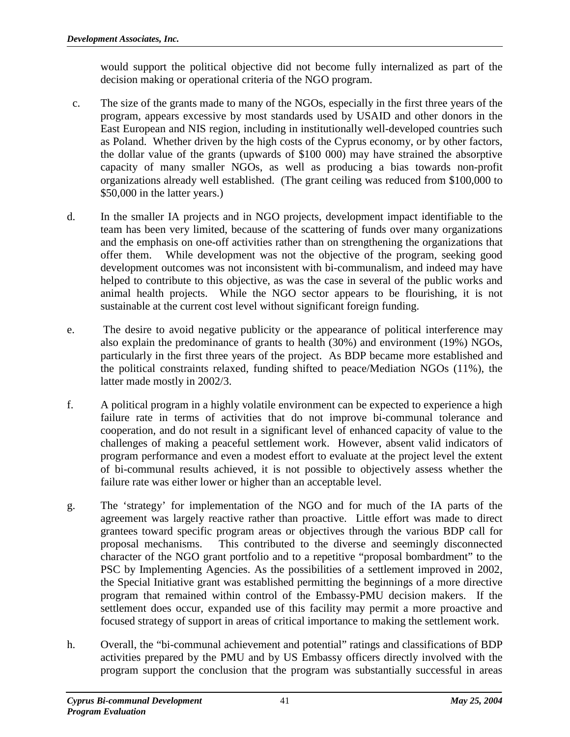would support the political objective did not become fully internalized as part of the decision making or operational criteria of the NGO program.

c. The size of the grants made to many of the NGOs, especially in the first three years of the program, appears excessive by most standards used by USAID and other donors in the East European and NIS region, including in institutionally well-developed countries such as Poland. Whether driven by the high costs of the Cyprus economy, or by other factors, the dollar value of the grants (upwards of $100 000) may have strained the absorptive capacity of many smaller NGOs, as well as producing a bias towards non-profit organizations already well established. (The grant ceiling was reduced from $100,000 to $50,000 in the latter years.)

d. In the smaller IA projects and in NGO projects, development impact identifiable to the team has been very limited, because of the scattering of funds over many organizations and the emphasis on one-off activities rather than on strengthening the organizations that offer them. While development was not the objective of the program, seeking good development outcomes was not inconsistent with bi-communalism, and indeed may have helped to contribute to this objective, as was the case in several of the public works and animal health projects. While the NGO sector appears to be flourishing, it is not sustainable at the current cost level without significant foreign funding.

e. The desire to avoid negative publicity or the appearance of political interference may also explain the predominance of grants to health (30%) and environment (19%) NGOs, particularly in the first three years of the project. As BDP became more established and the political constraints relaxed, funding shifted to peace/Mediation NGOs (11%), the latter made mostly in 2002/3.

f. A political program in a highly volatile environment can be expected to experience a high failure rate in terms of activities that do not improve bi-communal tolerance and cooperation, and do not result in a significant level of enhanced capacity of value to the challenges of making a peaceful settlement work. However, absent valid indicators of program performance and even a modest effort to evaluate at the project level the extent of bi-communal results achieved, it is not possible to objectively assess whether the failure rate was either lower or higher than an acceptable level.

g. The 'strategy' for implementation of the NGO and for much of the IA parts of the agreement was largely reactive rather than proactive. Little effort was made to direct grantees toward specific program areas or objectives through the various BDP call for proposal mechanisms. This contributed to the diverse and seemingly disconnected character of the NGO grant portfolio and to a repetitive "proposal bombardment" to the PSC by Implementing Agencies. As the possibilities of a settlement improved in 2002, the Special Initiative grant was established permitting the beginnings of a more directive program that remained within control of the Embassy-PMU decision makers. If the settlement does occur, expanded use of this facility may permit a more proactive and focused strategy of support in areas of critical importance to making the settlement work.

h. Overall, the "bi-communal achievement and potential" ratings and classifications of BDP activities prepared by the PMU and by US Embassy officers directly involved with the program support the conclusion that the program was substantially successful in areas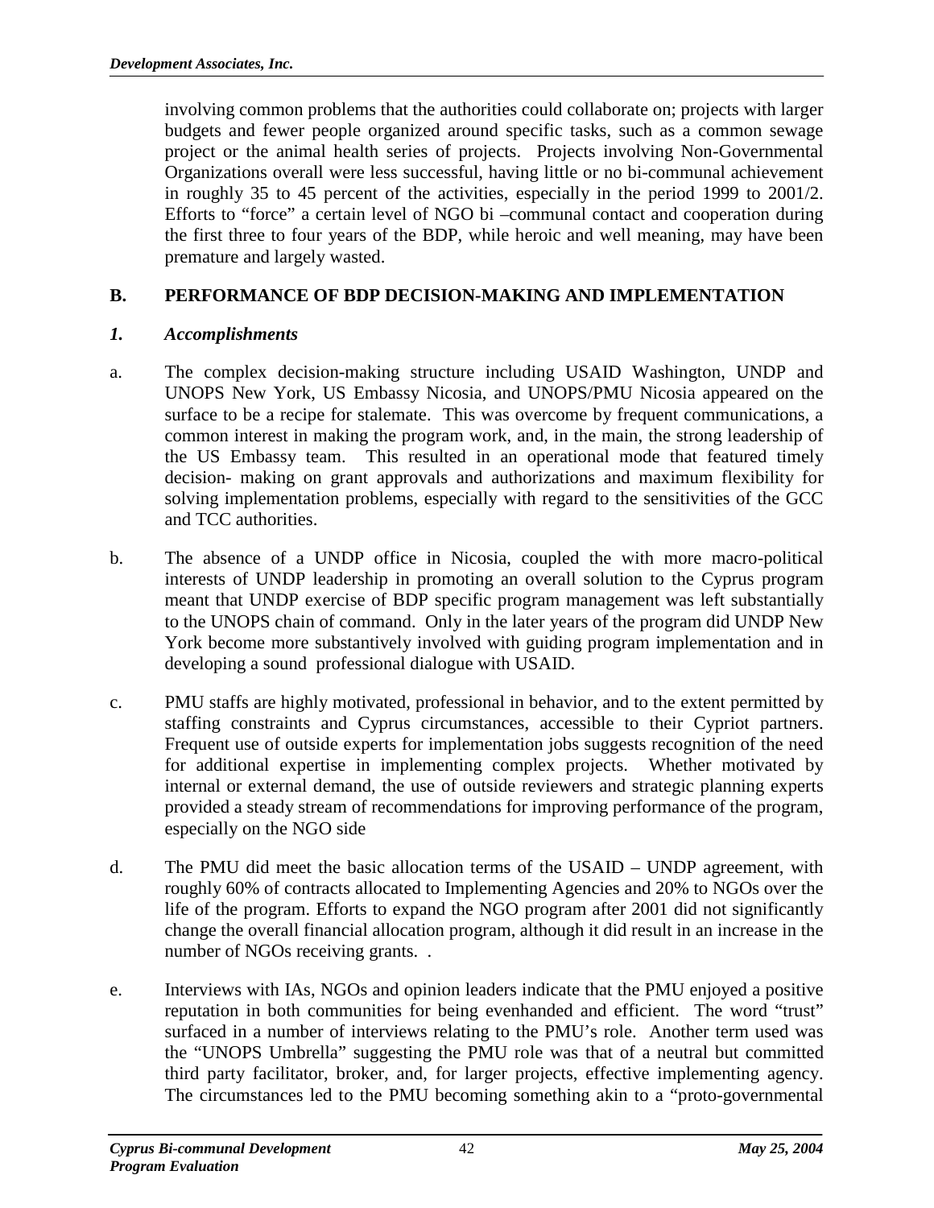involving common problems that the authorities could collaborate on; projects with larger budgets and fewer people organized around specific tasks, such as a common sewage project or the animal health series of projects. Projects involving Non-Governmental Organizations overall were less successful, having little or no bi-communal achievement in roughly 35 to 45 percent of the activities, especially in the period 1999 to 2001/2. Efforts to "force" a certain level of NGO bi –communal contact and cooperation during the first three to four years of the BDP, while heroic and well meaning, may have been premature and largely wasted.

## B. PERFORMANCE OF BDP DECISION-MAKING AND IMPLEMENTATION

### *1. Accomplishments*

a. The complex decision-making structure including USAID Washington, UNDP and UNOPS New York, US Embassy Nicosia, and UNOPS/PMU Nicosia appeared on the surface to be a recipe for stalemate. This was overcome by frequent communications, a common interest in making the program work, and, in the main, the strong leadership of the US Embassy team. This resulted in an operational mode that featured timely decision- making on grant approvals and authorizations and maximum flexibility for solving implementation problems, especially with regard to the sensitivities of the GCC and TCC authorities.

b. The absence of a UNDP office in Nicosia, coupled the with more macro-political interests of UNDP leadership in promoting an overall solution to the Cyprus program meant that UNDP exercise of BDP specific program management was left substantially to the UNOPS chain of command. Only in the later years of the program did UNDP New York become more substantively involved with guiding program implementation and in developing a sound professional dialogue with USAID.

c. PMU staffs are highly motivated, professional in behavior, and to the extent permitted by staffing constraints and Cyprus circumstances, accessible to their Cypriot partners. Frequent use of outside experts for implementation jobs suggests recognition of the need for additional expertise in implementing complex projects. Whether motivated by internal or external demand, the use of outside reviewers and strategic planning experts provided a steady stream of recommendations for improving performance of the program, especially on the NGO side

d. The PMU did meet the basic allocation terms of the USAID – UNDP agreement, with roughly 60% of contracts allocated to Implementing Agencies and 20% to NGOs over the life of the program. Efforts to expand the NGO program after 2001 did not significantly change the overall financial allocation program, although it did result in an increase in the number of NGOs receiving grants. .

e. Interviews with IAs, NGOs and opinion leaders indicate that the PMU enjoyed a positive reputation in both communities for being evenhanded and efficient. The word "trust" surfaced in a number of interviews relating to the PMU's role. Another term used was the "UNOPS Umbrella" suggesting the PMU role was that of a neutral but committed third party facilitator, broker, and, for larger projects, effective implementing agency. The circumstances led to the PMU becoming something akin to a "proto-governmental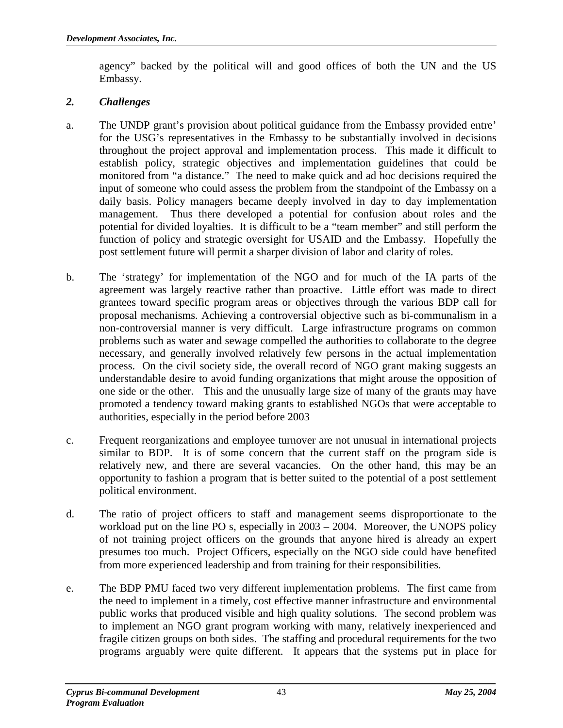agency" backed by the political will and good offices of both the UN and the US Embassy.

### *2. Challenges*

a. The UNDP grant's provision about political guidance from the Embassy provided entre' for the USG's representatives in the Embassy to be substantially involved in decisions throughout the project approval and implementation process. This made it difficult to establish policy, strategic objectives and implementation guidelines that could be monitored from "a distance." The need to make quick and ad hoc decisions required the input of someone who could assess the problem from the standpoint of the Embassy on a daily basis. Policy managers became deeply involved in day to day implementation management. Thus there developed a potential for confusion about roles and the potential for divided loyalties. It is difficult to be a "team member" and still perform the function of policy and strategic oversight for USAID and the Embassy. Hopefully the post settlement future will permit a sharper division of labor and clarity of roles.

b. The 'strategy' for implementation of the NGO and for much of the IA parts of the agreement was largely reactive rather than proactive. Little effort was made to direct grantees toward specific program areas or objectives through the various BDP call for proposal mechanisms. Achieving a controversial objective such as bi-communalism in a non-controversial manner is very difficult. Large infrastructure programs on common problems such as water and sewage compelled the authorities to collaborate to the degree necessary, and generally involved relatively few persons in the actual implementation process. On the civil society side, the overall record of NGO grant making suggests an understandable desire to avoid funding organizations that might arouse the opposition of one side or the other. This and the unusually large size of many of the grants may have promoted a tendency toward making grants to established NGOs that were acceptable to authorities, especially in the period before 2003

c. Frequent reorganizations and employee turnover are not unusual in international projects similar to BDP. It is of some concern that the current staff on the program side is relatively new, and there are several vacancies. On the other hand, this may be an opportunity to fashion a program that is better suited to the potential of a post settlement political environment.

d. The ratio of project officers to staff and management seems disproportionate to the workload put on the line PO s, especially in 2003 – 2004. Moreover, the UNOPS policy of not training project officers on the grounds that anyone hired is already an expert presumes too much. Project Officers, especially on the NGO side could have benefited from more experienced leadership and from training for their responsibilities.

e. The BDP PMU faced two very different implementation problems. The first came from the need to implement in a timely, cost effective manner infrastructure and environmental public works that produced visible and high quality solutions. The second problem was to implement an NGO grant program working with many, relatively inexperienced and fragile citizen groups on both sides. The staffing and procedural requirements for the two programs arguably were quite different. It appears that the systems put in place for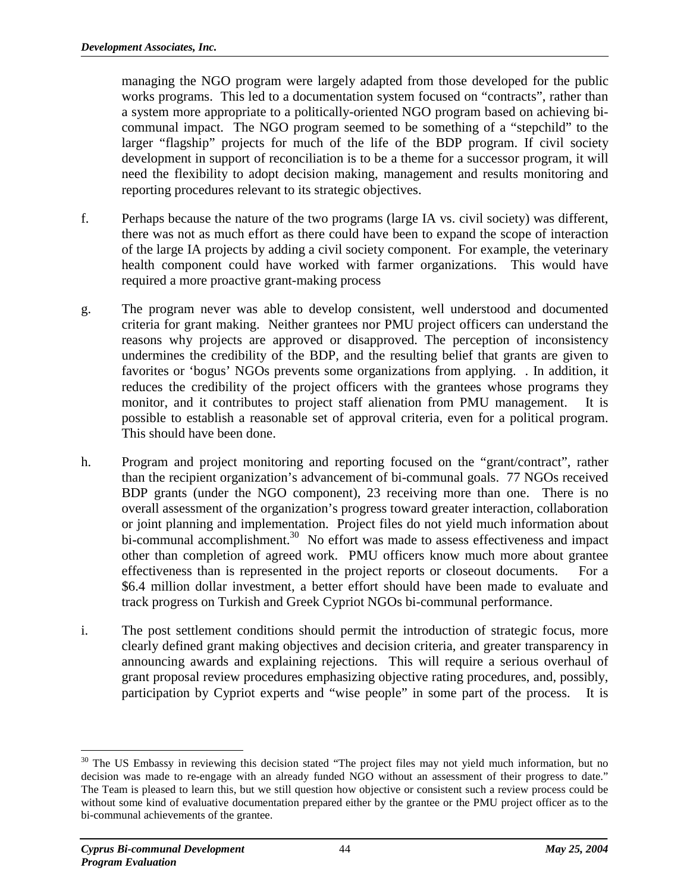managing the NGO program were largely adapted from those developed for the public works programs. This led to a documentation system focused on "contracts", rather than a system more appropriate to a politically-oriented NGO program based on achieving bi-communal impact. The NGO program seemed to be something of a "stepchild" to the larger "flagship" projects for much of the life of the BDP program. If civil society development in support of reconciliation is to be a theme for a successor program, it will need the flexibility to adopt decision making, management and results monitoring and reporting procedures relevant to its strategic objectives.

f. Perhaps because the nature of the two programs (large IA vs. civil society) was different, there was not as much effort as there could have been to expand the scope of interaction of the large IA projects by adding a civil society component. For example, the veterinary health component could have worked with farmer organizations. This would have required a more proactive grant-making process

g. The program never was able to develop consistent, well understood and documented criteria for grant making. Neither grantees nor PMU project officers can understand the reasons why projects are approved or disapproved. The perception of inconsistency undermines the credibility of the BDP, and the resulting belief that grants are given to favorites or 'bogus' NGOs prevents some organizations from applying. . In addition, it reduces the credibility of the project officers with the grantees whose programs they monitor, and it contributes to project staff alienation from PMU management. It is possible to establish a reasonable set of approval criteria, even for a political program. This should have been done.

h. Program and project monitoring and reporting focused on the "grant/contract", rather than the recipient organization's advancement of bi-communal goals. 77 NGOs received BDP grants (under the NGO component), 23 receiving more than one. There is no overall assessment of the organization's progress toward greater interaction, collaboration or joint planning and implementation. Project files do not yield much information about bi-communal accomplishment.[30] No effort was made to assess effectiveness and impact other than completion of agreed work. PMU officers know much more about grantee effectiveness than is represented in the project reports or closeout documents. For a $6.4 million dollar investment, a better effort should have been made to evaluate and track progress on Turkish and Greek Cypriot NGOs bi-communal performance.

i. The post settlement conditions should permit the introduction of strategic focus, more clearly defined grant making objectives and decision criteria, and greater transparency in announcing awards and explaining rejections. This will require a serious overhaul of grant proposal review procedures emphasizing objective rating procedures, and, possibly, participation by Cypriot experts and "wise people" in some part of the process. It is

[30] The US Embassy in reviewing this decision stated "The project files may not yield much information, but no decision was made to re-engage with an already funded NGO without an assessment of their progress to date." The Team is pleased to learn this, but we still question how objective or consistent such a review process could be without some kind of evaluative documentation prepared either by the grantee or the PMU project officer as to the bi-communal achievements of the grantee.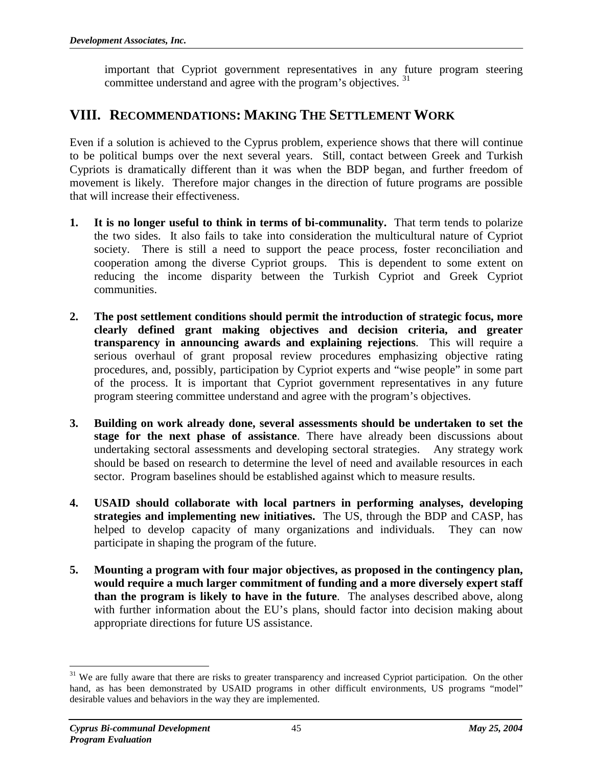important that Cypriot government representatives in any future program steering committee understand and agree with the program's objectives. [31]

## VIII. Recommendations: Making The Settlement Work

Even if a solution is achieved to the Cyprus problem, experience shows that there will continue to be political bumps over the next several years. Still, contact between Greek and Turkish Cypriots is dramatically different than it was when the BDP began, and further freedom of movement is likely. Therefore major changes in the direction of future programs are possible that will increase their effectiveness.

1. **It is no longer useful to think in terms of bi-communality.** That term tends to polarize the two sides. It also fails to take into consideration the multicultural nature of Cypriot society. There is still a need to support the peace process, foster reconciliation and cooperation among the diverse Cypriot groups. This is dependent to some extent on reducing the income disparity between the Turkish Cypriot and Greek Cypriot communities.

2. **The post settlement conditions should permit the introduction of strategic focus, more clearly defined grant making objectives and decision criteria, and greater transparency in announcing awards and explaining rejections**. This will require a serious overhaul of grant proposal review procedures emphasizing objective rating procedures, and, possibly, participation by Cypriot experts and "wise people" in some part of the process. It is important that Cypriot government representatives in any future program steering committee understand and agree with the program's objectives.

3. **Building on work already done, several assessments should be undertaken to set the stage for the next phase of assistance**. There have already been discussions about undertaking sectoral assessments and developing sectoral strategies. Any strategy work should be based on research to determine the level of need and available resources in each sector. Program baselines should be established against which to measure results.

4. **USAID should collaborate with local partners in performing analyses, developing strategies and implementing new initiatives.** The US, through the BDP and CASP, has helped to develop capacity of many organizations and individuals. They can now participate in shaping the program of the future.

5. **Mounting a program with four major objectives, as proposed in the contingency plan, would require a much larger commitment of funding and a more diversely expert staff than the program is likely to have in the future**. The analyses described above, along with further information about the EU's plans, should factor into decision making about appropriate directions for future US assistance.

[31] We are fully aware that there are risks to greater transparency and increased Cypriot participation. On the other hand, as has been demonstrated by USAID programs in other difficult environments, US programs "model" desirable values and behaviors in the way they are implemented.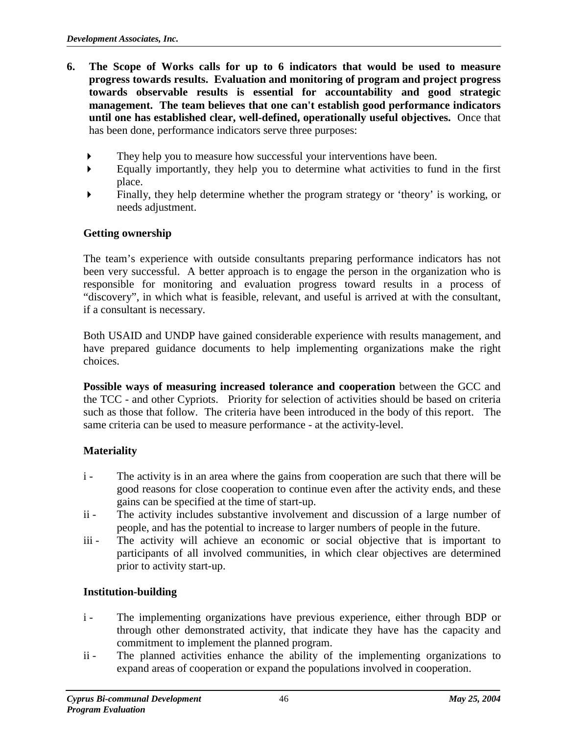**6. The Scope of Works calls for up to 6 indicators that would be used to measure progress towards results. Evaluation and monitoring of program and project progress towards observable results is essential for accountability and good strategic management. The team believes that one can't establish good performance indicators until one has established clear, well-defined, operationally useful objectives.** Once that has been done, performance indicators serve three purposes:

- They help you to measure how successful your interventions have been.
- Equally importantly, they help you to determine what activities to fund in the first place.
- Finally, they help determine whether the program strategy or 'theory' is working, or needs adjustment.

**Getting ownership**

The team's experience with outside consultants preparing performance indicators has not been very successful. A better approach is to engage the person in the organization who is responsible for monitoring and evaluation progress toward results in a process of "discovery", in which what is feasible, relevant, and useful is arrived at with the consultant, if a consultant is necessary.

Both USAID and UNDP have gained considerable experience with results management, and have prepared guidance documents to help implementing organizations make the right choices.

**Possible ways of measuring increased tolerance and cooperation** between the GCC and the TCC - and other Cypriots. Priority for selection of activities should be based on criteria such as those that follow. The criteria have been introduced in the body of this report. The same criteria can be used to measure performance - at the activity-level.

**Materiality**

i - The activity is in an area where the gains from cooperation are such that there will be good reasons for close cooperation to continue even after the activity ends, and these gains can be specified at the time of start-up.

ii - The activity includes substantive involvement and discussion of a large number of people, and has the potential to increase to larger numbers of people in the future.

iii - The activity will achieve an economic or social objective that is important to participants of all involved communities, in which clear objectives are determined prior to activity start-up.

**Institution-building**

i - The implementing organizations have previous experience, either through BDP or through other demonstrated activity, that indicate they have has the capacity and commitment to implement the planned program.

ii - The planned activities enhance the ability of the implementing organizations to expand areas of cooperation or expand the populations involved in cooperation.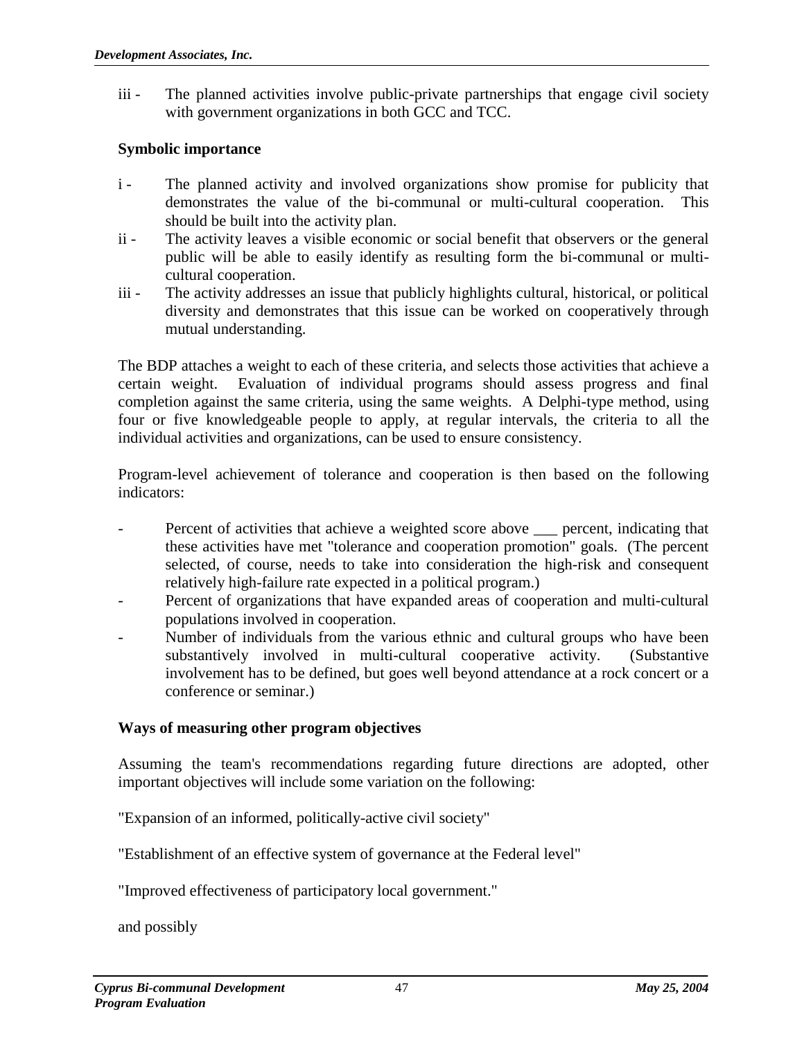iii - The planned activities involve public-private partnerships that engage civil society with government organizations in both GCC and TCC.

**Symbolic importance**

i - The planned activity and involved organizations show promise for publicity that demonstrates the value of the bi-communal or multi-cultural cooperation. This should be built into the activity plan.

ii - The activity leaves a visible economic or social benefit that observers or the general public will be able to easily identify as resulting form the bi-communal or multi-cultural cooperation.

iii - The activity addresses an issue that publicly highlights cultural, historical, or political diversity and demonstrates that this issue can be worked on cooperatively through mutual understanding.

The BDP attaches a weight to each of these criteria, and selects those activities that achieve a certain weight. Evaluation of individual programs should assess progress and final completion against the same criteria, using the same weights. A Delphi-type method, using four or five knowledgeable people to apply, at regular intervals, the criteria to all the individual activities and organizations, can be used to ensure consistency.

Program-level achievement of tolerance and cooperation is then based on the following indicators:

- Percent of activities that achieve a weighted score above ___ percent, indicating that these activities have met "tolerance and cooperation promotion" goals. (The percent selected, of course, needs to take into consideration the high-risk and consequent relatively high-failure rate expected in a political program.)
- Percent of organizations that have expanded areas of cooperation and multi-cultural populations involved in cooperation.
- Number of individuals from the various ethnic and cultural groups who have been substantively involved in multi-cultural cooperative activity. (Substantive involvement has to be defined, but goes well beyond attendance at a rock concert or a conference or seminar.)

**Ways of measuring other program objectives**

Assuming the team's recommendations regarding future directions are adopted, other important objectives will include some variation on the following:

"Expansion of an informed, politically-active civil society"

"Establishment of an effective system of governance at the Federal level"

"Improved effectiveness of participatory local government."

and possibly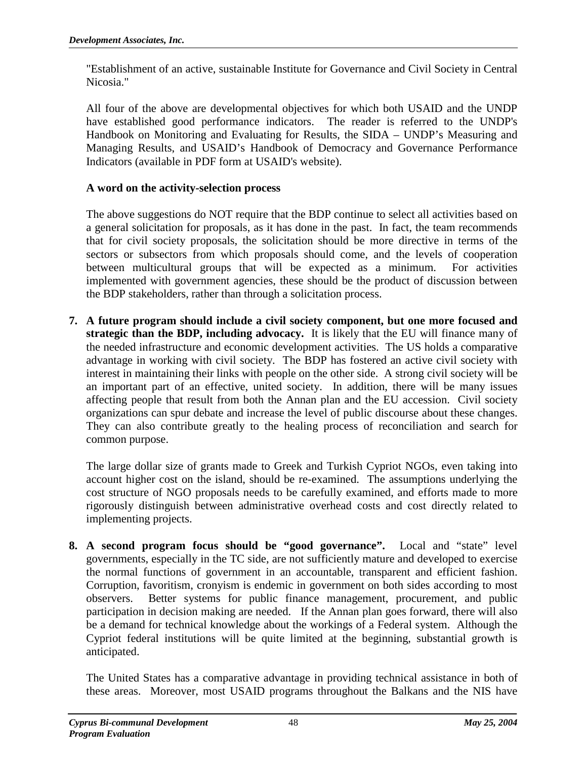"Establishment of an active, sustainable Institute for Governance and Civil Society in Central Nicosia."

All four of the above are developmental objectives for which both USAID and the UNDP have established good performance indicators. The reader is referred to the UNDP's Handbook on Monitoring and Evaluating for Results, the SIDA – UNDP's Measuring and Managing Results, and USAID's Handbook of Democracy and Governance Performance Indicators (available in PDF form at USAID's website).

**A word on the activity-selection process**

The above suggestions do NOT require that the BDP continue to select all activities based on a general solicitation for proposals, as it has done in the past. In fact, the team recommends that for civil society proposals, the solicitation should be more directive in terms of the sectors or subsectors from which proposals should come, and the levels of cooperation between multicultural groups that will be expected as a minimum. For activities implemented with government agencies, these should be the product of discussion between the BDP stakeholders, rather than through a solicitation process.

7. **A future program should include a civil society component, but one more focused and strategic than the BDP, including advocacy.** It is likely that the EU will finance many of the needed infrastructure and economic development activities. The US holds a comparative advantage in working with civil society. The BDP has fostered an active civil society with interest in maintaining their links with people on the other side. A strong civil society will be an important part of an effective, united society. In addition, there will be many issues affecting people that result from both the Annan plan and the EU accession. Civil society organizations can spur debate and increase the level of public discourse about these changes. They can also contribute greatly to the healing process of reconciliation and search for common purpose.

   The large dollar size of grants made to Greek and Turkish Cypriot NGOs, even taking into account higher cost on the island, should be re-examined. The assumptions underlying the cost structure of NGO proposals needs to be carefully examined, and efforts made to more rigorously distinguish between administrative overhead costs and cost directly related to implementing projects.

8. **A second program focus should be "good governance".** Local and "state" level governments, especially in the TC side, are not sufficiently mature and developed to exercise the normal functions of government in an accountable, transparent and efficient fashion. Corruption, favoritism, cronyism is endemic in government on both sides according to most observers. Better systems for public finance management, procurement, and public participation in decision making are needed. If the Annan plan goes forward, there will also be a demand for technical knowledge about the workings of a Federal system. Although the Cypriot federal institutions will be quite limited at the beginning, substantial growth is anticipated.

   The United States has a comparative advantage in providing technical assistance in both of these areas. Moreover, most USAID programs throughout the Balkans and the NIS have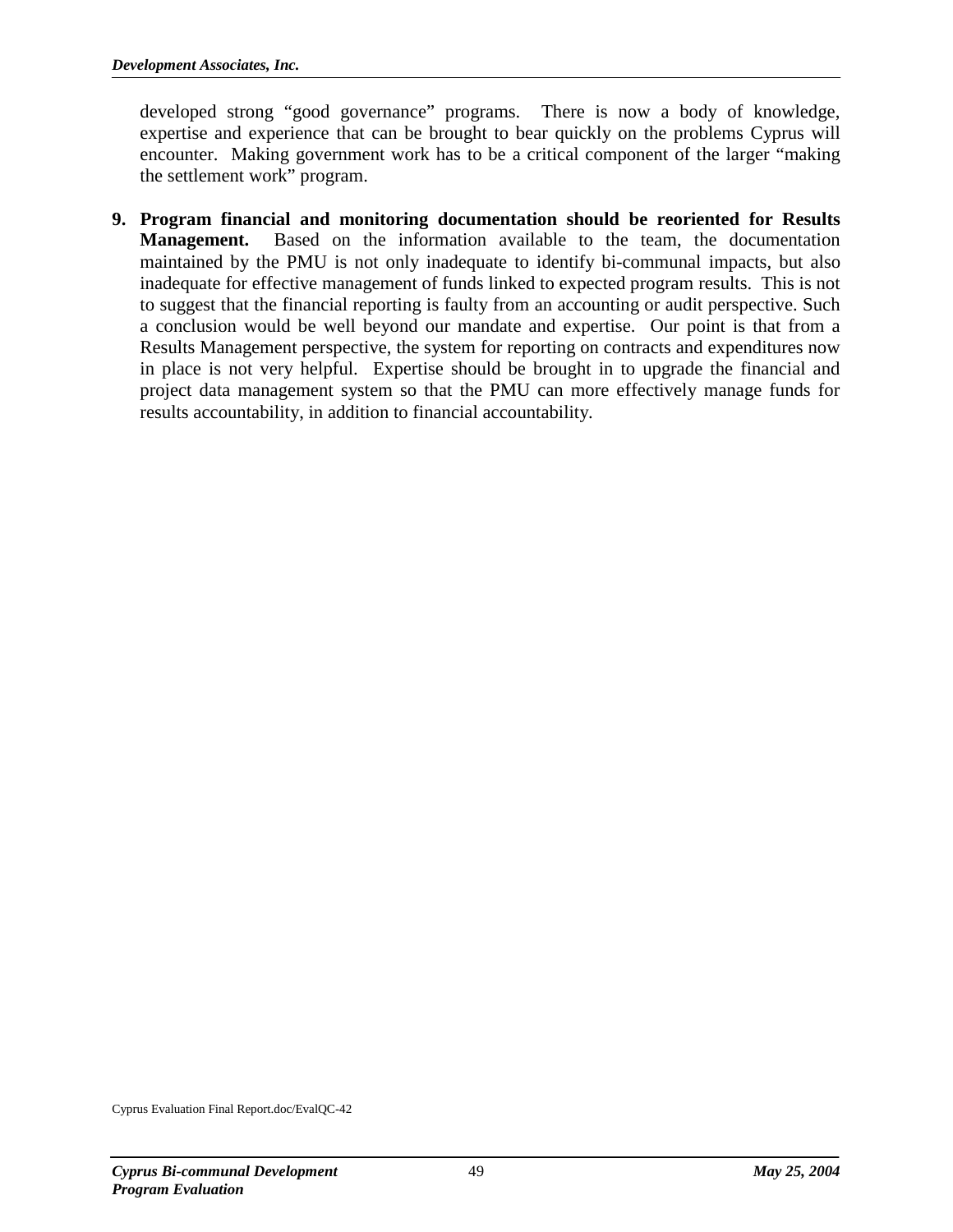developed strong "good governance" programs. There is now a body of knowledge, expertise and experience that can be brought to bear quickly on the problems Cyprus will encounter. Making government work has to be a critical component of the larger "making the settlement work" program.

9. **Program financial and monitoring documentation should be reoriented for Results Management.** Based on the information available to the team, the documentation maintained by the PMU is not only inadequate to identify bi-communal impacts, but also inadequate for effective management of funds linked to expected program results. This is not to suggest that the financial reporting is faulty from an accounting or audit perspective. Such a conclusion would be well beyond our mandate and expertise. Our point is that from a Results Management perspective, the system for reporting on contracts and expenditures now in place is not very helpful. Expertise should be brought in to upgrade the financial and project data management system so that the PMU can more effectively manage funds for results accountability, in addition to financial accountability.

Cyprus Evaluation Final Report.doc/EvalQC-42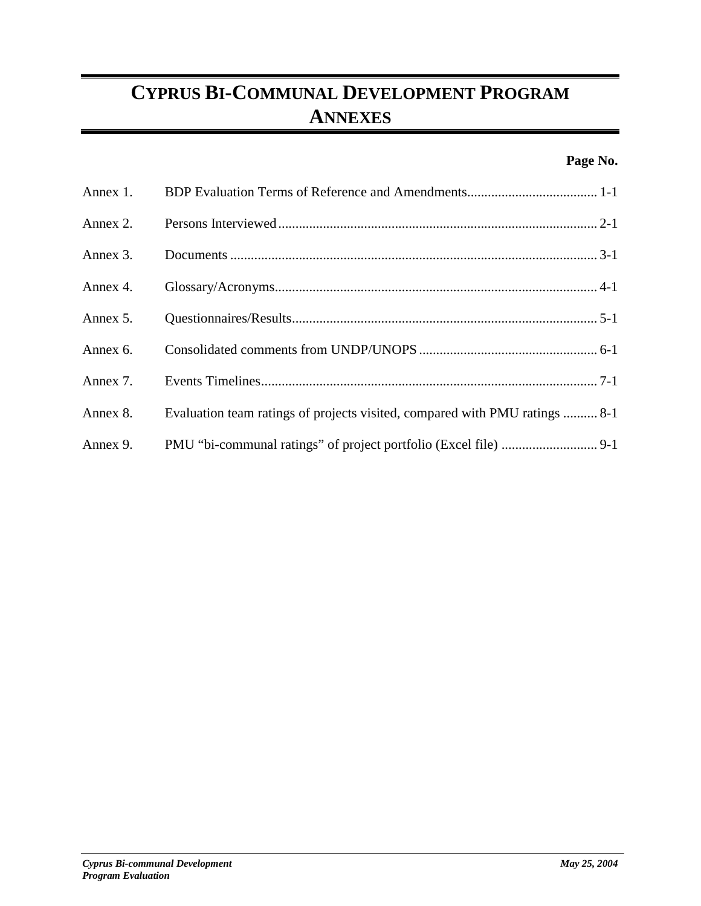# CYPRUS BI-COMMUNAL DEVELOPMENT PROGRAM ANNEXES

| | | Page No. |
|---|---|---|
| Annex 1. | BDP Evaluation Terms of Reference and Amendments | 1-1 |
| Annex 2. | Persons Interviewed | 2-1 |
| Annex 3. | Documents | 3-1 |
| Annex 4. | Glossary/Acronyms | 4-1 |
| Annex 5. | Questionnaires/Results | 5-1 |
| Annex 6. | Consolidated comments from UNDP/UNOPS | 6-1 |
| Annex 7. | Events Timelines | 7-1 |
| Annex 8. | Evaluation team ratings of projects visited, compared with PMU ratings | 8-1 |
| Annex 9. | PMU "bi-communal ratings" of project portfolio (Excel file) | 9-1 |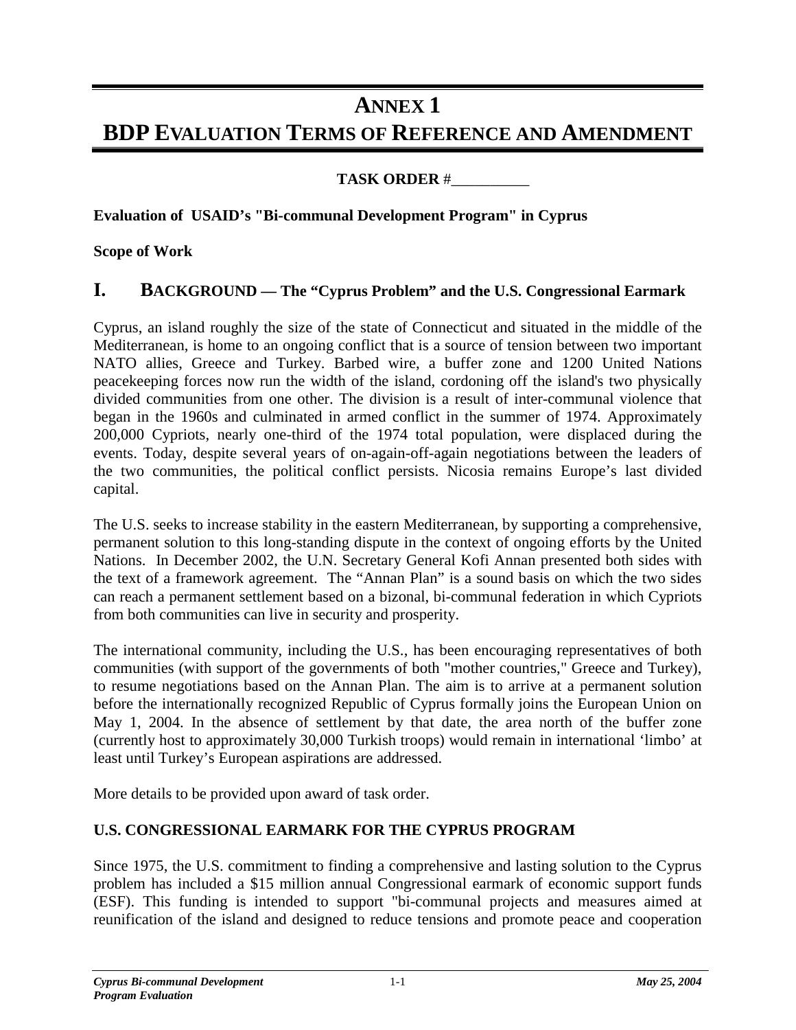# ANNEX 1
# BDP EVALUATION TERMS OF REFERENCE AND AMENDMENT

**TASK ORDER #__________**

**Evaluation of USAID's "Bi-communal Development Program" in Cyprus**

**Scope of Work**

## I. BACKGROUND — The "Cyprus Problem" and the U.S. Congressional Earmark

Cyprus, an island roughly the size of the state of Connecticut and situated in the middle of the Mediterranean, is home to an ongoing conflict that is a source of tension between two important NATO allies, Greece and Turkey. Barbed wire, a buffer zone and 1200 United Nations peacekeeping forces now run the width of the island, cordoning off the island's two physically divided communities from one other. The division is a result of inter-communal violence that began in the 1960s and culminated in armed conflict in the summer of 1974. Approximately 200,000 Cypriots, nearly one-third of the 1974 total population, were displaced during the events. Today, despite several years of on-again-off-again negotiations between the leaders of the two communities, the political conflict persists. Nicosia remains Europe's last divided capital.

The U.S. seeks to increase stability in the eastern Mediterranean, by supporting a comprehensive, permanent solution to this long-standing dispute in the context of ongoing efforts by the United Nations. In December 2002, the U.N. Secretary General Kofi Annan presented both sides with the text of a framework agreement. The "Annan Plan" is a sound basis on which the two sides can reach a permanent settlement based on a bizonal, bi-communal federation in which Cypriots from both communities can live in security and prosperity.

The international community, including the U.S., has been encouraging representatives of both communities (with support of the governments of both "mother countries," Greece and Turkey), to resume negotiations based on the Annan Plan. The aim is to arrive at a permanent solution before the internationally recognized Republic of Cyprus formally joins the European Union on May 1, 2004. In the absence of settlement by that date, the area north of the buffer zone (currently host to approximately 30,000 Turkish troops) would remain in international 'limbo' at least until Turkey's European aspirations are addressed.

More details to be provided upon award of task order.

### U.S. CONGRESSIONAL EARMARK FOR THE CYPRUS PROGRAM

Since 1975, the U.S. commitment to finding a comprehensive and lasting solution to the Cyprus problem has included a $15 million annual Congressional earmark of economic support funds (ESF). This funding is intended to support "bi-communal projects and measures aimed at reunification of the island and designed to reduce tensions and promote peace and cooperation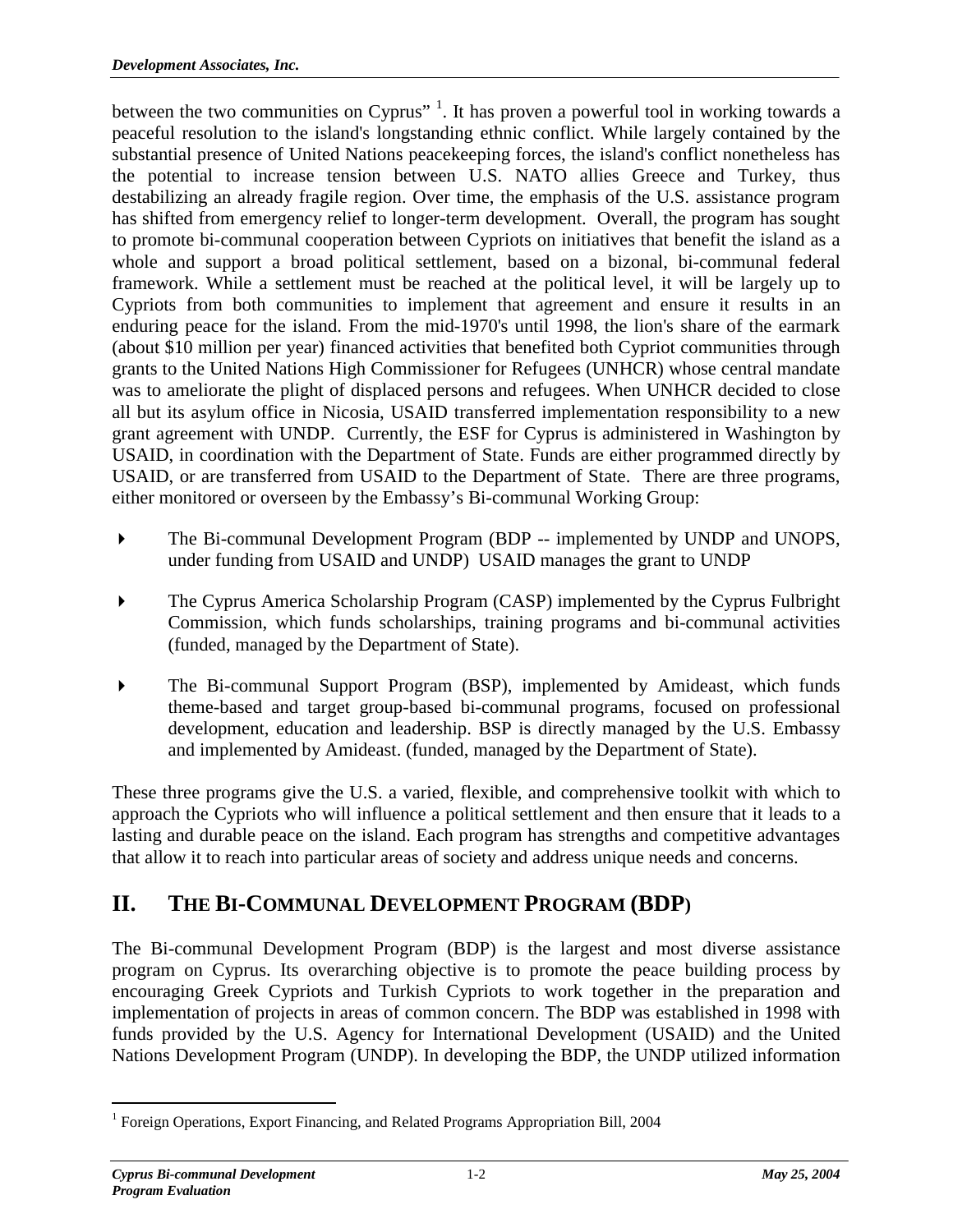between the two communities on Cyprus" [1]. It has proven a powerful tool in working towards a peaceful resolution to the island's longstanding ethnic conflict. While largely contained by the substantial presence of United Nations peacekeeping forces, the island's conflict nonetheless has the potential to increase tension between U.S. NATO allies Greece and Turkey, thus destabilizing an already fragile region. Over time, the emphasis of the U.S. assistance program has shifted from emergency relief to longer-term development. Overall, the program has sought to promote bi-communal cooperation between Cypriots on initiatives that benefit the island as a whole and support a broad political settlement, based on a bizonal, bi-communal federal framework. While a settlement must be reached at the political level, it will be largely up to Cypriots from both communities to implement that agreement and ensure it results in an enduring peace for the island. From the mid-1970's until 1998, the lion's share of the earmark (about $10 million per year) financed activities that benefited both Cypriot communities through grants to the United Nations High Commissioner for Refugees (UNHCR) whose central mandate was to ameliorate the plight of displaced persons and refugees. When UNHCR decided to close all but its asylum office in Nicosia, USAID transferred implementation responsibility to a new grant agreement with UNDP. Currently, the ESF for Cyprus is administered in Washington by USAID, in coordination with the Department of State. Funds are either programmed directly by USAID, or are transferred from USAID to the Department of State. There are three programs, either monitored or overseen by the Embassy's Bi-communal Working Group:

- The Bi-communal Development Program (BDP -- implemented by UNDP and UNOPS, under funding from USAID and UNDP) USAID manages the grant to UNDP
- The Cyprus America Scholarship Program (CASP) implemented by the Cyprus Fulbright Commission, which funds scholarships, training programs and bi-communal activities (funded, managed by the Department of State).
- The Bi-communal Support Program (BSP), implemented by Amideast, which funds theme-based and target group-based bi-communal programs, focused on professional development, education and leadership. BSP is directly managed by the U.S. Embassy and implemented by Amideast. (funded, managed by the Department of State).

These three programs give the U.S. a varied, flexible, and comprehensive toolkit with which to approach the Cypriots who will influence a political settlement and then ensure that it leads to a lasting and durable peace on the island. Each program has strengths and competitive advantages that allow it to reach into particular areas of society and address unique needs and concerns.

## II. THE BI-COMMUNAL DEVELOPMENT PROGRAM (BDP)

The Bi-communal Development Program (BDP) is the largest and most diverse assistance program on Cyprus. Its overarching objective is to promote the peace building process by encouraging Greek Cypriots and Turkish Cypriots to work together in the preparation and implementation of projects in areas of common concern. The BDP was established in 1998 with funds provided by the U.S. Agency for International Development (USAID) and the United Nations Development Program (UNDP). In developing the BDP, the UNDP utilized information

---

[1] Foreign Operations, Export Financing, and Related Programs Appropriation Bill, 2004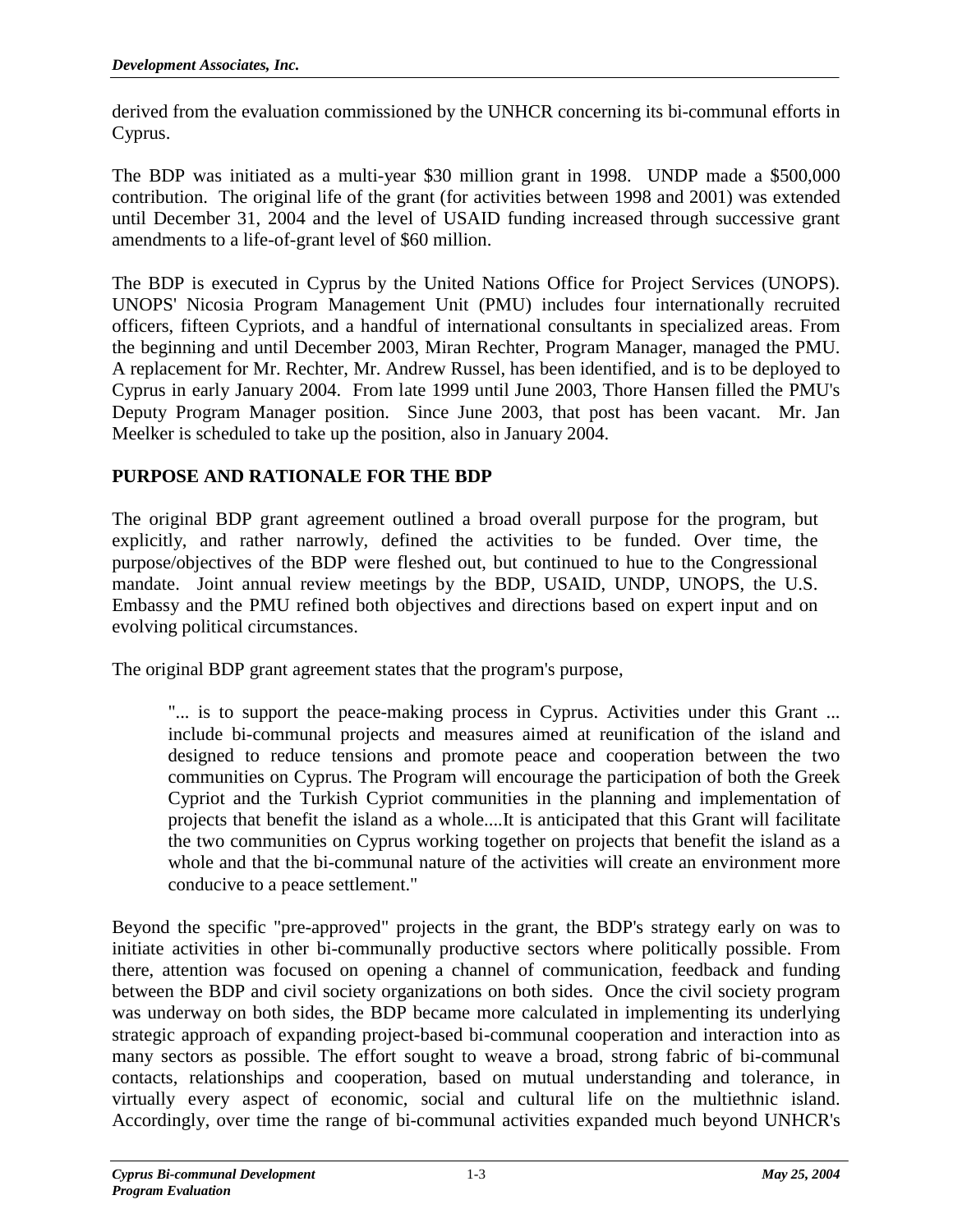derived from the evaluation commissioned by the UNHCR concerning its bi-communal efforts in Cyprus.

The BDP was initiated as a multi-year $30 million grant in 1998. UNDP made a $500,000 contribution. The original life of the grant (for activities between 1998 and 2001) was extended until December 31, 2004 and the level of USAID funding increased through successive grant amendments to a life-of-grant level of $60 million.

The BDP is executed in Cyprus by the United Nations Office for Project Services (UNOPS). UNOPS' Nicosia Program Management Unit (PMU) includes four internationally recruited officers, fifteen Cypriots, and a handful of international consultants in specialized areas. From the beginning and until December 2003, Miran Rechter, Program Manager, managed the PMU. A replacement for Mr. Rechter, Mr. Andrew Russel, has been identified, and is to be deployed to Cyprus in early January 2004. From late 1999 until June 2003, Thore Hansen filled the PMU's Deputy Program Manager position. Since June 2003, that post has been vacant. Mr. Jan Meelker is scheduled to take up the position, also in January 2004.

## PURPOSE AND RATIONALE FOR THE BDP

The original BDP grant agreement outlined a broad overall purpose for the program, but explicitly, and rather narrowly, defined the activities to be funded. Over time, the purpose/objectives of the BDP were fleshed out, but continued to hue to the Congressional mandate. Joint annual review meetings by the BDP, USAID, UNDP, UNOPS, the U.S. Embassy and the PMU refined both objectives and directions based on expert input and on evolving political circumstances.

The original BDP grant agreement states that the program's purpose,

> "... is to support the peace-making process in Cyprus. Activities under this Grant ... include bi-communal projects and measures aimed at reunification of the island and designed to reduce tensions and promote peace and cooperation between the two communities on Cyprus. The Program will encourage the participation of both the Greek Cypriot and the Turkish Cypriot communities in the planning and implementation of projects that benefit the island as a whole....It is anticipated that this Grant will facilitate the two communities on Cyprus working together on projects that benefit the island as a whole and that the bi-communal nature of the activities will create an environment more conducive to a peace settlement."

Beyond the specific "pre-approved" projects in the grant, the BDP's strategy early on was to initiate activities in other bi-communally productive sectors where politically possible. From there, attention was focused on opening a channel of communication, feedback and funding between the BDP and civil society organizations on both sides. Once the civil society program was underway on both sides, the BDP became more calculated in implementing its underlying strategic approach of expanding project-based bi-communal cooperation and interaction into as many sectors as possible. The effort sought to weave a broad, strong fabric of bi-communal contacts, relationships and cooperation, based on mutual understanding and tolerance, in virtually every aspect of economic, social and cultural life on the multiethnic island. Accordingly, over time the range of bi-communal activities expanded much beyond UNHCR's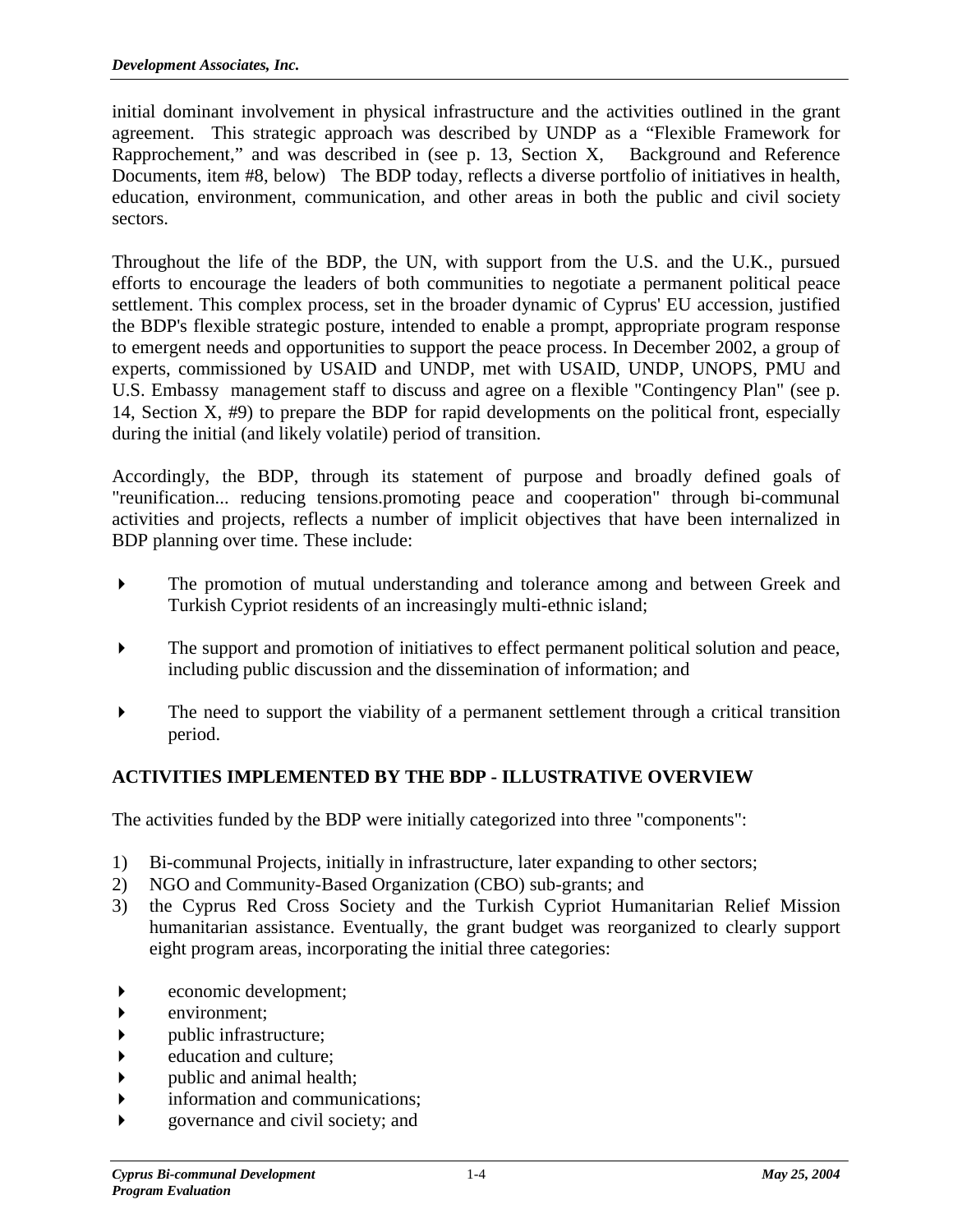initial dominant involvement in physical infrastructure and the activities outlined in the grant agreement. This strategic approach was described by UNDP as a "Flexible Framework for Rapprochement," and was described in (see p. 13, Section X, Background and Reference Documents, item #8, below) The BDP today, reflects a diverse portfolio of initiatives in health, education, environment, communication, and other areas in both the public and civil society sectors.

Throughout the life of the BDP, the UN, with support from the U.S. and the U.K., pursued efforts to encourage the leaders of both communities to negotiate a permanent political peace settlement. This complex process, set in the broader dynamic of Cyprus' EU accession, justified the BDP's flexible strategic posture, intended to enable a prompt, appropriate program response to emergent needs and opportunities to support the peace process. In December 2002, a group of experts, commissioned by USAID and UNDP, met with USAID, UNDP, UNOPS, PMU and U.S. Embassy management staff to discuss and agree on a flexible "Contingency Plan" (see p. 14, Section X, #9) to prepare the BDP for rapid developments on the political front, especially during the initial (and likely volatile) period of transition.

Accordingly, the BDP, through its statement of purpose and broadly defined goals of "reunification... reducing tensions.promoting peace and cooperation" through bi-communal activities and projects, reflects a number of implicit objectives that have been internalized in BDP planning over time. These include:

- The promotion of mutual understanding and tolerance among and between Greek and Turkish Cypriot residents of an increasingly multi-ethnic island;
- The support and promotion of initiatives to effect permanent political solution and peace, including public discussion and the dissemination of information; and
- The need to support the viability of a permanent settlement through a critical transition period.

**ACTIVITIES IMPLEMENTED BY THE BDP - ILLUSTRATIVE OVERVIEW**

The activities funded by the BDP were initially categorized into three "components":

1) Bi-communal Projects, initially in infrastructure, later expanding to other sectors;
2) NGO and Community-Based Organization (CBO) sub-grants; and
3) the Cyprus Red Cross Society and the Turkish Cypriot Humanitarian Relief Mission humanitarian assistance. Eventually, the grant budget was reorganized to clearly support eight program areas, incorporating the initial three categories:

- economic development;
- environment;
- public infrastructure;
- education and culture;
- public and animal health;
- information and communications;
- governance and civil society; and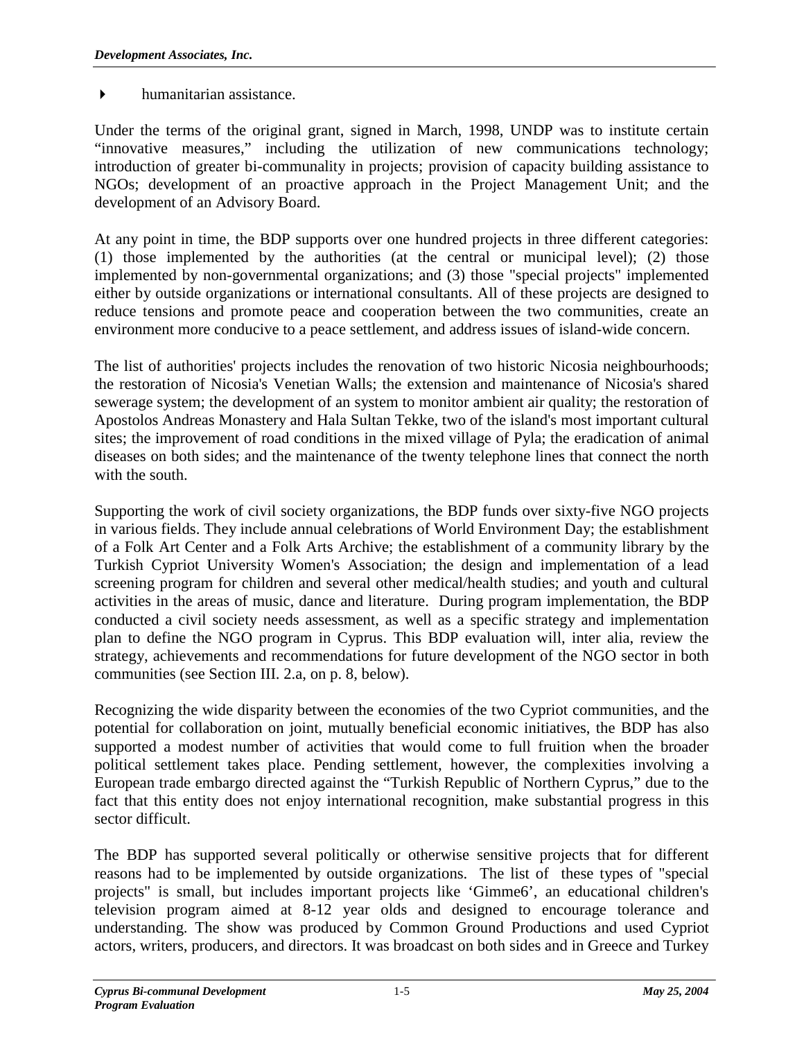- humanitarian assistance.

Under the terms of the original grant, signed in March, 1998, UNDP was to institute certain "innovative measures," including the utilization of new communications technology; introduction of greater bi-communality in projects; provision of capacity building assistance to NGOs; development of an proactive approach in the Project Management Unit; and the development of an Advisory Board.

At any point in time, the BDP supports over one hundred projects in three different categories: (1) those implemented by the authorities (at the central or municipal level); (2) those implemented by non-governmental organizations; and (3) those "special projects" implemented either by outside organizations or international consultants. All of these projects are designed to reduce tensions and promote peace and cooperation between the two communities, create an environment more conducive to a peace settlement, and address issues of island-wide concern.

The list of authorities' projects includes the renovation of two historic Nicosia neighbourhoods; the restoration of Nicosia's Venetian Walls; the extension and maintenance of Nicosia's shared sewerage system; the development of an system to monitor ambient air quality; the restoration of Apostolos Andreas Monastery and Hala Sultan Tekke, two of the island's most important cultural sites; the improvement of road conditions in the mixed village of Pyla; the eradication of animal diseases on both sides; and the maintenance of the twenty telephone lines that connect the north with the south.

Supporting the work of civil society organizations, the BDP funds over sixty-five NGO projects in various fields. They include annual celebrations of World Environment Day; the establishment of a Folk Art Center and a Folk Arts Archive; the establishment of a community library by the Turkish Cypriot University Women's Association; the design and implementation of a lead screening program for children and several other medical/health studies; and youth and cultural activities in the areas of music, dance and literature. During program implementation, the BDP conducted a civil society needs assessment, as well as a specific strategy and implementation plan to define the NGO program in Cyprus. This BDP evaluation will, inter alia, review the strategy, achievements and recommendations for future development of the NGO sector in both communities (see Section III. 2.a, on p. 8, below).

Recognizing the wide disparity between the economies of the two Cypriot communities, and the potential for collaboration on joint, mutually beneficial economic initiatives, the BDP has also supported a modest number of activities that would come to full fruition when the broader political settlement takes place. Pending settlement, however, the complexities involving a European trade embargo directed against the "Turkish Republic of Northern Cyprus," due to the fact that this entity does not enjoy international recognition, make substantial progress in this sector difficult.

The BDP has supported several politically or otherwise sensitive projects that for different reasons had to be implemented by outside organizations. The list of these types of "special projects" is small, but includes important projects like 'Gimme6', an educational children's television program aimed at 8-12 year olds and designed to encourage tolerance and understanding. The show was produced by Common Ground Productions and used Cypriot actors, writers, producers, and directors. It was broadcast on both sides and in Greece and Turkey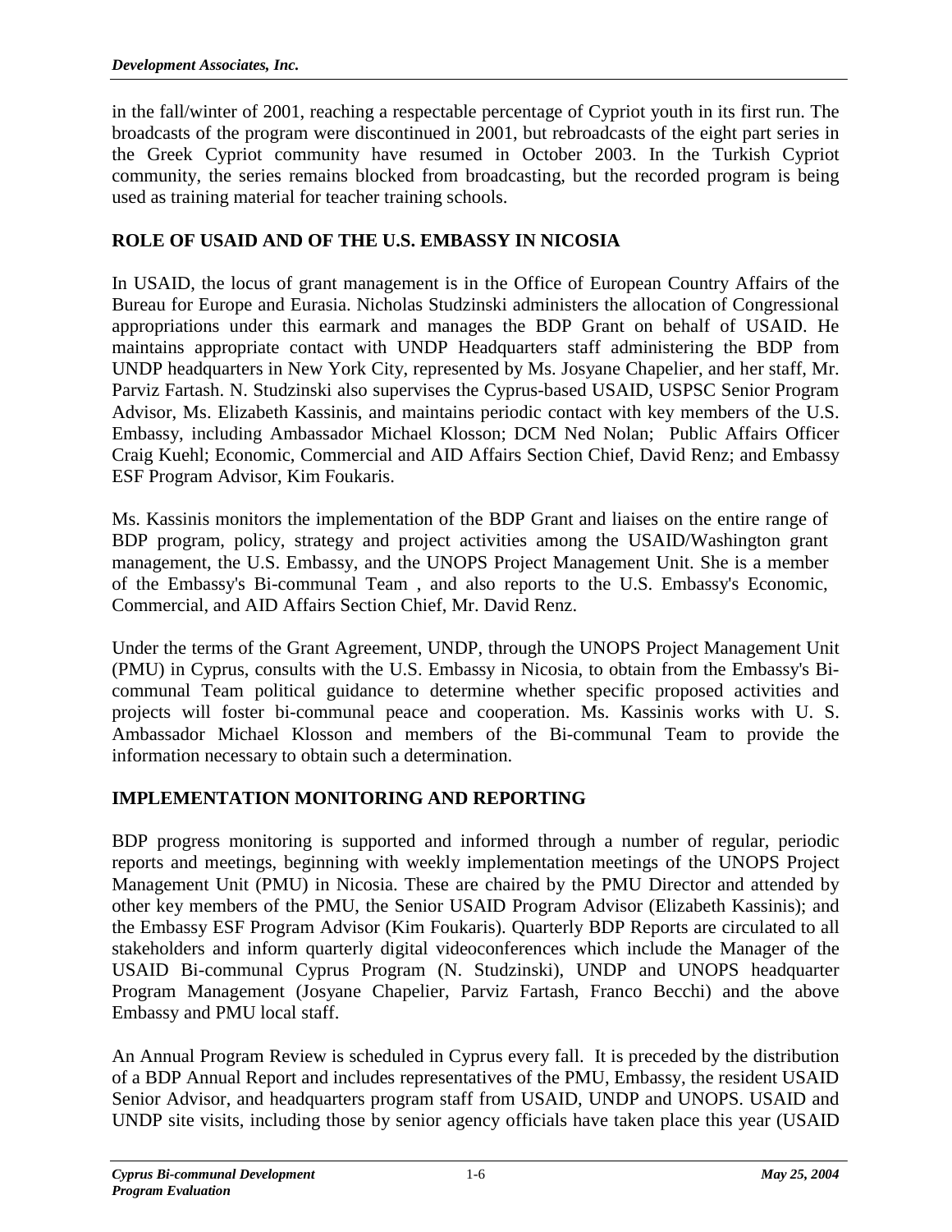in the fall/winter of 2001, reaching a respectable percentage of Cypriot youth in its first run. The broadcasts of the program were discontinued in 2001, but rebroadcasts of the eight part series in the Greek Cypriot community have resumed in October 2003. In the Turkish Cypriot community, the series remains blocked from broadcasting, but the recorded program is being used as training material for teacher training schools.

## ROLE OF USAID AND OF THE U.S. EMBASSY IN NICOSIA

In USAID, the locus of grant management is in the Office of European Country Affairs of the Bureau for Europe and Eurasia. Nicholas Studzinski administers the allocation of Congressional appropriations under this earmark and manages the BDP Grant on behalf of USAID. He maintains appropriate contact with UNDP Headquarters staff administering the BDP from UNDP headquarters in New York City, represented by Ms. Josyane Chapelier, and her staff, Mr. Parviz Fartash. N. Studzinski also supervises the Cyprus-based USAID, USPSC Senior Program Advisor, Ms. Elizabeth Kassinis, and maintains periodic contact with key members of the U.S. Embassy, including Ambassador Michael Klosson; DCM Ned Nolan; Public Affairs Officer Craig Kuehl; Economic, Commercial and AID Affairs Section Chief, David Renz; and Embassy ESF Program Advisor, Kim Foukaris.

Ms. Kassinis monitors the implementation of the BDP Grant and liaises on the entire range of BDP program, policy, strategy and project activities among the USAID/Washington grant management, the U.S. Embassy, and the UNOPS Project Management Unit. She is a member of the Embassy's Bi-communal Team , and also reports to the U.S. Embassy's Economic, Commercial, and AID Affairs Section Chief, Mr. David Renz.

Under the terms of the Grant Agreement, UNDP, through the UNOPS Project Management Unit (PMU) in Cyprus, consults with the U.S. Embassy in Nicosia, to obtain from the Embassy's Bi-communal Team political guidance to determine whether specific proposed activities and projects will foster bi-communal peace and cooperation. Ms. Kassinis works with U. S. Ambassador Michael Klosson and members of the Bi-communal Team to provide the information necessary to obtain such a determination.

## IMPLEMENTATION MONITORING AND REPORTING

BDP progress monitoring is supported and informed through a number of regular, periodic reports and meetings, beginning with weekly implementation meetings of the UNOPS Project Management Unit (PMU) in Nicosia. These are chaired by the PMU Director and attended by other key members of the PMU, the Senior USAID Program Advisor (Elizabeth Kassinis); and the Embassy ESF Program Advisor (Kim Foukaris). Quarterly BDP Reports are circulated to all stakeholders and inform quarterly digital videoconferences which include the Manager of the USAID Bi-communal Cyprus Program (N. Studzinski), UNDP and UNOPS headquarter Program Management (Josyane Chapelier, Parviz Fartash, Franco Becchi) and the above Embassy and PMU local staff.

An Annual Program Review is scheduled in Cyprus every fall. It is preceded by the distribution of a BDP Annual Report and includes representatives of the PMU, Embassy, the resident USAID Senior Advisor, and headquarters program staff from USAID, UNDP and UNOPS. USAID and UNDP site visits, including those by senior agency officials have taken place this year (USAID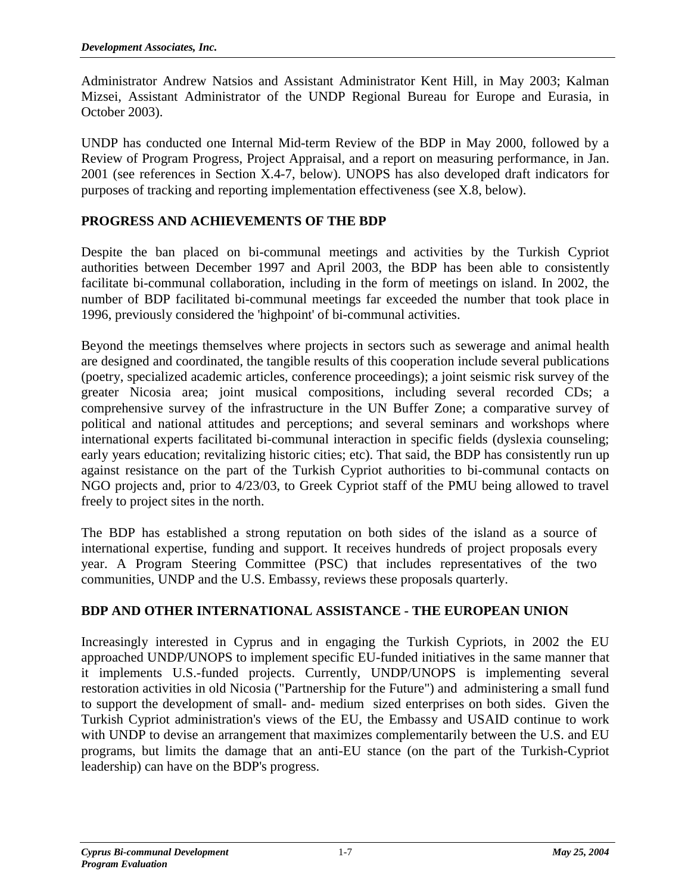Administrator Andrew Natsios and Assistant Administrator Kent Hill, in May 2003; Kalman Mizsei, Assistant Administrator of the UNDP Regional Bureau for Europe and Eurasia, in October 2003).

UNDP has conducted one Internal Mid-term Review of the BDP in May 2000, followed by a Review of Program Progress, Project Appraisal, and a report on measuring performance, in Jan. 2001 (see references in Section X.4-7, below). UNOPS has also developed draft indicators for purposes of tracking and reporting implementation effectiveness (see X.8, below).

## PROGRESS AND ACHIEVEMENTS OF THE BDP

Despite the ban placed on bi-communal meetings and activities by the Turkish Cypriot authorities between December 1997 and April 2003, the BDP has been able to consistently facilitate bi-communal collaboration, including in the form of meetings on island. In 2002, the number of BDP facilitated bi-communal meetings far exceeded the number that took place in 1996, previously considered the 'highpoint' of bi-communal activities.

Beyond the meetings themselves where projects in sectors such as sewerage and animal health are designed and coordinated, the tangible results of this cooperation include several publications (poetry, specialized academic articles, conference proceedings); a joint seismic risk survey of the greater Nicosia area; joint musical compositions, including several recorded CDs; a comprehensive survey of the infrastructure in the UN Buffer Zone; a comparative survey of political and national attitudes and perceptions; and several seminars and workshops where international experts facilitated bi-communal interaction in specific fields (dyslexia counseling; early years education; revitalizing historic cities; etc). That said, the BDP has consistently run up against resistance on the part of the Turkish Cypriot authorities to bi-communal contacts on NGO projects and, prior to 4/23/03, to Greek Cypriot staff of the PMU being allowed to travel freely to project sites in the north.

The BDP has established a strong reputation on both sides of the island as a source of international expertise, funding and support. It receives hundreds of project proposals every year. A Program Steering Committee (PSC) that includes representatives of the two communities, UNDP and the U.S. Embassy, reviews these proposals quarterly.

## BDP AND OTHER INTERNATIONAL ASSISTANCE - THE EUROPEAN UNION

Increasingly interested in Cyprus and in engaging the Turkish Cypriots, in 2002 the EU approached UNDP/UNOPS to implement specific EU-funded initiatives in the same manner that it implements U.S.-funded projects. Currently, UNDP/UNOPS is implementing several restoration activities in old Nicosia ("Partnership for the Future") and administering a small fund to support the development of small- and- medium sized enterprises on both sides. Given the Turkish Cypriot administration's views of the EU, the Embassy and USAID continue to work with UNDP to devise an arrangement that maximizes complementarily between the U.S. and EU programs, but limits the damage that an anti-EU stance (on the part of the Turkish-Cypriot leadership) can have on the BDP's progress.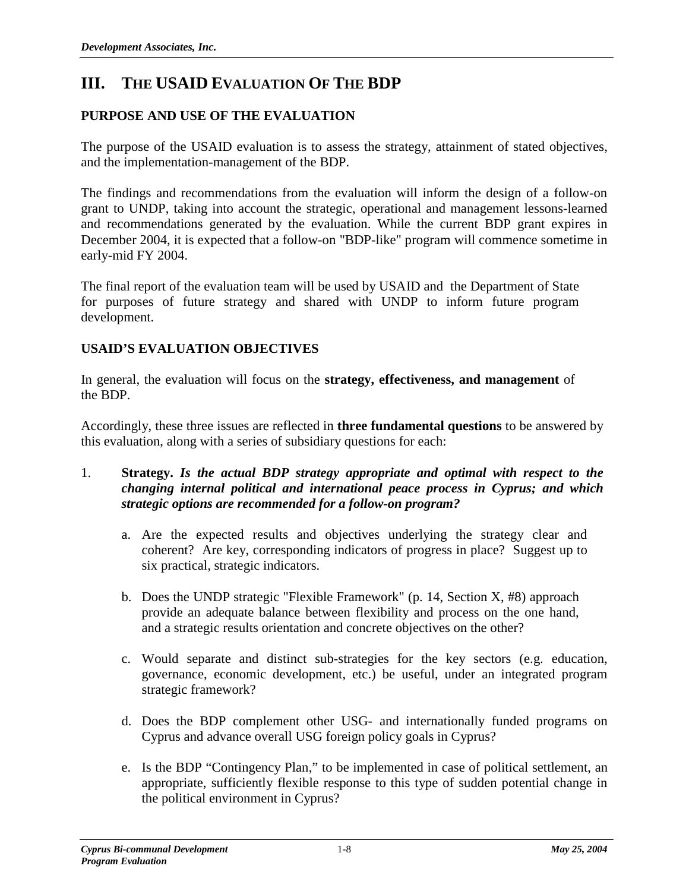# III. THE USAID EVALUATION OF THE BDP

## PURPOSE AND USE OF THE EVALUATION

The purpose of the USAID evaluation is to assess the strategy, attainment of stated objectives, and the implementation-management of the BDP.

The findings and recommendations from the evaluation will inform the design of a follow-on grant to UNDP, taking into account the strategic, operational and management lessons-learned and recommendations generated by the evaluation. While the current BDP grant expires in December 2004, it is expected that a follow-on "BDP-like" program will commence sometime in early-mid FY 2004.

The final report of the evaluation team will be used by USAID and the Department of State for purposes of future strategy and shared with UNDP to inform future program development.

## USAID'S EVALUATION OBJECTIVES

In general, the evaluation will focus on the **strategy, effectiveness, and management** of the BDP.

Accordingly, these three issues are reflected in **three fundamental questions** to be answered by this evaluation, along with a series of subsidiary questions for each:

1. **Strategy.** ***Is the actual BDP strategy appropriate and optimal with respect to the changing internal political and international peace process in Cyprus; and which strategic options are recommended for a follow-on program?***

   a. Are the expected results and objectives underlying the strategy clear and coherent? Are key, corresponding indicators of progress in place? Suggest up to six practical, strategic indicators.

   b. Does the UNDP strategic "Flexible Framework" (p. 14, Section X, #8) approach provide an adequate balance between flexibility and process on the one hand, and a strategic results orientation and concrete objectives on the other?

   c. Would separate and distinct sub-strategies for the key sectors (e.g. education, governance, economic development, etc.) be useful, under an integrated program strategic framework?

   d. Does the BDP complement other USG- and internationally funded programs on Cyprus and advance overall USG foreign policy goals in Cyprus?

   e. Is the BDP "Contingency Plan," to be implemented in case of political settlement, an appropriate, sufficiently flexible response to this type of sudden potential change in the political environment in Cyprus?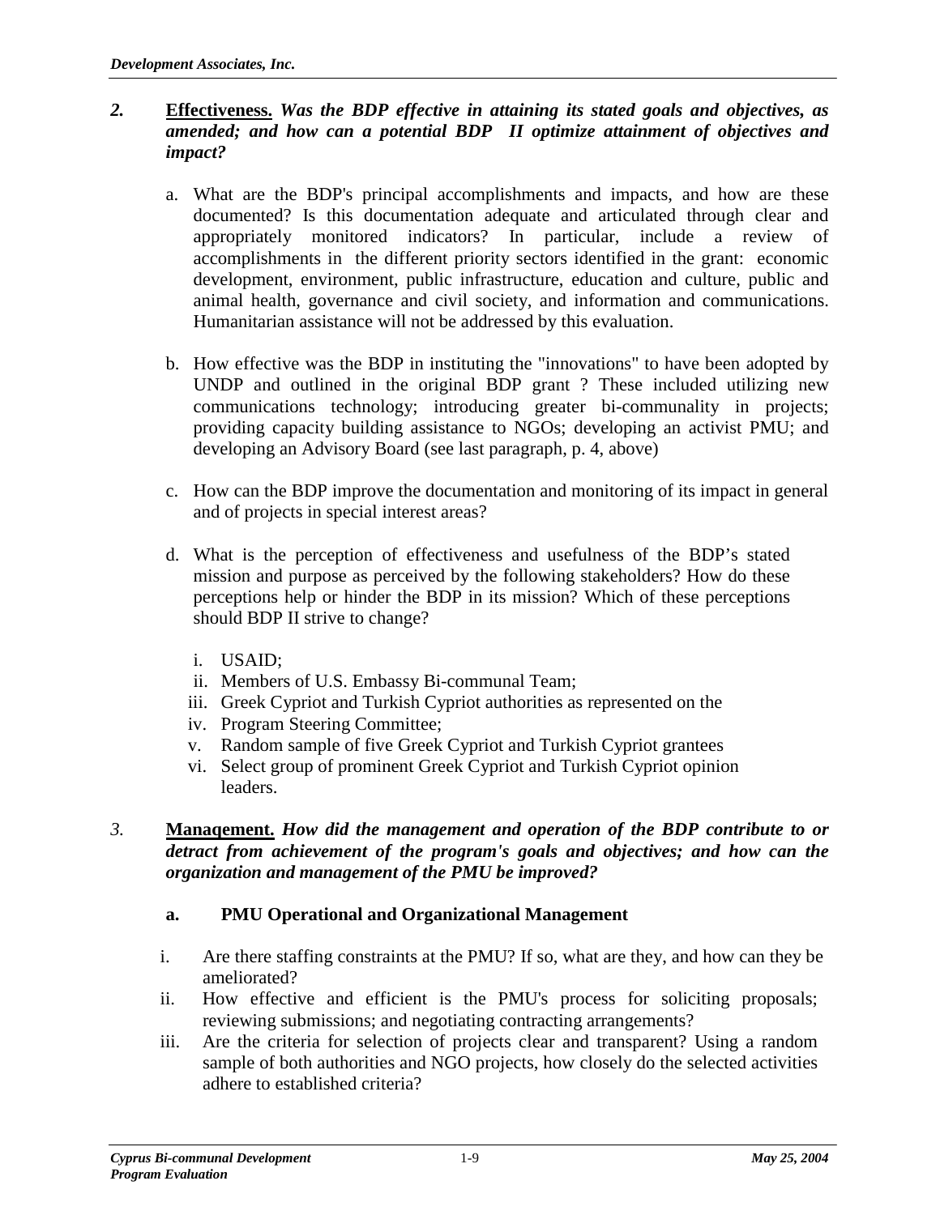2. **<u>Effectiveness.</u>** ***Was the BDP effective in attaining its stated goals and objectives, as amended; and how can a potential BDP II optimize attainment of objectives and impact?***

   a. What are the BDP's principal accomplishments and impacts, and how are these documented? Is this documentation adequate and articulated through clear and appropriately monitored indicators? In particular, include a review of accomplishments in the different priority sectors identified in the grant: economic development, environment, public infrastructure, education and culture, public and animal health, governance and civil society, and information and communications. Humanitarian assistance will not be addressed by this evaluation.

   b. How effective was the BDP in instituting the "innovations" to have been adopted by UNDP and outlined in the original BDP grant ? These included utilizing new communications technology; introducing greater bi-communality in projects; providing capacity building assistance to NGOs; developing an activist PMU; and developing an Advisory Board (see last paragraph, p. 4, above)

   c. How can the BDP improve the documentation and monitoring of its impact in general and of projects in special interest areas?

   d. What is the perception of effectiveness and usefulness of the BDP's stated mission and purpose as perceived by the following stakeholders? How do these perceptions help or hinder the BDP in its mission? Which of these perceptions should BDP II strive to change?

      i. USAID;
      ii. Members of U.S. Embassy Bi-communal Team;
      iii. Greek Cypriot and Turkish Cypriot authorities as represented on the
      iv. Program Steering Committee;
      v. Random sample of five Greek Cypriot and Turkish Cypriot grantees
      vi. Select group of prominent Greek Cypriot and Turkish Cypriot opinion leaders.

3. **<u>Management.</u>** ***How did the management and operation of the BDP contribute to or detract from achievement of the program's goals and objectives; and how can the organization and management of the PMU be improved?***

   **a. PMU Operational and Organizational Management**

   i. Are there staffing constraints at the PMU? If so, what are they, and how can they be ameliorated?
   ii. How effective and efficient is the PMU's process for soliciting proposals; reviewing submissions; and negotiating contracting arrangements?
   iii. Are the criteria for selection of projects clear and transparent? Using a random sample of both authorities and NGO projects, how closely do the selected activities adhere to established criteria?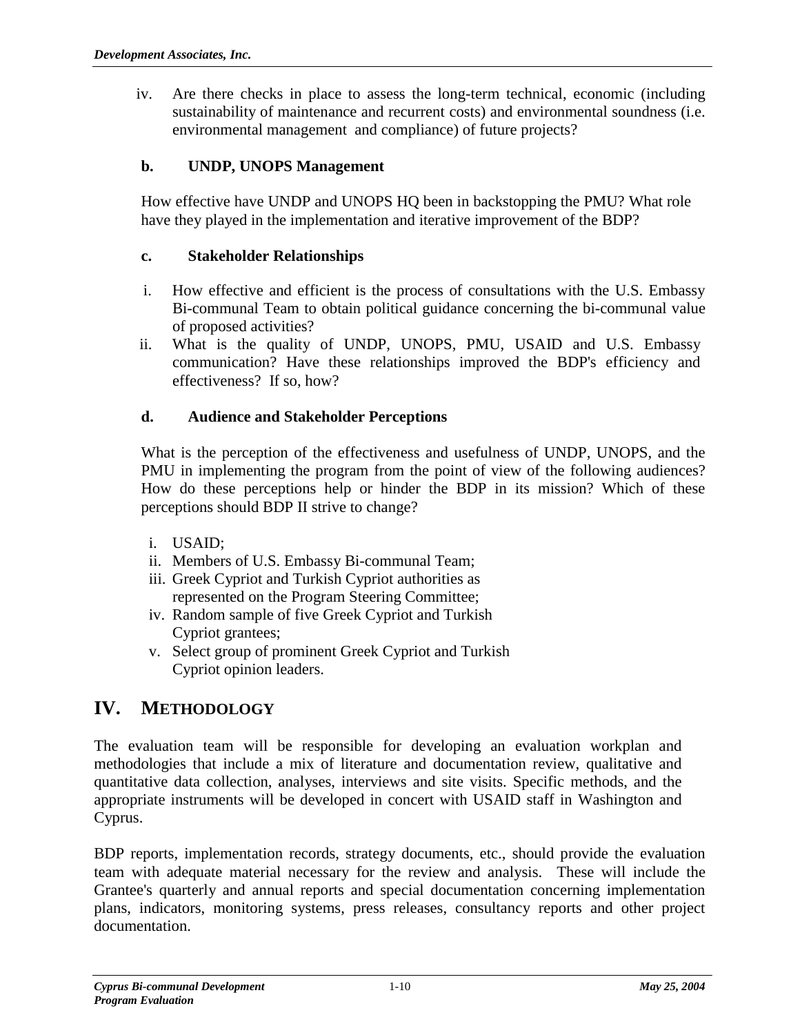iv. Are there checks in place to assess the long-term technical, economic (including sustainability of maintenance and recurrent costs) and environmental soundness (i.e. environmental management and compliance) of future projects?

**b. UNDP, UNOPS Management**

How effective have UNDP and UNOPS HQ been in backstopping the PMU? What role have they played in the implementation and iterative improvement of the BDP?

**c. Stakeholder Relationships**

i. How effective and efficient is the process of consultations with the U.S. Embassy Bi-communal Team to obtain political guidance concerning the bi-communal value of proposed activities?

ii. What is the quality of UNDP, UNOPS, PMU, USAID and U.S. Embassy communication? Have these relationships improved the BDP's efficiency and effectiveness? If so, how?

**d. Audience and Stakeholder Perceptions**

What is the perception of the effectiveness and usefulness of UNDP, UNOPS, and the PMU in implementing the program from the point of view of the following audiences? How do these perceptions help or hinder the BDP in its mission? Which of these perceptions should BDP II strive to change?

i. USAID;
ii. Members of U.S. Embassy Bi-communal Team;
iii. Greek Cypriot and Turkish Cypriot authorities as represented on the Program Steering Committee;
iv. Random sample of five Greek Cypriot and Turkish Cypriot grantees;
v. Select group of prominent Greek Cypriot and Turkish Cypriot opinion leaders.

# IV. METHODOLOGY

The evaluation team will be responsible for developing an evaluation workplan and methodologies that include a mix of literature and documentation review, qualitative and quantitative data collection, analyses, interviews and site visits. Specific methods, and the appropriate instruments will be developed in concert with USAID staff in Washington and Cyprus.

BDP reports, implementation records, strategy documents, etc., should provide the evaluation team with adequate material necessary for the review and analysis. These will include the Grantee's quarterly and annual reports and special documentation concerning implementation plans, indicators, monitoring systems, press releases, consultancy reports and other project documentation.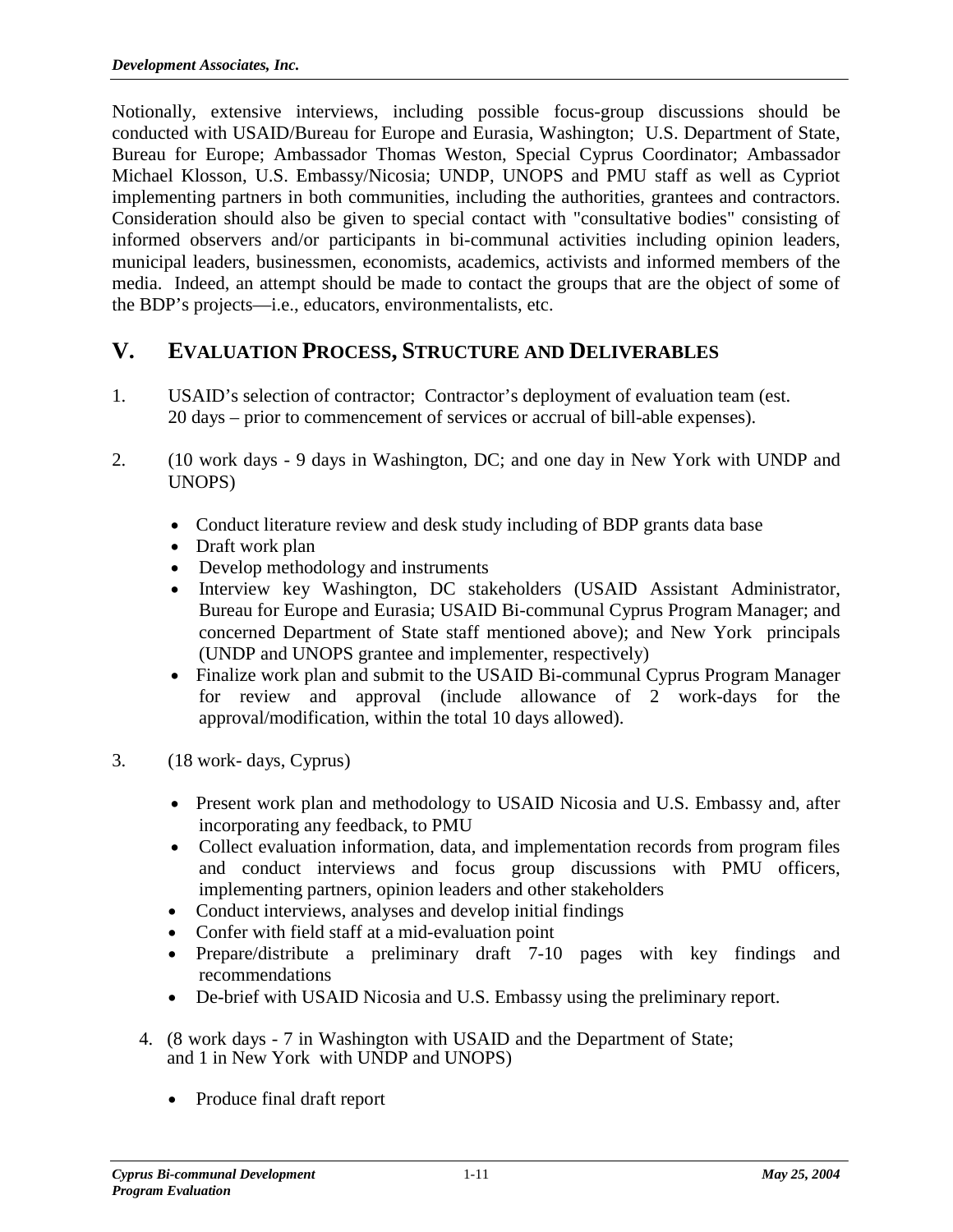Notionally, extensive interviews, including possible focus-group discussions should be conducted with USAID/Bureau for Europe and Eurasia, Washington; U.S. Department of State, Bureau for Europe; Ambassador Thomas Weston, Special Cyprus Coordinator; Ambassador Michael Klosson, U.S. Embassy/Nicosia; UNDP, UNOPS and PMU staff as well as Cypriot implementing partners in both communities, including the authorities, grantees and contractors. Consideration should also be given to special contact with "consultative bodies" consisting of informed observers and/or participants in bi-communal activities including opinion leaders, municipal leaders, businessmen, economists, academics, activists and informed members of the media. Indeed, an attempt should be made to contact the groups that are the object of some of the BDP's projects—i.e., educators, environmentalists, etc.

## V. EVALUATION PROCESS, STRUCTURE AND DELIVERABLES

1. USAID's selection of contractor; Contractor's deployment of evaluation team (est. 20 days – prior to commencement of services or accrual of bill-able expenses).

2. (10 work days - 9 days in Washington, DC; and one day in New York with UNDP and UNOPS)
   - Conduct literature review and desk study including of BDP grants data base
   - Draft work plan
   - Develop methodology and instruments
   - Interview key Washington, DC stakeholders (USAID Assistant Administrator, Bureau for Europe and Eurasia; USAID Bi-communal Cyprus Program Manager; and concerned Department of State staff mentioned above); and New York principals (UNDP and UNOPS grantee and implementer, respectively)
   - Finalize work plan and submit to the USAID Bi-communal Cyprus Program Manager for review and approval (include allowance of 2 work-days for the approval/modification, within the total 10 days allowed).

3. (18 work- days, Cyprus)
   - Present work plan and methodology to USAID Nicosia and U.S. Embassy and, after incorporating any feedback, to PMU
   - Collect evaluation information, data, and implementation records from program files and conduct interviews and focus group discussions with PMU officers, implementing partners, opinion leaders and other stakeholders
   - Conduct interviews, analyses and develop initial findings
   - Confer with field staff at a mid-evaluation point
   - Prepare/distribute a preliminary draft 7-10 pages with key findings and recommendations
   - De-brief with USAID Nicosia and U.S. Embassy using the preliminary report.

4. (8 work days - 7 in Washington with USAID and the Department of State; and 1 in New York with UNDP and UNOPS)
   - Produce final draft report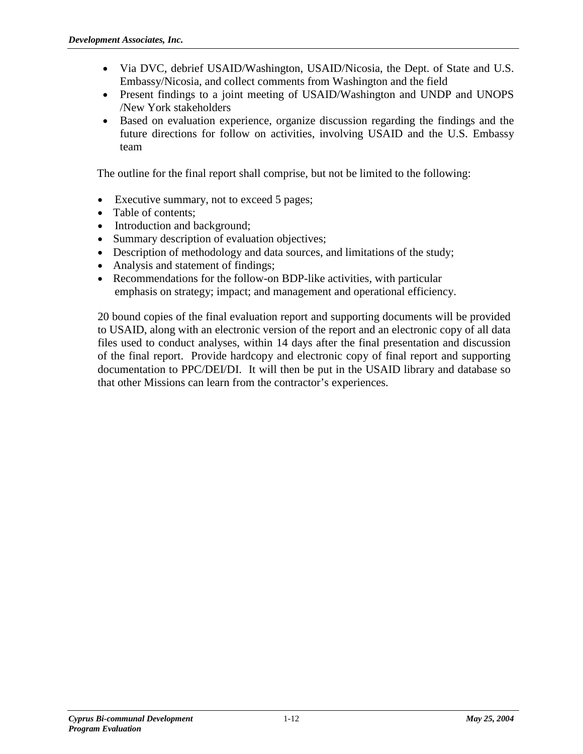- Via DVC, debrief USAID/Washington, USAID/Nicosia, the Dept. of State and U.S. Embassy/Nicosia, and collect comments from Washington and the field
- Present findings to a joint meeting of USAID/Washington and UNDP and UNOPS /New York stakeholders
- Based on evaluation experience, organize discussion regarding the findings and the future directions for follow on activities, involving USAID and the U.S. Embassy team

The outline for the final report shall comprise, but not be limited to the following:

- Executive summary, not to exceed 5 pages;
- Table of contents;
- Introduction and background;
- Summary description of evaluation objectives;
- Description of methodology and data sources, and limitations of the study;
- Analysis and statement of findings;
- Recommendations for the follow-on BDP-like activities, with particular emphasis on strategy; impact; and management and operational efficiency.

20 bound copies of the final evaluation report and supporting documents will be provided to USAID, along with an electronic version of the report and an electronic copy of all data files used to conduct analyses, within 14 days after the final presentation and discussion of the final report. Provide hardcopy and electronic copy of final report and supporting documentation to PPC/DEI/DI. It will then be put in the USAID library and database so that other Missions can learn from the contractor's experiences.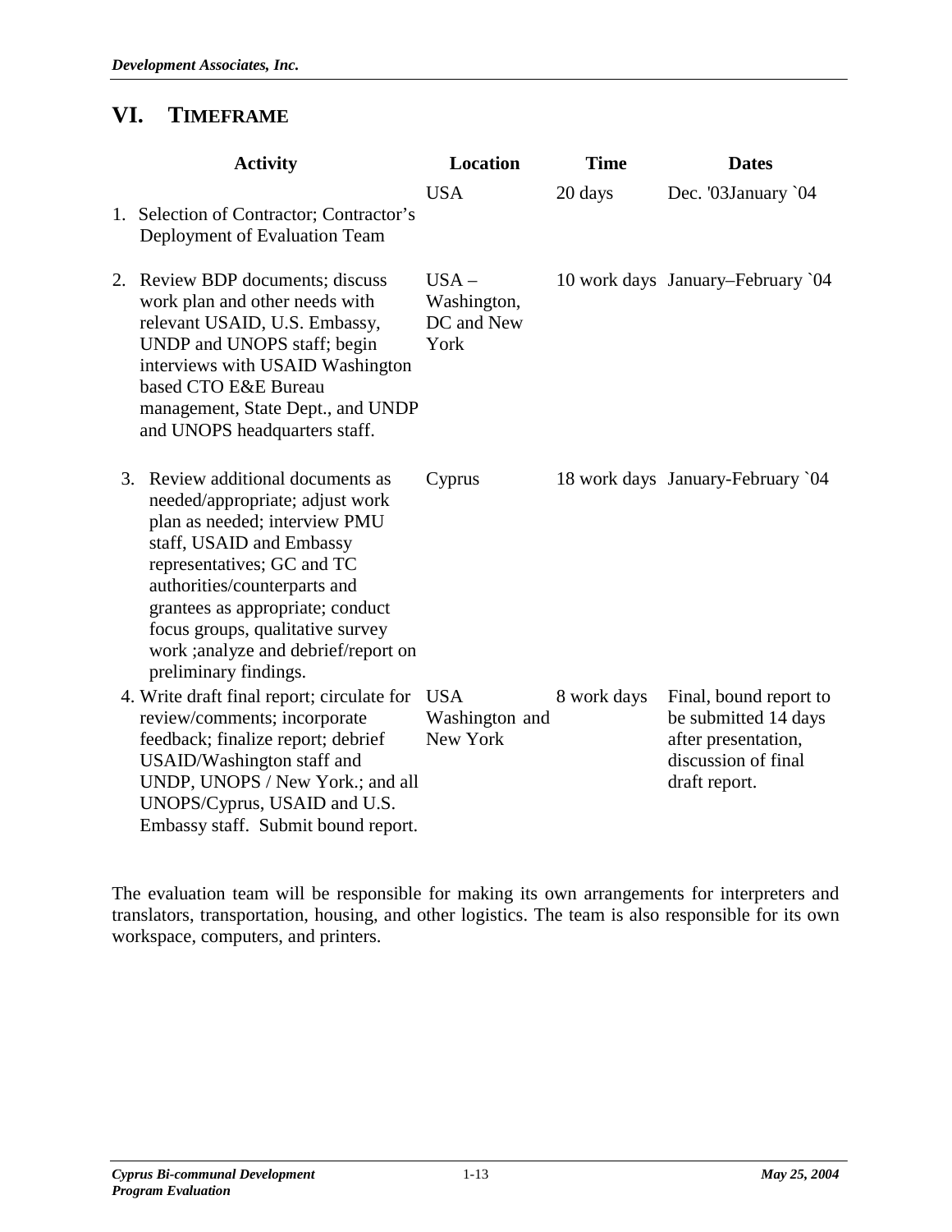# VI. TIMEFRAME

| Activity | Location | Time | Dates |
|---|---|---|---|
| 1. Selection of Contractor; Contractor's Deployment of Evaluation Team | USA | 20 days | Dec. '03January `04 |
| 2. Review BDP documents; discuss work plan and other needs with relevant USAID, U.S. Embassy, UNDP and UNOPS staff; begin interviews with USAID Washington based CTO E&E Bureau management, State Dept., and UNDP and UNOPS headquarters staff. | USA – Washington, DC and New York | 10 work days | January–February `04 |
| 3. Review additional documents as needed/appropriate; adjust work plan as needed; interview PMU staff, USAID and Embassy representatives; GC and TC authorities/counterparts and grantees as appropriate; conduct focus groups, qualitative survey work ;analyze and debrief/report on preliminary findings. | Cyprus | 18 work days | January-February `04 |
| 4. Write draft final report; circulate for review/comments; incorporate feedback; finalize report; debrief USAID/Washington staff and UNDP, UNOPS / New York.; and all UNOPS/Cyprus, USAID and U.S. Embassy staff. Submit bound report. | USA Washington and New York | 8 work days | Final, bound report to be submitted 14 days after presentation, discussion of final draft report. |

The evaluation team will be responsible for making its own arrangements for interpreters and translators, transportation, housing, and other logistics. The team is also responsible for its own workspace, computers, and printers.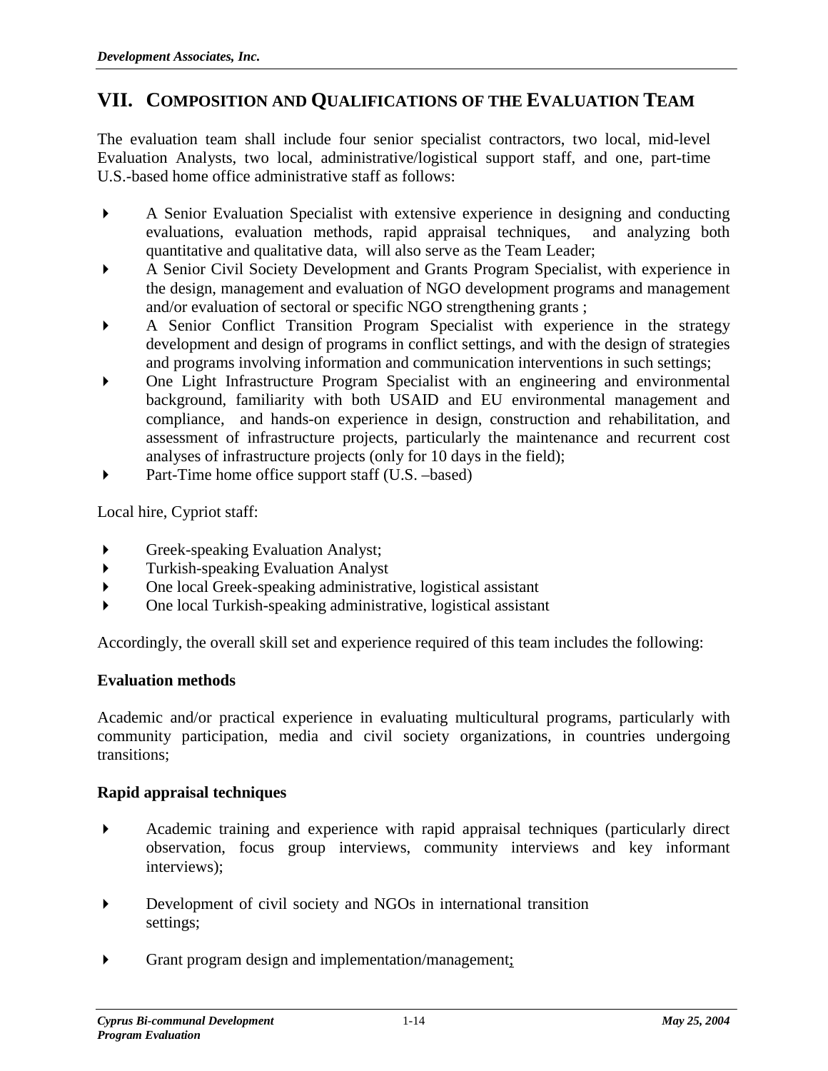## VII. Composition and Qualifications of the Evaluation Team

The evaluation team shall include four senior specialist contractors, two local, mid-level Evaluation Analysts, two local, administrative/logistical support staff, and one, part-time U.S.-based home office administrative staff as follows:

- A Senior Evaluation Specialist with extensive experience in designing and conducting evaluations, evaluation methods, rapid appraisal techniques, and analyzing both quantitative and qualitative data, will also serve as the Team Leader;
- A Senior Civil Society Development and Grants Program Specialist, with experience in the design, management and evaluation of NGO development programs and management and/or evaluation of sectoral or specific NGO strengthening grants ;
- A Senior Conflict Transition Program Specialist with experience in the strategy development and design of programs in conflict settings, and with the design of strategies and programs involving information and communication interventions in such settings;
- One Light Infrastructure Program Specialist with an engineering and environmental background, familiarity with both USAID and EU environmental management and compliance, and hands-on experience in design, construction and rehabilitation, and assessment of infrastructure projects, particularly the maintenance and recurrent cost analyses of infrastructure projects (only for 10 days in the field);
- Part-Time home office support staff (U.S. –based)

Local hire, Cypriot staff:

- Greek-speaking Evaluation Analyst;
- Turkish-speaking Evaluation Analyst
- One local Greek-speaking administrative, logistical assistant
- One local Turkish-speaking administrative, logistical assistant

Accordingly, the overall skill set and experience required of this team includes the following:

**Evaluation methods**

Academic and/or practical experience in evaluating multicultural programs, particularly with community participation, media and civil society organizations, in countries undergoing transitions;

**Rapid appraisal techniques**

- Academic training and experience with rapid appraisal techniques (particularly direct observation, focus group interviews, community interviews and key informant interviews);

- Development of civil society and NGOs in international transition settings;

- Grant program design and implementation/management;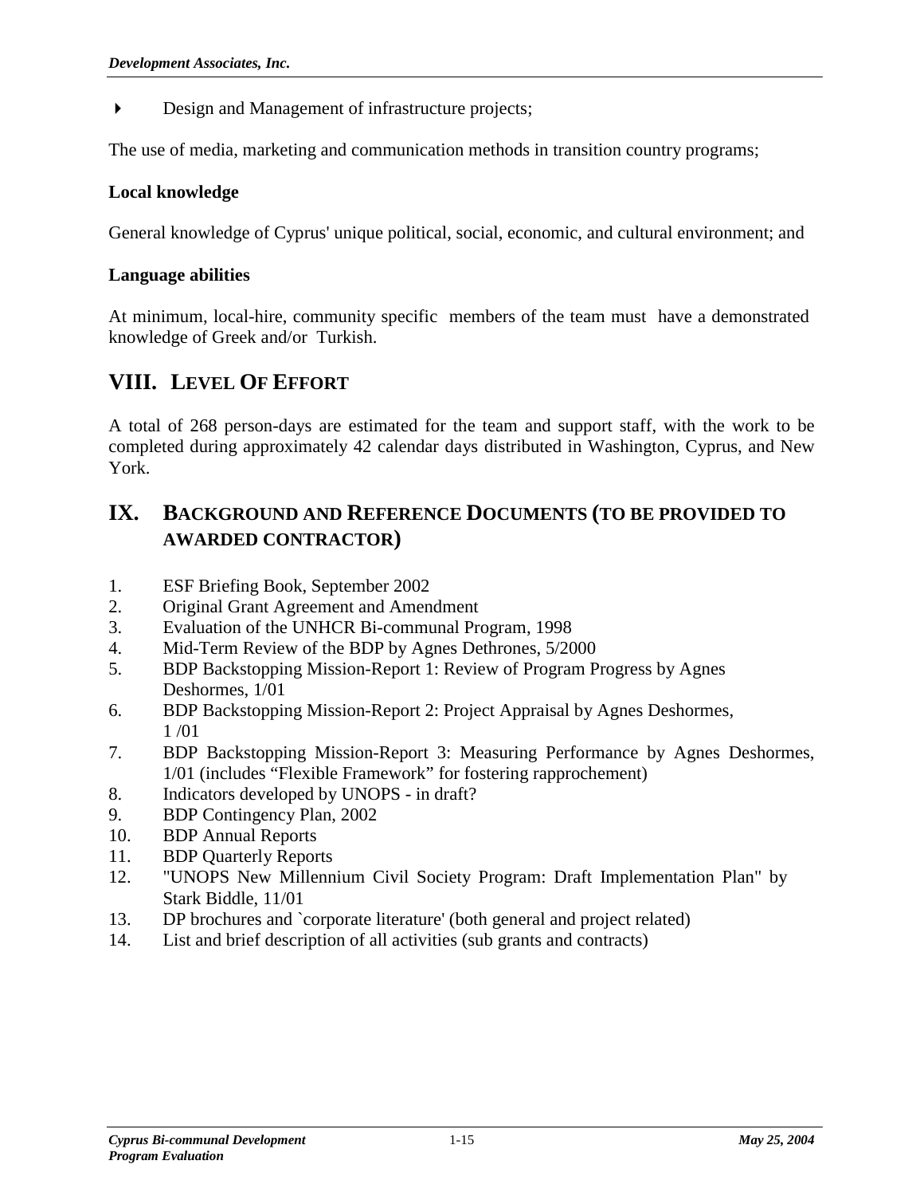- Design and Management of infrastructure projects;

The use of media, marketing and communication methods in transition country programs;

**Local knowledge**

General knowledge of Cyprus' unique political, social, economic, and cultural environment; and

**Language abilities**

At minimum, local-hire, community specific members of the team must have a demonstrated knowledge of Greek and/or Turkish.

## VIII. LEVEL OF EFFORT

A total of 268 person-days are estimated for the team and support staff, with the work to be completed during approximately 42 calendar days distributed in Washington, Cyprus, and New York.

## IX. BACKGROUND AND REFERENCE DOCUMENTS (TO BE PROVIDED TO AWARDED CONTRACTOR)

1. ESF Briefing Book, September 2002
2. Original Grant Agreement and Amendment
3. Evaluation of the UNHCR Bi-communal Program, 1998
4. Mid-Term Review of the BDP by Agnes Dethrones, 5/2000
5. BDP Backstopping Mission-Report 1: Review of Program Progress by Agnes Deshormes, 1/01
6. BDP Backstopping Mission-Report 2: Project Appraisal by Agnes Deshormes, 1 /01
7. BDP Backstopping Mission-Report 3: Measuring Performance by Agnes Deshormes, 1/01 (includes "Flexible Framework" for fostering rapprochement)
8. Indicators developed by UNOPS - in draft?
9. BDP Contingency Plan, 2002
10. BDP Annual Reports
11. BDP Quarterly Reports
12. "UNOPS New Millennium Civil Society Program: Draft Implementation Plan" by Stark Biddle, 11/01
13. DP brochures and `corporate literature' (both general and project related)
14. List and brief description of all activities (sub grants and contracts)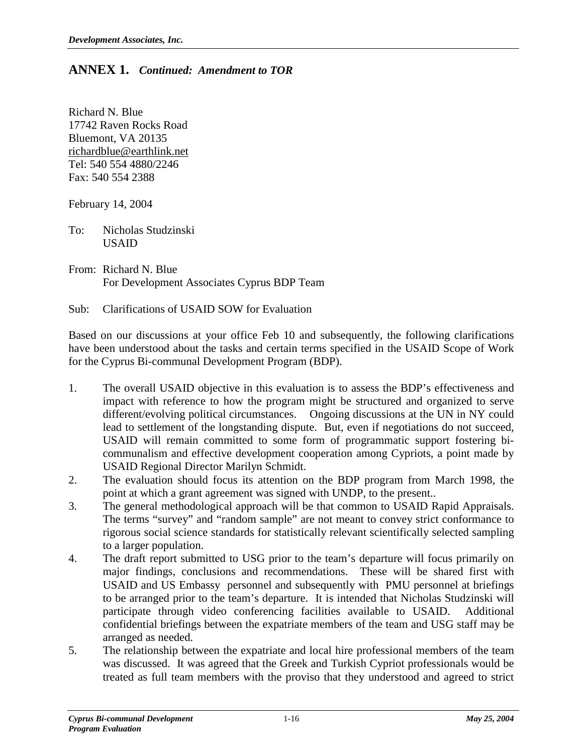# ANNEX 1. *Continued: Amendment to TOR*

Richard N. Blue
17742 Raven Rocks Road
Bluemont, VA 20135
richardblue@earthlink.net
Tel: 540 554 4880/2246
Fax: 540 554 2388

February 14, 2004

To: Nicholas Studzinski
USAID

From: Richard N. Blue
For Development Associates Cyprus BDP Team

Sub: Clarifications of USAID SOW for Evaluation

Based on our discussions at your office Feb 10 and subsequently, the following clarifications have been understood about the tasks and certain terms specified in the USAID Scope of Work for the Cyprus Bi-communal Development Program (BDP).

1. The overall USAID objective in this evaluation is to assess the BDP's effectiveness and impact with reference to how the program might be structured and organized to serve different/evolving political circumstances. Ongoing discussions at the UN in NY could lead to settlement of the longstanding dispute. But, even if negotiations do not succeed, USAID will remain committed to some form of programmatic support fostering bi-communalism and effective development cooperation among Cypriots, a point made by USAID Regional Director Marilyn Schmidt.
2. The evaluation should focus its attention on the BDP program from March 1998, the point at which a grant agreement was signed with UNDP, to the present..
3. The general methodological approach will be that common to USAID Rapid Appraisals. The terms "survey" and "random sample" are not meant to convey strict conformance to rigorous social science standards for statistically relevant scientifically selected sampling to a larger population.
4. The draft report submitted to USG prior to the team's departure will focus primarily on major findings, conclusions and recommendations. These will be shared first with USAID and US Embassy personnel and subsequently with PMU personnel at briefings to be arranged prior to the team's departure. It is intended that Nicholas Studzinski will participate through video conferencing facilities available to USAID. Additional confidential briefings between the expatriate members of the team and USG staff may be arranged as needed.
5. The relationship between the expatriate and local hire professional members of the team was discussed. It was agreed that the Greek and Turkish Cypriot professionals would be treated as full team members with the proviso that they understood and agreed to strict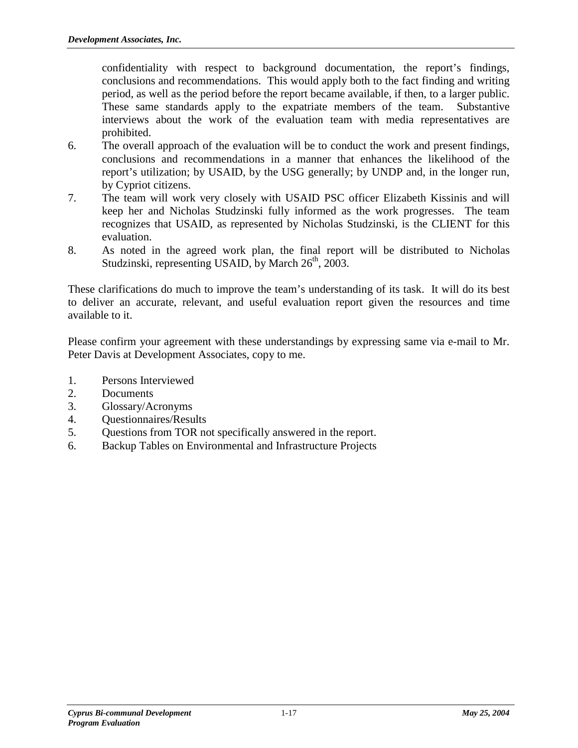confidentiality with respect to background documentation, the report's findings, conclusions and recommendations. This would apply both to the fact finding and writing period, as well as the period before the report became available, if then, to a larger public. These same standards apply to the expatriate members of the team. Substantive interviews about the work of the evaluation team with media representatives are prohibited.

6. The overall approach of the evaluation will be to conduct the work and present findings, conclusions and recommendations in a manner that enhances the likelihood of the report's utilization; by USAID, by the USG generally; by UNDP and, in the longer run, by Cypriot citizens.
7. The team will work very closely with USAID PSC officer Elizabeth Kissinis and will keep her and Nicholas Studzinski fully informed as the work progresses. The team recognizes that USAID, as represented by Nicholas Studzinski, is the CLIENT for this evaluation.
8. As noted in the agreed work plan, the final report will be distributed to Nicholas Studzinski, representing USAID, by March 26th, 2003.

These clarifications do much to improve the team's understanding of its task. It will do its best to deliver an accurate, relevant, and useful evaluation report given the resources and time available to it.

Please confirm your agreement with these understandings by expressing same via e-mail to Mr. Peter Davis at Development Associates, copy to me.

1. Persons Interviewed
2. Documents
3. Glossary/Acronyms
4. Questionnaires/Results
5. Questions from TOR not specifically answered in the report.
6. Backup Tables on Environmental and Infrastructure Projects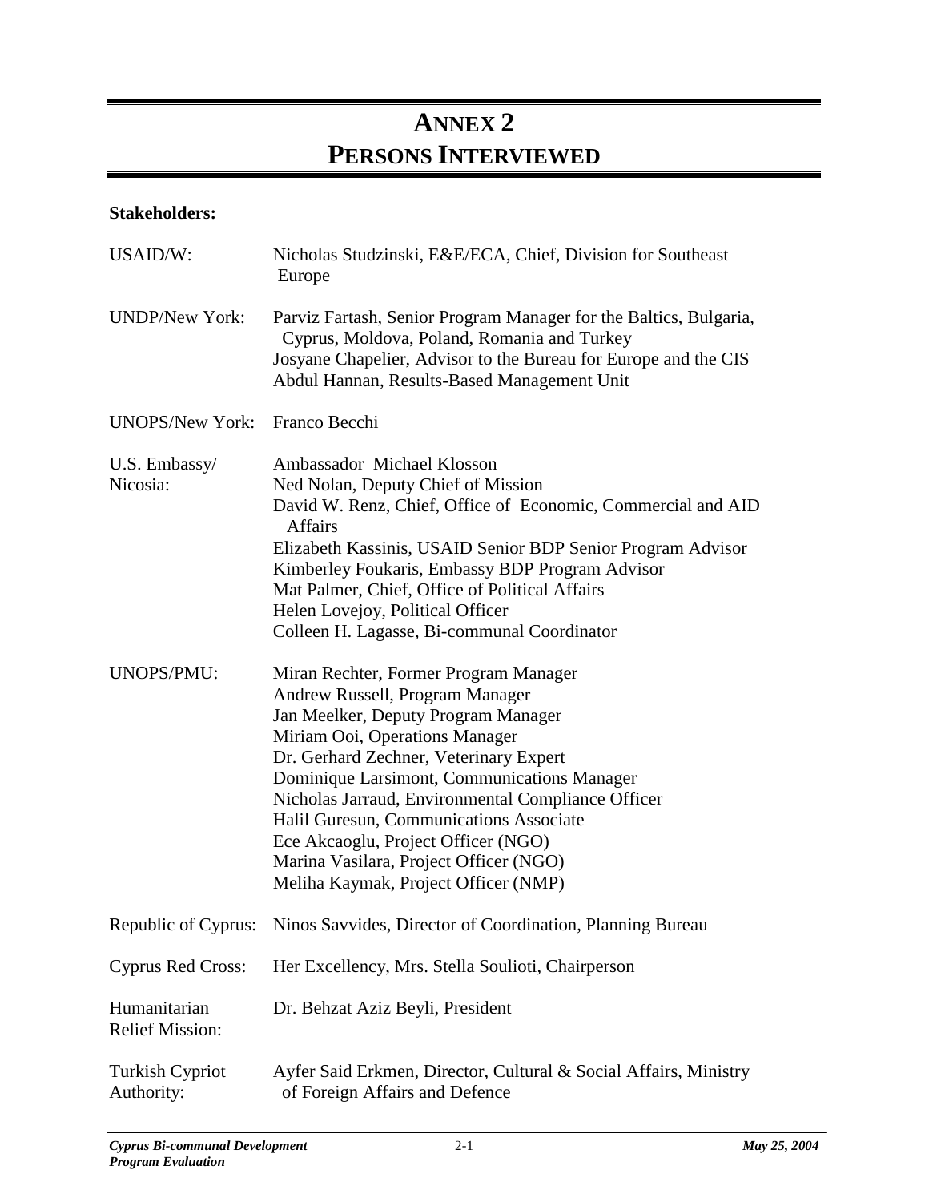# ANNEX 2
# PERSONS INTERVIEWED

**Stakeholders:**

| | |
|---|---|
| USAID/W: | Nicholas Studzinski, E&E/ECA, Chief, Division for Southeast Europe |
| UNDP/New York: | Parviz Fartash, Senior Program Manager for the Baltics, Bulgaria, Cyprus, Moldova, Poland, Romania and Turkey<br>Josyane Chapelier, Advisor to the Bureau for Europe and the CIS<br>Abdul Hannan, Results-Based Management Unit |
| UNOPS/New York: | Franco Becchi |
| U.S. Embassy/ Nicosia: | Ambassador Michael Klosson<br>Ned Nolan, Deputy Chief of Mission<br>David W. Renz, Chief, Office of Economic, Commercial and AID Affairs<br>Elizabeth Kassinis, USAID Senior BDP Senior Program Advisor<br>Kimberley Foukaris, Embassy BDP Program Advisor<br>Mat Palmer, Chief, Office of Political Affairs<br>Helen Lovejoy, Political Officer<br>Colleen H. Lagasse, Bi-communal Coordinator |
| UNOPS/PMU: | Miran Rechter, Former Program Manager<br>Andrew Russell, Program Manager<br>Jan Meelker, Deputy Program Manager<br>Miriam Ooi, Operations Manager<br>Dr. Gerhard Zechner, Veterinary Expert<br>Dominique Larsimont, Communications Manager<br>Nicholas Jarraud, Environmental Compliance Officer<br>Halil Guresun, Communications Associate<br>Ece Akcaoglu, Project Officer (NGO)<br>Marina Vasilara, Project Officer (NGO)<br>Meliha Kaymak, Project Officer (NMP) |
| Republic of Cyprus: | Ninos Savvides, Director of Coordination, Planning Bureau |
| Cyprus Red Cross: | Her Excellency, Mrs. Stella Soulioti, Chairperson |
| Humanitarian Relief Mission: | Dr. Behzat Aziz Beyli, President |
| Turkish Cypriot Authority: | Ayfer Said Erkmen, Director, Cultural & Social Affairs, Ministry of Foreign Affairs and Defence |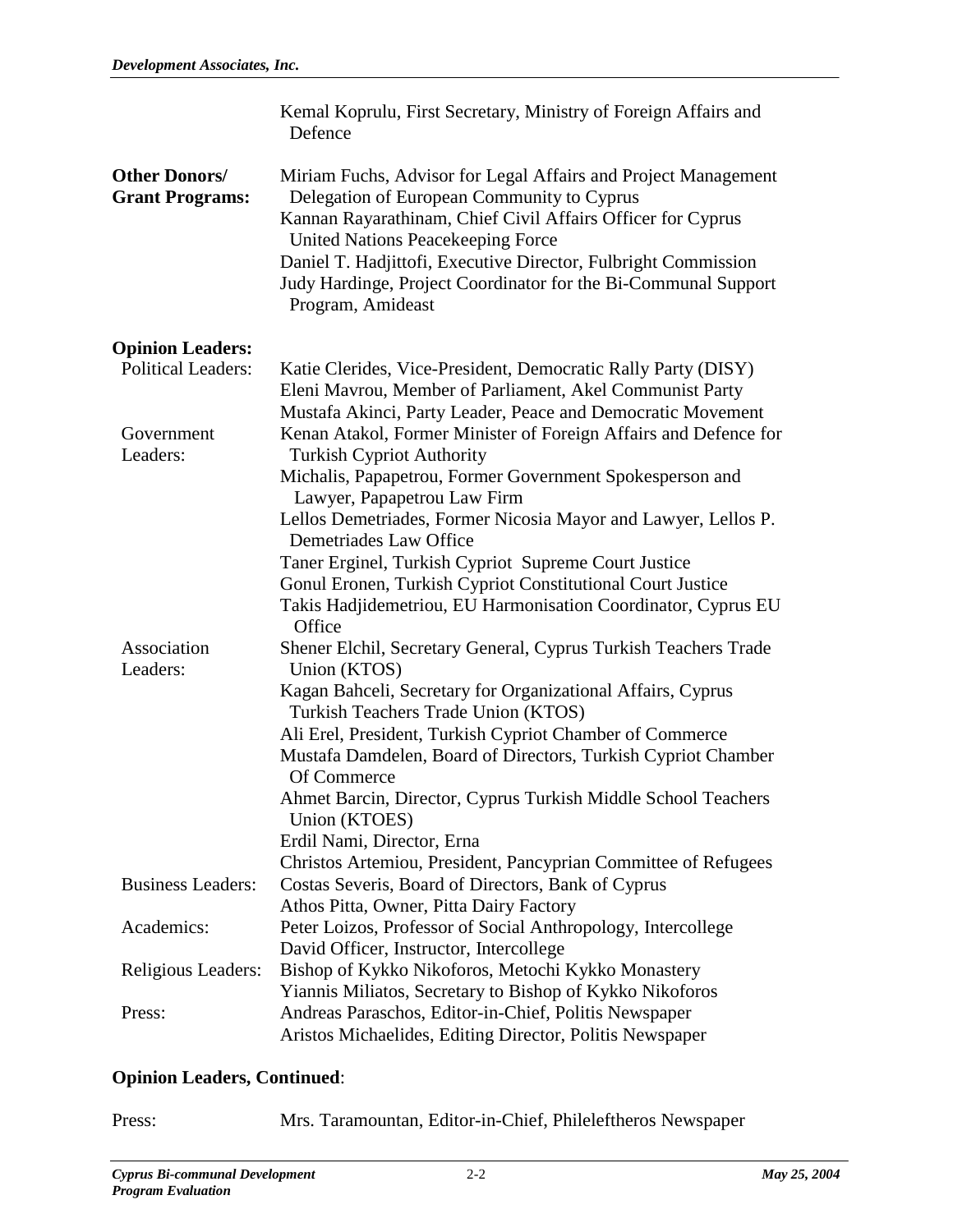| | |
|---|---|
| | Kemal Koprulu, First Secretary, Ministry of Foreign Affairs and Defence |
| **Other Donors/ Grant Programs:** | Miriam Fuchs, Advisor for Legal Affairs and Project Management Delegation of European Community to Cyprus<br>Kannan Rayarathinam, Chief Civil Affairs Officer for Cyprus United Nations Peacekeeping Force<br>Daniel T. Hadjittofi, Executive Director, Fulbright Commission<br>Judy Hardinge, Project Coordinator for the Bi-Communal Support Program, Amideast |
| **Opinion Leaders:** | |
| Political Leaders: | Katie Clerides, Vice-President, Democratic Rally Party (DISY)<br>Eleni Mavrou, Member of Parliament, Akel Communist Party<br>Mustafa Akinci, Party Leader, Peace and Democratic Movement |
| Government Leaders: | Kenan Atakol, Former Minister of Foreign Affairs and Defence for Turkish Cypriot Authority<br>Michalis, Papapetrou, Former Government Spokesperson and Lawyer, Papapetrou Law Firm<br>Lellos Demetriades, Former Nicosia Mayor and Lawyer, Lellos P. Demetriades Law Office<br>Taner Erginel, Turkish Cypriot Supreme Court Justice<br>Gonul Eronen, Turkish Cypriot Constitutional Court Justice<br>Takis Hadjidemetriou, EU Harmonisation Coordinator, Cyprus EU Office |
| Association Leaders: | Shener Elchil, Secretary General, Cyprus Turkish Teachers Trade Union (KTOS)<br>Kagan Bahceli, Secretary for Organizational Affairs, Cyprus Turkish Teachers Trade Union (KTOS)<br>Ali Erel, President, Turkish Cypriot Chamber of Commerce<br>Mustafa Damdelen, Board of Directors, Turkish Cypriot Chamber Of Commerce<br>Ahmet Barcin, Director, Cyprus Turkish Middle School Teachers Union (KTOES)<br>Erdil Nami, Director, Erna<br>Christos Artemiou, President, Pancyprian Committee of Refugees |
| Business Leaders: | Costas Severis, Board of Directors, Bank of Cyprus<br>Athos Pitta, Owner, Pitta Dairy Factory |
| Academics: | Peter Loizos, Professor of Social Anthropology, Intercollege<br>David Officer, Instructor, Intercollege |
| Religious Leaders: | Bishop of Kykko Nikoforos, Metochi Kykko Monastery<br>Yiannis Miliatos, Secretary to Bishop of Kykko Nikoforos |
| Press: | Andreas Paraschos, Editor-in-Chief, Politis Newspaper<br>Aristos Michaelides, Editing Director, Politis Newspaper |

**Opinion Leaders, Continued**:

| | |
|---|---|
| Press: | Mrs. Taramountan, Editor-in-Chief, Phileleftheros Newspaper |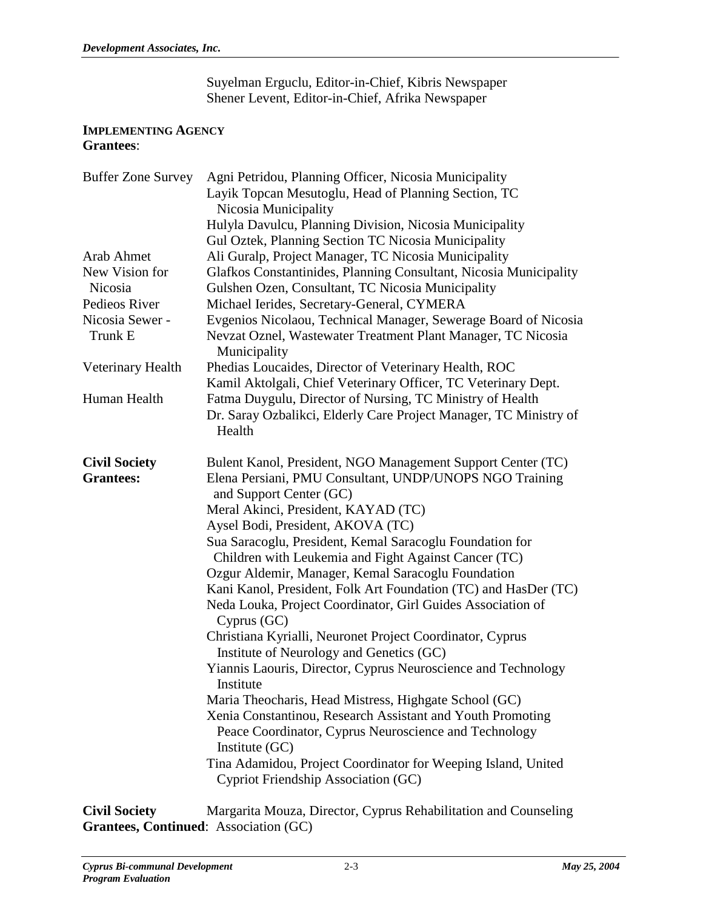Suyelman Erguclu, Editor-in-Chief, Kibris Newspaper
Shener Levent, Editor-in-Chief, Afrika Newspaper

**IMPLEMENTING AGENCY**
**Grantees**:

| | |
|---|---|
| Buffer Zone Survey | Agni Petridou, Planning Officer, Nicosia Municipality<br>Layik Topcan Mesutoglu, Head of Planning Section, TC Nicosia Municipality<br>Hulyla Davulcu, Planning Division, Nicosia Municipality<br>Gul Oztek, Planning Section TC Nicosia Municipality |
| Arab Ahmet | Ali Guralp, Project Manager, TC Nicosia Municipality |
| New Vision for Nicosia | Glafkos Constantinides, Planning Consultant, Nicosia Municipality<br>Gulshen Ozen, Consultant, TC Nicosia Municipality |
| Pedieos River | Michael Ierides, Secretary-General, CYMERA |
| Nicosia Sewer - Trunk E | Evgenios Nicolaou, Technical Manager, Sewerage Board of Nicosia<br>Nevzat Oznel, Wastewater Treatment Plant Manager, TC Nicosia Municipality |
| Veterinary Health | Phedias Loucaides, Director of Veterinary Health, ROC<br>Kamil Aktolgali, Chief Veterinary Officer, TC Veterinary Dept. |
| Human Health | Fatma Duygulu, Director of Nursing, TC Ministry of Health<br>Dr. Saray Ozbalikci, Elderly Care Project Manager, TC Ministry of Health |

**Civil Society Grantees:**

Bulent Kanol, President, NGO Management Support Center (TC)
Elena Persiani, PMU Consultant, UNDP/UNOPS NGO Training and Support Center (GC)
Meral Akinci, President, KAYAD (TC)
Aysel Bodi, President, AKOVA (TC)
Sua Saracoglu, President, Kemal Saracoglu Foundation for Children with Leukemia and Fight Against Cancer (TC)
Ozgur Aldemir, Manager, Kemal Saracoglu Foundation
Kani Kanol, President, Folk Art Foundation (TC) and HasDer (TC)
Neda Louka, Project Coordinator, Girl Guides Association of Cyprus (GC)
Christiana Kyrialli, Neuronet Project Coordinator, Cyprus Institute of Neurology and Genetics (GC)
Yiannis Laouris, Director, Cyprus Neuroscience and Technology Institute
Maria Theocharis, Head Mistress, Highgate School (GC)
Xenia Constantinou, Research Assistant and Youth Promoting Peace Coordinator, Cyprus Neuroscience and Technology Institute (GC)
Tina Adamidou, Project Coordinator for Weeping Island, United Cypriot Friendship Association (GC)

**Civil Society Grantees, Continued**:

Margarita Mouza, Director, Cyprus Rehabilitation and Counseling Association (GC)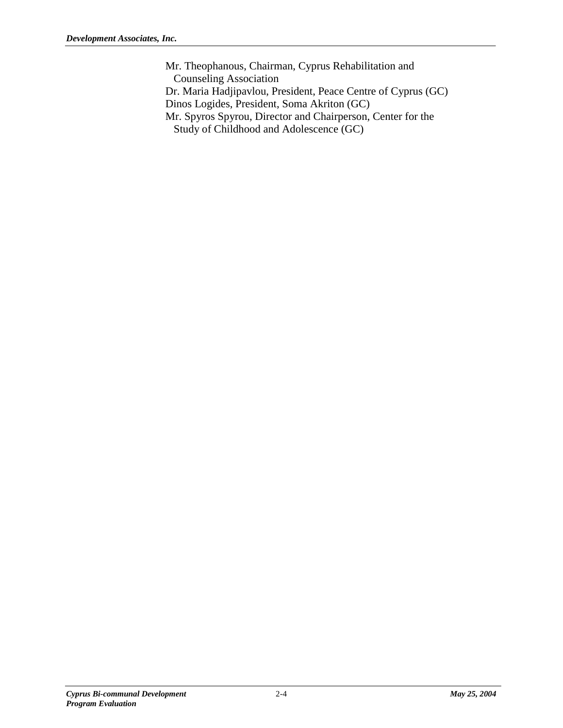Mr. Theophanous, Chairman, Cyprus Rehabilitation and Counseling Association

Dr. Maria Hadjipavlou, President, Peace Centre of Cyprus (GC)

Dinos Logides, President, Soma Akriton (GC)

Mr. Spyros Spyrou, Director and Chairperson, Center for the Study of Childhood and Adolescence (GC)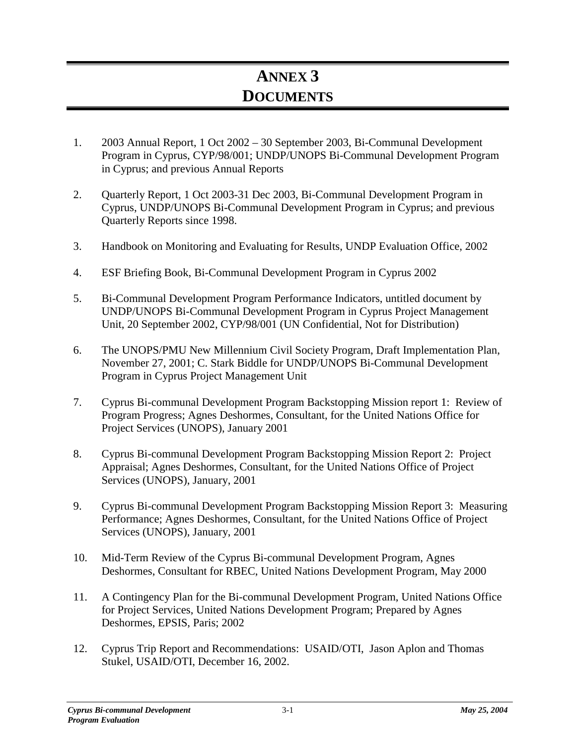# ANNEX 3
# DOCUMENTS

1. 2003 Annual Report, 1 Oct 2002 – 30 September 2003, Bi-Communal Development Program in Cyprus, CYP/98/001; UNDP/UNOPS Bi-Communal Development Program in Cyprus; and previous Annual Reports

2. Quarterly Report, 1 Oct 2003-31 Dec 2003, Bi-Communal Development Program in Cyprus, UNDP/UNOPS Bi-Communal Development Program in Cyprus; and previous Quarterly Reports since 1998.

3. Handbook on Monitoring and Evaluating for Results, UNDP Evaluation Office, 2002

4. ESF Briefing Book, Bi-Communal Development Program in Cyprus 2002

5. Bi-Communal Development Program Performance Indicators, untitled document by UNDP/UNOPS Bi-Communal Development Program in Cyprus Project Management Unit, 20 September 2002, CYP/98/001 (UN Confidential, Not for Distribution)

6. The UNOPS/PMU New Millennium Civil Society Program, Draft Implementation Plan, November 27, 2001; C. Stark Biddle for UNDP/UNOPS Bi-Communal Development Program in Cyprus Project Management Unit

7. Cyprus Bi-communal Development Program Backstopping Mission report 1: Review of Program Progress; Agnes Deshormes, Consultant, for the United Nations Office for Project Services (UNOPS), January 2001

8. Cyprus Bi-communal Development Program Backstopping Mission Report 2: Project Appraisal; Agnes Deshormes, Consultant, for the United Nations Office of Project Services (UNOPS), January, 2001

9. Cyprus Bi-communal Development Program Backstopping Mission Report 3: Measuring Performance; Agnes Deshormes, Consultant, for the United Nations Office of Project Services (UNOPS), January, 2001

10. Mid-Term Review of the Cyprus Bi-communal Development Program, Agnes Deshormes, Consultant for RBEC, United Nations Development Program, May 2000

11. A Contingency Plan for the Bi-communal Development Program, United Nations Office for Project Services, United Nations Development Program; Prepared by Agnes Deshormes, EPSIS, Paris; 2002

12. Cyprus Trip Report and Recommendations: USAID/OTI, Jason Aplon and Thomas Stukel, USAID/OTI, December 16, 2002.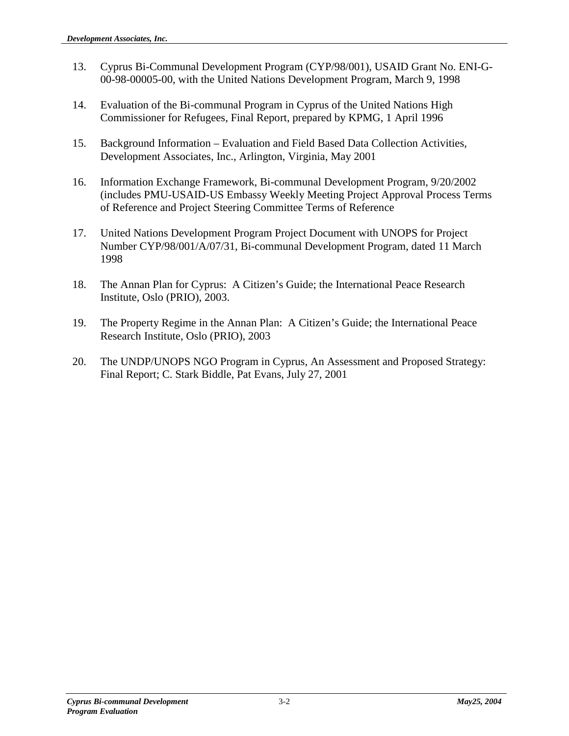13. Cyprus Bi-Communal Development Program (CYP/98/001), USAID Grant No. ENI-G-00-98-00005-00, with the United Nations Development Program, March 9, 1998

14. Evaluation of the Bi-communal Program in Cyprus of the United Nations High Commissioner for Refugees, Final Report, prepared by KPMG, 1 April 1996

15. Background Information – Evaluation and Field Based Data Collection Activities, Development Associates, Inc., Arlington, Virginia, May 2001

16. Information Exchange Framework, Bi-communal Development Program, 9/20/2002 (includes PMU-USAID-US Embassy Weekly Meeting Project Approval Process Terms of Reference and Project Steering Committee Terms of Reference

17. United Nations Development Program Project Document with UNOPS for Project Number CYP/98/001/A/07/31, Bi-communal Development Program, dated 11 March 1998

18. The Annan Plan for Cyprus: A Citizen's Guide; the International Peace Research Institute, Oslo (PRIO), 2003.

19. The Property Regime in the Annan Plan: A Citizen's Guide; the International Peace Research Institute, Oslo (PRIO), 2003

20. The UNDP/UNOPS NGO Program in Cyprus, An Assessment and Proposed Strategy: Final Report; C. Stark Biddle, Pat Evans, July 27, 2001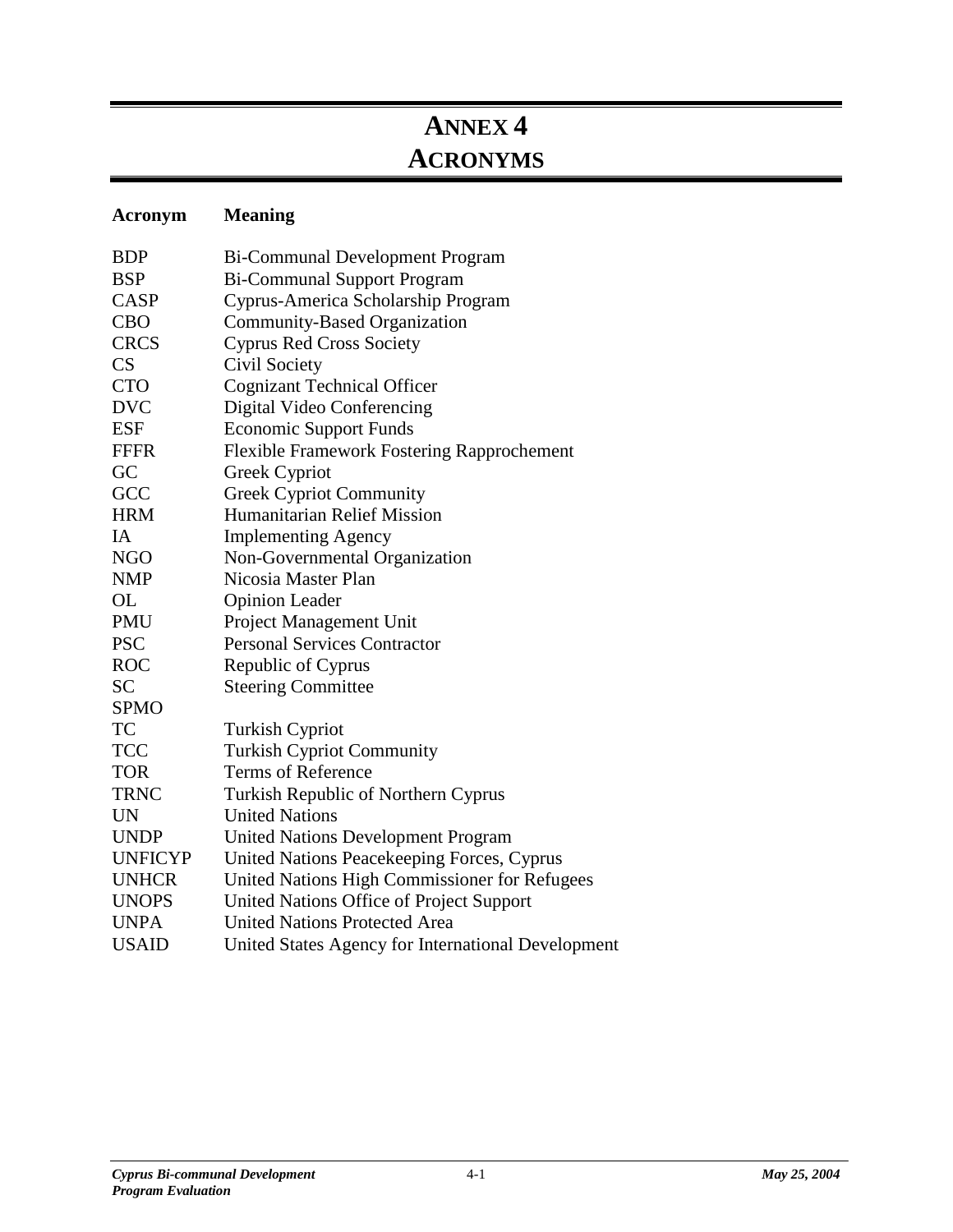# ANNEX 4
# ACRONYMS

| Acronym | Meaning |
|---|---|
| BDP | Bi-Communal Development Program |
| BSP | Bi-Communal Support Program |
| CASP | Cyprus-America Scholarship Program |
| CBO | Community-Based Organization |
| CRCS | Cyprus Red Cross Society |
| CS | Civil Society |
| CTO | Cognizant Technical Officer |
| DVC | Digital Video Conferencing |
| ESF | Economic Support Funds |
| FFFR | Flexible Framework Fostering Rapprochement |
| GC | Greek Cypriot |
| GCC | Greek Cypriot Community |
| HRM | Humanitarian Relief Mission |
| IA | Implementing Agency |
| NGO | Non-Governmental Organization |
| NMP | Nicosia Master Plan |
| OL | Opinion Leader |
| PMU | Project Management Unit |
| PSC | Personal Services Contractor |
| ROC | Republic of Cyprus |
| SC | Steering Committee |
| SPMO | |
| TC | Turkish Cypriot |
| TCC | Turkish Cypriot Community |
| TOR | Terms of Reference |
| TRNC | Turkish Republic of Northern Cyprus |
| UN | United Nations |
| UNDP | United Nations Development Program |
| UNFICYP | United Nations Peacekeeping Forces, Cyprus |
| UNHCR | United Nations High Commissioner for Refugees |
| UNOPS | United Nations Office of Project Support |
| UNPA | United Nations Protected Area |
| USAID | United States Agency for International Development |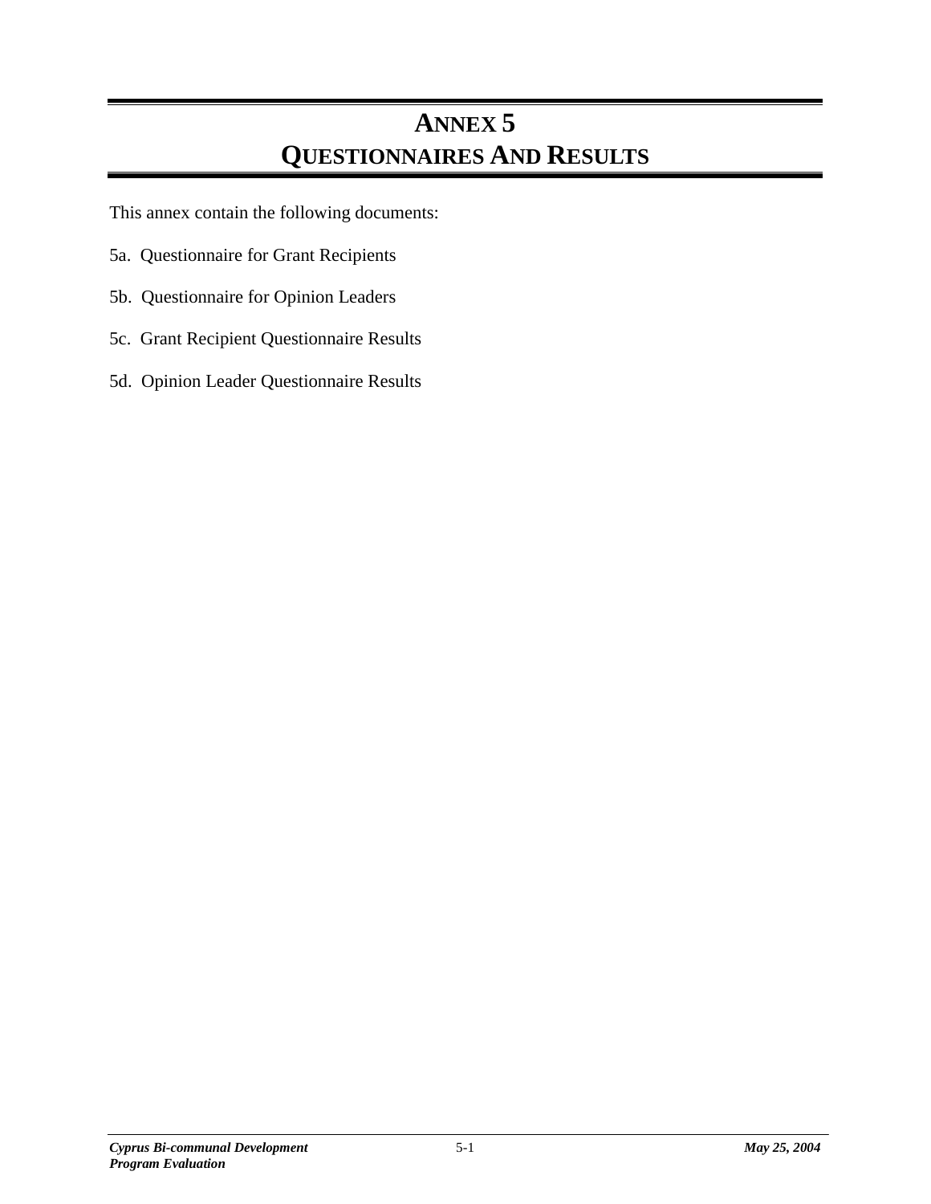# ANNEX 5
# QUESTIONNAIRES AND RESULTS

This annex contain the following documents:

5a. Questionnaire for Grant Recipients

5b. Questionnaire for Opinion Leaders

5c. Grant Recipient Questionnaire Results

5d. Opinion Leader Questionnaire Results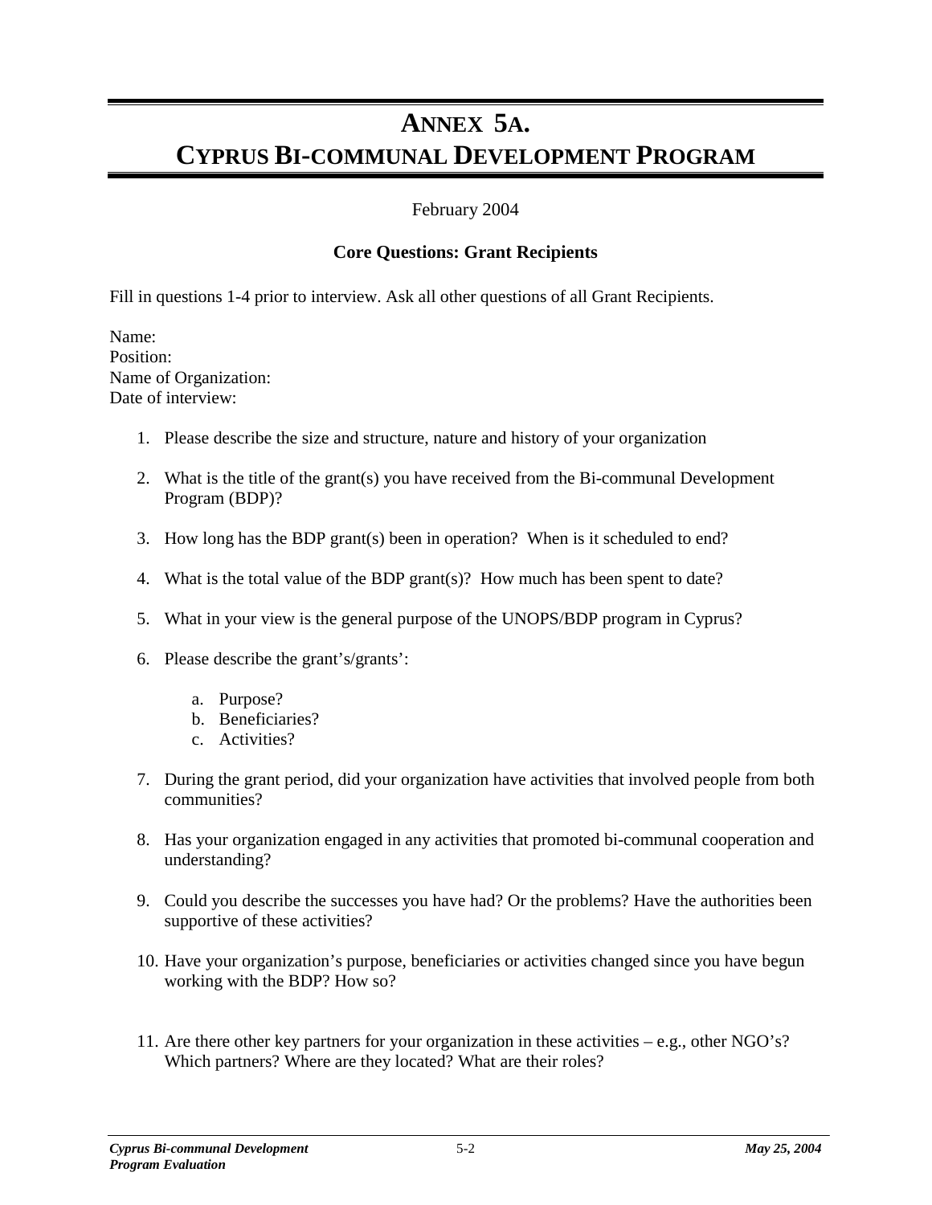# ANNEX 5A.
# CYPRUS BI-COMMUNAL DEVELOPMENT PROGRAM

February 2004

**Core Questions: Grant Recipients**

Fill in questions 1-4 prior to interview. Ask all other questions of all Grant Recipients.

Name:
Position:
Name of Organization:
Date of interview:

1. Please describe the size and structure, nature and history of your organization

2. What is the title of the grant(s) you have received from the Bi-communal Development Program (BDP)?

3. How long has the BDP grant(s) been in operation? When is it scheduled to end?

4. What is the total value of the BDP grant(s)? How much has been spent to date?

5. What in your view is the general purpose of the UNOPS/BDP program in Cyprus?

6. Please describe the grant's/grants':

   a. Purpose?
   b. Beneficiaries?
   c. Activities?

7. During the grant period, did your organization have activities that involved people from both communities?

8. Has your organization engaged in any activities that promoted bi-communal cooperation and understanding?

9. Could you describe the successes you have had? Or the problems? Have the authorities been supportive of these activities?

10. Have your organization's purpose, beneficiaries or activities changed since you have begun working with the BDP? How so?

11. Are there other key partners for your organization in these activities – e.g., other NGO's? Which partners? Where are they located? What are their roles?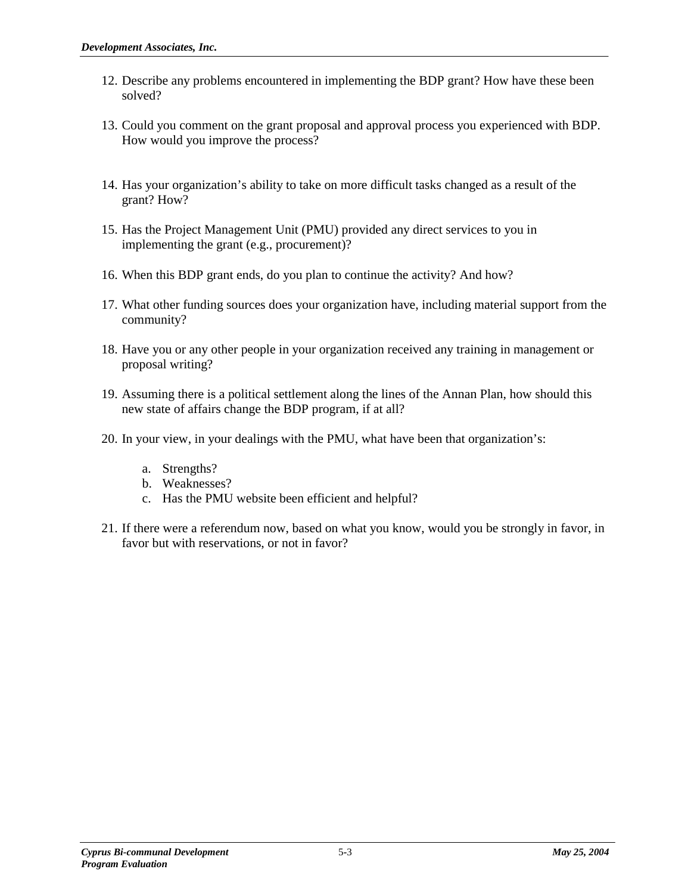12. Describe any problems encountered in implementing the BDP grant? How have these been solved?

13. Could you comment on the grant proposal and approval process you experienced with BDP. How would you improve the process?

14. Has your organization's ability to take on more difficult tasks changed as a result of the grant? How?

15. Has the Project Management Unit (PMU) provided any direct services to you in implementing the grant (e.g., procurement)?

16. When this BDP grant ends, do you plan to continue the activity? And how?

17. What other funding sources does your organization have, including material support from the community?

18. Have you or any other people in your organization received any training in management or proposal writing?

19. Assuming there is a political settlement along the lines of the Annan Plan, how should this new state of affairs change the BDP program, if at all?

20. In your view, in your dealings with the PMU, what have been that organization's:

    a. Strengths?
    b. Weaknesses?
    c. Has the PMU website been efficient and helpful?

21. If there were a referendum now, based on what you know, would you be strongly in favor, in favor but with reservations, or not in favor?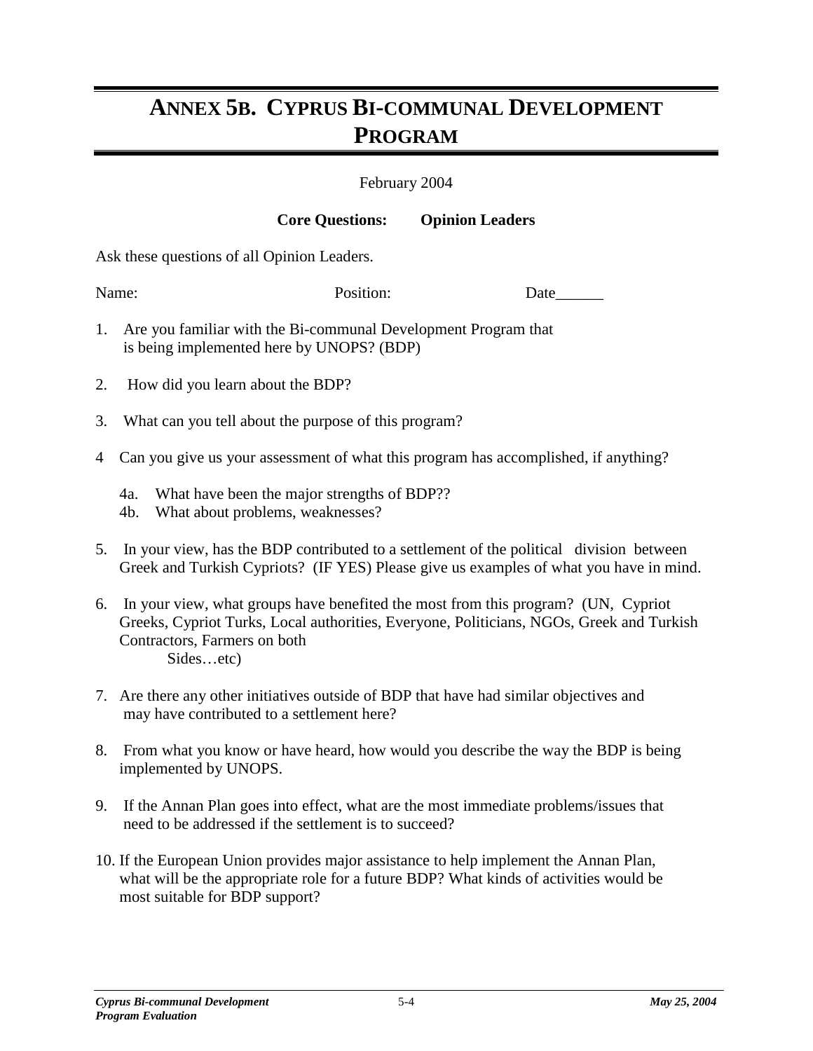# ANNEX 5B. CYPRUS BI-COMMUNAL DEVELOPMENT PROGRAM

February 2004

**Core Questions: Opinion Leaders**

Ask these questions of all Opinion Leaders.

Name: Position: Date______

1. Are you familiar with the Bi-communal Development Program that is being implemented here by UNOPS? (BDP)

2. How did you learn about the BDP?

3. What can you tell about the purpose of this program?

4 Can you give us your assessment of what this program has accomplished, if anything?

   4a. What have been the major strengths of BDP??
   4b. What about problems, weaknesses?

5. In your view, has the BDP contributed to a settlement of the political division between Greek and Turkish Cypriots? (IF YES) Please give us examples of what you have in mind.

6. In your view, what groups have benefited the most from this program? (UN, Cypriot Greeks, Cypriot Turks, Local authorities, Everyone, Politicians, NGOs, Greek and Turkish Contractors, Farmers on both Sides…etc)

7. Are there any other initiatives outside of BDP that have had similar objectives and may have contributed to a settlement here?

8. From what you know or have heard, how would you describe the way the BDP is being implemented by UNOPS.

9. If the Annan Plan goes into effect, what are the most immediate problems/issues that need to be addressed if the settlement is to succeed?

10. If the European Union provides major assistance to help implement the Annan Plan, what will be the appropriate role for a future BDP? What kinds of activities would be most suitable for BDP support?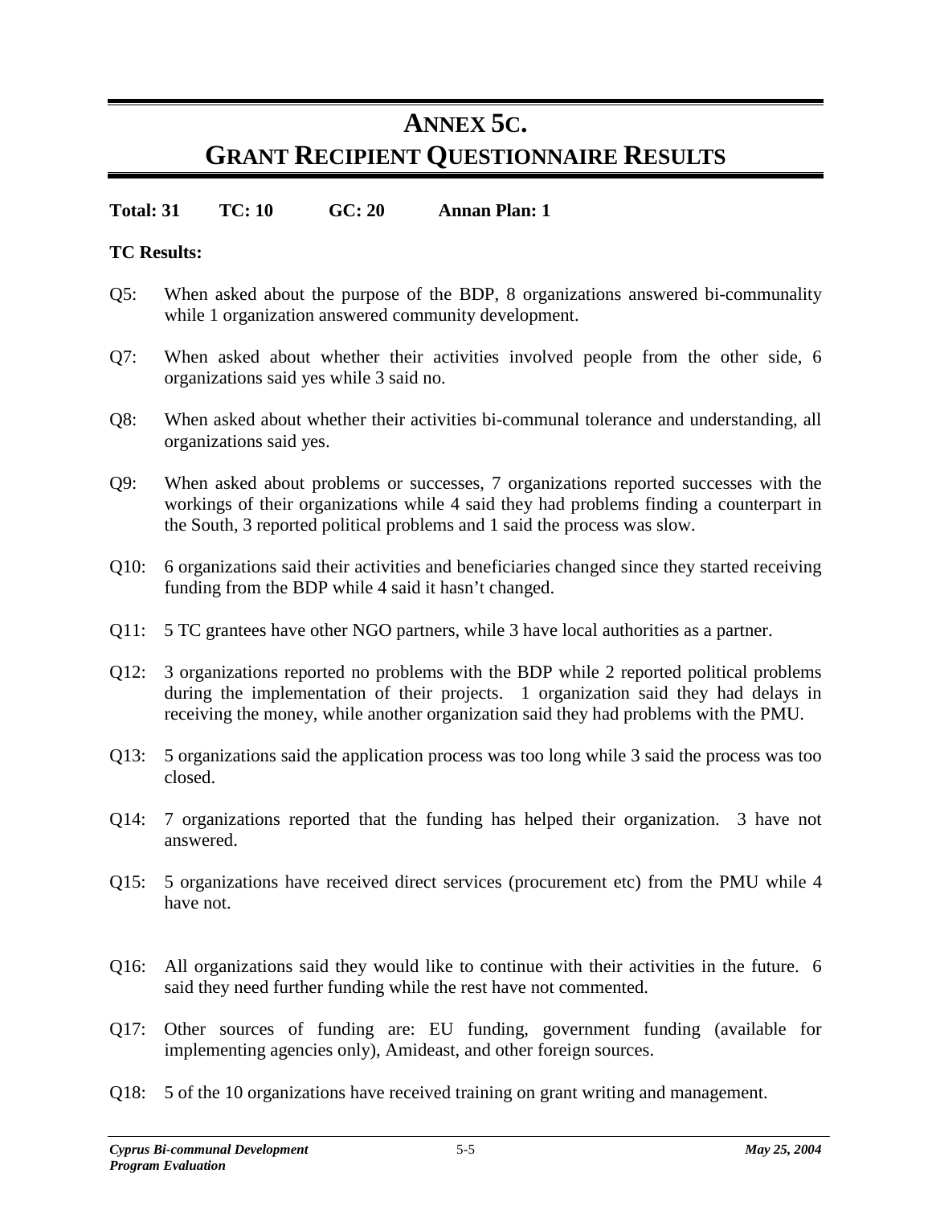# ANNEX 5C.
# GRANT RECIPIENT QUESTIONNAIRE RESULTS

**Total: 31 TC: 10 GC: 20 Annan Plan: 1**

**TC Results:**

Q5: When asked about the purpose of the BDP, 8 organizations answered bi-communality while 1 organization answered community development.

Q7: When asked about whether their activities involved people from the other side, 6 organizations said yes while 3 said no.

Q8: When asked about whether their activities bi-communal tolerance and understanding, all organizations said yes.

Q9: When asked about problems or successes, 7 organizations reported successes with the workings of their organizations while 4 said they had problems finding a counterpart in the South, 3 reported political problems and 1 said the process was slow.

Q10: 6 organizations said their activities and beneficiaries changed since they started receiving funding from the BDP while 4 said it hasn't changed.

Q11: 5 TC grantees have other NGO partners, while 3 have local authorities as a partner.

Q12: 3 organizations reported no problems with the BDP while 2 reported political problems during the implementation of their projects. 1 organization said they had delays in receiving the money, while another organization said they had problems with the PMU.

Q13: 5 organizations said the application process was too long while 3 said the process was too closed.

Q14: 7 organizations reported that the funding has helped their organization. 3 have not answered.

Q15: 5 organizations have received direct services (procurement etc) from the PMU while 4 have not.

Q16: All organizations said they would like to continue with their activities in the future. 6 said they need further funding while the rest have not commented.

Q17: Other sources of funding are: EU funding, government funding (available for implementing agencies only), Amideast, and other foreign sources.

Q18: 5 of the 10 organizations have received training on grant writing and management.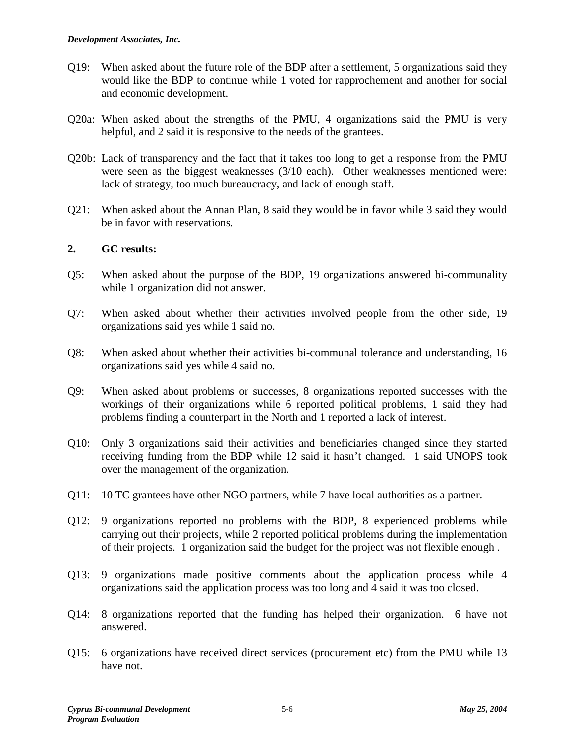Q19: When asked about the future role of the BDP after a settlement, 5 organizations said they would like the BDP to continue while 1 voted for rapprochement and another for social and economic development.

Q20a: When asked about the strengths of the PMU, 4 organizations said the PMU is very helpful, and 2 said it is responsive to the needs of the grantees.

Q20b: Lack of transparency and the fact that it takes too long to get a response from the PMU were seen as the biggest weaknesses (3/10 each). Other weaknesses mentioned were: lack of strategy, too much bureaucracy, and lack of enough staff.

Q21: When asked about the Annan Plan, 8 said they would be in favor while 3 said they would be in favor with reservations.

**2. GC results:**

Q5: When asked about the purpose of the BDP, 19 organizations answered bi-communality while 1 organization did not answer.

Q7: When asked about whether their activities involved people from the other side, 19 organizations said yes while 1 said no.

Q8: When asked about whether their activities bi-communal tolerance and understanding, 16 organizations said yes while 4 said no.

Q9: When asked about problems or successes, 8 organizations reported successes with the workings of their organizations while 6 reported political problems, 1 said they had problems finding a counterpart in the North and 1 reported a lack of interest.

Q10: Only 3 organizations said their activities and beneficiaries changed since they started receiving funding from the BDP while 12 said it hasn't changed. 1 said UNOPS took over the management of the organization.

Q11: 10 TC grantees have other NGO partners, while 7 have local authorities as a partner.

Q12: 9 organizations reported no problems with the BDP, 8 experienced problems while carrying out their projects, while 2 reported political problems during the implementation of their projects. 1 organization said the budget for the project was not flexible enough .

Q13: 9 organizations made positive comments about the application process while 4 organizations said the application process was too long and 4 said it was too closed.

Q14: 8 organizations reported that the funding has helped their organization. 6 have not answered.

Q15: 6 organizations have received direct services (procurement etc) from the PMU while 13 have not.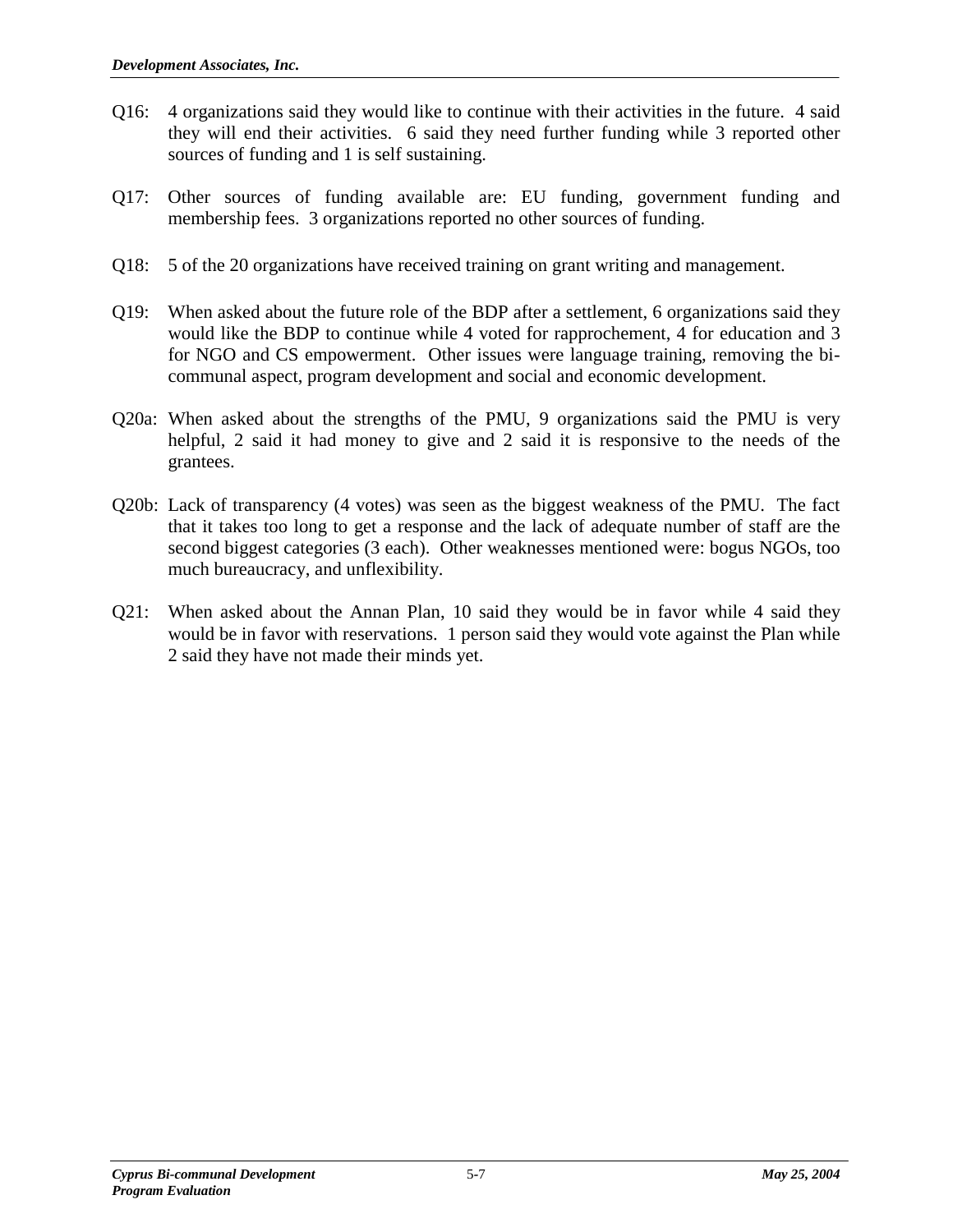Q16: 4 organizations said they would like to continue with their activities in the future. 4 said they will end their activities. 6 said they need further funding while 3 reported other sources of funding and 1 is self sustaining.

Q17: Other sources of funding available are: EU funding, government funding and membership fees. 3 organizations reported no other sources of funding.

Q18: 5 of the 20 organizations have received training on grant writing and management.

Q19: When asked about the future role of the BDP after a settlement, 6 organizations said they would like the BDP to continue while 4 voted for rapprochement, 4 for education and 3 for NGO and CS empowerment. Other issues were language training, removing the bi-communal aspect, program development and social and economic development.

Q20a: When asked about the strengths of the PMU, 9 organizations said the PMU is very helpful, 2 said it had money to give and 2 said it is responsive to the needs of the grantees.

Q20b: Lack of transparency (4 votes) was seen as the biggest weakness of the PMU. The fact that it takes too long to get a response and the lack of adequate number of staff are the second biggest categories (3 each). Other weaknesses mentioned were: bogus NGOs, too much bureaucracy, and unflexibility.

Q21: When asked about the Annan Plan, 10 said they would be in favor while 4 said they would be in favor with reservations. 1 person said they would vote against the Plan while 2 said they have not made their minds yet.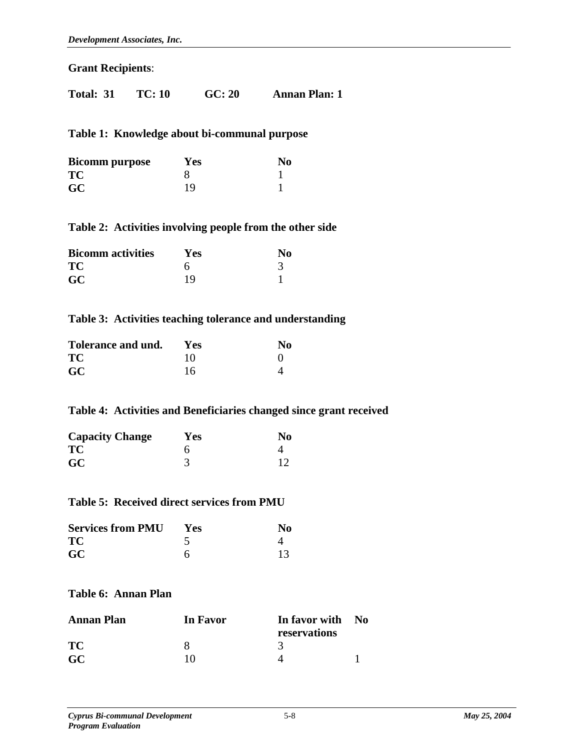**Grant Recipients**:

**Total: 31 TC: 10 GC: 20 Annan Plan: 1**

**Table 1: Knowledge about bi-communal purpose**

| Bicomm purpose | Yes | No |
|---|---|---|
| TC | 8 | 1 |
| GC | 19 | 1 |

**Table 2: Activities involving people from the other side**

| Bicomm activities | Yes | No |
|---|---|---|
| TC | 6 | 3 |
| GC | 19 | 1 |

**Table 3: Activities teaching tolerance and understanding**

| Tolerance and und. | Yes | No |
|---|---|---|
| TC | 10 | 0 |
| GC | 16 | 4 |

**Table 4: Activities and Beneficiaries changed since grant received**

| Capacity Change | Yes | No |
|---|---|---|
| TC | 6 | 4 |
| GC | 3 | 12 |

**Table 5: Received direct services from PMU**

| Services from PMU | Yes | No |
|---|---|---|
| TC | 5 | 4 |
| GC | 6 | 13 |

**Table 6: Annan Plan**

| Annan Plan | In Favor | In favor with reservations | No |
|---|---|---|---|
| TC | 8 | 3 | |
| GC | 10 | 4 | 1 |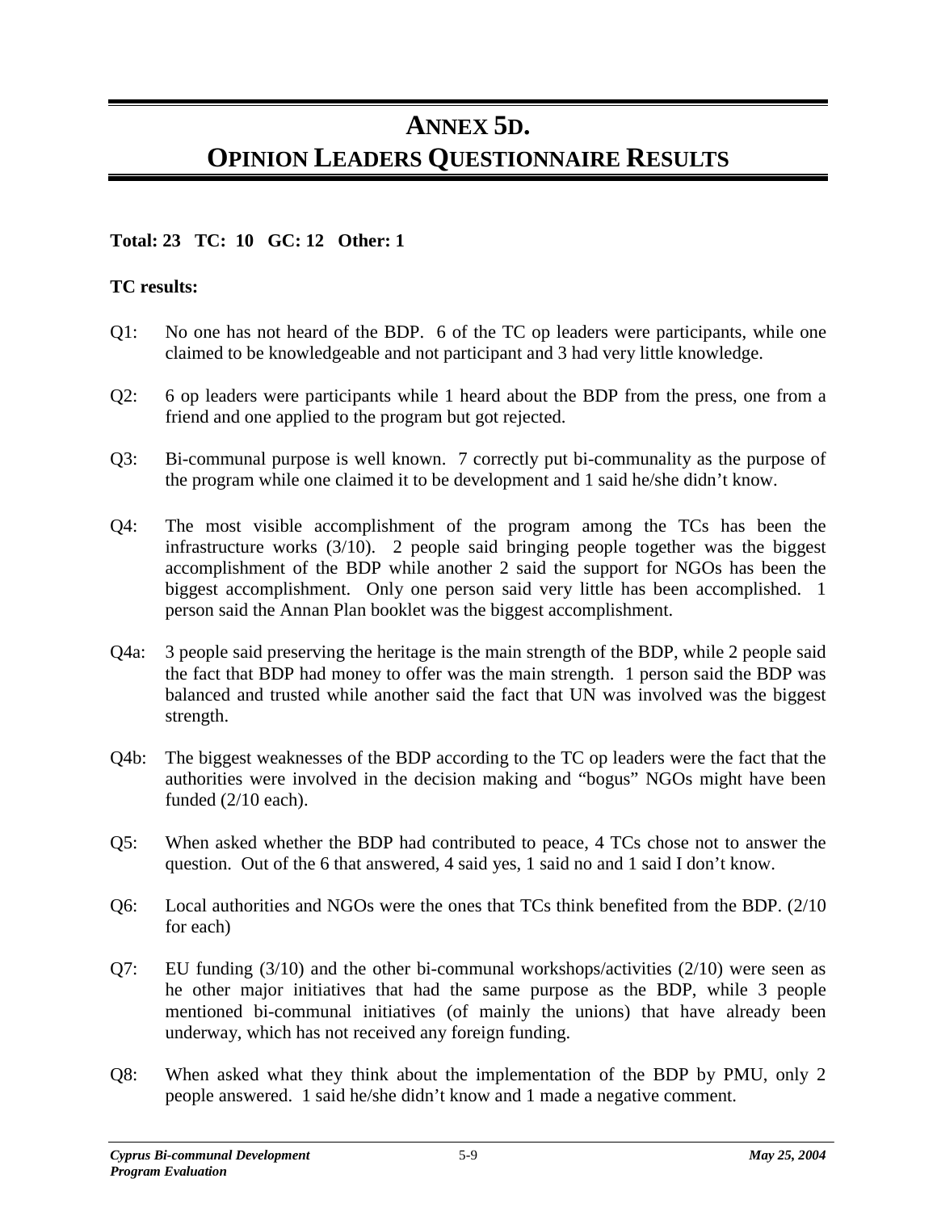# ANNEX 5D. OPINION LEADERS QUESTIONNAIRE RESULTS

**Total: 23 TC: 10 GC: 12 Other: 1**

**TC results:**

Q1: No one has not heard of the BDP. 6 of the TC op leaders were participants, while one claimed to be knowledgeable and not participant and 3 had very little knowledge.

Q2: 6 op leaders were participants while 1 heard about the BDP from the press, one from a friend and one applied to the program but got rejected.

Q3: Bi-communal purpose is well known. 7 correctly put bi-communality as the purpose of the program while one claimed it to be development and 1 said he/she didn't know.

Q4: The most visible accomplishment of the program among the TCs has been the infrastructure works (3/10). 2 people said bringing people together was the biggest accomplishment of the BDP while another 2 said the support for NGOs has been the biggest accomplishment. Only one person said very little has been accomplished. 1 person said the Annan Plan booklet was the biggest accomplishment.

Q4a: 3 people said preserving the heritage is the main strength of the BDP, while 2 people said the fact that BDP had money to offer was the main strength. 1 person said the BDP was balanced and trusted while another said the fact that UN was involved was the biggest strength.

Q4b: The biggest weaknesses of the BDP according to the TC op leaders were the fact that the authorities were involved in the decision making and "bogus" NGOs might have been funded (2/10 each).

Q5: When asked whether the BDP had contributed to peace, 4 TCs chose not to answer the question. Out of the 6 that answered, 4 said yes, 1 said no and 1 said I don't know.

Q6: Local authorities and NGOs were the ones that TCs think benefited from the BDP. (2/10 for each)

Q7: EU funding (3/10) and the other bi-communal workshops/activities (2/10) were seen as he other major initiatives that had the same purpose as the BDP, while 3 people mentioned bi-communal initiatives (of mainly the unions) that have already been underway, which has not received any foreign funding.

Q8: When asked what they think about the implementation of the BDP by PMU, only 2 people answered. 1 said he/she didn't know and 1 made a negative comment.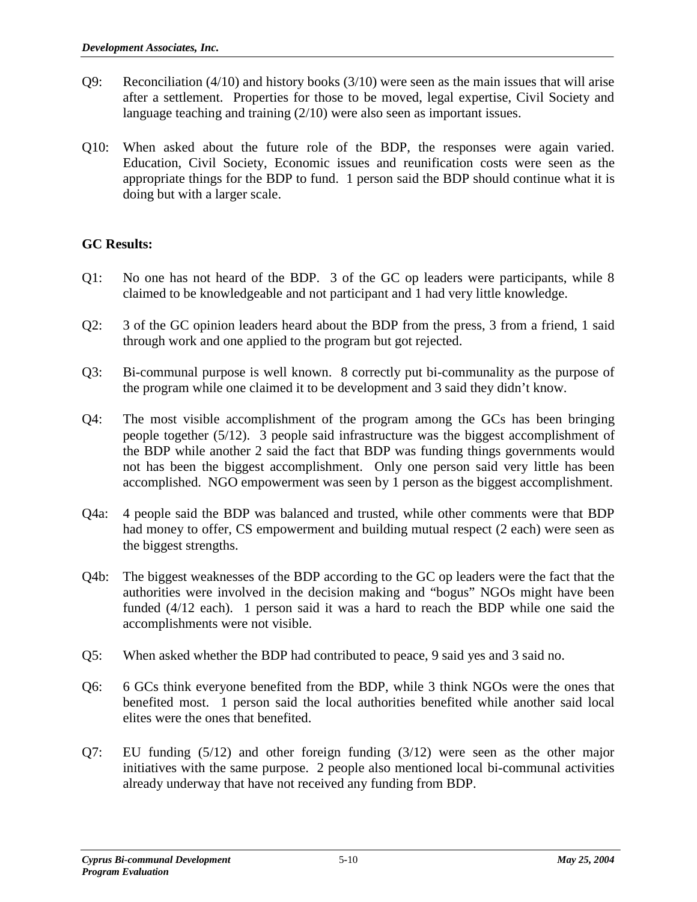Q9: Reconciliation (4/10) and history books (3/10) were seen as the main issues that will arise after a settlement. Properties for those to be moved, legal expertise, Civil Society and language teaching and training (2/10) were also seen as important issues.

Q10: When asked about the future role of the BDP, the responses were again varied. Education, Civil Society, Economic issues and reunification costs were seen as the appropriate things for the BDP to fund. 1 person said the BDP should continue what it is doing but with a larger scale.

**GC Results:**

Q1: No one has not heard of the BDP. 3 of the GC op leaders were participants, while 8 claimed to be knowledgeable and not participant and 1 had very little knowledge.

Q2: 3 of the GC opinion leaders heard about the BDP from the press, 3 from a friend, 1 said through work and one applied to the program but got rejected.

Q3: Bi-communal purpose is well known. 8 correctly put bi-communality as the purpose of the program while one claimed it to be development and 3 said they didn't know.

Q4: The most visible accomplishment of the program among the GCs has been bringing people together (5/12). 3 people said infrastructure was the biggest accomplishment of the BDP while another 2 said the fact that BDP was funding things governments would not has been the biggest accomplishment. Only one person said very little has been accomplished. NGO empowerment was seen by 1 person as the biggest accomplishment.

Q4a: 4 people said the BDP was balanced and trusted, while other comments were that BDP had money to offer, CS empowerment and building mutual respect (2 each) were seen as the biggest strengths.

Q4b: The biggest weaknesses of the BDP according to the GC op leaders were the fact that the authorities were involved in the decision making and "bogus" NGOs might have been funded (4/12 each). 1 person said it was a hard to reach the BDP while one said the accomplishments were not visible.

Q5: When asked whether the BDP had contributed to peace, 9 said yes and 3 said no.

Q6: 6 GCs think everyone benefited from the BDP, while 3 think NGOs were the ones that benefited most. 1 person said the local authorities benefited while another said local elites were the ones that benefited.

Q7: EU funding (5/12) and other foreign funding (3/12) were seen as the other major initiatives with the same purpose. 2 people also mentioned local bi-communal activities already underway that have not received any funding from BDP.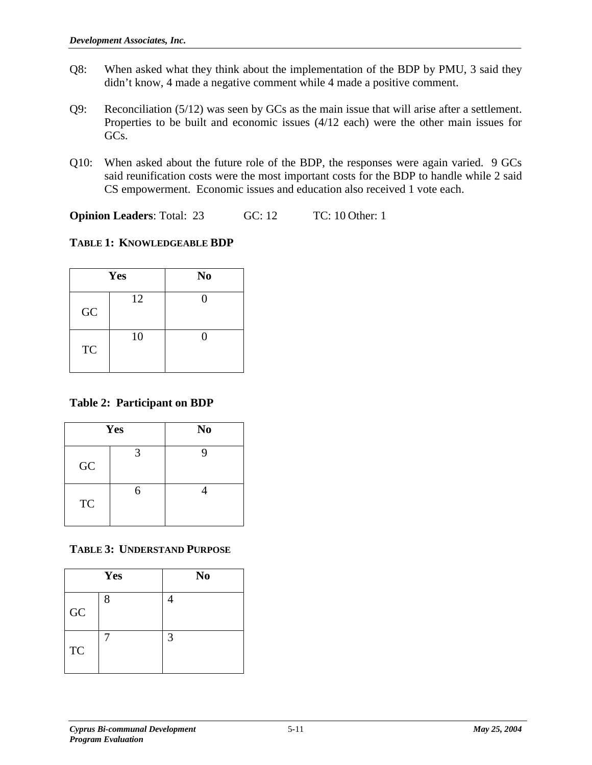Q8: When asked what they think about the implementation of the BDP by PMU, 3 said they didn't know, 4 made a negative comment while 4 made a positive comment.

Q9: Reconciliation (5/12) was seen by GCs as the main issue that will arise after a settlement. Properties to be built and economic issues (4/12 each) were the other main issues for GCs.

Q10: When asked about the future role of the BDP, the responses were again varied. 9 GCs said reunification costs were the most important costs for the BDP to handle while 2 said CS empowerment. Economic issues and education also received 1 vote each.

**Opinion Leaders**: Total: 23 GC: 12 TC: 10 Other: 1

**TABLE 1: KNOWLEDGEABLE BDP**

| | Yes | No |
|---|---|---|
| GC | 12 | 0 |
| TC | 10 | 0 |

**Table 2: Participant on BDP**

| | Yes | No |
|---|---|---|
| GC | 3 | 9 |
| TC | 6 | 4 |

**TABLE 3: UNDERSTAND PURPOSE**

| | Yes | No |
|---|---|---|
| GC | 8 | 4 |
| TC | 7 | 3 |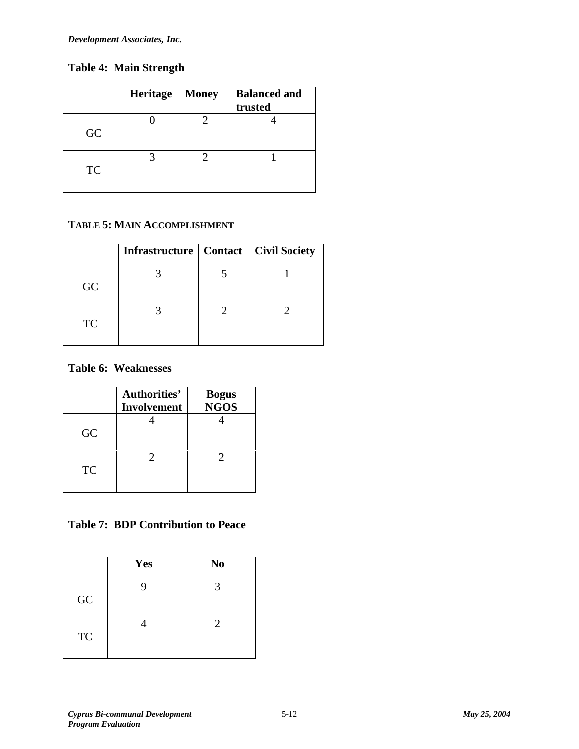**Table 4: Main Strength**

| | Heritage | Money | Balanced and trusted |
|---|---|---|---|
| GC | 0 | 2 | 4 |
| TC | 3 | 2 | 1 |

**TABLE 5: MAIN ACCOMPLISHMENT**

| | Infrastructure | Contact | Civil Society |
|---|---|---|---|
| GC | 3 | 5 | 1 |
| TC | 3 | 2 | 2 |

**Table 6: Weaknesses**

| | Authorities' Involvement | Bogus NGOS |
|---|---|---|
| GC | 4 | 4 |
| TC | 2 | 2 |

**Table 7: BDP Contribution to Peace**

| | Yes | No |
|---|---|---|
| GC | 9 | 3 |
| TC | 4 | 2 |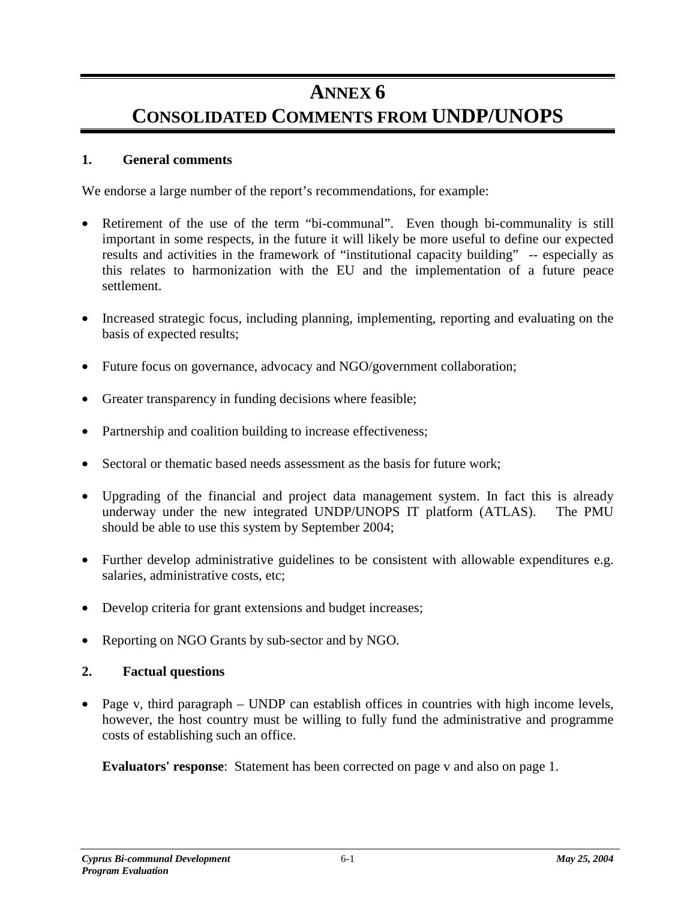# ANNEX 6
# CONSOLIDATED COMMENTS FROM UNDP/UNOPS

## 1. General comments

We endorse a large number of the report's recommendations, for example:

- Retirement of the use of the term "bi-communal". Even though bi-communality is still important in some respects, in the future it will likely be more useful to define our expected results and activities in the framework of "institutional capacity building" -- especially as this relates to harmonization with the EU and the implementation of a future peace settlement.
- Increased strategic focus, including planning, implementing, reporting and evaluating on the basis of expected results;
- Future focus on governance, advocacy and NGO/government collaboration;
- Greater transparency in funding decisions where feasible;
- Partnership and coalition building to increase effectiveness;
- Sectoral or thematic based needs assessment as the basis for future work;
- Upgrading of the financial and project data management system. In fact this is already underway under the new integrated UNDP/UNOPS IT platform (ATLAS). The PMU should be able to use this system by September 2004;
- Further develop administrative guidelines to be consistent with allowable expenditures e.g. salaries, administrative costs, etc;
- Develop criteria for grant extensions and budget increases;
- Reporting on NGO Grants by sub-sector and by NGO.

## 2. Factual questions

- Page v, third paragraph – UNDP can establish offices in countries with high income levels, however, the host country must be willing to fully fund the administrative and programme costs of establishing such an office.

  **Evaluators' response**: Statement has been corrected on page v and also on page 1.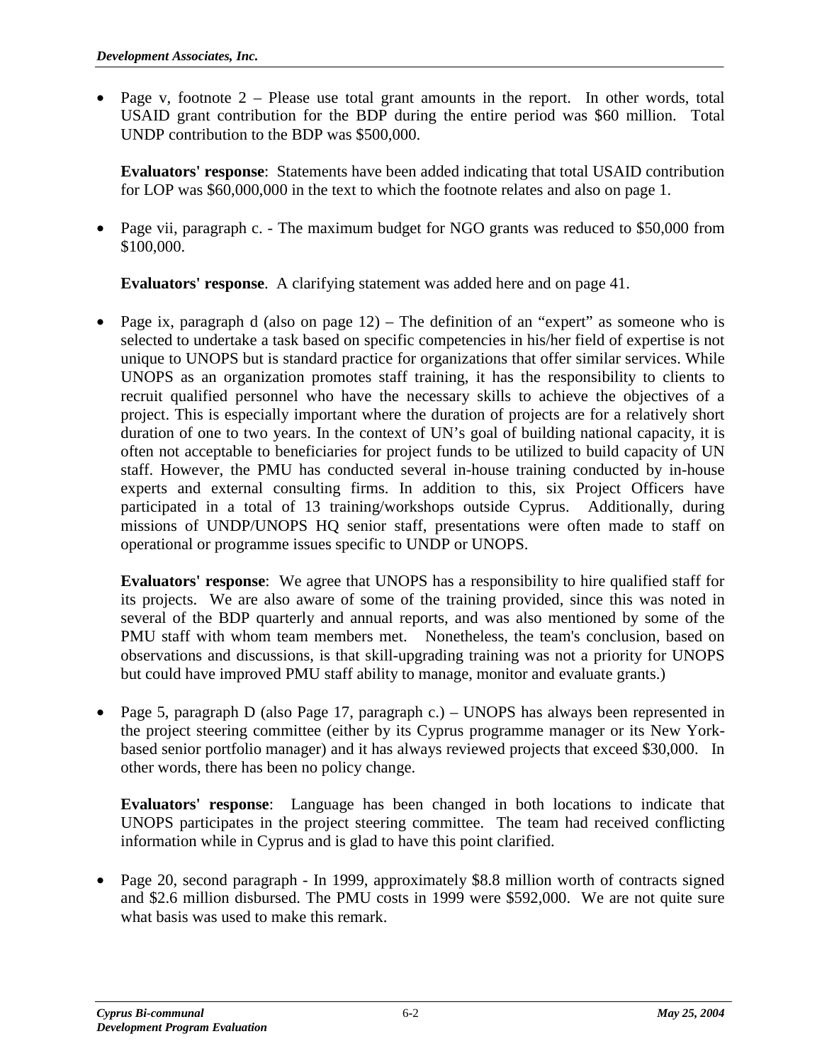- Page v, footnote 2 – Please use total grant amounts in the report. In other words, total USAID grant contribution for the BDP during the entire period was $60 million. Total UNDP contribution to the BDP was $500,000.

  **Evaluators' response**: Statements have been added indicating that total USAID contribution for LOP was $60,000,000 in the text to which the footnote relates and also on page 1.

- Page vii, paragraph c. - The maximum budget for NGO grants was reduced to $50,000 from $100,000.

  **Evaluators' response**. A clarifying statement was added here and on page 41.

- Page ix, paragraph d (also on page 12) – The definition of an "expert" as someone who is selected to undertake a task based on specific competencies in his/her field of expertise is not unique to UNOPS but is standard practice for organizations that offer similar services. While UNOPS as an organization promotes staff training, it has the responsibility to clients to recruit qualified personnel who have the necessary skills to achieve the objectives of a project. This is especially important where the duration of projects are for a relatively short duration of one to two years. In the context of UN's goal of building national capacity, it is often not acceptable to beneficiaries for project funds to be utilized to build capacity of UN staff. However, the PMU has conducted several in-house training conducted by in-house experts and external consulting firms. In addition to this, six Project Officers have participated in a total of 13 training/workshops outside Cyprus. Additionally, during missions of UNDP/UNOPS HQ senior staff, presentations were often made to staff on operational or programme issues specific to UNDP or UNOPS.

  **Evaluators' response**: We agree that UNOPS has a responsibility to hire qualified staff for its projects. We are also aware of some of the training provided, since this was noted in several of the BDP quarterly and annual reports, and was also mentioned by some of the PMU staff with whom team members met. Nonetheless, the team's conclusion, based on observations and discussions, is that skill-upgrading training was not a priority for UNOPS but could have improved PMU staff ability to manage, monitor and evaluate grants.)

- Page 5, paragraph D (also Page 17, paragraph c.) – UNOPS has always been represented in the project steering committee (either by its Cyprus programme manager or its New York-based senior portfolio manager) and it has always reviewed projects that exceed $30,000. In other words, there has been no policy change.

  **Evaluators' response**: Language has been changed in both locations to indicate that UNOPS participates in the project steering committee. The team had received conflicting information while in Cyprus and is glad to have this point clarified.

- Page 20, second paragraph - In 1999, approximately $8.8 million worth of contracts signed and $2.6 million disbursed. The PMU costs in 1999 were $592,000. We are not quite sure what basis was used to make this remark.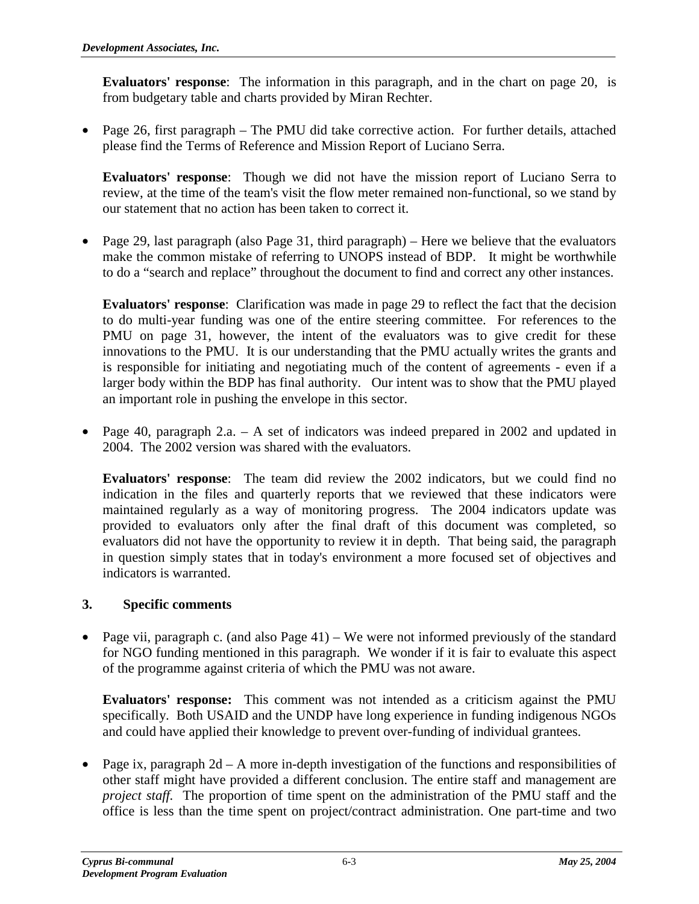**Evaluators' response**: The information in this paragraph, and in the chart on page 20, is from budgetary table and charts provided by Miran Rechter.

- Page 26, first paragraph – The PMU did take corrective action. For further details, attached please find the Terms of Reference and Mission Report of Luciano Serra.

  **Evaluators' response**: Though we did not have the mission report of Luciano Serra to review, at the time of the team's visit the flow meter remained non-functional, so we stand by our statement that no action has been taken to correct it.

- Page 29, last paragraph (also Page 31, third paragraph) – Here we believe that the evaluators make the common mistake of referring to UNOPS instead of BDP. It might be worthwhile to do a "search and replace" throughout the document to find and correct any other instances.

  **Evaluators' response**: Clarification was made in page 29 to reflect the fact that the decision to do multi-year funding was one of the entire steering committee. For references to the PMU on page 31, however, the intent of the evaluators was to give credit for these innovations to the PMU. It is our understanding that the PMU actually writes the grants and is responsible for initiating and negotiating much of the content of agreements - even if a larger body within the BDP has final authority. Our intent was to show that the PMU played an important role in pushing the envelope in this sector.

- Page 40, paragraph 2.a. – A set of indicators was indeed prepared in 2002 and updated in 2004. The 2002 version was shared with the evaluators.

  **Evaluators' response**: The team did review the 2002 indicators, but we could find no indication in the files and quarterly reports that we reviewed that these indicators were maintained regularly as a way of monitoring progress. The 2004 indicators update was provided to evaluators only after the final draft of this document was completed, so evaluators did not have the opportunity to review it in depth. That being said, the paragraph in question simply states that in today's environment a more focused set of objectives and indicators is warranted.

### 3. Specific comments

- Page vii, paragraph c. (and also Page 41) – We were not informed previously of the standard for NGO funding mentioned in this paragraph. We wonder if it is fair to evaluate this aspect of the programme against criteria of which the PMU was not aware.

  **Evaluators' response:** This comment was not intended as a criticism against the PMU specifically. Both USAID and the UNDP have long experience in funding indigenous NGOs and could have applied their knowledge to prevent over-funding of individual grantees.

- Page ix, paragraph 2d – A more in-depth investigation of the functions and responsibilities of other staff might have provided a different conclusion. The entire staff and management are *project staff.* The proportion of time spent on the administration of the PMU staff and the office is less than the time spent on project/contract administration. One part-time and two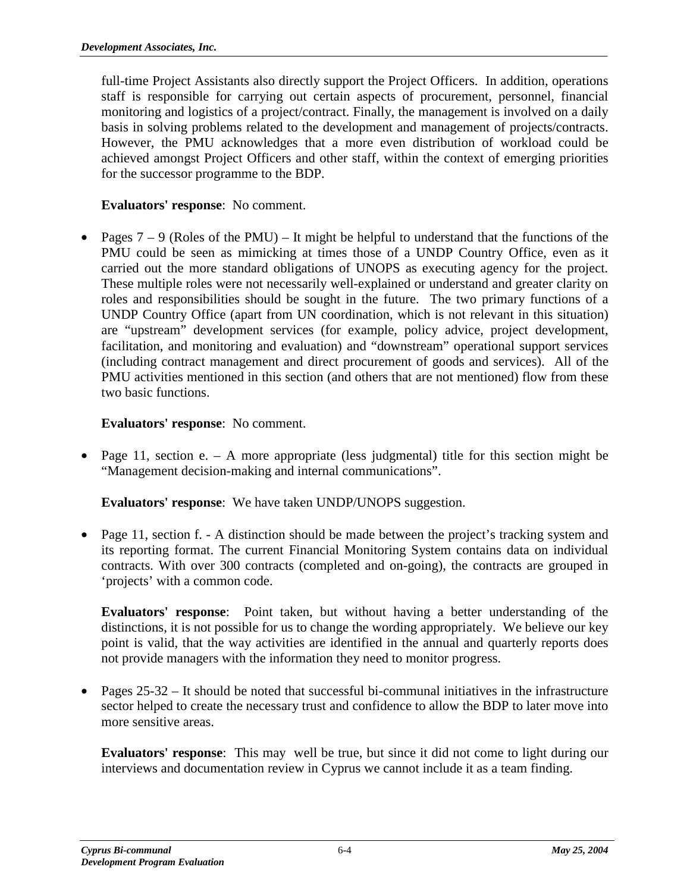full-time Project Assistants also directly support the Project Officers. In addition, operations staff is responsible for carrying out certain aspects of procurement, personnel, financial monitoring and logistics of a project/contract. Finally, the management is involved on a daily basis in solving problems related to the development and management of projects/contracts. However, the PMU acknowledges that a more even distribution of workload could be achieved amongst Project Officers and other staff, within the context of emerging priorities for the successor programme to the BDP.

**Evaluators' response**: No comment.

- Pages 7 – 9 (Roles of the PMU) – It might be helpful to understand that the functions of the PMU could be seen as mimicking at times those of a UNDP Country Office, even as it carried out the more standard obligations of UNOPS as executing agency for the project. These multiple roles were not necessarily well-explained or understand and greater clarity on roles and responsibilities should be sought in the future. The two primary functions of a UNDP Country Office (apart from UN coordination, which is not relevant in this situation) are "upstream" development services (for example, policy advice, project development, facilitation, and monitoring and evaluation) and "downstream" operational support services (including contract management and direct procurement of goods and services). All of the PMU activities mentioned in this section (and others that are not mentioned) flow from these two basic functions.

  **Evaluators' response**: No comment.

- Page 11, section e. – A more appropriate (less judgmental) title for this section might be "Management decision-making and internal communications".

  **Evaluators' response**: We have taken UNDP/UNOPS suggestion.

- Page 11, section f. - A distinction should be made between the project's tracking system and its reporting format. The current Financial Monitoring System contains data on individual contracts. With over 300 contracts (completed and on-going), the contracts are grouped in 'projects' with a common code.

  **Evaluators' response**: Point taken, but without having a better understanding of the distinctions, it is not possible for us to change the wording appropriately. We believe our key point is valid, that the way activities are identified in the annual and quarterly reports does not provide managers with the information they need to monitor progress.

- Pages 25-32 – It should be noted that successful bi-communal initiatives in the infrastructure sector helped to create the necessary trust and confidence to allow the BDP to later move into more sensitive areas.

  **Evaluators' response**: This may well be true, but since it did not come to light during our interviews and documentation review in Cyprus we cannot include it as a team finding.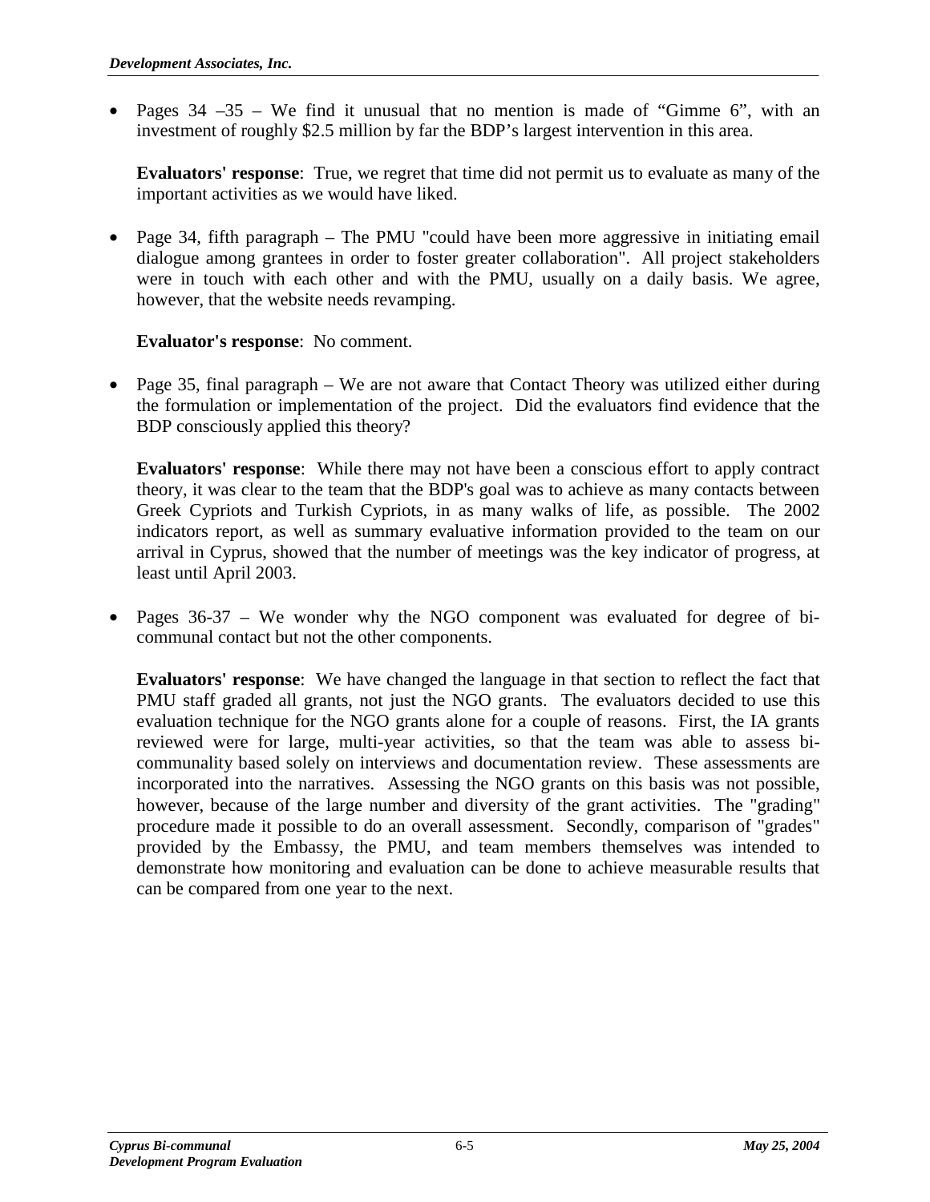- Pages 34 –35 – We find it unusual that no mention is made of "Gimme 6", with an investment of roughly $2.5 million by far the BDP's largest intervention in this area.

  **Evaluators' response**: True, we regret that time did not permit us to evaluate as many of the important activities as we would have liked.

- Page 34, fifth paragraph – The PMU "could have been more aggressive in initiating email dialogue among grantees in order to foster greater collaboration". All project stakeholders were in touch with each other and with the PMU, usually on a daily basis. We agree, however, that the website needs revamping.

  **Evaluator's response**: No comment.

- Page 35, final paragraph – We are not aware that Contact Theory was utilized either during the formulation or implementation of the project. Did the evaluators find evidence that the BDP consciously applied this theory?

  **Evaluators' response**: While there may not have been a conscious effort to apply contract theory, it was clear to the team that the BDP's goal was to achieve as many contacts between Greek Cypriots and Turkish Cypriots, in as many walks of life, as possible. The 2002 indicators report, as well as summary evaluative information provided to the team on our arrival in Cyprus, showed that the number of meetings was the key indicator of progress, at least until April 2003.

- Pages 36-37 – We wonder why the NGO component was evaluated for degree of bi-communal contact but not the other components.

  **Evaluators' response**: We have changed the language in that section to reflect the fact that PMU staff graded all grants, not just the NGO grants. The evaluators decided to use this evaluation technique for the NGO grants alone for a couple of reasons. First, the IA grants reviewed were for large, multi-year activities, so that the team was able to assess bi-communality based solely on interviews and documentation review. These assessments are incorporated into the narratives. Assessing the NGO grants on this basis was not possible, however, because of the large number and diversity of the grant activities. The "grading" procedure made it possible to do an overall assessment. Secondly, comparison of "grades" provided by the Embassy, the PMU, and team members themselves was intended to demonstrate how monitoring and evaluation can be done to achieve measurable results that can be compared from one year to the next.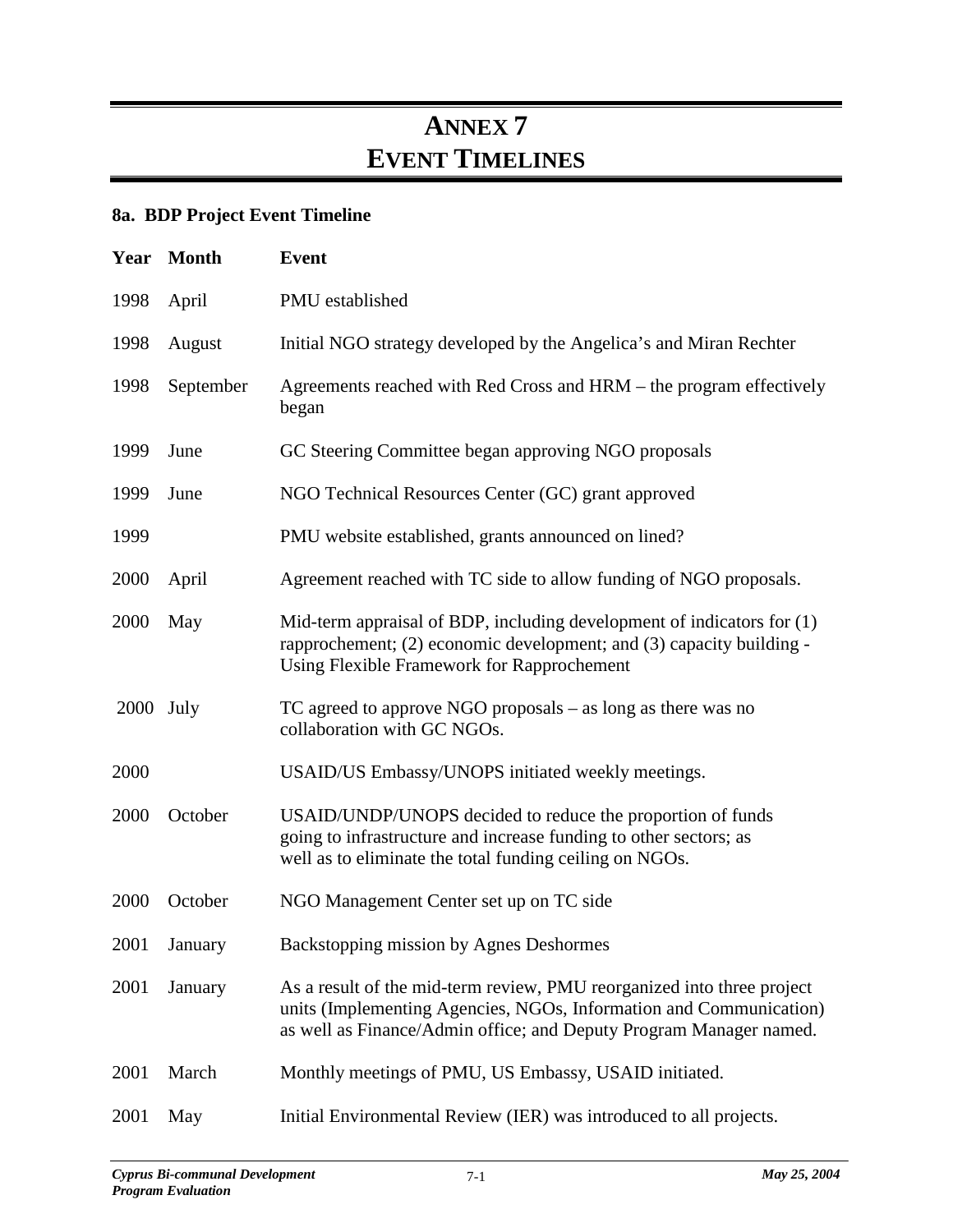# ANNEX 7
# EVENT TIMELINES

### 8a. BDP Project Event Timeline

| Year | Month | Event |
|---|---|---|
| 1998 | April | PMU established |
| 1998 | August | Initial NGO strategy developed by the Angelica's and Miran Rechter |
| 1998 | September | Agreements reached with Red Cross and HRM – the program effectively began |
| 1999 | June | GC Steering Committee began approving NGO proposals |
| 1999 | June | NGO Technical Resources Center (GC) grant approved |
| 1999 | | PMU website established, grants announced on lined? |
| 2000 | April | Agreement reached with TC side to allow funding of NGO proposals. |
| 2000 | May | Mid-term appraisal of BDP, including development of indicators for (1) rapprochement; (2) economic development; and (3) capacity building - Using Flexible Framework for Rapprochement |
| 2000 | July | TC agreed to approve NGO proposals – as long as there was no collaboration with GC NGOs. |
| 2000 | | USAID/US Embassy/UNOPS initiated weekly meetings. |
| 2000 | October | USAID/UNDP/UNOPS decided to reduce the proportion of funds going to infrastructure and increase funding to other sectors; as well as to eliminate the total funding ceiling on NGOs. |
| 2000 | October | NGO Management Center set up on TC side |
| 2001 | January | Backstopping mission by Agnes Deshormes |
| 2001 | January | As a result of the mid-term review, PMU reorganized into three project units (Implementing Agencies, NGOs, Information and Communication) as well as Finance/Admin office; and Deputy Program Manager named. |
| 2001 | March | Monthly meetings of PMU, US Embassy, USAID initiated. |
| 2001 | May | Initial Environmental Review (IER) was introduced to all projects. |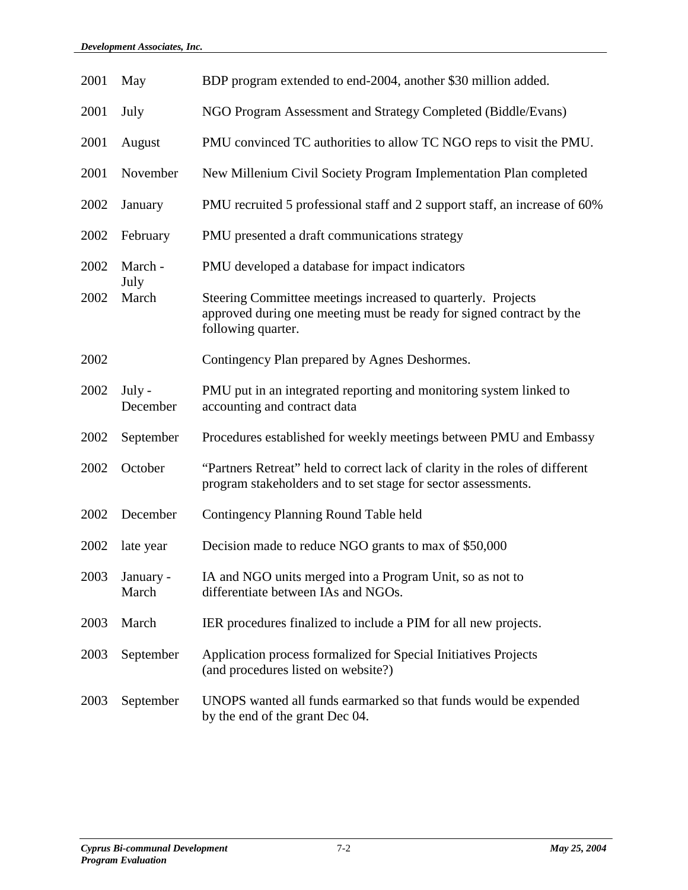| | | |
|---|---|---|
| 2001 | May | BDP program extended to end-2004, another $30 million added. |
| 2001 | July | NGO Program Assessment and Strategy Completed (Biddle/Evans) |
| 2001 | August | PMU convinced TC authorities to allow TC NGO reps to visit the PMU. |
| 2001 | November | New Millenium Civil Society Program Implementation Plan completed |
| 2002 | January | PMU recruited 5 professional staff and 2 support staff, an increase of 60% |
| 2002 | February | PMU presented a draft communications strategy |
| 2002 | March - July | PMU developed a database for impact indicators |
| 2002 | March | Steering Committee meetings increased to quarterly. Projects approved during one meeting must be ready for signed contract by the following quarter. |
| 2002 | | Contingency Plan prepared by Agnes Deshormes. |
| 2002 | July - December | PMU put in an integrated reporting and monitoring system linked to accounting and contract data |
| 2002 | September | Procedures established for weekly meetings between PMU and Embassy |
| 2002 | October | "Partners Retreat" held to correct lack of clarity in the roles of different program stakeholders and to set stage for sector assessments. |
| 2002 | December | Contingency Planning Round Table held |
| 2002 | late year | Decision made to reduce NGO grants to max of $50,000 |
| 2003 | January - March | IA and NGO units merged into a Program Unit, so as not to differentiate between IAs and NGOs. |
| 2003 | March | IER procedures finalized to include a PIM for all new projects. |
| 2003 | September | Application process formalized for Special Initiatives Projects (and procedures listed on website?) |
| 2003 | September | UNOPS wanted all funds earmarked so that funds would be expended by the end of the grant Dec 04. |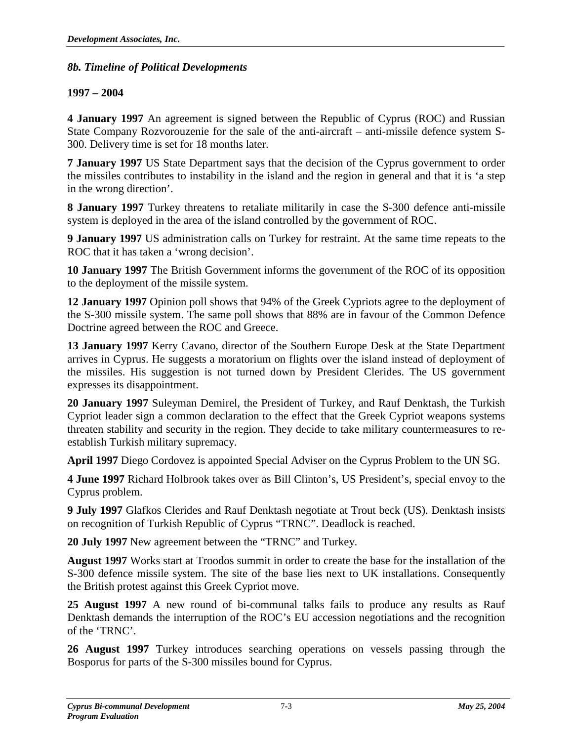### *8b. Timeline of Political Developments*

**1997 – 2004**

**4 January 1997** An agreement is signed between the Republic of Cyprus (ROC) and Russian State Company Rozvorouzenie for the sale of the anti-aircraft – anti-missile defence system S-300. Delivery time is set for 18 months later.

**7 January 1997** US State Department says that the decision of the Cyprus government to order the missiles contributes to instability in the island and the region in general and that it is 'a step in the wrong direction'.

**8 January 1997** Turkey threatens to retaliate militarily in case the S-300 defence anti-missile system is deployed in the area of the island controlled by the government of ROC.

**9 January 1997** US administration calls on Turkey for restraint. At the same time repeats to the ROC that it has taken a 'wrong decision'.

**10 January 1997** The British Government informs the government of the ROC of its opposition to the deployment of the missile system.

**12 January 1997** Opinion poll shows that 94% of the Greek Cypriots agree to the deployment of the S-300 missile system. The same poll shows that 88% are in favour of the Common Defence Doctrine agreed between the ROC and Greece.

**13 January 1997** Kerry Cavano, director of the Southern Europe Desk at the State Department arrives in Cyprus. He suggests a moratorium on flights over the island instead of deployment of the missiles. His suggestion is not turned down by President Clerides. The US government expresses its disappointment.

**20 January 1997** Suleyman Demirel, the President of Turkey, and Rauf Denktash, the Turkish Cypriot leader sign a common declaration to the effect that the Greek Cypriot weapons systems threaten stability and security in the region. They decide to take military countermeasures to re-establish Turkish military supremacy.

**April 1997** Diego Cordovez is appointed Special Adviser on the Cyprus Problem to the UN SG.

**4 June 1997** Richard Holbrook takes over as Bill Clinton's, US President's, special envoy to the Cyprus problem.

**9 July 1997** Glafkos Clerides and Rauf Denktash negotiate at Trout beck (US). Denktash insists on recognition of Turkish Republic of Cyprus "TRNC". Deadlock is reached.

**20 July 1997** New agreement between the "TRNC" and Turkey.

**August 1997** Works start at Troodos summit in order to create the base for the installation of the S-300 defence missile system. The site of the base lies next to UK installations. Consequently the British protest against this Greek Cypriot move.

**25 August 1997** A new round of bi-communal talks fails to produce any results as Rauf Denktash demands the interruption of the ROC's EU accession negotiations and the recognition of the 'TRNC'.

**26 August 1997** Turkey introduces searching operations on vessels passing through the Bosporus for parts of the S-300 missiles bound for Cyprus.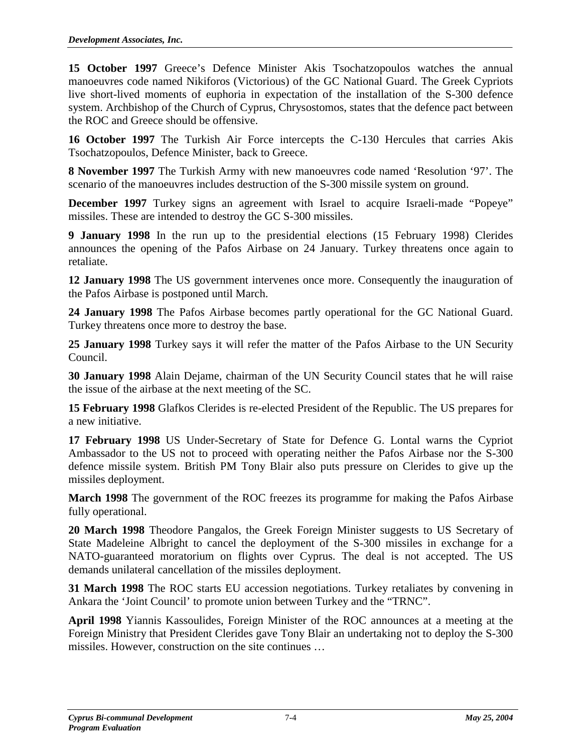**15 October 1997** Greece's Defence Minister Akis Tsochatzopoulos watches the annual manoeuvres code named Nikiforos (Victorious) of the GC National Guard. The Greek Cypriots live short-lived moments of euphoria in expectation of the installation of the S-300 defence system. Archbishop of the Church of Cyprus, Chrysostomos, states that the defence pact between the ROC and Greece should be offensive.

**16 October 1997** The Turkish Air Force intercepts the C-130 Hercules that carries Akis Tsochatzopoulos, Defence Minister, back to Greece.

**8 November 1997** The Turkish Army with new manoeuvres code named 'Resolution '97'. The scenario of the manoeuvres includes destruction of the S-300 missile system on ground.

**December 1997** Turkey signs an agreement with Israel to acquire Israeli-made "Popeye" missiles. These are intended to destroy the GC S-300 missiles.

**9 January 1998** In the run up to the presidential elections (15 February 1998) Clerides announces the opening of the Pafos Airbase on 24 January. Turkey threatens once again to retaliate.

**12 January 1998** The US government intervenes once more. Consequently the inauguration of the Pafos Airbase is postponed until March.

**24 January 1998** The Pafos Airbase becomes partly operational for the GC National Guard. Turkey threatens once more to destroy the base.

**25 January 1998** Turkey says it will refer the matter of the Pafos Airbase to the UN Security Council.

**30 January 1998** Alain Dejame, chairman of the UN Security Council states that he will raise the issue of the airbase at the next meeting of the SC.

**15 February 1998** Glafkos Clerides is re-elected President of the Republic. The US prepares for a new initiative.

**17 February 1998** US Under-Secretary of State for Defence G. Lontal warns the Cypriot Ambassador to the US not to proceed with operating neither the Pafos Airbase nor the S-300 defence missile system. British PM Tony Blair also puts pressure on Clerides to give up the missiles deployment.

**March 1998** The government of the ROC freezes its programme for making the Pafos Airbase fully operational.

**20 March 1998** Theodore Pangalos, the Greek Foreign Minister suggests to US Secretary of State Madeleine Albright to cancel the deployment of the S-300 missiles in exchange for a NATO-guaranteed moratorium on flights over Cyprus. The deal is not accepted. The US demands unilateral cancellation of the missiles deployment.

**31 March 1998** The ROC starts EU accession negotiations. Turkey retaliates by convening in Ankara the 'Joint Council' to promote union between Turkey and the "TRNC".

**April 1998** Yiannis Kassoulides, Foreign Minister of the ROC announces at a meeting at the Foreign Ministry that President Clerides gave Tony Blair an undertaking not to deploy the S-300 missiles. However, construction on the site continues …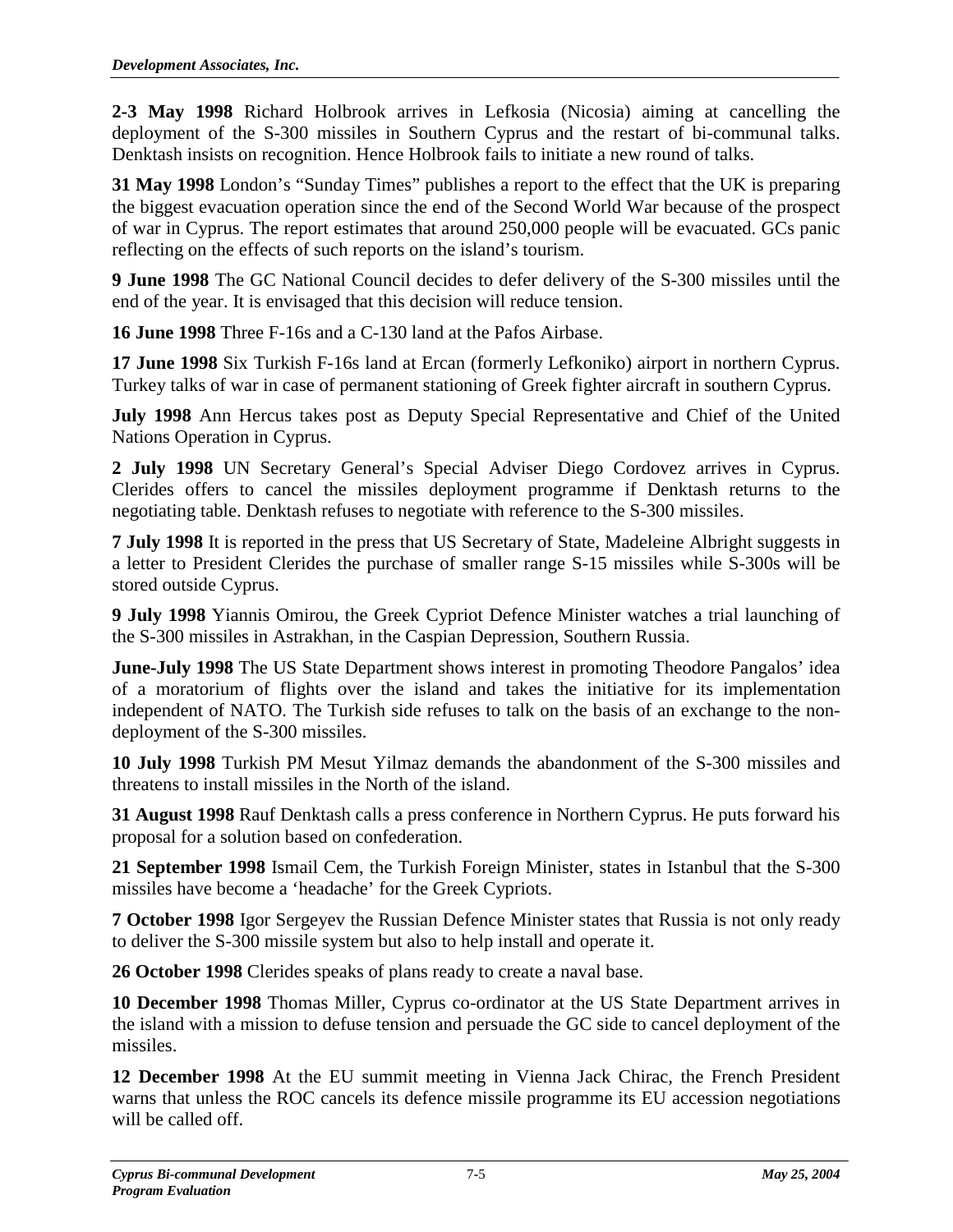**2-3 May 1998** Richard Holbrook arrives in Lefkosia (Nicosia) aiming at cancelling the deployment of the S-300 missiles in Southern Cyprus and the restart of bi-communal talks. Denktash insists on recognition. Hence Holbrook fails to initiate a new round of talks.

**31 May 1998** London's "Sunday Times" publishes a report to the effect that the UK is preparing the biggest evacuation operation since the end of the Second World War because of the prospect of war in Cyprus. The report estimates that around 250,000 people will be evacuated. GCs panic reflecting on the effects of such reports on the island's tourism.

**9 June 1998** The GC National Council decides to defer delivery of the S-300 missiles until the end of the year. It is envisaged that this decision will reduce tension.

**16 June 1998** Three F-16s and a C-130 land at the Pafos Airbase.

**17 June 1998** Six Turkish F-16s land at Ercan (formerly Lefkoniko) airport in northern Cyprus. Turkey talks of war in case of permanent stationing of Greek fighter aircraft in southern Cyprus.

**July 1998** Ann Hercus takes post as Deputy Special Representative and Chief of the United Nations Operation in Cyprus.

**2 July 1998** UN Secretary General's Special Adviser Diego Cordovez arrives in Cyprus. Clerides offers to cancel the missiles deployment programme if Denktash returns to the negotiating table. Denktash refuses to negotiate with reference to the S-300 missiles.

**7 July 1998** It is reported in the press that US Secretary of State, Madeleine Albright suggests in a letter to President Clerides the purchase of smaller range S-15 missiles while S-300s will be stored outside Cyprus.

**9 July 1998** Yiannis Omirou, the Greek Cypriot Defence Minister watches a trial launching of the S-300 missiles in Astrakhan, in the Caspian Depression, Southern Russia.

**June-July 1998** The US State Department shows interest in promoting Theodore Pangalos' idea of a moratorium of flights over the island and takes the initiative for its implementation independent of NATO. The Turkish side refuses to talk on the basis of an exchange to the non-deployment of the S-300 missiles.

**10 July 1998** Turkish PM Mesut Yilmaz demands the abandonment of the S-300 missiles and threatens to install missiles in the North of the island.

**31 August 1998** Rauf Denktash calls a press conference in Northern Cyprus. He puts forward his proposal for a solution based on confederation.

**21 September 1998** Ismail Cem, the Turkish Foreign Minister, states in Istanbul that the S-300 missiles have become a 'headache' for the Greek Cypriots.

**7 October 1998** Igor Sergeyev the Russian Defence Minister states that Russia is not only ready to deliver the S-300 missile system but also to help install and operate it.

**26 October 1998** Clerides speaks of plans ready to create a naval base.

**10 December 1998** Thomas Miller, Cyprus co-ordinator at the US State Department arrives in the island with a mission to defuse tension and persuade the GC side to cancel deployment of the missiles.

**12 December 1998** At the EU summit meeting in Vienna Jack Chirac, the French President warns that unless the ROC cancels its defence missile programme its EU accession negotiations will be called off.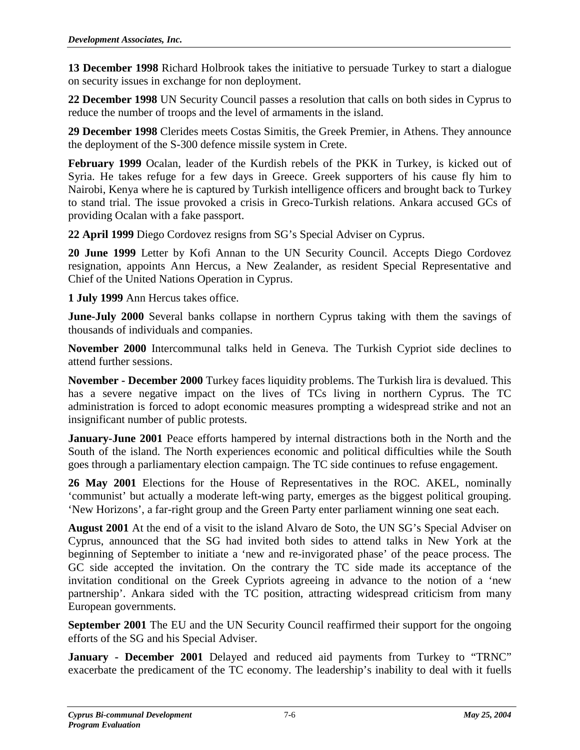**13 December 1998** Richard Holbrook takes the initiative to persuade Turkey to start a dialogue on security issues in exchange for non deployment.

**22 December 1998** UN Security Council passes a resolution that calls on both sides in Cyprus to reduce the number of troops and the level of armaments in the island.

**29 December 1998** Clerides meets Costas Simitis, the Greek Premier, in Athens. They announce the deployment of the S-300 defence missile system in Crete.

**February 1999** Ocalan, leader of the Kurdish rebels of the PKK in Turkey, is kicked out of Syria. He takes refuge for a few days in Greece. Greek supporters of his cause fly him to Nairobi, Kenya where he is captured by Turkish intelligence officers and brought back to Turkey to stand trial. The issue provoked a crisis in Greco-Turkish relations. Ankara accused GCs of providing Ocalan with a fake passport.

**22 April 1999** Diego Cordovez resigns from SG's Special Adviser on Cyprus.

**20 June 1999** Letter by Kofi Annan to the UN Security Council. Accepts Diego Cordovez resignation, appoints Ann Hercus, a New Zealander, as resident Special Representative and Chief of the United Nations Operation in Cyprus.

**1 July 1999** Ann Hercus takes office.

**June-July 2000** Several banks collapse in northern Cyprus taking with them the savings of thousands of individuals and companies.

**November 2000** Intercommunal talks held in Geneva. The Turkish Cypriot side declines to attend further sessions.

**November - December 2000** Turkey faces liquidity problems. The Turkish lira is devalued. This has a severe negative impact on the lives of TCs living in northern Cyprus. The TC administration is forced to adopt economic measures prompting a widespread strike and not an insignificant number of public protests.

**January-June 2001** Peace efforts hampered by internal distractions both in the North and the South of the island. The North experiences economic and political difficulties while the South goes through a parliamentary election campaign. The TC side continues to refuse engagement.

**26 May 2001** Elections for the House of Representatives in the ROC. AKEL, nominally 'communist' but actually a moderate left-wing party, emerges as the biggest political grouping. 'New Horizons', a far-right group and the Green Party enter parliament winning one seat each.

**August 2001** At the end of a visit to the island Alvaro de Soto, the UN SG's Special Adviser on Cyprus, announced that the SG had invited both sides to attend talks in New York at the beginning of September to initiate a 'new and re-invigorated phase' of the peace process. The GC side accepted the invitation. On the contrary the TC side made its acceptance of the invitation conditional on the Greek Cypriots agreeing in advance to the notion of a 'new partnership'. Ankara sided with the TC position, attracting widespread criticism from many European governments.

**September 2001** The EU and the UN Security Council reaffirmed their support for the ongoing efforts of the SG and his Special Adviser.

**January - December 2001** Delayed and reduced aid payments from Turkey to "TRNC" exacerbate the predicament of the TC economy. The leadership's inability to deal with it fuells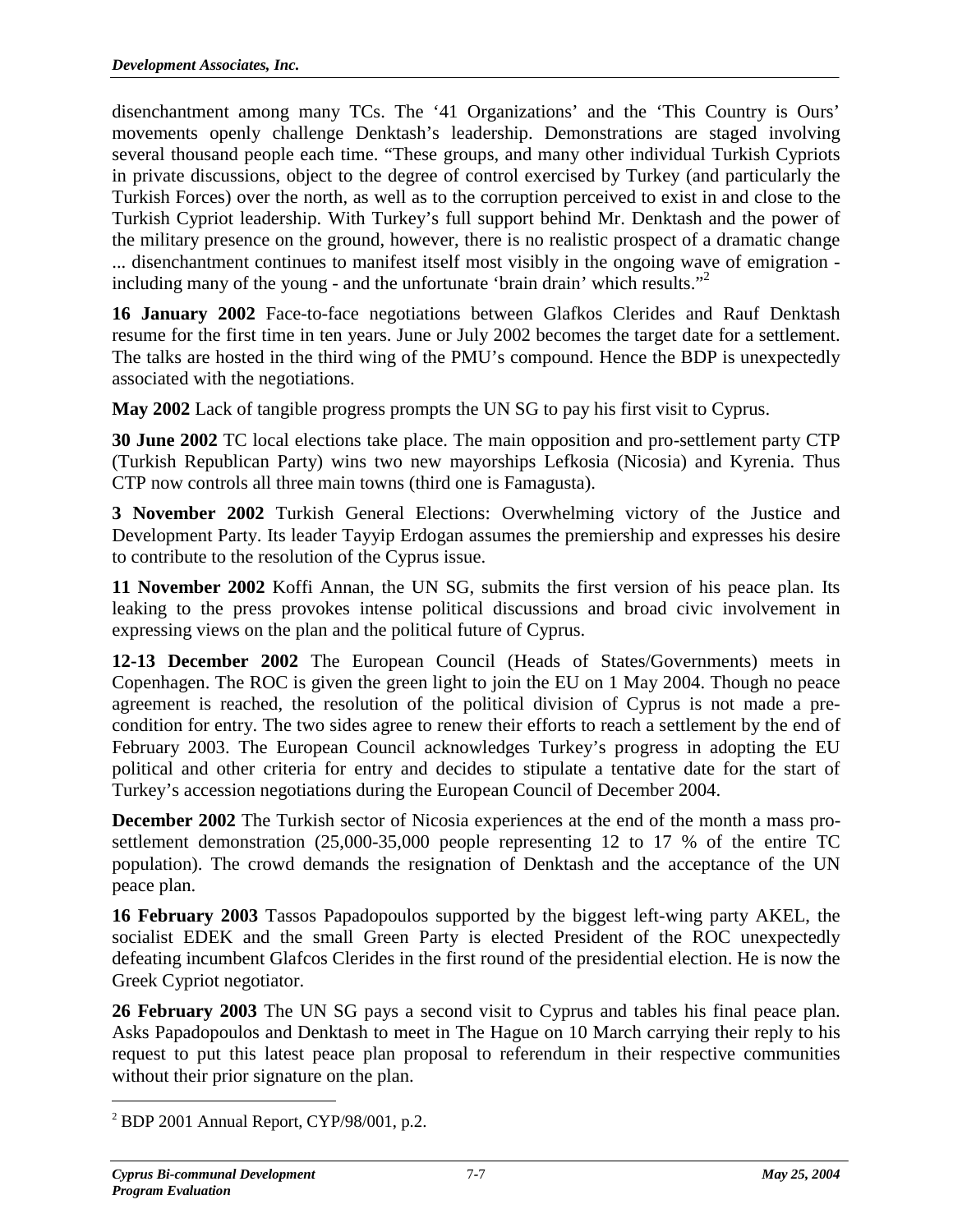disenchantment among many TCs. The '41 Organizations' and the 'This Country is Ours' movements openly challenge Denktash's leadership. Demonstrations are staged involving several thousand people each time. "These groups, and many other individual Turkish Cypriots in private discussions, object to the degree of control exercised by Turkey (and particularly the Turkish Forces) over the north, as well as to the corruption perceived to exist in and close to the Turkish Cypriot leadership. With Turkey's full support behind Mr. Denktash and the power of the military presence on the ground, however, there is no realistic prospect of a dramatic change ... disenchantment continues to manifest itself most visibly in the ongoing wave of emigration - including many of the young - and the unfortunate 'brain drain' which results."[2]

**16 January 2002** Face-to-face negotiations between Glafkos Clerides and Rauf Denktash resume for the first time in ten years. June or July 2002 becomes the target date for a settlement. The talks are hosted in the third wing of the PMU's compound. Hence the BDP is unexpectedly associated with the negotiations.

**May 2002** Lack of tangible progress prompts the UN SG to pay his first visit to Cyprus.

**30 June 2002** TC local elections take place. The main opposition and pro-settlement party CTP (Turkish Republican Party) wins two new mayorships Lefkosia (Nicosia) and Kyrenia. Thus CTP now controls all three main towns (third one is Famagusta).

**3 November 2002** Turkish General Elections: Overwhelming victory of the Justice and Development Party. Its leader Tayyip Erdogan assumes the premiership and expresses his desire to contribute to the resolution of the Cyprus issue.

**11 November 2002** Koffi Annan, the UN SG, submits the first version of his peace plan. Its leaking to the press provokes intense political discussions and broad civic involvement in expressing views on the plan and the political future of Cyprus.

**12-13 December 2002** The European Council (Heads of States/Governments) meets in Copenhagen. The ROC is given the green light to join the EU on 1 May 2004. Though no peace agreement is reached, the resolution of the political division of Cyprus is not made a pre-condition for entry. The two sides agree to renew their efforts to reach a settlement by the end of February 2003. The European Council acknowledges Turkey's progress in adopting the EU political and other criteria for entry and decides to stipulate a tentative date for the start of Turkey's accession negotiations during the European Council of December 2004.

**December 2002** The Turkish sector of Nicosia experiences at the end of the month a mass pro-settlement demonstration (25,000-35,000 people representing 12 to 17 % of the entire TC population). The crowd demands the resignation of Denktash and the acceptance of the UN peace plan.

**16 February 2003** Tassos Papadopoulos supported by the biggest left-wing party AKEL, the socialist EDEK and the small Green Party is elected President of the ROC unexpectedly defeating incumbent Glafcos Clerides in the first round of the presidential election. He is now the Greek Cypriot negotiator.

**26 February 2003** The UN SG pays a second visit to Cyprus and tables his final peace plan. Asks Papadopoulos and Denktash to meet in The Hague on 10 March carrying their reply to his request to put this latest peace plan proposal to referendum in their respective communities without their prior signature on the plan.

---

[2] BDP 2001 Annual Report, CYP/98/001, p.2.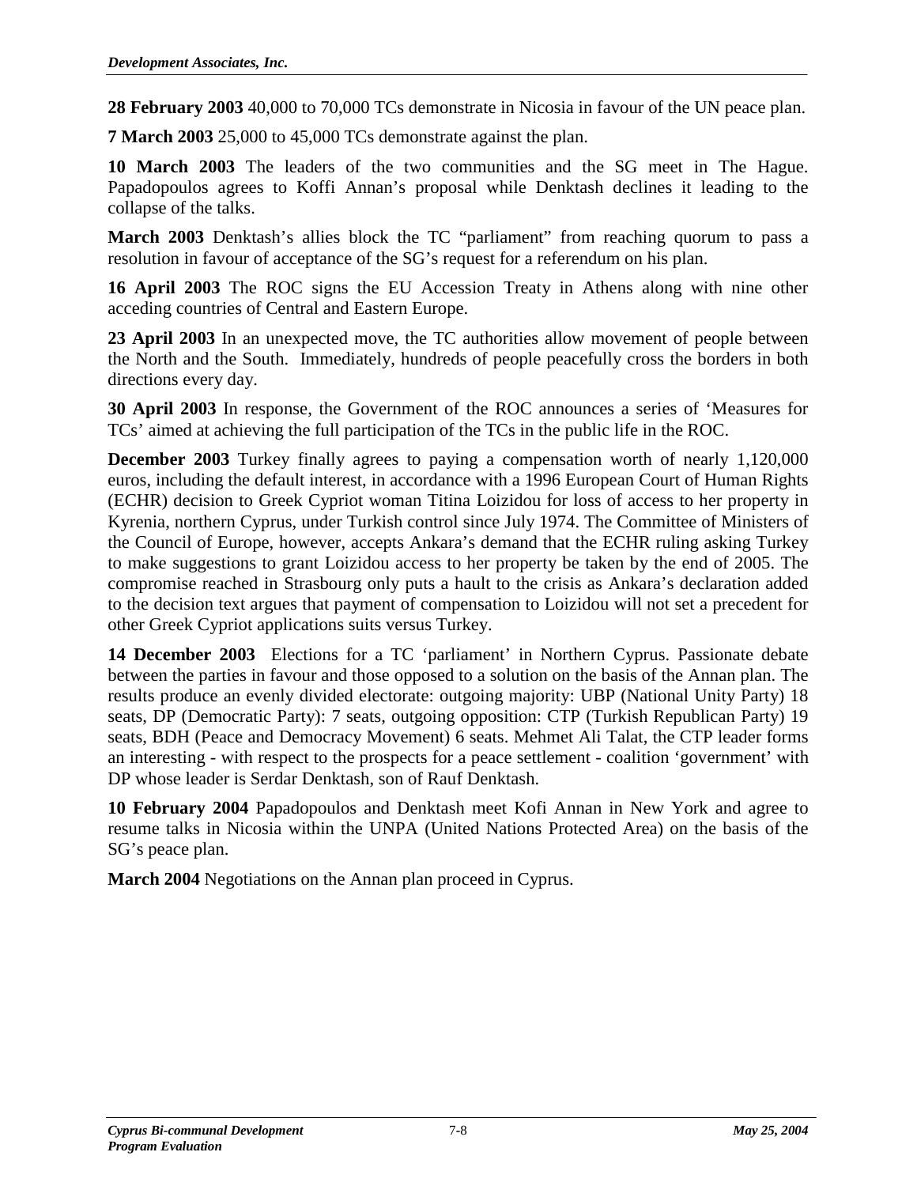**28 February 2003** 40,000 to 70,000 TCs demonstrate in Nicosia in favour of the UN peace plan.

**7 March 2003** 25,000 to 45,000 TCs demonstrate against the plan.

**10 March 2003** The leaders of the two communities and the SG meet in The Hague. Papadopoulos agrees to Koffi Annan's proposal while Denktash declines it leading to the collapse of the talks.

**March 2003** Denktash's allies block the TC "parliament" from reaching quorum to pass a resolution in favour of acceptance of the SG's request for a referendum on his plan.

**16 April 2003** The ROC signs the EU Accession Treaty in Athens along with nine other acceding countries of Central and Eastern Europe.

**23 April 2003** In an unexpected move, the TC authorities allow movement of people between the North and the South. Immediately, hundreds of people peacefully cross the borders in both directions every day.

**30 April 2003** In response, the Government of the ROC announces a series of 'Measures for TCs' aimed at achieving the full participation of the TCs in the public life in the ROC.

**December 2003** Turkey finally agrees to paying a compensation worth of nearly 1,120,000 euros, including the default interest, in accordance with a 1996 European Court of Human Rights (ECHR) decision to Greek Cypriot woman Titina Loizidou for loss of access to her property in Kyrenia, northern Cyprus, under Turkish control since July 1974. The Committee of Ministers of the Council of Europe, however, accepts Ankara's demand that the ECHR ruling asking Turkey to make suggestions to grant Loizidou access to her property be taken by the end of 2005. The compromise reached in Strasbourg only puts a hault to the crisis as Ankara's declaration added to the decision text argues that payment of compensation to Loizidou will not set a precedent for other Greek Cypriot applications suits versus Turkey.

**14 December 2003** Elections for a TC 'parliament' in Northern Cyprus. Passionate debate between the parties in favour and those opposed to a solution on the basis of the Annan plan. The results produce an evenly divided electorate: outgoing majority: UBP (National Unity Party) 18 seats, DP (Democratic Party): 7 seats, outgoing opposition: CTP (Turkish Republican Party) 19 seats, BDH (Peace and Democracy Movement) 6 seats. Mehmet Ali Talat, the CTP leader forms an interesting - with respect to the prospects for a peace settlement - coalition 'government' with DP whose leader is Serdar Denktash, son of Rauf Denktash.

**10 February 2004** Papadopoulos and Denktash meet Kofi Annan in New York and agree to resume talks in Nicosia within the UNPA (United Nations Protected Area) on the basis of the SG's peace plan.

**March 2004** Negotiations on the Annan plan proceed in Cyprus.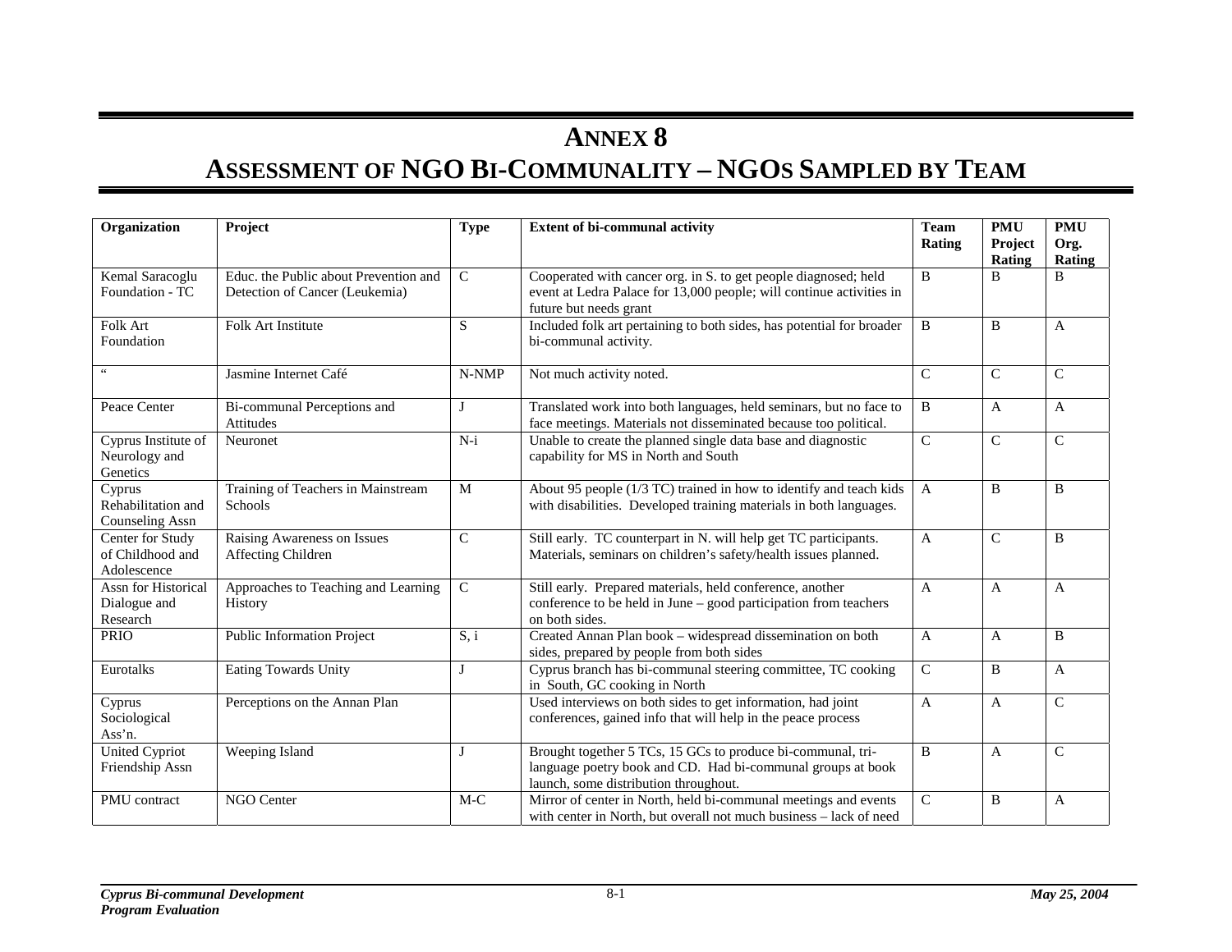# ANNEX 8
# ASSESSMENT OF NGO BI-COMMUNALITY – NGOS SAMPLED BY TEAM

| Organization | Project | Type | Extent of bi-communal activity | Team Rating | PMU Project Rating | PMU Org. Rating |
|---|---|---|---|---|---|---|
| Kemal Saracoglu Foundation - TC | Educ. the Public about Prevention and Detection of Cancer (Leukemia) | C | Cooperated with cancer org. in S. to get people diagnosed; held event at Ledra Palace for 13,000 people; will continue activities in future but needs grant | B | B | B |
| Folk Art Foundation | Folk Art Institute | S | Included folk art pertaining to both sides, has potential for broader bi-communal activity. | B | B | A |
| " | Jasmine Internet Café | N-NMP | Not much activity noted. | C | C | C |
| Peace Center | Bi-communal Perceptions and Attitudes | J | Translated work into both languages, held seminars, but no face to face meetings. Materials not disseminated because too political. | B | A | A |
| Cyprus Institute of Neurology and Genetics | Neuronet | N-i | Unable to create the planned single data base and diagnostic capability for MS in North and South | C | C | C |
| Cyprus Rehabilitation and Counseling Assn | Training of Teachers in Mainstream Schools | M | About 95 people (1/3 TC) trained in how to identify and teach kids with disabilities. Developed training materials in both languages. | A | B | B |
| Center for Study of Childhood and Adolescence | Raising Awareness on Issues Affecting Children | C | Still early. TC counterpart in N. will help get TC participants. Materials, seminars on children's safety/health issues planned. | A | C | B |
| Assn for Historical Dialogue and Research | Approaches to Teaching and Learning History | C | Still early. Prepared materials, held conference, another conference to be held in June – good participation from teachers on both sides. | A | A | A |
| PRIO | Public Information Project | S, i | Created Annan Plan book – widespread dissemination on both sides, prepared by people from both sides | A | A | B |
| Eurotalks | Eating Towards Unity | J | Cyprus branch has bi-communal steering committee, TC cooking in South, GC cooking in North | C | B | A |
| Cyprus Sociological Ass'n. | Perceptions on the Annan Plan | | Used interviews on both sides to get information, had joint conferences, gained info that will help in the peace process | A | A | C |
| United Cypriot Friendship Assn | Weeping Island | J | Brought together 5 TCs, 15 GCs to produce bi-communal, tri-language poetry book and CD. Had bi-communal groups at book launch, some distribution throughout. | B | A | C |
| PMU contract | NGO Center | M-C | Mirror of center in North, held bi-communal meetings and events with center in North, but overall not much business – lack of need | C | B | A |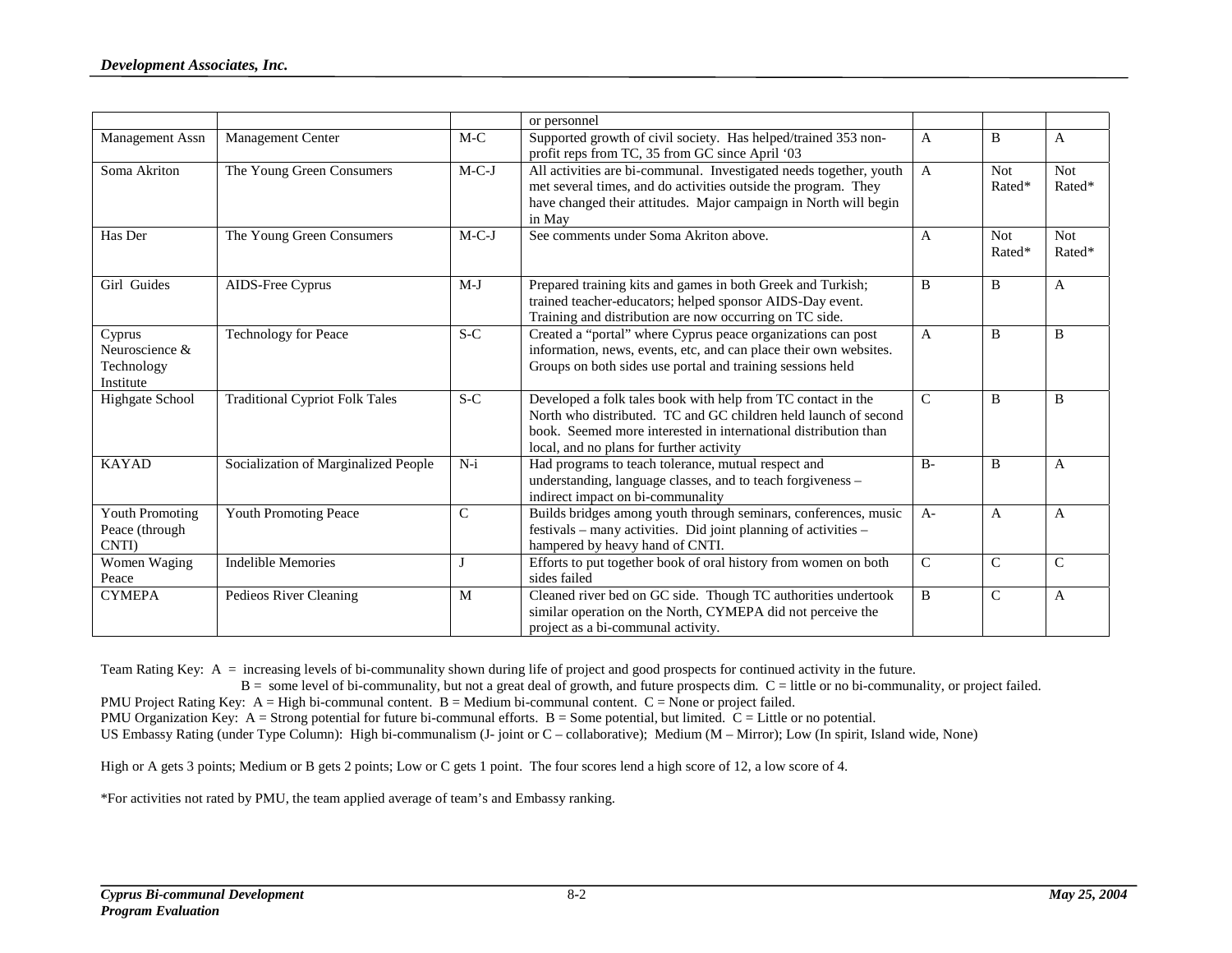| | | | | | | |
|---|---|---|---|---|---|---|
| | | | or personnel | | | |
| Management Assn | Management Center | M-C | Supported growth of civil society. Has helped/trained 353 non-profit reps from TC, 35 from GC since April '03 | A | B | A |
| Soma Akriton | The Young Green Consumers | M-C-J | All activities are bi-communal. Investigated needs together, youth met several times, and do activities outside the program. They have changed their attitudes. Major campaign in North will begin in May | A | Not Rated* | Not Rated* |
| Has Der | The Young Green Consumers | M-C-J | See comments under Soma Akriton above. | A | Not Rated* | Not Rated* |
| Girl Guides | AIDS-Free Cyprus | M-J | Prepared training kits and games in both Greek and Turkish; trained teacher-educators; helped sponsor AIDS-Day event. Training and distribution are now occurring on TC side. | B | B | A |
| Cyprus Neuroscience & Technology Institute | Technology for Peace | S-C | Created a "portal" where Cyprus peace organizations can post information, news, events, etc, and can place their own websites. Groups on both sides use portal and training sessions held | A | B | B |
| Highgate School | Traditional Cypriot Folk Tales | S-C | Developed a folk tales book with help from TC contact in the North who distributed. TC and GC children held launch of second book. Seemed more interested in international distribution than local, and no plans for further activity | C | B | B |
| KAYAD | Socialization of Marginalized People | N-i | Had programs to teach tolerance, mutual respect and understanding, language classes, and to teach forgiveness – indirect impact on bi-communality | B- | B | A |
| Youth Promoting Peace (through CNTI) | Youth Promoting Peace | C | Builds bridges among youth through seminars, conferences, music festivals – many activities. Did joint planning of activities – hampered by heavy hand of CNTI. | A- | A | A |
| Women Waging Peace | Indelible Memories | J | Efforts to put together book of oral history from women on both sides failed | C | C | C |
| CYMEPA | Pedieos River Cleaning | M | Cleaned river bed on GC side. Though TC authorities undertook similar operation on the North, CYMEPA did not perceive the project as a bi-communal activity. | B | C | A |

Team Rating Key: A = increasing levels of bi-communality shown during life of project and good prospects for continued activity in the future.
B = some level of bi-communality, but not a great deal of growth, and future prospects dim. C = little or no bi-communality, or project failed.
PMU Project Rating Key: A = High bi-communal content. B = Medium bi-communal content. C = None or project failed.
PMU Organization Key: A = Strong potential for future bi-communal efforts. B = Some potential, but limited. C = Little or no potential.
US Embassy Rating (under Type Column): High bi-communalism (J- joint or C – collaborative); Medium (M – Mirror); Low (In spirit, Island wide, None)

High or A gets 3 points; Medium or B gets 2 points; Low or C gets 1 point. The four scores lend a high score of 12, a low score of 4.

*For activities not rated by PMU, the team applied average of team's and Embassy ranking.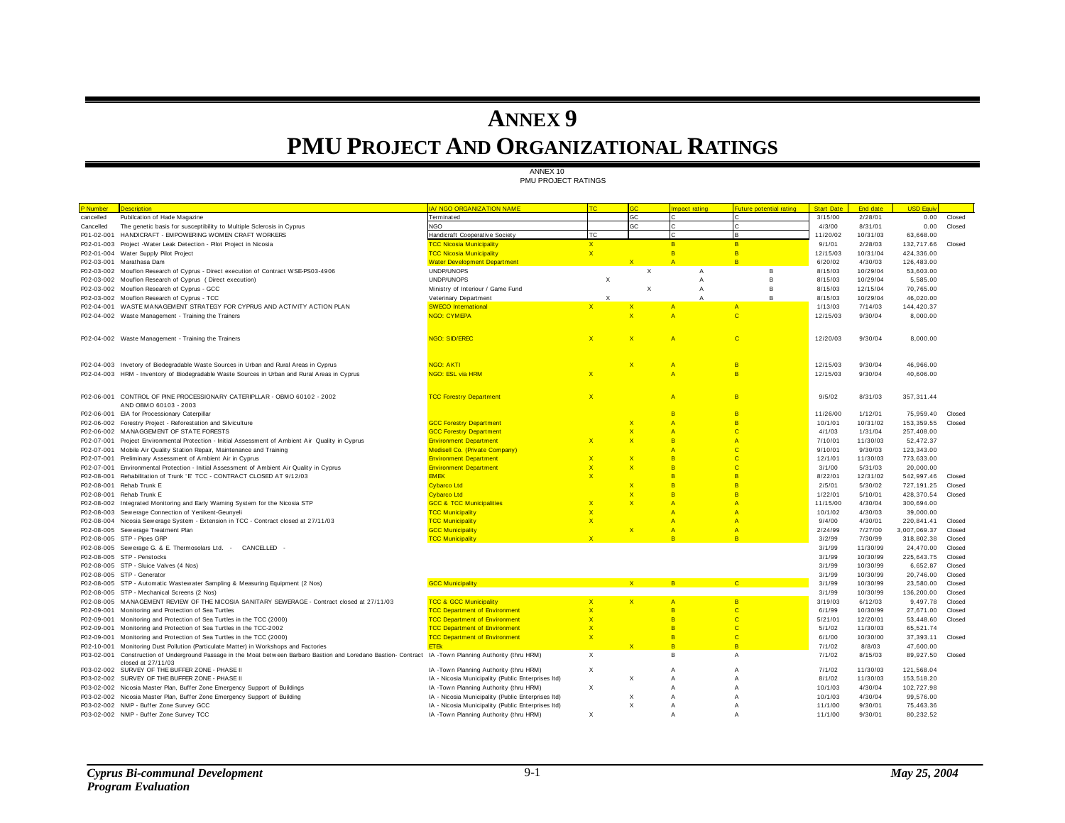# ANNEX 9

# PMU PROJECT AND ORGANIZATIONAL RATINGS

ANNEX 10
PMU PROJECT RATINGS

| P Number | Description | IA/ NGO ORGANIZATION NAME | TC | GC | Impact rating | Future potential rating | Start Date | End date | USD Equiv | |
|---|---|---|---|---|---|---|---|---|---|---|
| cancelled | Publcation of Hade Magazine | Terminated | | GC | C | C | 3/15/00 | 2/28/01 | 0.00 | Closed |
| Cancelled | The genetic basis for susceptibility to Multiple Sclerosis in Cyprus | NGO | | GC | C | C | 4/3/00 | 8/31/01 | 0.00 | Closed |
| P01-02-001 | HANDICRAFT - EMPOWERING WOMEN CRAFT WORKERS | Handicraft Cooperative Society | TC | | C | B | 11/20/02 | 10/31/03 | 63,668.00 | |
| P02-01-003 | Project -Water Leak Detection - Pilot Project in Nicosia | TCC Nicosia Municipality | X | | B | B | 9/1/01 | 2/28/03 | 132,717.66 | Closed |
| P02-01-004 | Water Supply Pilot Project | TCC Nicosia Municipality | X | | B | B | 12/15/03 | 10/31/04 | 424,336.00 | |
| P02-03-001 | Marathasa Dam | Water Development Department | | X | A | B | 6/20/02 | 4/30/03 | 126,483.00 | |
| P02-03-002 | Mouflon Research of Cyprus - Direct execution of Contract WSE-PS03-4906 | UNDP/UNOPS | | X | A | B | 8/15/03 | 10/29/04 | 53,603.00 | |
| P02-03-002 | Mouflon Research of Cyprus ( Direct execution) | UNDP/UNOPS | X | | A | B | 8/15/03 | 10/29/04 | 5,585.00 | |
| P02-03-002 | Mouflon Research of Cyprus - GCC | Ministry of Interiour / Game Fund | | X | A | B | 8/15/03 | 12/15/04 | 70,765.00 | |
| P02-03-002 | Mouflon Research of Cyprus - TCC | Veterinary Department | X | | A | B | 8/15/03 | 10/29/04 | 46,020.00 | |
| P02-04-001 | WASTE MANAGEMENT STRATEGY FOR CYPRUS AND ACTIVITY ACTION PLAN | SWECO International | X | X | A | A | 1/13/03 | 7/14/03 | 144,420.37 | |
| P02-04-002 | Waste Management - Training the Trainers | NGO: CYMEPA | | X | A | C | 12/15/03 | 9/30/04 | 8,000.00 | |
| P02-04-002 | Waste Management - Training the Trainers | NGO: SID/EREC | X | X | A | C | 12/20/03 | 9/30/04 | 8,000.00 | |
| P02-04-003 | Invetory of Biodegradable Waste Sources in Urban and Rural Areas in Cyprus | NGO: AKTI | | X | A | B | 12/15/03 | 9/30/04 | 46,966.00 | |
| P02-04-003 | HRM - Inventory of Biodegradable Waste Sources in Urban and Rural Areas in Cyprus | NGO: ESL via HRM | X | | A | B | 12/15/03 | 9/30/04 | 40,606.00 | |
| P02-06-001 | CONTROL OF PINE PROCESSIONARY CATERIPLLAR - OBMO 60102 - 2002 AND OBMO 60103 - 2003 | TCC Forestry Department | X | | A | B | 9/5/02 | 8/31/03 | 357,311.44 | |
| P02-06-001 | EIA for Processionary Caterpillar | | | | B | B | 11/26/00 | 1/12/01 | 75,959.40 | Closed |
| P02-06-002 | Forestry Project - Reforestation and Silviculture | GCC Forestry Department | | X | A | B | 10/1/01 | 10/31/02 | 153,359.55 | Closed |
| P02-06-002 | MANAGGEMENT OF STATE FORESTS | GCC Forestry Department | | X | A | C | 4/1/03 | 1/31/04 | 257,408.00 | |
| P02-07-001 | Project Environmental Protection - Initial Assessment of Ambient Air Quality in Cyprus | Environment Department | X | X | B | A | 7/10/01 | 11/30/03 | 52,472.37 | |
| P02-07-001 | Mobile Air Quality Station Repair, Maintenance and Training | Medisell Co. (Private Company) | | | A | C | 9/10/01 | 9/30/03 | 123,343.00 | |
| P02-07-001 | Preliminary Assessment of Ambient Air in Cyprus | Environment Department | X | X | B | C | 12/1/01 | 11/30/03 | 773,633.00 | |
| P02-07-001 | Environmental Protection - Initial Assessment of Ambient Air Quality in Cyprus | Environment Department | X | X | B | C | 3/1/00 | 5/31/03 | 20,000.00 | |
| P02-08-001 | Rehabilitation of Trunk 'E' TCC - CONTRACT CLOSED AT 9/12/03 | EMEK | X | | B | B | 8/22/01 | 12/31/02 | 542,997.46 | Closed |
| P02-08-001 | Rehab Trunk E | Cybarco Ltd | | X | B | B | 2/5/01 | 5/30/02 | 727,191.25 | Closed |
| P02-08-001 | Rehab Trunk E | Cybarco Ltd | | X | B | B | 1/22/01 | 5/10/01 | 428,370.54 | Closed |
| P02-08-002 | Integrated Monitoring and Early Warning System for the Nicosia STP | GCC & TCC Municipalities | X | X | A | A | 11/15/00 | 4/30/04 | 300,694.00 | |
| P02-08-003 | Sewerage Connection of Yenikent-Geunyeli | TCC Municipality | X | | A | A | 10/1/02 | 4/30/03 | 39,000.00 | |
| P02-08-004 | Nicosia Sewerage System - Extension in TCC - Contract closed at 27/11/03 | TCC Municipality | X | | A | A | 9/4/00 | 4/30/01 | 220,841.41 | Closed |
| P02-08-005 | Sewerage Treatment Plan | GCC Municipality | | X | A | A | 2/24/99 | 7/27/00 | 3,007,069.37 | Closed |
| P02-08-005 | STP - Pipes GRP | TCC Municipality | X | | B | B | 3/2/99 | 7/30/99 | 318,802.38 | Closed |
| P02-08-005 | Sewerage G. & E. Thermosolars Ltd. - CANCELLED - | | | | | | 3/1/99 | 11/30/99 | 24,470.00 | Closed |
| P02-08-005 | STP - Penstocks | | | | | | 3/1/99 | 10/30/99 | 225,643.75 | Closed |
| P02-08-005 | STP - Sluice Valves (4 Nos) | | | | | | 3/1/99 | 10/30/99 | 6,652.87 | Closed |
| P02-08-005 | STP - Generator | | | | | | 3/1/99 | 10/30/99 | 20,746.00 | Closed |
| P02-08-005 | STP - Automatic Wastewater Sampling & Measuring Equipment (2 Nos) | GCC Municipality | | X | B | C | 3/1/99 | 10/30/99 | 23,580.00 | Closed |
| P02-08-005 | STP - Mechanical Screens (2 Nos) | | | | | | 3/1/99 | 10/30/99 | 136,200.00 | Closed |
| P02-08-005 | MANAGEMENT REVIEW OF THE NICOSIA SANITARY SEWERAGE - Contract closed at 27/11/03 | TCC & GCC Municipality | X | X | A | B | 3/19/03 | 6/12/03 | 9,497.78 | Closed |
| P02-09-001 | Monitoring and Protection of Sea Turtles | TCC Department of Environment | X | | B | C | 6/1/99 | 10/30/99 | 27,671.00 | Closed |
| P02-09-001 | Monitoring and Protection of Sea Turtles in the TCC (2000) | TCC Department of Environment | X | | B | C | 5/21/01 | 12/20/01 | 53,448.60 | Closed |
| P02-09-001 | Monitoring and Protection of Sea Turtles in the TCC-2002 | TCC Department of Environment | X | | B | C | 5/1/02 | 11/30/03 | 65,521.74 | |
| P02-09-001 | Monitoring and Protection of Sea Turtles in the TCC (2000) | TCC Department of Environment | X | | B | C | 6/1/00 | 10/30/00 | 37,393.11 | Closed |
| P02-10-001 | Monitoring Dust Pollution (Particulate Matter) in Workshops and Factories | ETEk | | X | B | B | 7/1/02 | 8/8/03 | 47,600.00 | |
| P03-02-001 | Construction of Underground Passage in the Moat between Barbaro Bastion and Loredano Bastion- Contract closed at 27/11/03 | IA -Town Planning Authority (thru HRM) | X | | B | A | 7/1/02 | 8/15/03 | 89,927.50 | Closed |
| P03-02-002 | SURVEY OF THE BUFFER ZONE - PHASE II | IA -Town Planning Authority (thru HRM) | X | | A | A | 7/1/02 | 11/30/03 | 121,568.04 | |
| P03-02-002 | SURVEY OF THE BUFFER ZONE - PHASE II | IA - Nicosia Municipality (Public Enterprises ltd) | | X | A | A | 8/1/02 | 11/30/03 | 153,518.20 | |
| P03-02-002 | Nicosia Master Plan, Buffer Zone Emergency Support of Buildings | IA -Town Planning Authority (thru HRM) | X | | A | A | 10/1/03 | 4/30/04 | 102,727.98 | |
| P03-02-002 | Nicosia Master Plan, Buffer Zone Emergency Support of Building | IA - Nicosia Municipality (Public Enterprises ltd) | | X | A | A | 10/1/03 | 4/30/04 | 99,576.00 | |
| P03-02-002 | NMP - Buffer Zone Survey GCC | IA - Nicosia Municipality (Public Enterprises ltd) | | X | A | A | 11/1/00 | 9/30/01 | 75,463.36 | |
| P03-02-002 | NMP - Buffer Zone Survey TCC | IA -Town Planning Authority (thru HRM) | X | | A | A | 11/1/00 | 9/30/01 | 80,232.52 | |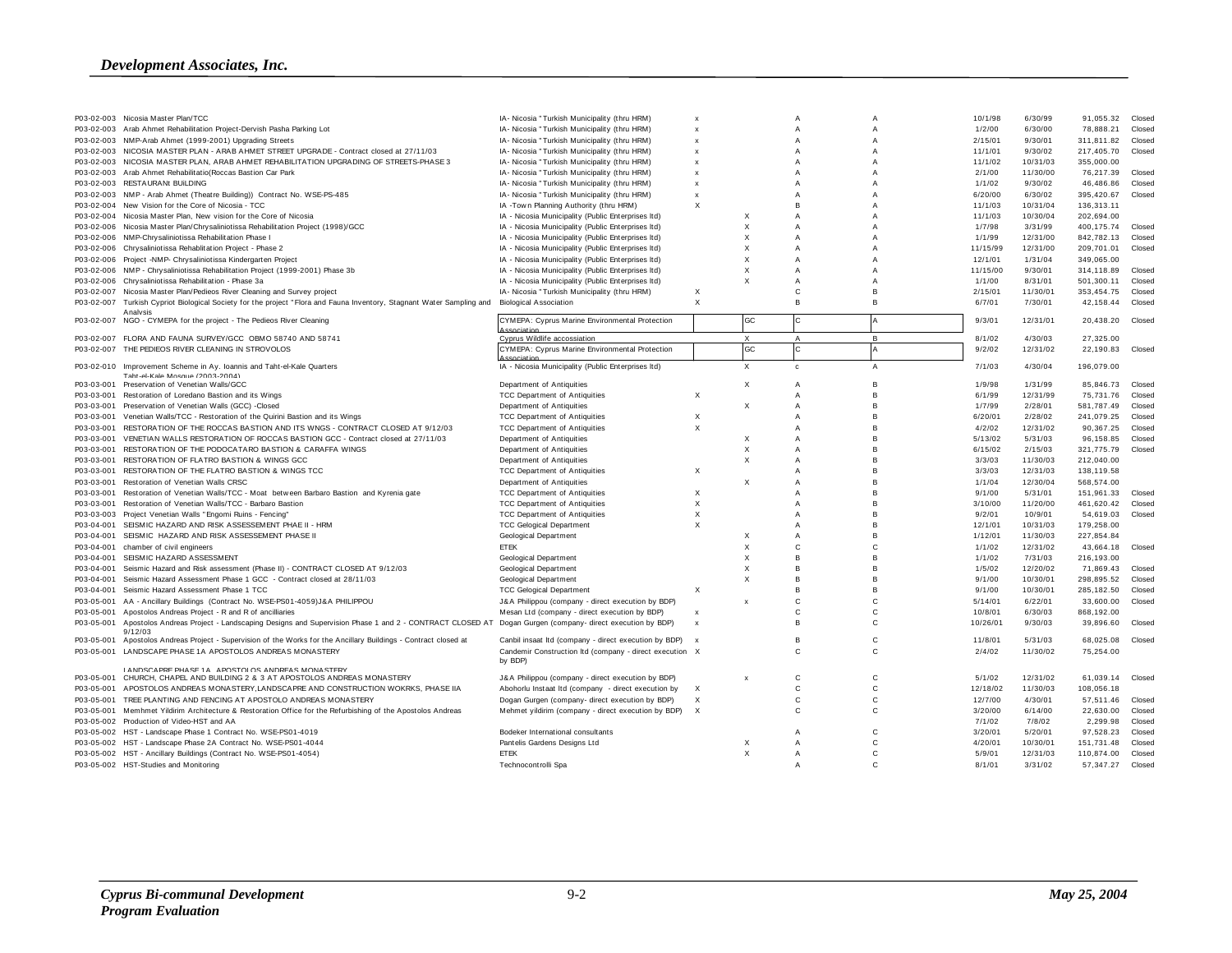| | | | | | | | | | | | |
|---|---|---|---|---|---|---|---|---|---|---|---|
| P03-02-003 | Nicosia Master Plan/TCC | IA- Nicosia "Turkish Municipality (thru HRM) | x | | A | A | 10/1/98 | 6/30/99 | 91,055.32 | Closed |
| P03-02-003 | Arab Ahmet Rehabilitation Project-Dervish Pasha Parking Lot | IA- Nicosia "Turkish Municipality (thru HRM) | x | | A | A | 1/2/00 | 6/30/00 | 78,888.21 | Closed |
| P03-02-003 | NMP-Arab Ahmet (1999-2001) Upgrading Streets | IA- Nicosia "Turkish Municipality (thru HRM) | x | | A | A | 2/15/01 | 9/30/01 | 311,811.82 | Closed |
| P03-02-003 | NICOSIA MASTER PLAN - ARAB AHMET STREET UPGRADE - Contract closed at 27/11/03 | IA- Nicosia "Turkish Municipality (thru HRM) | x | | A | A | 11/1/01 | 9/30/02 | 217,405.70 | Closed |
| P03-02-003 | NICOSIA MASTER PLAN, ARAB AHMET REHABILITATION UPGRADING OF STREETS-PHASE 3 | IA- Nicosia "Turkish Municipality (thru HRM) | x | | A | A | 11/1/02 | 10/31/03 | 355,000.00 | |
| P03-02-003 | Arab Ahmet Rehabilitatio(Roccas Bastion Car Park | IA- Nicosia "Turkish Municipality (thru HRM) | x | | A | A | 2/1/00 | 11/30/00 | 76,217.39 | Closed |
| P03-02-003 | RESTAURANt BUILDING | IA- Nicosia "Turkish Municipality (thru HRM) | x | | A | A | 1/1/02 | 9/30/02 | 46,486.86 | Closed |
| P03-02-003 | NMP - Arab Ahmet (Theatre Building)) Contract No. WSE-PS-485 | IA- Nicosia "Turkish Municipality (thru HRM) | x | | A | A | 6/20/00 | 6/30/02 | 395,420.67 | Closed |
| P03-02-004 | New Vision for the Core of Nicosia - TCC | IA -Town Planning Authority (thru HRM) | X | | B | A | 11/1/03 | 10/31/04 | 136,313.11 | |
| P03-02-004 | Nicosia Master Plan, New vision for the Core of Nicosia | IA - Nicosia Municipality (Public Enterprises ltd) | | X | A | A | 11/1/03 | 10/30/04 | 202,694.00 | |
| P03-02-006 | Nicosia Master Plan/Chrysaliniotissa Rehabilitation Project (1998)/GCC | IA - Nicosia Municipality (Public Enterprises ltd) | | X | A | A | 1/7/98 | 3/31/99 | 400,175.74 | Closed |
| P03-02-006 | NMP-Chrysaliniotissa Rehabilitation Phase I | IA - Nicosia Municipality (Public Enterprises ltd) | | X | A | A | 1/1/99 | 12/31/00 | 842,782.13 | Closed |
| P03-02-006 | Chrysaliniotissa Rehablitation Project - Phase 2 | IA - Nicosia Municipality (Public Enterprises ltd) | | X | A | A | 11/15/99 | 12/31/00 | 209,701.01 | Closed |
| P03-02-006 | Project -NMP- Chrysaliniotissa Kindergarten Project | IA - Nicosia Municipality (Public Enterprises ltd) | | X | A | A | 12/1/01 | 1/31/04 | 349,065.00 | |
| P03-02-006 | NMP - Chrysaliniotissa Rehabilitation Project (1999-2001) Phase 3b | IA - Nicosia Municipality (Public Enterprises ltd) | | X | A | A | 11/15/00 | 9/30/01 | 314,118.89 | Closed |
| P03-02-006 | Chrysaliniotissa Rehabilitation - Phase 3a | IA - Nicosia Municipality (Public Enterprises ltd) | | X | A | A | 1/1/00 | 8/31/01 | 501,300.11 | Closed |
| P03-02-007 | Nicosia Master Plan/Pedieos River Cleaning and Survey project | IA- Nicosia "Turkish Municipality (thru HRM) | X | | C | B | 2/15/01 | 11/30/01 | 353,454.75 | Closed |
| P03-02-007 | Turkish Cypriot Biological Society for the project "Flora and Fauna Inventory, Stagnant Water Sampling and Analysis | Biological Association | X | | B | B | 6/7/01 | 7/30/01 | 42,158.44 | Closed |
| P03-02-007 | NGO - CYMEPA for the project - The Pedieos River Cleaning | CYMEPA: Cyprus Marine Environmental Protection Association | | GC | C | A | 9/3/01 | 12/31/01 | 20,438.20 | Closed |
| P03-02-007 | FLORA AND FAUNA SURVEY/GCC OBMO 58740 AND 58741 | Cyprus Wildlife accossiation | | X | A | B | 8/1/02 | 4/30/03 | 27,325.00 | |
| P03-02-007 | THE PEDIEOS RIVER CLEANING IN STROVOLOS | CYMEPA: Cyprus Marine Environmental Protection Association | | GC | C | A | 9/2/02 | 12/31/02 | 22,190.83 | Closed |
| P03-02-010 | Improvement Scheme in Ay. Ioannis and Taht-el-Kale Quarters Taht-el-Kale Mosque (2003-2004) | IA - Nicosia Municipality (Public Enterprises ltd) | | X | c | A | 7/1/03 | 4/30/04 | 196,079.00 | |
| P03-03-001 | Preservation of Venetian Walls/GCC | Department of Antiquities | | X | A | B | 1/9/98 | 1/31/99 | 85,846.73 | Closed |
| P03-03-001 | Restoration of Loredano Bastion and its Wings | TCC Department of Antiquities | X | | A | B | 6/1/99 | 12/31/99 | 75,731.76 | Closed |
| P03-03-001 | Preservation of Venetian Walls (GCC) -Closed | Department of Antiquities | | X | A | B | 1/7/99 | 2/28/01 | 581,787.49 | Closed |
| P03-03-001 | Venetian Walls/TCC - Restoration of the Quirini Bastion and its Wings | TCC Department of Antiquities | X | | A | B | 6/20/01 | 2/28/02 | 241,079.25 | Closed |
| P03-03-001 | RESTORATION OF THE ROCCAS BASTION AND ITS WNGS - CONTRACT CLOSED AT 9/12/03 | TCC Department of Antiquities | X | | A | B | 4/2/02 | 12/31/02 | 90,367.25 | Closed |
| P03-03-001 | VENETIAN WALLS RESTORATION OF ROCCAS BASTION GCC - Contract closed at 27/11/03 | Department of Antiquities | | X | A | B | 5/13/02 | 5/31/03 | 96,158.85 | Closed |
| P03-03-001 | RESTORATION OF THE PODOCATARO BASTION & CARAFFA WINGS | Department of Antiquities | | X | A | B | 6/15/02 | 2/15/03 | 321,775.79 | Closed |
| P03-03-001 | RESTORATION OF FLATRO BASTION & WINGS GCC | Department of Antiquities | | X | A | B | 3/3/03 | 11/30/03 | 212,040.00 | |
| P03-03-001 | RESTORATION OF THE FLATRO BASTION & WINGS TCC | TCC Department of Antiquities | X | | A | B | 3/3/03 | 12/31/03 | 138,119.58 | |
| P03-03-001 | Restoration of Venetian Walls CRSC | Department of Antiquities | | X | A | B | 1/1/04 | 12/30/04 | 568,574.00 | |
| P03-03-001 | Restoration of Venetian Walls/TCC - Moat between Barbaro Bastion and Kyrenia gate | TCC Department of Antiquities | X | | A | B | 9/1/00 | 5/31/01 | 151,961.33 | Closed |
| P03-03-001 | Restoration of Venetian Walls/TCC - Barbaro Bastion | TCC Department of Antiquities | X | | A | B | 3/10/00 | 11/20/00 | 461,620.42 | Closed |
| P03-03-003 | Project Venetian Walls "Engomi Ruins - Fencing" | TCC Department of Antiquities | X | | A | B | 9/2/01 | 10/9/01 | 54,619.03 | Closed |
| P03-04-001 | SEISMIC HAZARD AND RISK ASSESSEMENT PHAE II - HRM | TCC Gelogical Department | X | | A | B | 12/1/01 | 10/31/03 | 179,258.00 | |
| P03-04-001 | SEISMIC HAZARD AND RISK ASSESSEMENT PHASE II | Geological Department | | X | A | B | 1/12/01 | 11/30/03 | 227,854.84 | |
| P03-04-001 | chamber of civil engineers | ETEK | | X | C | C | 1/1/02 | 12/31/02 | 43,664.18 | Closed |
| P03-04-001 | SEISMIC HAZARD ASSESSMENT | Geological Department | | X | B | B | 1/1/02 | 7/31/03 | 216,193.00 | |
| P03-04-001 | Seismic Hazard and Risk assessment (Phase II) - CONTRACT CLOSED AT 9/12/03 | Geological Department | | X | B | B | 1/5/02 | 12/20/02 | 71,869.43 | Closed |
| P03-04-001 | Seismic Hazard Assessment Phase 1 GCC - Contract closed at 28/11/03 | Geological Department | | X | B | B | 9/1/00 | 10/30/01 | 298,895.52 | Closed |
| P03-04-001 | Seismic Hazard Assessment Phase 1 TCC | TCC Gelogical Department | X | | B | B | 9/1/00 | 10/30/01 | 285,182.50 | Closed |
| P03-05-001 | AA - Ancillary Buildings (Contract No. WSE-PS01-4059)J&A PHILIPPOU | J&A Philippou (company - direct execution by BDP) | | x | C | C | 5/14/01 | 6/22/01 | 33,600.00 | Closed |
| P03-05-001 | Apostolos Andreas Project - R and R of ancilliaries | Mesan Ltd (company - direct execution by BDP) | x | | C | C | 10/8/01 | 6/30/03 | 868,192.00 | |
| P03-05-001 | Apostolos Andreas Project - Landscaping Designs and Supervision Phase 1 and 2 - CONTRACT CLOSED AT 9/12/03 | Dogan Gurgen (company- direct execution by BDP) | x | | B | C | 10/26/01 | 9/30/03 | 39,896.60 | Closed |
| P03-05-001 | Apostolos Andreas Project - Supervision of the Works for the Ancillary Buildings - Contract closed at | Canbil insaat ltd (company - direct execution by BDP) | x | | B | C | 11/8/01 | 5/31/03 | 68,025.08 | Closed |
| P03-05-001 | LANDSCAPE PHASE 1A APOSTOLOS ANDREAS MONASTERY LANDSCAPRE PHASE 1A APOSTOLOS ANDREAS MONASTERY | Candemir Construction ltd (company - direct execution by BDP) | X | | C | C | 2/4/02 | 11/30/02 | 75,254.00 | |
| P03-05-001 | CHURCH, CHAPEL AND BUILDING 2 & 3 AT APOSTOLOS ANDREAS MONASTERY | J&A Philippou (company - direct execution by BDP) | | x | C | C | 5/1/02 | 12/31/02 | 61,039.14 | Closed |
| P03-05-001 | APOSTOLOS ANDREAS MONASTERY,LANDSCAPRE AND CONSTRUCTION WOKRKS, PHASE IIA | Abohorlu Instaat ltd (company - direct execution by | X | | C | C | 12/18/02 | 11/30/03 | 108,056.18 | |
| P03-05-001 | TREE PLANTING AND FENCING AT APOSTOLO ANDREAS MONASTERY | Dogan Gurgen (company- direct execution by BDP) | X | | C | C | 12/7/00 | 4/30/01 | 57,511.46 | Closed |
| P03-05-001 | Memhmet Yildirim Architecture & Restoration Office for the Refurbishing of the Apostolos Andreas | Mehmet yildirim (company - direct execution by BDP) | X | | C | C | 3/20/00 | 6/14/00 | 22,630.00 | Closed |
| P03-05-002 | Production of Video-HST and AA | | | | | | 7/1/02 | 7/8/02 | 2,299.98 | Closed |
| P03-05-002 | HST - Landscape Phase 1 Contract No. WSE-PS01-4019 | Bodeker International consultants | | | A | C | 3/20/01 | 5/20/01 | 97,528.23 | Closed |
| P03-05-002 | HST - Landscape Phase 2A Contract No. WSE-PS01-4044 | Pantelis Gardens Designs Ltd | | X | A | C | 4/20/01 | 10/30/01 | 151,731.48 | Closed |
| P03-05-002 | HST - Ancillary Buildings (Contract No. WSE-PS01-4054) | ETEK | | X | A | C | 5/9/01 | 12/31/03 | 110,874.00 | Closed |
| P03-05-002 | HST-Studies and Monitoring | Technocontrolli Spa | | | A | C | 8/1/01 | 3/31/02 | 57,347.27 | Closed |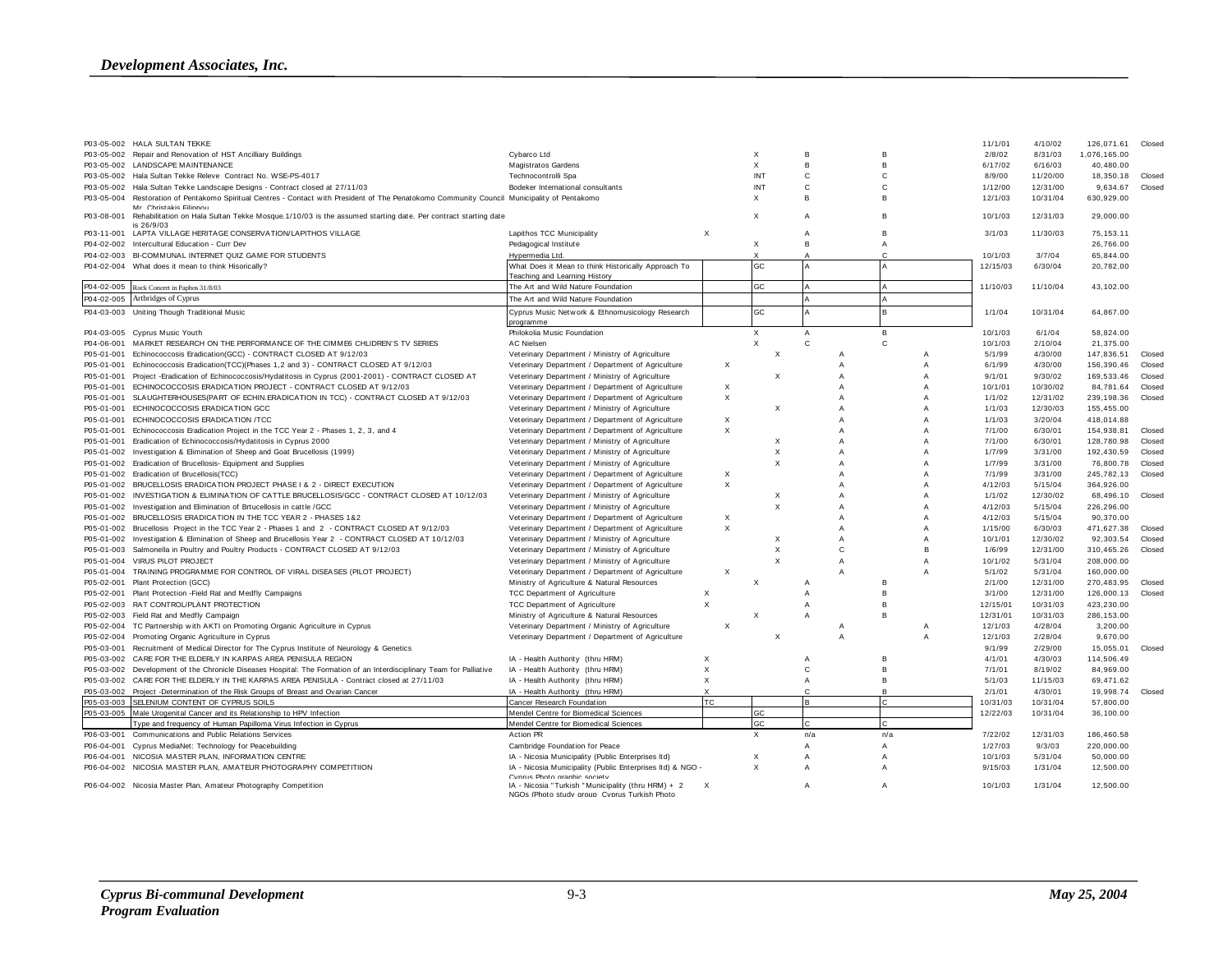| | | | | | | | | | | | | | | |
|---|---|---|---|---|---|---|---|---|---|---|---|---|---|---|
| P03-05-002 | HALA SULTAN TEKKE | | | | | | | | | | 11/1/01 | 4/10/02 | 126,071.61 | Closed |
| P03-05-002 | Repair and Renovation of HST Ancilliary Buildings | Cybarco Ltd | | | X | | B | | B | | 2/8/02 | 8/31/03 | 1,076,165.00 | |
| P03-05-002 | LANDSCAPE MAINTENANCE | Magistratos Gardens | | | X | | B | | B | | 6/17/02 | 6/16/03 | 40,480.00 | |
| P03-05-002 | Hala Sultan Tekke Releve Contract No. WSE-PS-4017 | Technocontrolli Spa | | | INT | | C | | C | | 8/9/00 | 11/20/00 | 18,350.18 | Closed |
| P03-05-002 | Hala Sultan Tekke Landscape Designs - Contract closed at 27/11/03 | Bodeker International consultants | | | INT | | C | | C | | 1/12/00 | 12/31/00 | 9,634.67 | Closed |
| P03-05-004 | Restoration of Pentakomo Spiritual Centres - Contact with President of The Penatokomo Community Council Mr. Christakis Filippou | Municipality of Pentakomo | | | X | | B | | B | | 12/1/03 | 10/31/04 | 630,929.00 | |
| P03-08-001 | Rehabilitation on Hala Sultan Tekke Mosque.1/10/03 is the assumed starting date. Per contract starting date is 26/9/03 | | | | X | | A | | B | | 10/1/03 | 12/31/03 | 29,000.00 | |
| P03-11-001 | LAPTA VILLAGE HERITAGE CONSERVATION/LAPITHOS VILLAGE | Lapithos TCC Municipality | X | | | | A | | B | | 3/1/03 | 11/30/03 | 75,153.11 | |
| P04-02-002 | Intercultural Education - Curr Dev | Pedagogical Institute | | | X | | B | | A | | | | 26,766.00 | |
| P04-02-003 | BI-COMMUNAL INTERNET QUIZ GAME FOR STUDENTS | Hypermedia Ltd. | | | X | | A | | C | | 10/1/03 | 3/7/04 | 65,844.00 | |
| P04-02-004 | What does it mean to think Hisorically? | What Does it Mean to think Historically Approach To Teaching and Learning History | | | GC | | A | | A | | 12/15/03 | 6/30/04 | 20,782.00 | |
| P04-02-005 | Rock Concert in Paphos 31/8/03 | The Art and Wild Nature Foundation | | | GC | | A | | A | | 11/10/03 | 11/10/04 | 43,102.00 | |
| P04-02-005 | Artbridges of Cyprus | The Art and Wild Nature Foundation | | | | | A | | A | | | | | |
| P04-03-003 | Uniting Though Traditional Music | Cyprus Music Network & Ethnomusicology Research programme | | | GC | | A | | B | | 1/1/04 | 10/31/04 | 64,867.00 | |
| P04-03-005 | Cyprus Music Youth | Philokolia Music Foundation | | | X | | A | | B | | 10/1/03 | 6/1/04 | 58,824.00 | |
| P04-06-001 | MARKET RESEARCH ON THE PERFORMANCE OF THE CIMME6 CHLIDREN'S TV SERIES | AC Nielsen | | | X | | C | | C | | 10/1/03 | 2/10/04 | 21,375.00 | |
| P05-01-001 | Echinococcosis Eradication(GCC) - CONTRACT CLOSED AT 9/12/03 | Veterinary Department / Ministry of Agriculture | | | | X | | A | | A | 5/1/99 | 4/30/00 | 147,836.51 | Closed |
| P05-01-001 | Echinococcosis Eradication(TCC)(Phases 1,2 and 3) - CONTRACT CLOSED AT 9/12/03 | Veterinary Department / Department of Agriculture | | X | | | | A | | A | 6/1/99 | 4/30/00 | 156,390.46 | Closed |
| P05-01-001 | Project -Eradication of Echinococcosis/Hydatitosis in Cyprus (2001-2001) - CONTRACT CLOSED AT | Veterinary Department / Ministry of Agriculture | | | | X | | A | | A | 9/1/01 | 9/30/02 | 169,533.46 | Closed |
| P05-01-001 | ECHINOCOCCOSIS ERADICATION PROJECT - CONTRACT CLOSED AT 9/12/03 | Veterinary Department / Department of Agriculture | | X | | | | A | | A | 10/1/01 | 10/30/02 | 84,781.64 | Closed |
| P05-01-001 | SLAUGHTERHOUSES(PART OF ECHIN.ERADICATION IN TCC) - CONTRACT CLOSED AT 9/12/03 | Veterinary Department / Department of Agriculture | | X | | | | A | | A | 1/1/02 | 12/31/02 | 239,198.36 | Closed |
| P05-01-001 | ECHINOCOCCOSIS ERADICATION GCC | Veterinary Department / Ministry of Agriculture | | | | X | | A | | A | 1/1/03 | 12/30/03 | 155,455.00 | |
| P05-01-001 | ECHINOCOCCOSIS ERADICATION /TCC | Veterinary Department / Department of Agriculture | | X | | | | A | | A | 1/1/03 | 3/20/04 | 418,014.88 | |
| P05-01-001 | Echinococcosis Eradication Project in the TCC Year 2 - Phases 1, 2, 3, and 4 | Veterinary Department / Department of Agriculture | | X | | | | A | | A | 7/1/00 | 6/30/01 | 154,938.81 | Closed |
| P05-01-001 | Eradication of Echinococcosis/Hydatitosis in Cyprus 2000 | Veterinary Department / Ministry of Agriculture | | | | X | | A | | A | 7/1/00 | 6/30/01 | 128,780.98 | Closed |
| P05-01-002 | Investigation & Elimination of Sheep and Goat Brucellosis (1999) | Veterinary Department / Ministry of Agriculture | | | | X | | A | | A | 1/7/99 | 3/31/00 | 192,430.59 | Closed |
| P05-01-002 | Eradication of Brucellosis- Equipment and Supplies | Veterinary Department / Ministry of Agriculture | | | | X | | A | | A | 1/7/99 | 3/31/00 | 76,800.78 | Closed |
| P05-01-002 | Eradication of Brucellosis(TCC) | Veterinary Department / Department of Agriculture | | X | | | | A | | A | 7/1/99 | 3/31/00 | 245,782.13 | Closed |
| P05-01-002 | BRUCELLOSIS ERADICATION PROJECT PHASE I & 2 - DIRECT EXECUTION | Veterinary Department / Department of Agriculture | | X | | | | A | | A | 4/12/03 | 5/15/04 | 364,926.00 | |
| P05-01-002 | INVESTIGATION & ELIMINATION OF CATTLE BRUCELLOSIS/GCC - CONTRACT CLOSED AT 10/12/03 | Veterinary Department / Ministry of Agriculture | | | | X | | A | | A | 1/1/02 | 12/30/02 | 68,496.10 | Closed |
| P05-01-002 | Investigation and Elimination of Brtucellosis in cattle /GCC | Veterinary Department / Ministry of Agriculture | | | | X | | A | | A | 4/12/03 | 5/15/04 | 226,296.00 | |
| P05-01-002 | BRUCELLOSIS ERADICATION IN THE TCC YEAR 2 - PHASES 1&2 | Veterinary Department / Department of Agriculture | | X | | | | A | | A | 4/12/03 | 5/15/04 | 90,370.00 | |
| P05-01-002 | Brucellosis Project in the TCC Year 2 - Phases 1 and 2 - CONTRACT CLOSED AT 9/12/03 | Veterinary Department / Department of Agriculture | | X | | | | A | | A | 1/15/00 | 6/30/03 | 471,627.38 | Closed |
| P05-01-002 | Investigation & Elimination of Sheep and Brucellosis Year 2 - CONTRACT CLOSED AT 10/12/03 | Veterinary Department / Ministry of Agriculture | | | | X | | A | | A | 10/1/01 | 12/30/02 | 92,303.54 | Closed |
| P05-01-003 | Salmonella in Poultry and Poultry Products - CONTRACT CLOSED AT 9/12/03 | Veterinary Department / Ministry of Agriculture | | | | X | | C | | B | 1/6/99 | 12/31/00 | 310,465.26 | Closed |
| P05-01-004 | VIRUS PILOT PROJECT | Veterinary Department / Ministry of Agriculture | | | | X | | A | | A | 10/1/02 | 5/31/04 | 208,000.00 | |
| P05-01-004 | TRAINING PROGRAMME FOR CONTROL OF VIRAL DISEASES (PILOT PROJECT) | Veterinary Department / Department of Agriculture | | X | | | | A | | A | 5/1/02 | 5/31/04 | 160,000.00 | |
| P05-02-001 | Plant Protection (GCC) | Ministry of Agriculture & Natural Resources | | | X | | A | | B | | 2/1/00 | 12/31/00 | 270,483.95 | Closed |
| P05-02-001 | Plant Protection -Field Rat and Medfly Campaigns | TCC Department of Agriculture | X | | | | A | | B | | 3/1/00 | 12/31/00 | 126,000.13 | Closed |
| P05-02-003 | RAT CONTROL/PLANT PROTECTION | TCC Department of Agriculture | X | | | | A | | B | | 12/15/01 | 10/31/03 | 423,230.00 | |
| P05-02-003 | Field Rat and Medfly Campaign | Ministry of Agriculture & Natural Resources | | | X | | A | | B | | 12/31/01 | 10/31/03 | 286,153.00 | |
| P05-02-004 | TC Partnership with AKTI on Promoting Organic Agriculture in Cyprus | Veterinary Department / Ministry of Agriculture | | X | | | | A | | A | 12/1/03 | 4/28/04 | 3,200.00 | |
| P05-02-004 | Promoting Organic Agriculture in Cyprus | Veterinary Department / Department of Agriculture | | | | X | | A | | A | 12/1/03 | 2/28/04 | 9,670.00 | |
| P05-03-001 | Recruitment of Medical Director for The Cyprus Institute of Neurology & Genetics | | | | | | | | | | 9/1/99 | 2/29/00 | 15,055.01 | Closed |
| P05-03-002 | CARE FOR THE ELDERLY IN KARPAS AREA PENISULA REGION | IA - Health Authority (thru HRM) | X | | | | A | | B | | 4/1/01 | 4/30/03 | 114,506.49 | |
| P05-03-002 | Development of the Chronicle Diseases Hospital: The Formation of an Interdisciplinary Team for Palliative | IA - Health Authority (thru HRM) | X | | | | C | | B | | 7/1/01 | 8/19/02 | 84,969.00 | |
| P05-03-002 | CARE FOR THE ELDERLY IN THE KARPAS AREA PENISULA - Contract closed at 27/11/03 | IA - Health Authority (thru HRM) | X | | | | A | | B | | 5/1/03 | 11/15/03 | 69,471.62 | |
| P05-03-002 | Project -Determination of the Risk Groups of Breast and Ovarian Cancer | IA - Health Authority (thru HRM) | X | | | | C | | B | | 2/1/01 | 4/30/01 | 19,998.74 | Closed |
| P05-03-003 | SELENIUM CONTENT OF CYPRUS SOILS | Cancer Research Foundation | TC | | | | B | | C | | 10/31/03 | 10/31/04 | 57,800.00 | |
| P05-03-005 | Male Urogenital Cancer and its Relationship to HPV Infection | Mendel Centre for Biomedical Sciences | | | GC | | | | | | 12/22/03 | 10/31/04 | 36,100.00 | |
| | Type and frequency of Human Papilloma Virus Infection in Cyprus | Mendel Centre for Biomedical Sciences | | | GC | | C | | C | | | | | |
| P06-03-001 | Communications and Public Relations Services | Action PR | | | X | | n/a | | n/a | | 7/22/02 | 12/31/03 | 186,460.58 | |
| P06-04-001 | Cyprus MediaNet: Technology for Peacebuilding | Cambridge Foundation for Peace | | | | | A | | A | | 1/27/03 | 9/3/03 | 220,000.00 | |
| P06-04-001 | NICOSIA MASTER PLAN, INFORMATION CENTRE | IA - Nicosia Municipality (Public Enterprises ltd) | | | X | | A | | A | | 10/1/03 | 5/31/04 | 50,000.00 | |
| P06-04-002 | NICOSIA MASTER PLAN, AMATEUR PHOTOGRAPHY COMPETITIION | IA - Nicosia Municipality (Public Enterprises ltd) & NGO - Cyprus Photo graphic society | | | X | | A | | A | | 9/15/03 | 1/31/04 | 12,500.00 | |
| P06-04-002 | Nicosia Master Plan, Amateur Photography Competition | IA - Nicosia "Turkish " Municipality (thru HRM) + 2 NGOs (Photo study group Cyprus Turkish Photo | X | | | | A | | A | | 10/1/03 | 1/31/04 | 12,500.00 | |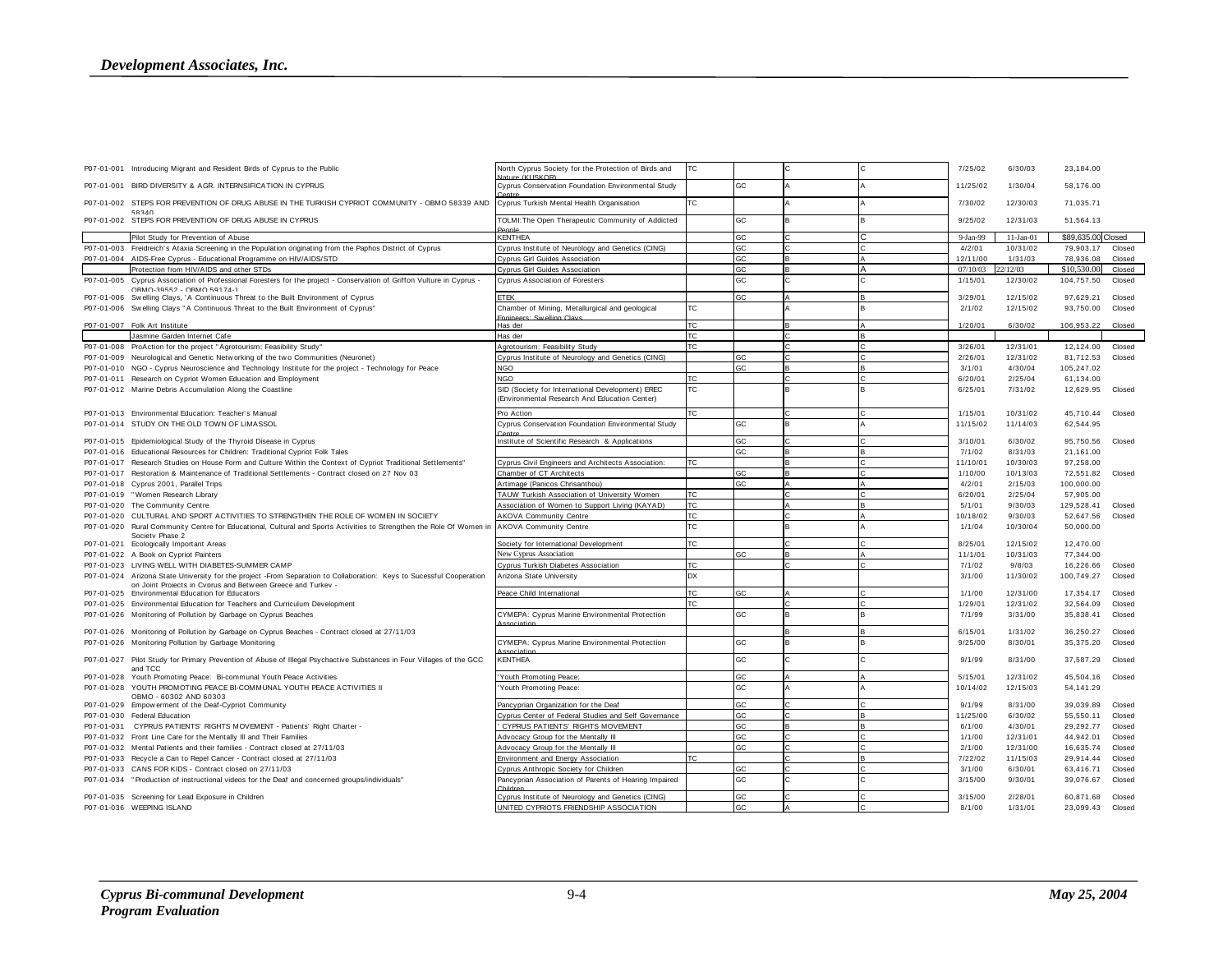| | | | | | | | | | | | |
|---|---|---|---|---|---|---|---|---|---|---|---|
| P07-01-001 | Introducing Migrant and Resident Birds of Cyprus to the Public | North Cyprus Society for the Protection of Birds and Nature (KUSKOR) | TC | | C | C | 7/25/02 | 6/30/03 | 23,184.00 | |
| P07-01-001 | BIRD DIVERSITY & AGR. INTERNSIFICATION IN CYPRUS | Cyprus Conservation Foundation Environmental Study Centre | | GC | A | A | 11/25/02 | 1/30/04 | 58,176.00 | |
| P07-01-002 | STEPS FOR PREVENTION OF DRUG ABUSE IN THE TURKISH CYPRIOT COMMUNITY - OBMO 58339 AND 58340 | Cyprus Turkish Mental Health Organisation | TC | | A | A | 7/30/02 | 12/30/03 | 71,035.71 | |
| P07-01-002 | STEPS FOR PREVENTION OF DRUG ABUSE IN CYPRUS | TOLMI:The Open Therapeutic Community of Addicted People | | GC | B | B | 9/25/02 | 12/31/03 | 51,564.13 | |
| | Pilot Study for Prevention of Abuse | KENTHEA | | GC | C | C | 9-Jan-99 | 11-Jan-01 | $89,635.00 | Closed |
| P07-01-003 | Freidreich's Ataxia Screening in the Population originating from the Paphos District of Cyprus | Cyprus Institute of Neurology and Genetics (CING) | | GC | C | C | 4/2/01 | 10/31/02 | 79,903.17 | Closed |
| P07-01-004 | AIDS-Free Cyprus - Educational Programme on HIV/AIDS/STD | Cyprus Girl Guides Association | | GC | B | A | 12/11/00 | 1/31/03 | 78,936.08 | Closed |
| | Protection from HIV/AIDS and other STDs | Cyprus Girl Guides Association | | GC | B | A | 07/10/03 | 22/12/03 | $10,530.00 | Closed |
| P07-01-005 | Cyprus Association of Professional Foresters for the project - Conservation of Griffon Vulture in Cyprus - OBMO-39552 - OBMO 59174-1 | Cyprus Association of Foresters | | GC | C | C | 1/15/01 | 12/30/02 | 104,757.50 | Closed |
| P07-01-006 | Swelling Clays, 'A Continuous Threat to the Built Environment of Cyprus | ETEK | | GC | A | B | 3/29/01 | 12/15/02 | 97,629.21 | Closed |
| P07-01-006 | Swelling Clays "A Continuous Threat to the Built Environment of Cyprus" | Chamber of Mining, Metallurgical and geological Engineers: Swelling Clays | TC | | A | B | 2/1/02 | 12/15/02 | 93,750.00 | Closed |
| P07-01-007 | Folk Art Institute | Has der | TC | | B | A | 1/20/01 | 6/30/02 | 106,953.22 | Closed |
| | Jasmine Garden Internet Cafe | Has der | TC | | C | B | | | | |
| P07-01-008 | ProAction for the project "Agrotourism: Feasibility Study" | Agrotourism: Feasibility Study | TC | | C | C | 3/26/01 | 12/31/01 | 12,124.00 | Closed |
| P07-01-009 | Neurological and Genetic Networking of the two Communities (Neuronet) | Cyprus Institute of Neurology and Genetics (CING) | | GC | C | C | 2/26/01 | 12/31/02 | 81,712.53 | Closed |
| P07-01-010 | NGO - Cyprus Neuroscience and Technology Institute for the project - Technology for Peace | NGO | | GC | B | B | 3/1/01 | 4/30/04 | 105,247.02 | |
| P07-01-011 | Research on Cypriot Women Education and Employment | NGO | TC | | C | C | 6/20/01 | 2/25/04 | 61,134.00 | |
| P07-01-012 | Marine Debris Accumulation Along the Coastline | SID (Society for International Development) EREC (Environmental Research And Education Center) | TC | | B | B | 6/25/01 | 7/31/02 | 12,629.95 | Closed |
| P07-01-013 | Environmental Education: Teacher's Manual | Pro Action | TC | | C | C | 1/15/01 | 10/31/02 | 45,710.44 | Closed |
| P07-01-014 | STUDY ON THE OLD TOWN OF LIMASSOL | Cyprus Conservation Foundation Environmental Study Centre | | GC | B | A | 11/15/02 | 11/14/03 | 62,544.95 | |
| P07-01-015 | Epidemiological Study of the Thyroid Disease in Cyprus | Institute of Scientific Research & Applications | | GC | C | C | 3/10/01 | 6/30/02 | 95,750.56 | Closed |
| P07-01-016 | Educational Resources for Children: Traditional Cypriot Folk Tales | | | GC | B | B | 7/1/02 | 8/31/03 | 21,161.00 | |
| P07-01-017 | Research Studies on House Form and Culture Within the Context of Cypriot Traditional Settlements" | Cyprus Civil Engineers and Architects Association: | TC | | B | C | 11/10/01 | 10/30/03 | 97,258.00 | |
| P07-01-017 | Restoration & Maintenance of Traditional Settlements - Contract closed on 27 Nov 03 | Chamber of CT Architects | | GC | B | C | 1/10/00 | 10/13/03 | 72,551.82 | Closed |
| P07-01-018 | Cyprus 2001, Parallel Trips | Artimage (Panicos Chrisanthou) | | GC | A | A | 4/2/01 | 2/15/03 | 100,000.00 | |
| P07-01-019 | "Women Research Library | TAUW Turkish Association of University Women | TC | | C | C | 6/20/01 | 2/25/04 | 57,905.00 | |
| P07-01-020 | The Community Centre | Association of Women to Support Living (KAYAD) | TC | | A | B | 5/1/01 | 9/30/03 | 129,528.41 | Closed |
| P07-01-020 | CULTURAL AND SPORT ACTIVITIES TO STRENGTHEN THE ROLE OF WOMEN IN SOCIETY | AKOVA Community Centre | TC | | C | A | 10/18/02 | 9/30/03 | 52,647.56 | Closed |
| P07-01-020 | Rural Community Centre for Educational, Cultural and Sports Activities to Strengthen the Role Of Women in Society Phase 2 | AKOVA Community Centre | TC | | B | A | 1/1/04 | 10/30/04 | 50,000.00 | |
| P07-01-021 | Ecologically Important Areas | Society for International Development | TC | | C | C | 8/25/01 | 12/15/02 | 12,470.00 | |
| P07-01-022 | A Book on Cypriot Painters | New Cyprus Association | | GC | B | A | 11/1/01 | 10/31/03 | 77,344.00 | |
| P07-01-023 | LIVING WELL WITH DIABETES-SUMMER CAMP | Cyprus Turkish Diabetes Association | TC | | C | C | 7/1/02 | 9/8/03 | 16,226.66 | Closed |
| P07-01-024 | Arizona State University for the project -From Separation to Collaboration: Keys to Sucessful Cooperation on Joint Projects in Cyprus and Between Greece and Turkey - | Arizona State University | DX | | | | 3/1/00 | 11/30/02 | 100,749.27 | Closed |
| P07-01-025 | Environmental Education for Educators | Peace Child International | TC | GC | A | C | 1/1/00 | 12/31/00 | 17,354.17 | Closed |
| P07-01-025 | Environmental Education for Teachers and Curriculum Development | | TC | | C | C | 1/29/01 | 12/31/02 | 32,564.09 | Closed |
| P07-01-026 | Monitoring of Pollution by Garbage on Cyprus Beaches | CYMEPA: Cyprus Marine Environmental Protection Association | | GC | B | B | 7/1/99 | 3/31/00 | 35,838.41 | Closed |
| P07-01-026 | Monitoring of Pollution by Garbage on Cyprus Beaches - Contract closed at 27/11/03 | | | | B | B | 6/15/01 | 1/31/02 | 36,250.27 | Closed |
| P07-01-026 | Monitoring Pollution by Garbage Monitoring | CYMEPA: Cyprus Marine Environmental Protection Association | | GC | B | B | 9/25/00 | 8/30/01 | 35,375.20 | Closed |
| P07-01-027 | Pilot Study for Primary Prevention of Abuse of Illegal Psychactive Substances in Four Villages of the GCC and TCC | KENTHEA | | GC | C | C | 9/1/99 | 8/31/00 | 37,587.29 | Closed |
| P07-01-028 | Youth Promoting Peace: Bi-communal Youth Peace Activities | 'Youth Promoting Peace: | | GC | A | A | 5/15/01 | 12/31/02 | 45,504.16 | Closed |
| P07-01-028 | YOUTH PROMOTING PEACE BI-COMMUNAL YOUTH PEACE ACTIVITIES II OBMO - 60302 AND 60303 | 'Youth Promoting Peace: | | GC | A | A | 10/14/02 | 12/15/03 | 54,141.29 | |
| P07-01-029 | Empowerment of the Deaf-Cypriot Community | Pancyprian Organization for the Deaf | | GC | C | C | 9/1/99 | 8/31/00 | 39,039.89 | Closed |
| P07-01-030 | Federal Education | Cyprus Center of Federal Studies and Self Governance | | GC | C | B | 11/25/00 | 6/30/02 | 55,550.11 | Closed |
| P07-01-031 | CYPRUS PATIENTS' RIGHTS MOVEMENT - Patients' Right Charter - | ' CYPRUS PATIENTS' RIGHTS MOVEMENT | | GC | B | B | 6/1/00 | 4/30/01 | 29,292.77 | Closed |
| P07-01-032 | Front Line Care for the Mentally Ill and Their Families | Advocacy Group for the Mentally Ill | | GC | C | C | 1/1/00 | 12/31/01 | 44,942.01 | Closed |
| P07-01-032 | Mental Patients and their families - Contract closed at 27/11/03 | Advocacy Group for the Mentally Ill | | GC | C | C | 2/1/00 | 12/31/00 | 16,635.74 | Closed |
| P07-01-033 | Recycle a Can to Repel Cancer - Contract closed at 27/11/03 | Environment and Energy Association | TC | | C | B | 7/22/02 | 11/15/03 | 29,914.44 | Closed |
| P07-01-033 | CANS FOR KIDS - Contract closed on 27/11/03 | Cyprus Anthropic Society for Children | | GC | C | C | 3/1/00 | 6/30/01 | 63,416.71 | Closed |
| P07-01-034 | "Production of instructional videos for the Deaf and concerned groups/individuals" | Pancyprian Association of Parents of Hearing Impaired Children | | GC | C | C | 3/15/00 | 9/30/01 | 39,076.67 | Closed |
| P07-01-035 | Screening for Lead Exposure in Children | Cyprus Institute of Neurology and Genetics (CING) | | GC | C | C | 3/15/00 | 2/28/01 | 60,871.68 | Closed |
| P07-01-036 | WEEPING ISLAND | UNITED CYPRIOTS FRIENDSHIP ASSOCIATION | | GC | A | C | 8/1/00 | 1/31/01 | 23,099.43 | Closed |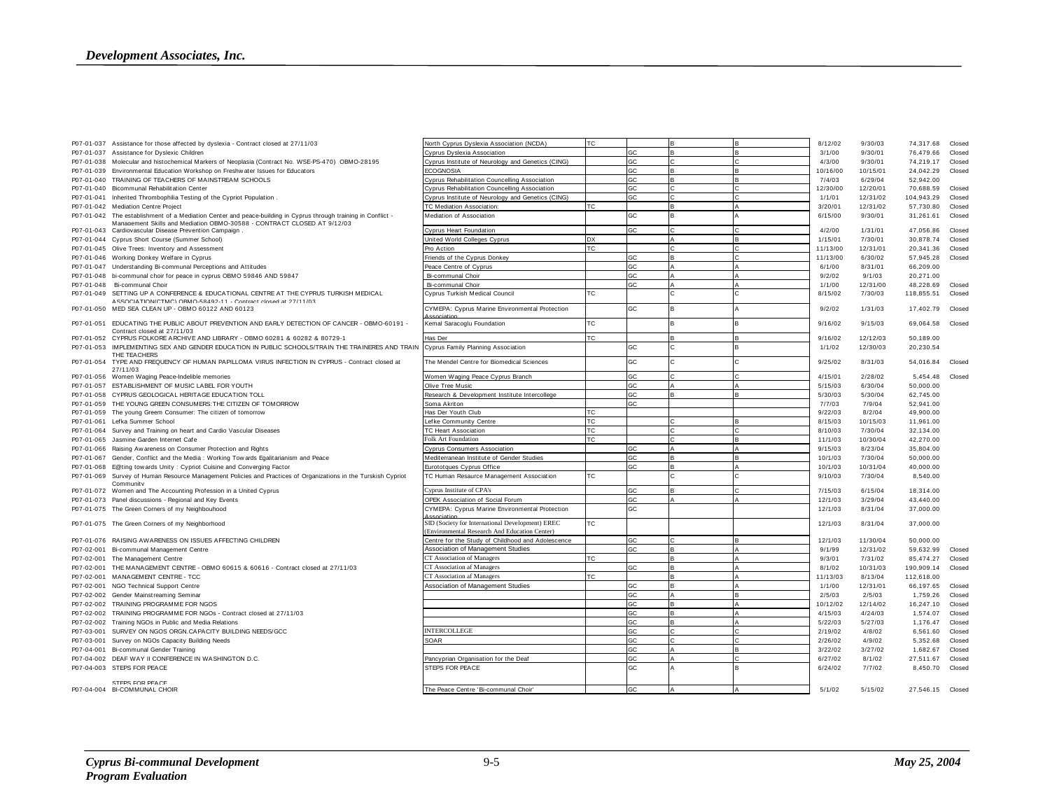| | | | | | | | | | | |
|---|---|---|---|---|---|---|---|---|---|---|
| P07-01-037 | Assistance for those affected by dyslexia - Contract closed at 27/11/03 | North Cyprus Dyslexia Association (NCDA) | TC | | B | B | 8/12/02 | 9/30/03 | 74,317.68 | Closed |
| P07-01-037 | Assistance for Dyslexic Children | Cyprus Dyslexia Association | | GC | B | B | 3/1/00 | 9/30/01 | 76,479.66 | Closed |
| P07-01-038 | Molecular and histochemical Markers of Neoplasia (Contract No. WSE-PS-470) OBMO-28195 | Cyprus Institute of Neurology and Genetics (CING) | | GC | C | C | 4/3/00 | 9/30/01 | 74,219.17 | Closed |
| P07-01-039 | Environmental Education Workshop on Freshwater Issues for Educators | ECOGNOSIA | | GC | B | B | 10/16/00 | 10/15/01 | 24,042.29 | Closed |
| P07-01-040 | TRAINING OF TEACHERS OF MAINSTREAM SCHOOLS | Cyprus Rehabilitation Councelling Association | | GC | B | B | 7/4/03 | 6/29/04 | 52,942.00 | |
| P07-01-040 | Bicommunal Rehabilitation Center | Cyprus Rehabilitation Councelling Association | | GC | C | C | 12/30/00 | 12/20/01 | 70,688.59 | Closed |
| P07-01-041 | Inherited Thrombophilia Testing of the Cypriot Population . | Cyprus Institute of Neurology and Genetics (CING) | | GC | C | C | 1/1/01 | 12/31/02 | 104,943.29 | Closed |
| P07-01-042 | Mediation Centre Project | TC Mediation Association: | TC | | B | A | 3/20/01 | 12/31/02 | 57,730.80 | Closed |
| P07-01-042 | The establishment of a Mediation Center and peace-building in Cyprus through training in Conflict - Management Skills and Mediation OBMO-30588 - CONTRACT CLOSED AT 9/12/03 | Mediation of Association | | GC | B | A | 6/15/00 | 9/30/01 | 31,261.61 | Closed |
| P07-01-043 | Cardiovascular Disease Prevention Campaign . | Cyprus Heart Foundation | | GC | C | C | 4/2/00 | 1/31/01 | 47,056.86 | Closed |
| P07-01-044 | Cyprus Short Course (Summer School) | United World Colleges Cyprus | DX | | A | B | 1/15/01 | 7/30/01 | 30,878.74 | Closed |
| P07-01-045 | Olive Trees: Inventory and Assessment | Pro Action | TC | | C | C | 11/13/00 | 12/31/01 | 20,341.36 | Closed |
| P07-01-046 | Working Donkey Welfare in Cyprus | Friends of the Cyprus Donkey | | GC | B | C | 11/13/00 | 6/30/02 | 57,945.28 | Closed |
| P07-01-047 | Understanding Bi-communal Perceptions and Attitudes | Peace Centre of Cyprus | | GC | A | A | 6/1/00 | 8/31/01 | 66,209.00 | |
| P07-01-048 | bi-communal choir for peace in cyprus OBMO 59846 AND 59847 | Bi-communal Choir | | GC | A | A | 9/2/02 | 9/1/03 | 20,271.00 | |
| P07-01-048 | Bi-communal Choir | Bi-communal Choir | | GC | A | A | 1/1/00 | 12/31/00 | 48,228.69 | Closed |
| P07-01-049 | SETTING UP A CONFERENCE & EDUCATIONAL CENTRE AT THE CYPRUS TURKISH MEDICAL ASSOCIATION(CTMC) OBMO-58492-11 - Contract closed at 27/11/03 | Cyprus Turkish Medical Council | TC | | C | C | 8/15/02 | 7/30/03 | 118,855.51 | Closed |
| P07-01-050 | MED SEA CLEAN UP - OBMO 60122 AND 60123 | CYMEPA: Cyprus Marine Environmental Protection Association | | GC | B | A | 9/2/02 | 1/31/03 | 17,402.79 | Closed |
| P07-01-051 | EDUCATING THE PUBLIC ABOUT PREVENTION AND EARLY DETECTION OF CANCER - OBMO-60191 - Contract closed at 27/11/03 | Kemal Saracoglu Foundation | TC | | B | B | 9/16/02 | 9/15/03 | 69,064.58 | Closed |
| P07-01-052 | CYPRUS FOLKORE ARCHIVE AND LIBRARY - OBMO 60281 & 60282 & 80729-1 | Has Der | TC | | B | B | 9/16/02 | 12/12/03 | 50,189.00 | |
| P07-01-053 | IMPLEMENTING SEX AND GENDER EDUCATION IN PUBLIC SCHOOLS/TRAIN THE TRAINERES AND TRAIN THE TEACHERS | Cyprus Family Planning Association | | GC | C | B | 1/1/02 | 12/30/03 | 20,230.54 | |
| P07-01-054 | TYPE AND FREQUENCY OF HUMAN PAPILLOMA VIRUS INFECTION IN CYPRUS - Contract closed at 27/11/03 | The Mendel Centre for Biomedical Sciences | | GC | C | C | 9/25/02 | 8/31/03 | 54,016.84 | Closed |
| P07-01-056 | Women Waging Peace-Indelible memories | Women Waging Peace Cyprus Branch | | GC | C | C | 4/15/01 | 2/28/02 | 5,454.48 | Closed |
| P07-01-057 | ESTABLISHMENT OF MUSIC LABEL FOR YOUTH | Olive Tree Music | | GC | A | A | 5/15/03 | 6/30/04 | 50,000.00 | |
| P07-01-058 | CYPRUS GEOLOGICAL HERITAGE EDUCATION TOLL | Research & Development Institute Intercollege | | GC | B | B | 5/30/03 | 5/30/04 | 62,745.00 | |
| P07-01-059 | THE YOUNG GREEN CONSUMERS:THE CITIZEN OF TOMORROW | Soma Akriton | | GC | | | 7/7/03 | 7/9/04 | 52,941.00 | |
| P07-01-059 | The young Greem Consumer: The citizen of tomorrow | Has Der Youth Club | TC | | | | 9/22/03 | 8/2/04 | 49,900.00 | |
| P07-01-061 | Lefka Summer School | Lefke Community Centre | TC | | C | B | 8/15/03 | 10/15/03 | 11,961.00 | |
| P07-01-064 | Survey and Training on heart and Cardio Vascular Diseases | TC Heart Association | TC | | C | C | 8/10/03 | 7/30/04 | 32,134.00 | |
| P07-01-065 | Jasmine Garden Internet Cafe | Folk Art Foundation | TC | | C | B | 11/1/03 | 10/30/04 | 42,270.00 | |
| P07-01-066 | Raising Awareness on Consumer Protection and Rights | Cyprus Consumers Association | | GC | A | A | 9/15/03 | 8/23/04 | 35,804.00 | |
| P07-01-067 | Gender, Conflict and the Media : Working Towards Egalitarianism and Peace | Mediterranean Institute of Gender Studies | | GC | B | B | 10/1/03 | 7/30/04 | 50,000.00 | |
| P07-01-068 | E@ting towards Unity : Cypriot Cuisine and Converging Factor | Eurototques Cyprus Office | | GC | B | A | 10/1/03 | 10/31/04 | 40,000.00 | |
| P07-01-069 | Survey of Human Resource Management Policies and Practices of Organizations in the Turkish Cypriot Community | TC Human Resaurce Management Association | TC | | C | C | 9/10/03 | 7/30/04 | 8,540.00 | |
| P07-01-072 | Women and The Accounting Profession in a United Cyprus | Cyprus Institute of CPA's | | GC | B | C | 7/15/03 | 6/15/04 | 18,314.00 | |
| P07-01-073 | Panel discussions - Regional and Key Events | OPEK Association of Social Forum | | GC | A | A | 12/1/03 | 3/29/04 | 43,440.00 | |
| P07-01-075 | The Green Corners of my Neighbouhood | CYMEPA: Cyprus Marine Environmental Protection Association | | GC | | | 12/1/03 | 8/31/04 | 37,000.00 | |
| P07-01-075 | The Green Corners of my Neighborhood | SID (Society for International Development) EREC (Environmental Research And Education Center) | TC | | | | 12/1/03 | 8/31/04 | 37,000.00 | |
| P07-01-076 | RAISING AWARENESS ON ISSUES AFFECTING CHILDREN | Centre for the Study of Childhood and Adolescence | | GC | C | B | 12/1/03 | 11/30/04 | 50,000.00 | |
| P07-02-001 | Bi-communal Management Centre | Association of Management Studies | | GC | B | A | 9/1/99 | 12/31/02 | 59,632.99 | Closed |
| P07-02-001 | The Management Centre | CT Association of Managers | TC | | B | A | 9/3/01 | 7/31/02 | 85,474.27 | Closed |
| P07-02-001 | THE MANAGEMENT CENTRE - OBMO 60615 & 60616 - Contract closed at 27/11/03 | CT Association af Managers | | GC | B | A | 8/1/02 | 10/31/03 | 190,909.14 | Closed |
| P07-02-001 | MANAGEMENT CENTRE - TCC | CT Association af Managers | TC | | B | A | 11/13/03 | 8/13/04 | 112,618.00 | |
| P07-02-001 | NGO Technical Support Centre | Association of Management Studies | | GC | B | A | 1/1/00 | 12/31/01 | 66,197.65 | Closed |
| P07-02-002 | Gender Mainstreaming Seminar | | | GC | A | B | 2/5/03 | 2/5/03 | 1,759.26 | Closed |
| P07-02-002 | TRAINING PROGRAMME FOR NGOS | | | GC | B | A | 10/12/02 | 12/14/02 | 16,247.10 | Closed |
| P07-02-002 | TRAINING PROGRAMME FOR NGOs - Contract closed at 27/11/03 | | | GC | B | A | 4/15/03 | 4/24/03 | 1,574.07 | Closed |
| P07-02-002 | Training NGOs in Public and Media Relations | | | GC | B | A | 5/22/03 | 5/27/03 | 1,176.47 | Closed |
| P07-03-001 | SURVEY ON NGOS ORGN.CAPACITY BUILDING NEEDS/GCC | INTERCOLLEGE | | GC | C | C | 2/19/02 | 4/8/02 | 6,561.60 | Closed |
| P07-03-001 | Survey on NGOs Capacity Building Needs | SOAR | | GC | C | C | 2/26/02 | 4/9/02 | 5,352.68 | Closed |
| P07-04-001 | Bi-communal Gender Training | | | GC | A | B | 3/22/02 | 3/27/02 | 1,682.67 | Closed |
| P07-04-002 | DEAF WAY II CONFERENCE IN WASHINGTON D.C. | Pancyprian Organisation for the Deaf | | GC | A | C | 6/27/02 | 8/1/02 | 27,511.67 | Closed |
| P07-04-003 | STEPS FOR PEACE | STEPS FOR PEACE | | GC | A | B | 6/24/02 | 7/7/02 | 8,450.70 | Closed |
| P07-04-004 | STEPS FOR PEACE BI-COMMUNAL CHOIR | The Peace Centre 'Bi-communal Choir' | | GC | A | A | 5/1/02 | 5/15/02 | 27,546.15 | Closed |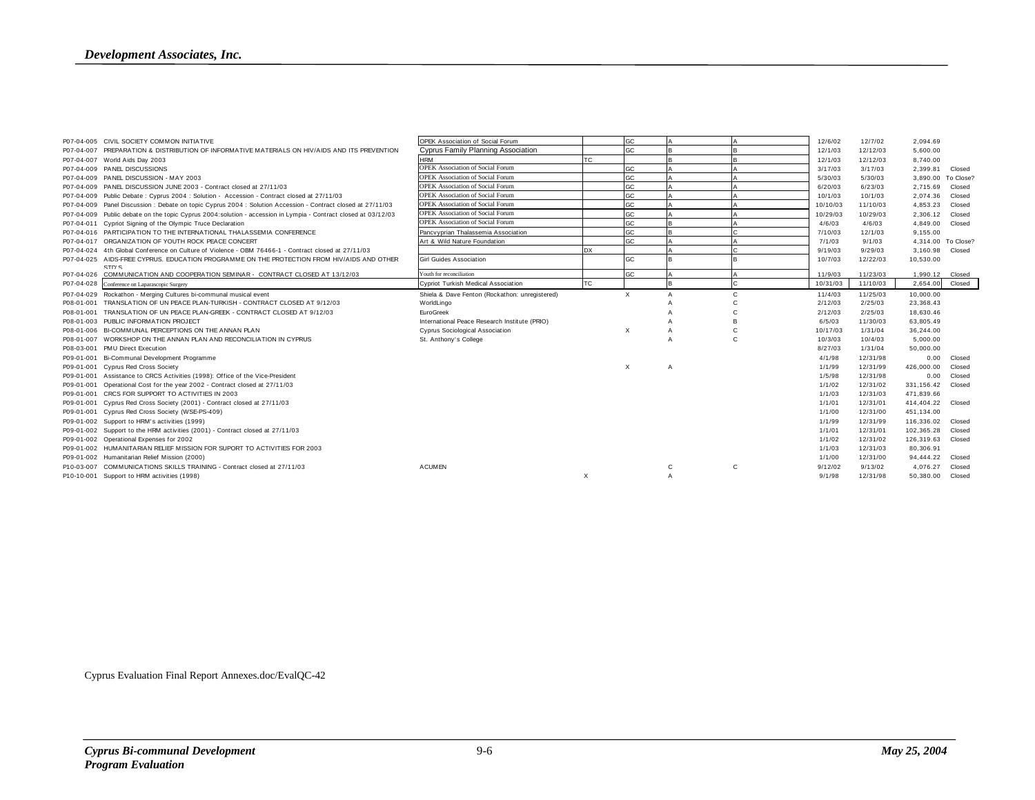| | | | | | | | | | | | |
|---|---|---|---|---|---|---|---|---|---|---|---|
| P07-04-005 | CIVIL SOCIETY COMMON INITIATIVE | OPEK Association of Social Forum | | GC | A | A | 12/6/02 | 12/7/02 | 2,094.69 | |
| P07-04-007 | PREPARATION & DISTRIBUTION OF INFORMATIVE MATERIALS ON HIV/AIDS AND ITS PREVENTION | Cyprus Family Planning Association | | GC | B | B | 12/1/03 | 12/12/03 | 5,600.00 | |
| P07-04-007 | World Aids Day 2003 | HRM | TC | | B | B | 12/1/03 | 12/12/03 | 8,740.00 | |
| P07-04-009 | PANEL DISCUSSIONS | OPEK Association of Social Forum | | GC | A | A | 3/17/03 | 3/17/03 | 2,399.81 | Closed |
| P07-04-009 | PANEL DISCUSSION - MAY 2003 | OPEK Association of Social Forum | | GC | A | A | 5/30/03 | 5/30/03 | 3,890.00 | To Close? |
| P07-04-009 | PANEL DISCUSSION JUNE 2003 - Contract closed at 27/11/03 | OPEK Association of Social Forum | | GC | A | A | 6/20/03 | 6/23/03 | 2,715.69 | Closed |
| P07-04-009 | Public Debate : Cyprus 2004 : Solution - Accession - Contract closed at 27/11/03 | OPEK Association of Social Forum | | GC | A | A | 10/1/03 | 10/1/03 | 2,074.36 | Closed |
| P07-04-009 | Panel Discussion : Debate on topic Cyprus 2004 : Solution Accession - Contract closed at 27/11/03 | OPEK Association of Social Forum | | GC | A | A | 10/10/03 | 11/10/03 | 4,853.23 | Closed |
| P07-04-009 | Public debate on the topic Cyprus 2004:solution - accession in Lympia - Contract closed at 03/12/03 | OPEK Association of Social Forum | | GC | A | A | 10/29/03 | 10/29/03 | 2,306.12 | Closed |
| P07-04-011 | Cypriot Signing of the Olympic Truce Declaration | OPEK Association of Social Forum | | GC | B | A | 4/6/03 | 4/6/03 | 4,849.00 | Closed |
| P07-04-016 | PARTICIPATION TO THE INTERNATIONAL THALASSEMIA CONFERENCE | Pancyprian Thalassemia Association | | GC | B | C | 7/10/03 | 12/1/03 | 9,155.00 | |
| P07-04-017 | ORGANIZATION OF YOUTH ROCK PEACE CONCERT | Art & Wild Nature Foundation | | GC | A | A | 7/1/03 | 9/1/03 | 4,314.00 | To Close? |
| P07-04-024 | 4th Global Conference on Culture of Violence - OBM 76466-1 - Contract closed at 27/11/03 | | DX | | A | C | 9/19/03 | 9/29/03 | 3,160.98 | Closed |
| P07-04-025 | AIDS-FREE CYPRUS. EDUCATION PROGRAMME ON THE PROTECTION FROM HIV/AIDS AND OTHER STD'S | Girl Guides Association | | GC | B | B | 10/7/03 | 12/22/03 | 10,530.00 | |
| P07-04-026 | COMMUNICATION AND COOPERATION SEMINAR - CONTRACT CLOSED AT 13/12/03 | Youth for reconciliation | | GC | A | A | 11/9/03 | 11/23/03 | 1,990.12 | Closed |
| P07-04-028 | Conference on Laparascopic Surgery | Cypriot Turkish Medical Association | TC | | B | C | 10/31/03 | 11/10/03 | 2,654.00 | Closed |
| P07-04-029 | Rockathon - Merging Cultures bi-communal musical event | Shiela & Dave Fenton (Rockathon: unregistered) | | X | A | C | 11/4/03 | 11/25/03 | 10,000.00 | |
| P08-01-001 | TRANSLATION OF UN PEACE PLAN-TURKISH - CONTRACT CLOSED AT 9/12/03 | WorldLingo | | | A | C | 2/12/03 | 2/25/03 | 23,368.43 | |
| P08-01-001 | TRANSLATION OF UN PEACE PLAN-GREEK - CONTRACT CLOSED AT 9/12/03 | EuroGreek | | | A | C | 2/12/03 | 2/25/03 | 18,630.46 | |
| P08-01-003 | PUBLIC INFORMATION PROJECT | International Peace Research Institute (PRIO) | | | A | B | 6/5/03 | 11/30/03 | 63,805.49 | |
| P08-01-006 | BI-COMMUNAL PERCEPTIONS ON THE ANNAN PLAN | Cyprus Sociological Association | | X | A | C | 10/17/03 | 1/31/04 | 36,244.00 | |
| P08-01-007 | WORKSHOP ON THE ANNAN PLAN AND RECONCILIATION IN CYPRUS | St. Anthony's College | | | A | C | 10/3/03 | 10/4/03 | 5,000.00 | |
| P08-03-001 | PMU Direct Execution | | | | | | 8/27/03 | 1/31/04 | 50,000.00 | |
| P09-01-001 | Bi-Communal Development Programme | | | | | | 4/1/98 | 12/31/98 | 0.00 | Closed |
| P09-01-001 | Cyprus Red Cross Society | | | X | A | | 1/1/99 | 12/31/99 | 426,000.00 | Closed |
| P09-01-001 | Assistance to CRCS Activities (1998): Office of the Vice-President | | | | | | 1/5/98 | 12/31/98 | 0.00 | Closed |
| P09-01-001 | Operational Cost for the year 2002 - Contract closed at 27/11/03 | | | | | | 1/1/02 | 12/31/02 | 331,156.42 | Closed |
| P09-01-001 | CRCS FOR SUPPORT TO ACTIVITIES IN 2003 | | | | | | 1/1/03 | 12/31/03 | 471,839.66 | |
| P09-01-001 | Cyprus Red Cross Society (2001) - Contract closed at 27/11/03 | | | | | | 1/1/01 | 12/31/01 | 414,404.22 | Closed |
| P09-01-001 | Cyprus Red Cross Society (WSE-PS-409) | | | | | | 1/1/00 | 12/31/00 | 451,134.00 | |
| P09-01-002 | Support to HRM's activities (1999) | | | | | | 1/1/99 | 12/31/99 | 116,336.02 | Closed |
| P09-01-002 | Support to the HRM activities (2001) - Contract closed at 27/11/03 | | | | | | 1/1/01 | 12/31/01 | 102,365.28 | Closed |
| P09-01-002 | Operational Expenses for 2002 | | | | | | 1/1/02 | 12/31/02 | 126,319.63 | Closed |
| P09-01-002 | HUMANITARIAN RELIEF MISSION FOR SUPORT TO ACTIVITIES FOR 2003 | | | | | | 1/1/03 | 12/31/03 | 80,306.91 | |
| P09-01-002 | Humanitarian Relief Mission (2000) | | | | | | 1/1/00 | 12/31/00 | 94,444.22 | Closed |
| P10-03-007 | COMMUNICATIONS SKILLS TRAINING - Contract closed at 27/11/03 | ACUMEN | | | C | C | 9/12/02 | 9/13/02 | 4,076.27 | Closed |
| P10-10-001 | Support to HRM activities (1998) | | X | | A | | 9/1/98 | 12/31/98 | 50,380.00 | Closed |

Cyprus Evaluation Final Report Annexes.doc/EvalQC-42